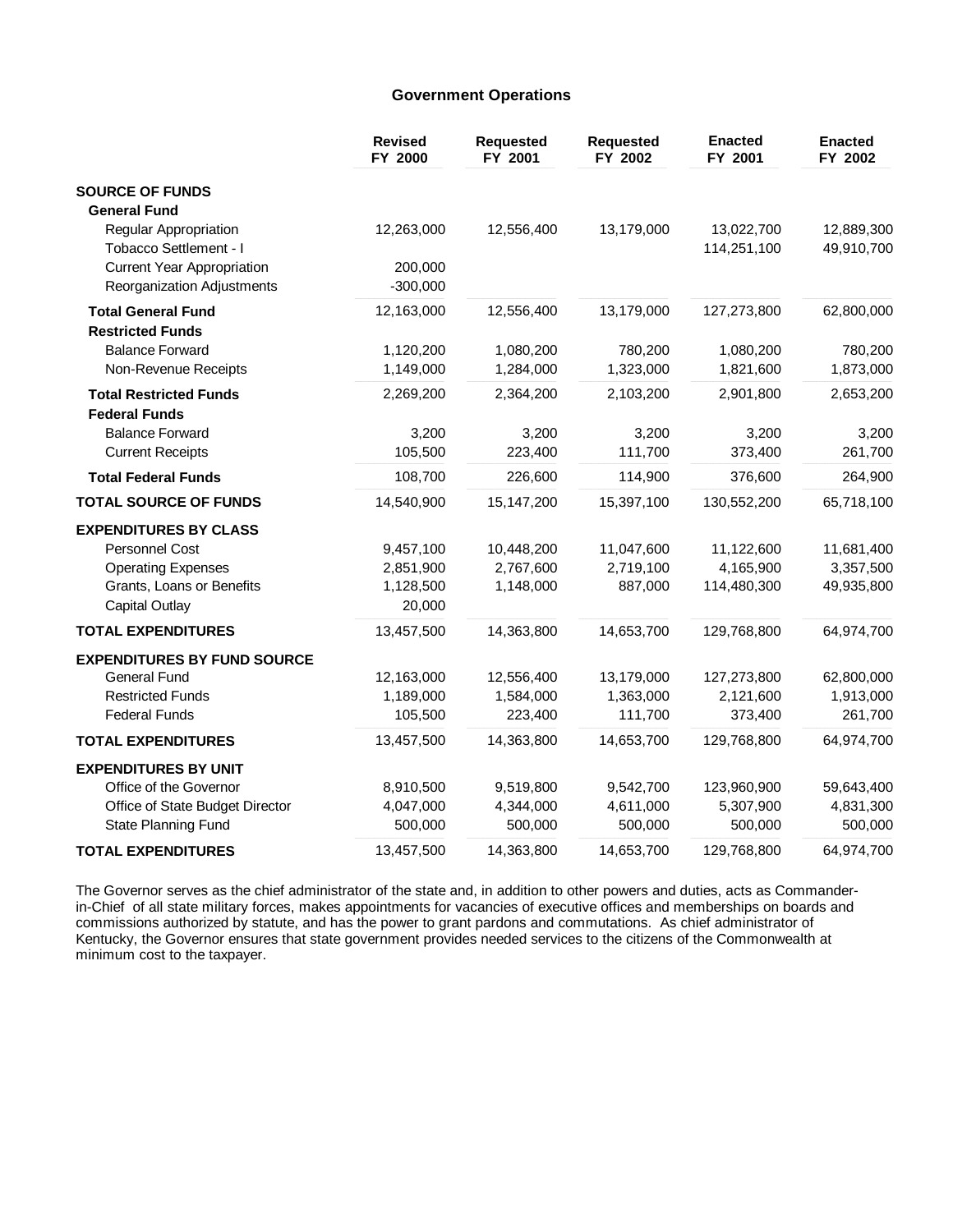## Government Operations

| | Revised FY 2000 | Requested FY 2001 | Requested FY 2002 | Enacted FY 2001 | Enacted FY 2002 |
|---|---|---|---|---|---|
| **SOURCE OF FUNDS** | | | | | |
| **General Fund** | | | | | |
| Regular Appropriation | 12,263,000 | 12,556,400 | 13,179,000 | 13,022,700 | 12,889,300 |
| Tobacco Settlement - I | | | | 114,251,100 | 49,910,700 |
| Current Year Appropriation | 200,000 | | | | |
| Reorganization Adjustments | -300,000 | | | | |
| **Total General Fund** | 12,163,000 | 12,556,400 | 13,179,000 | 127,273,800 | 62,800,000 |
| **Restricted Funds** | | | | | |
| Balance Forward | 1,120,200 | 1,080,200 | 780,200 | 1,080,200 | 780,200 |
| Non-Revenue Receipts | 1,149,000 | 1,284,000 | 1,323,000 | 1,821,600 | 1,873,000 |
| **Total Restricted Funds** | 2,269,200 | 2,364,200 | 2,103,200 | 2,901,800 | 2,653,200 |
| **Federal Funds** | | | | | |
| Balance Forward | 3,200 | 3,200 | 3,200 | 3,200 | 3,200 |
| Current Receipts | 105,500 | 223,400 | 111,700 | 373,400 | 261,700 |
| **Total Federal Funds** | 108,700 | 226,600 | 114,900 | 376,600 | 264,900 |
| **TOTAL SOURCE OF FUNDS** | 14,540,900 | 15,147,200 | 15,397,100 | 130,552,200 | 65,718,100 |
| **EXPENDITURES BY CLASS** | | | | | |
| Personnel Cost | 9,457,100 | 10,448,200 | 11,047,600 | 11,122,600 | 11,681,400 |
| Operating Expenses | 2,851,900 | 2,767,600 | 2,719,100 | 4,165,900 | 3,357,500 |
| Grants, Loans or Benefits | 1,128,500 | 1,148,000 | 887,000 | 114,480,300 | 49,935,800 |
| Capital Outlay | 20,000 | | | | |
| **TOTAL EXPENDITURES** | 13,457,500 | 14,363,800 | 14,653,700 | 129,768,800 | 64,974,700 |
| **EXPENDITURES BY FUND SOURCE** | | | | | |
| General Fund | 12,163,000 | 12,556,400 | 13,179,000 | 127,273,800 | 62,800,000 |
| Restricted Funds | 1,189,000 | 1,584,000 | 1,363,000 | 2,121,600 | 1,913,000 |
| Federal Funds | 105,500 | 223,400 | 111,700 | 373,400 | 261,700 |
| **TOTAL EXPENDITURES** | 13,457,500 | 14,363,800 | 14,653,700 | 129,768,800 | 64,974,700 |
| **EXPENDITURES BY UNIT** | | | | | |
| Office of the Governor | 8,910,500 | 9,519,800 | 9,542,700 | 123,960,900 | 59,643,400 |
| Office of State Budget Director | 4,047,000 | 4,344,000 | 4,611,000 | 5,307,900 | 4,831,300 |
| State Planning Fund | 500,000 | 500,000 | 500,000 | 500,000 | 500,000 |
| **TOTAL EXPENDITURES** | 13,457,500 | 14,363,800 | 14,653,700 | 129,768,800 | 64,974,700 |

The Governor serves as the chief administrator of the state and, in addition to other powers and duties, acts as Commander-in-Chief of all state military forces, makes appointments for vacancies of executive offices and memberships on boards and commissions authorized by statute, and has the power to grant pardons and commutations. As chief administrator of Kentucky, the Governor ensures that state government provides needed services to the citizens of the Commonwealth at minimum cost to the taxpayer.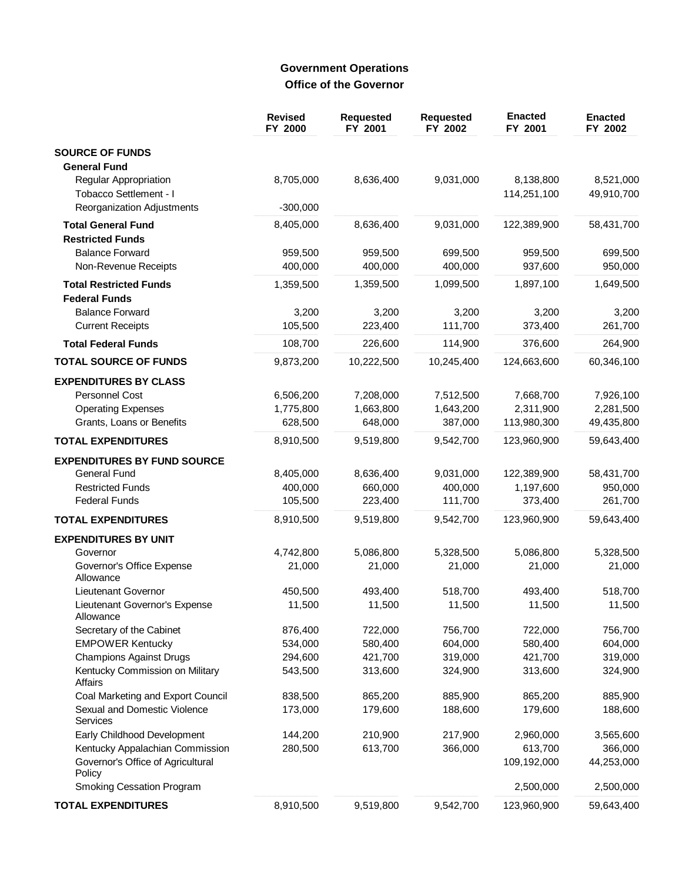## Government Operations
## Office of the Governor

| | Revised FY 2000 | Requested FY 2001 | Requested FY 2002 | Enacted FY 2001 | Enacted FY 2002 |
|---|---|---|---|---|---|
| **SOURCE OF FUNDS** | | | | | |
| **General Fund** | | | | | |
| Regular Appropriation | 8,705,000 | 8,636,400 | 9,031,000 | 8,138,800 | 8,521,000 |
| Tobacco Settlement - I | | | | 114,251,100 | 49,910,700 |
| Reorganization Adjustments | -300,000 | | | | |
| **Total General Fund** | 8,405,000 | 8,636,400 | 9,031,000 | 122,389,900 | 58,431,700 |
| **Restricted Funds** | | | | | |
| Balance Forward | 959,500 | 959,500 | 699,500 | 959,500 | 699,500 |
| Non-Revenue Receipts | 400,000 | 400,000 | 400,000 | 937,600 | 950,000 |
| **Total Restricted Funds** | 1,359,500 | 1,359,500 | 1,099,500 | 1,897,100 | 1,649,500 |
| **Federal Funds** | | | | | |
| Balance Forward | 3,200 | 3,200 | 3,200 | 3,200 | 3,200 |
| Current Receipts | 105,500 | 223,400 | 111,700 | 373,400 | 261,700 |
| **Total Federal Funds** | 108,700 | 226,600 | 114,900 | 376,600 | 264,900 |
| **TOTAL SOURCE OF FUNDS** | 9,873,200 | 10,222,500 | 10,245,400 | 124,663,600 | 60,346,100 |
| **EXPENDITURES BY CLASS** | | | | | |
| Personnel Cost | 6,506,200 | 7,208,000 | 7,512,500 | 7,668,700 | 7,926,100 |
| Operating Expenses | 1,775,800 | 1,663,800 | 1,643,200 | 2,311,900 | 2,281,500 |
| Grants, Loans or Benefits | 628,500 | 648,000 | 387,000 | 113,980,300 | 49,435,800 |
| **TOTAL EXPENDITURES** | 8,910,500 | 9,519,800 | 9,542,700 | 123,960,900 | 59,643,400 |
| **EXPENDITURES BY FUND SOURCE** | | | | | |
| General Fund | 8,405,000 | 8,636,400 | 9,031,000 | 122,389,900 | 58,431,700 |
| Restricted Funds | 400,000 | 660,000 | 400,000 | 1,197,600 | 950,000 |
| Federal Funds | 105,500 | 223,400 | 111,700 | 373,400 | 261,700 |
| **TOTAL EXPENDITURES** | 8,910,500 | 9,519,800 | 9,542,700 | 123,960,900 | 59,643,400 |
| **EXPENDITURES BY UNIT** | | | | | |
| Governor | 4,742,800 | 5,086,800 | 5,328,500 | 5,086,800 | 5,328,500 |
| Governor's Office Expense Allowance | 21,000 | 21,000 | 21,000 | 21,000 | 21,000 |
| Lieutenant Governor | 450,500 | 493,400 | 518,700 | 493,400 | 518,700 |
| Lieutenant Governor's Expense Allowance | 11,500 | 11,500 | 11,500 | 11,500 | 11,500 |
| Secretary of the Cabinet | 876,400 | 722,000 | 756,700 | 722,000 | 756,700 |
| EMPOWER Kentucky | 534,000 | 580,400 | 604,000 | 580,400 | 604,000 |
| Champions Against Drugs | 294,600 | 421,700 | 319,000 | 421,700 | 319,000 |
| Kentucky Commission on Military Affairs | 543,500 | 313,600 | 324,900 | 313,600 | 324,900 |
| Coal Marketing and Export Council | 838,500 | 865,200 | 885,900 | 865,200 | 885,900 |
| Sexual and Domestic Violence Services | 173,000 | 179,600 | 188,600 | 179,600 | 188,600 |
| Early Childhood Development | 144,200 | 210,900 | 217,900 | 2,960,000 | 3,565,600 |
| Kentucky Appalachian Commission | 280,500 | 613,700 | 366,000 | 613,700 | 366,000 |
| Governor's Office of Agricultural Policy | | | | 109,192,000 | 44,253,000 |
| Smoking Cessation Program | | | | 2,500,000 | 2,500,000 |
| **TOTAL EXPENDITURES** | 8,910,500 | 9,519,800 | 9,542,700 | 123,960,900 | 59,643,400 |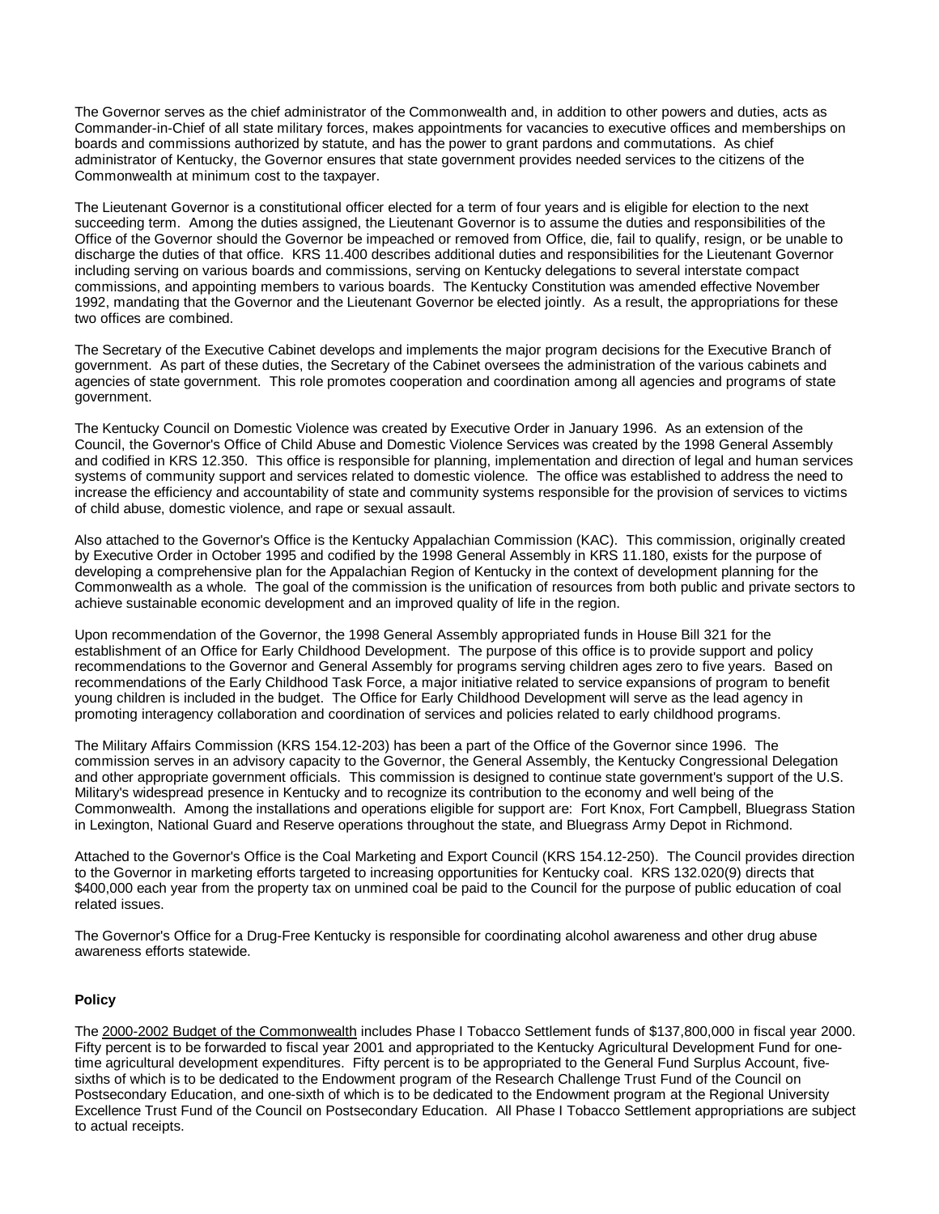The Governor serves as the chief administrator of the Commonwealth and, in addition to other powers and duties, acts as Commander-in-Chief of all state military forces, makes appointments for vacancies to executive offices and memberships on boards and commissions authorized by statute, and has the power to grant pardons and commutations. As chief administrator of Kentucky, the Governor ensures that state government provides needed services to the citizens of the Commonwealth at minimum cost to the taxpayer.

The Lieutenant Governor is a constitutional officer elected for a term of four years and is eligible for election to the next succeeding term. Among the duties assigned, the Lieutenant Governor is to assume the duties and responsibilities of the Office of the Governor should the Governor be impeached or removed from Office, die, fail to qualify, resign, or be unable to discharge the duties of that office. KRS 11.400 describes additional duties and responsibilities for the Lieutenant Governor including serving on various boards and commissions, serving on Kentucky delegations to several interstate compact commissions, and appointing members to various boards. The Kentucky Constitution was amended effective November 1992, mandating that the Governor and the Lieutenant Governor be elected jointly. As a result, the appropriations for these two offices are combined.

The Secretary of the Executive Cabinet develops and implements the major program decisions for the Executive Branch of government. As part of these duties, the Secretary of the Cabinet oversees the administration of the various cabinets and agencies of state government. This role promotes cooperation and coordination among all agencies and programs of state government.

The Kentucky Council on Domestic Violence was created by Executive Order in January 1996. As an extension of the Council, the Governor's Office of Child Abuse and Domestic Violence Services was created by the 1998 General Assembly and codified in KRS 12.350. This office is responsible for planning, implementation and direction of legal and human services systems of community support and services related to domestic violence. The office was established to address the need to increase the efficiency and accountability of state and community systems responsible for the provision of services to victims of child abuse, domestic violence, and rape or sexual assault.

Also attached to the Governor's Office is the Kentucky Appalachian Commission (KAC). This commission, originally created by Executive Order in October 1995 and codified by the 1998 General Assembly in KRS 11.180, exists for the purpose of developing a comprehensive plan for the Appalachian Region of Kentucky in the context of development planning for the Commonwealth as a whole. The goal of the commission is the unification of resources from both public and private sectors to achieve sustainable economic development and an improved quality of life in the region.

Upon recommendation of the Governor, the 1998 General Assembly appropriated funds in House Bill 321 for the establishment of an Office for Early Childhood Development. The purpose of this office is to provide support and policy recommendations to the Governor and General Assembly for programs serving children ages zero to five years. Based on recommendations of the Early Childhood Task Force, a major initiative related to service expansions of program to benefit young children is included in the budget. The Office for Early Childhood Development will serve as the lead agency in promoting interagency collaboration and coordination of services and policies related to early childhood programs.

The Military Affairs Commission (KRS 154.12-203) has been a part of the Office of the Governor since 1996. The commission serves in an advisory capacity to the Governor, the General Assembly, the Kentucky Congressional Delegation and other appropriate government officials. This commission is designed to continue state government's support of the U.S. Military's widespread presence in Kentucky and to recognize its contribution to the economy and well being of the Commonwealth. Among the installations and operations eligible for support are: Fort Knox, Fort Campbell, Bluegrass Station in Lexington, National Guard and Reserve operations throughout the state, and Bluegrass Army Depot in Richmond.

Attached to the Governor's Office is the Coal Marketing and Export Council (KRS 154.12-250). The Council provides direction to the Governor in marketing efforts targeted to increasing opportunities for Kentucky coal. KRS 132.020(9) directs that $400,000 each year from the property tax on unmined coal be paid to the Council for the purpose of public education of coal related issues.

The Governor's Office for a Drug-Free Kentucky is responsible for coordinating alcohol awareness and other drug abuse awareness efforts statewide.

**Policy**

The 2000-2002 Budget of the Commonwealth includes Phase I Tobacco Settlement funds of $137,800,000 in fiscal year 2000. Fifty percent is to be forwarded to fiscal year 2001 and appropriated to the Kentucky Agricultural Development Fund for one-time agricultural development expenditures. Fifty percent is to be appropriated to the General Fund Surplus Account, five-sixths of which is to be dedicated to the Endowment program of the Research Challenge Trust Fund of the Council on Postsecondary Education, and one-sixth of which is to be dedicated to the Endowment program at the Regional University Excellence Trust Fund of the Council on Postsecondary Education. All Phase I Tobacco Settlement appropriations are subject to actual receipts.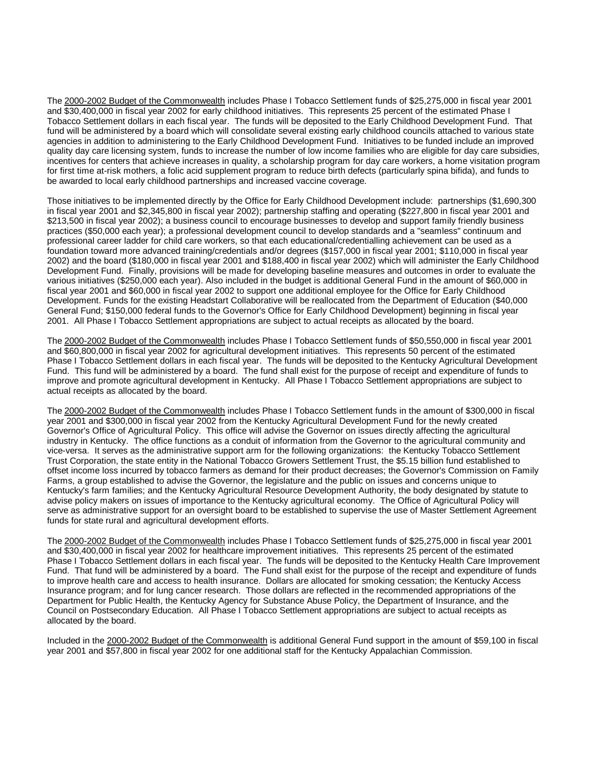The 2000-2002 Budget of the Commonwealth includes Phase I Tobacco Settlement funds of $25,275,000 in fiscal year 2001 and $30,400,000 in fiscal year 2002 for early childhood initiatives. This represents 25 percent of the estimated Phase I Tobacco Settlement dollars in each fiscal year. The funds will be deposited to the Early Childhood Development Fund. That fund will be administered by a board which will consolidate several existing early childhood councils attached to various state agencies in addition to administering to the Early Childhood Development Fund. Initiatives to be funded include an improved quality day care licensing system, funds to increase the number of low income families who are eligible for day care subsidies, incentives for centers that achieve increases in quality, a scholarship program for day care workers, a home visitation program for first time at-risk mothers, a folic acid supplement program to reduce birth defects (particularly spina bifida), and funds to be awarded to local early childhood partnerships and increased vaccine coverage.

Those initiatives to be implemented directly by the Office for Early Childhood Development include: partnerships ($1,690,300 in fiscal year 2001 and $2,345,800 in fiscal year 2002); partnership staffing and operating ($227,800 in fiscal year 2001 and $213,500 in fiscal year 2002); a business council to encourage businesses to develop and support family friendly business practices ($50,000 each year); a professional development council to develop standards and a "seamless" continuum and professional career ladder for child care workers, so that each educational/credentialling achievement can be used as a foundation toward more advanced training/credentials and/or degrees ($157,000 in fiscal year 2001; $110,000 in fiscal year 2002) and the board ($180,000 in fiscal year 2001 and $188,400 in fiscal year 2002) which will administer the Early Childhood Development Fund. Finally, provisions will be made for developing baseline measures and outcomes in order to evaluate the various initiatives ($250,000 each year). Also included in the budget is additional General Fund in the amount of $60,000 in fiscal year 2001 and $60,000 in fiscal year 2002 to support one additional employee for the Office for Early Childhood Development. Funds for the existing Headstart Collaborative will be reallocated from the Department of Education ($40,000 General Fund; $150,000 federal funds to the Governor's Office for Early Childhood Development) beginning in fiscal year 2001. All Phase I Tobacco Settlement appropriations are subject to actual receipts as allocated by the board.

The 2000-2002 Budget of the Commonwealth includes Phase I Tobacco Settlement funds of $50,550,000 in fiscal year 2001 and $60,800,000 in fiscal year 2002 for agricultural development initiatives. This represents 50 percent of the estimated Phase I Tobacco Settlement dollars in each fiscal year. The funds will be deposited to the Kentucky Agricultural Development Fund. This fund will be administered by a board. The fund shall exist for the purpose of receipt and expenditure of funds to improve and promote agricultural development in Kentucky. All Phase I Tobacco Settlement appropriations are subject to actual receipts as allocated by the board.

The 2000-2002 Budget of the Commonwealth includes Phase I Tobacco Settlement funds in the amount of $300,000 in fiscal year 2001 and $300,000 in fiscal year 2002 from the Kentucky Agricultural Development Fund for the newly created Governor's Office of Agricultural Policy. This office will advise the Governor on issues directly affecting the agricultural industry in Kentucky. The office functions as a conduit of information from the Governor to the agricultural community and vice-versa. It serves as the administrative support arm for the following organizations: the Kentucky Tobacco Settlement Trust Corporation, the state entity in the National Tobacco Growers Settlement Trust, the $5.15 billion fund established to offset income loss incurred by tobacco farmers as demand for their product decreases; the Governor's Commission on Family Farms, a group established to advise the Governor, the legislature and the public on issues and concerns unique to Kentucky's farm families; and the Kentucky Agricultural Resource Development Authority, the body designated by statute to advise policy makers on issues of importance to the Kentucky agricultural economy. The Office of Agricultural Policy will serve as administrative support for an oversight board to be established to supervise the use of Master Settlement Agreement funds for state rural and agricultural development efforts.

The 2000-2002 Budget of the Commonwealth includes Phase I Tobacco Settlement funds of $25,275,000 in fiscal year 2001 and $30,400,000 in fiscal year 2002 for healthcare improvement initiatives. This represents 25 percent of the estimated Phase I Tobacco Settlement dollars in each fiscal year. The funds will be deposited to the Kentucky Health Care Improvement Fund. That fund will be administered by a board. The Fund shall exist for the purpose of the receipt and expenditure of funds to improve health care and access to health insurance. Dollars are allocated for smoking cessation; the Kentucky Access Insurance program; and for lung cancer research. Those dollars are reflected in the recommended appropriations of the Department for Public Health, the Kentucky Agency for Substance Abuse Policy, the Department of Insurance, and the Council on Postsecondary Education. All Phase I Tobacco Settlement appropriations are subject to actual receipts as allocated by the board.

Included in the 2000-2002 Budget of the Commonwealth is additional General Fund support in the amount of $59,100 in fiscal year 2001 and $57,800 in fiscal year 2002 for one additional staff for the Kentucky Appalachian Commission.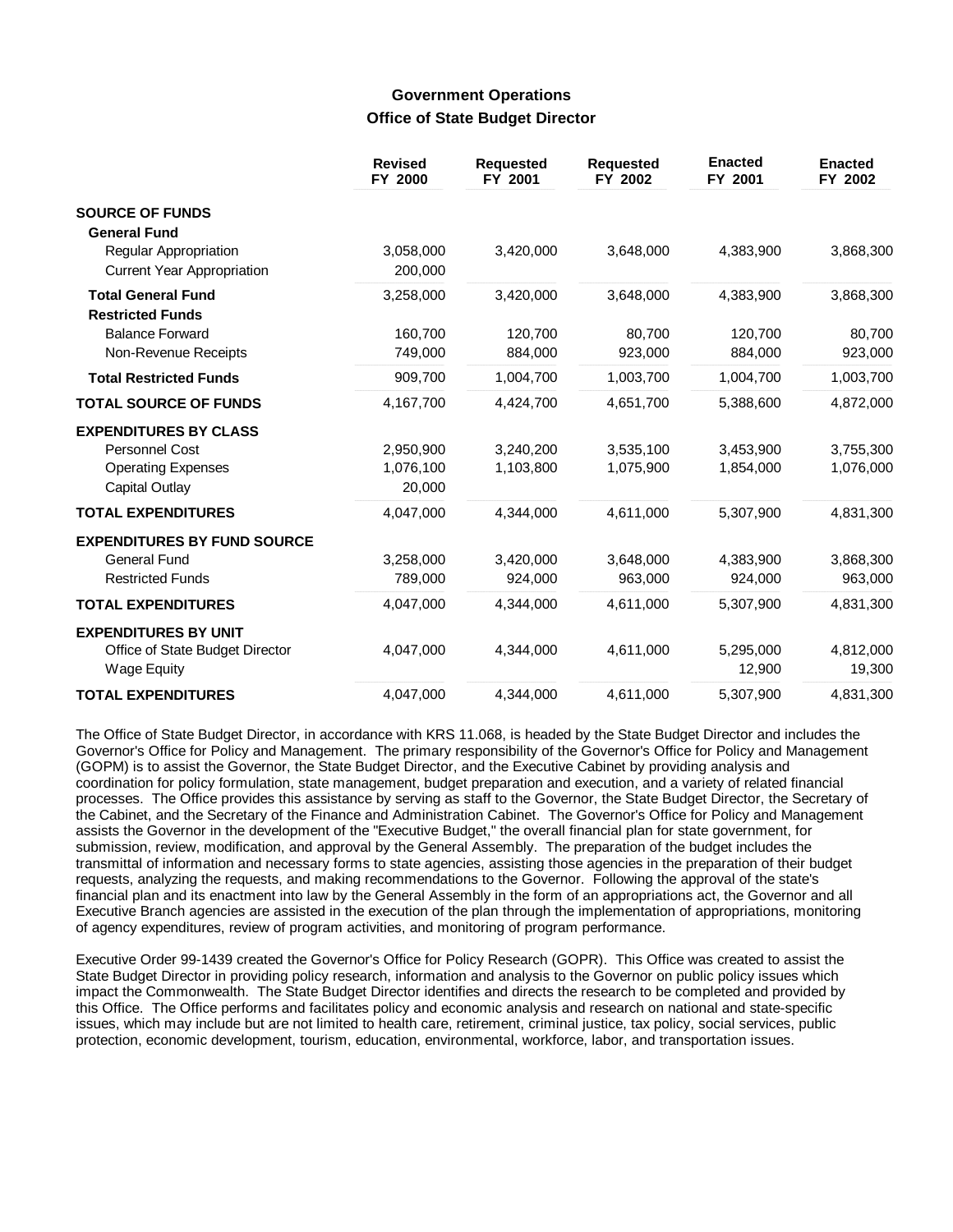## Government Operations

### Office of State Budget Director

| | Revised FY 2000 | Requested FY 2001 | Requested FY 2002 | Enacted FY 2001 | Enacted FY 2002 |
|---|---|---|---|---|---|
| **SOURCE OF FUNDS** | | | | | |
| **General Fund** | | | | | |
| Regular Appropriation | 3,058,000 | 3,420,000 | 3,648,000 | 4,383,900 | 3,868,300 |
| Current Year Appropriation | 200,000 | | | | |
| **Total General Fund** | 3,258,000 | 3,420,000 | 3,648,000 | 4,383,900 | 3,868,300 |
| **Restricted Funds** | | | | | |
| Balance Forward | 160,700 | 120,700 | 80,700 | 120,700 | 80,700 |
| Non-Revenue Receipts | 749,000 | 884,000 | 923,000 | 884,000 | 923,000 |
| **Total Restricted Funds** | 909,700 | 1,004,700 | 1,003,700 | 1,004,700 | 1,003,700 |
| **TOTAL SOURCE OF FUNDS** | 4,167,700 | 4,424,700 | 4,651,700 | 5,388,600 | 4,872,000 |
| **EXPENDITURES BY CLASS** | | | | | |
| Personnel Cost | 2,950,900 | 3,240,200 | 3,535,100 | 3,453,900 | 3,755,300 |
| Operating Expenses | 1,076,100 | 1,103,800 | 1,075,900 | 1,854,000 | 1,076,000 |
| Capital Outlay | 20,000 | | | | |
| **TOTAL EXPENDITURES** | 4,047,000 | 4,344,000 | 4,611,000 | 5,307,900 | 4,831,300 |
| **EXPENDITURES BY FUND SOURCE** | | | | | |
| General Fund | 3,258,000 | 3,420,000 | 3,648,000 | 4,383,900 | 3,868,300 |
| Restricted Funds | 789,000 | 924,000 | 963,000 | 924,000 | 963,000 |
| **TOTAL EXPENDITURES** | 4,047,000 | 4,344,000 | 4,611,000 | 5,307,900 | 4,831,300 |
| **EXPENDITURES BY UNIT** | | | | | |
| Office of State Budget Director | 4,047,000 | 4,344,000 | 4,611,000 | 5,295,000 | 4,812,000 |
| Wage Equity | | | | 12,900 | 19,300 |
| **TOTAL EXPENDITURES** | 4,047,000 | 4,344,000 | 4,611,000 | 5,307,900 | 4,831,300 |

The Office of State Budget Director, in accordance with KRS 11.068, is headed by the State Budget Director and includes the Governor's Office for Policy and Management. The primary responsibility of the Governor's Office for Policy and Management (GOPM) is to assist the Governor, the State Budget Director, and the Executive Cabinet by providing analysis and coordination for policy formulation, state management, budget preparation and execution, and a variety of related financial processes. The Office provides this assistance by serving as staff to the Governor, the State Budget Director, the Secretary of the Cabinet, and the Secretary of the Finance and Administration Cabinet. The Governor's Office for Policy and Management assists the Governor in the development of the "Executive Budget," the overall financial plan for state government, for submission, review, modification, and approval by the General Assembly. The preparation of the budget includes the transmittal of information and necessary forms to state agencies, assisting those agencies in the preparation of their budget requests, analyzing the requests, and making recommendations to the Governor. Following the approval of the state's financial plan and its enactment into law by the General Assembly in the form of an appropriations act, the Governor and all Executive Branch agencies are assisted in the execution of the plan through the implementation of appropriations, monitoring of agency expenditures, review of program activities, and monitoring of program performance.

Executive Order 99-1439 created the Governor's Office for Policy Research (GOPR). This Office was created to assist the State Budget Director in providing policy research, information and analysis to the Governor on public policy issues which impact the Commonwealth. The State Budget Director identifies and directs the research to be completed and provided by this Office. The Office performs and facilitates policy and economic analysis and research on national and state-specific issues, which may include but are not limited to health care, retirement, criminal justice, tax policy, social services, public protection, economic development, tourism, education, environmental, workforce, labor, and transportation issues.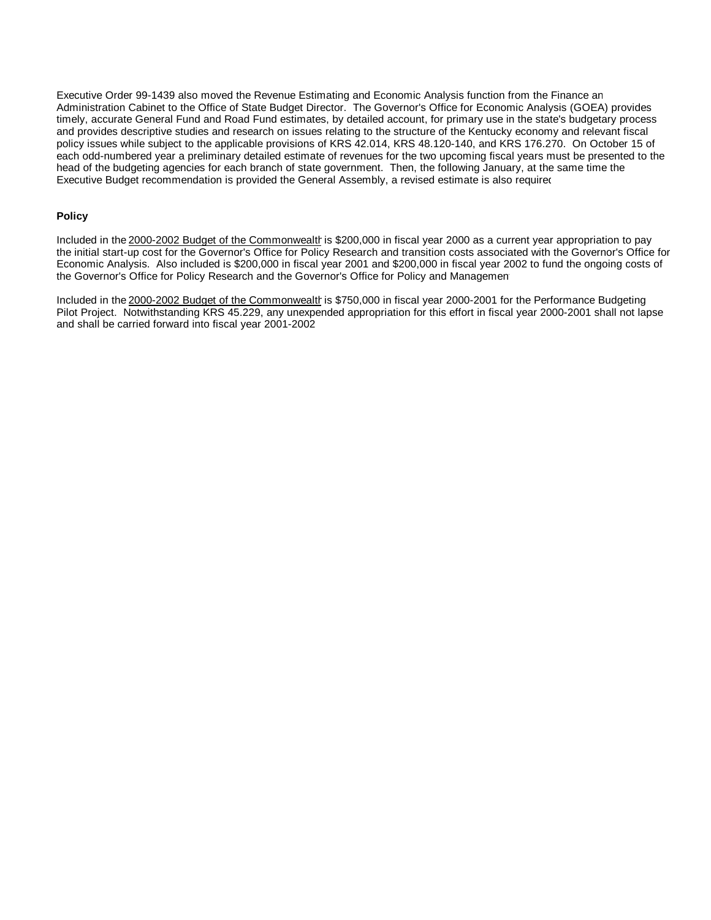Executive Order 99-1439 also moved the Revenue Estimating and Economic Analysis function from the Finance an Administration Cabinet to the Office of State Budget Director. The Governor's Office for Economic Analysis (GOEA) provides timely, accurate General Fund and Road Fund estimates, by detailed account, for primary use in the state's budgetary process and provides descriptive studies and research on issues relating to the structure of the Kentucky economy and relevant fiscal policy issues while subject to the applicable provisions of KRS 42.014, KRS 48.120-140, and KRS 176.270. On October 15 of each odd-numbered year a preliminary detailed estimate of revenues for the two upcoming fiscal years must be presented to the head of the budgeting agencies for each branch of state government. Then, the following January, at the same time the Executive Budget recommendation is provided the General Assembly, a revised estimate is also required

**Policy**

Included in the 2000-2002 Budget of the Commonwealth is $200,000 in fiscal year 2000 as a current year appropriation to pay the initial start-up cost for the Governor's Office for Policy Research and transition costs associated with the Governor's Office for Economic Analysis. Also included is $200,000 in fiscal year 2001 and $200,000 in fiscal year 2002 to fund the ongoing costs of the Governor's Office for Policy Research and the Governor's Office for Policy and Management

Included in the 2000-2002 Budget of the Commonwealth is $750,000 in fiscal year 2000-2001 for the Performance Budgeting Pilot Project. Notwithstanding KRS 45.229, any unexpended appropriation for this effort in fiscal year 2000-2001 shall not lapse and shall be carried forward into fiscal year 2001-2002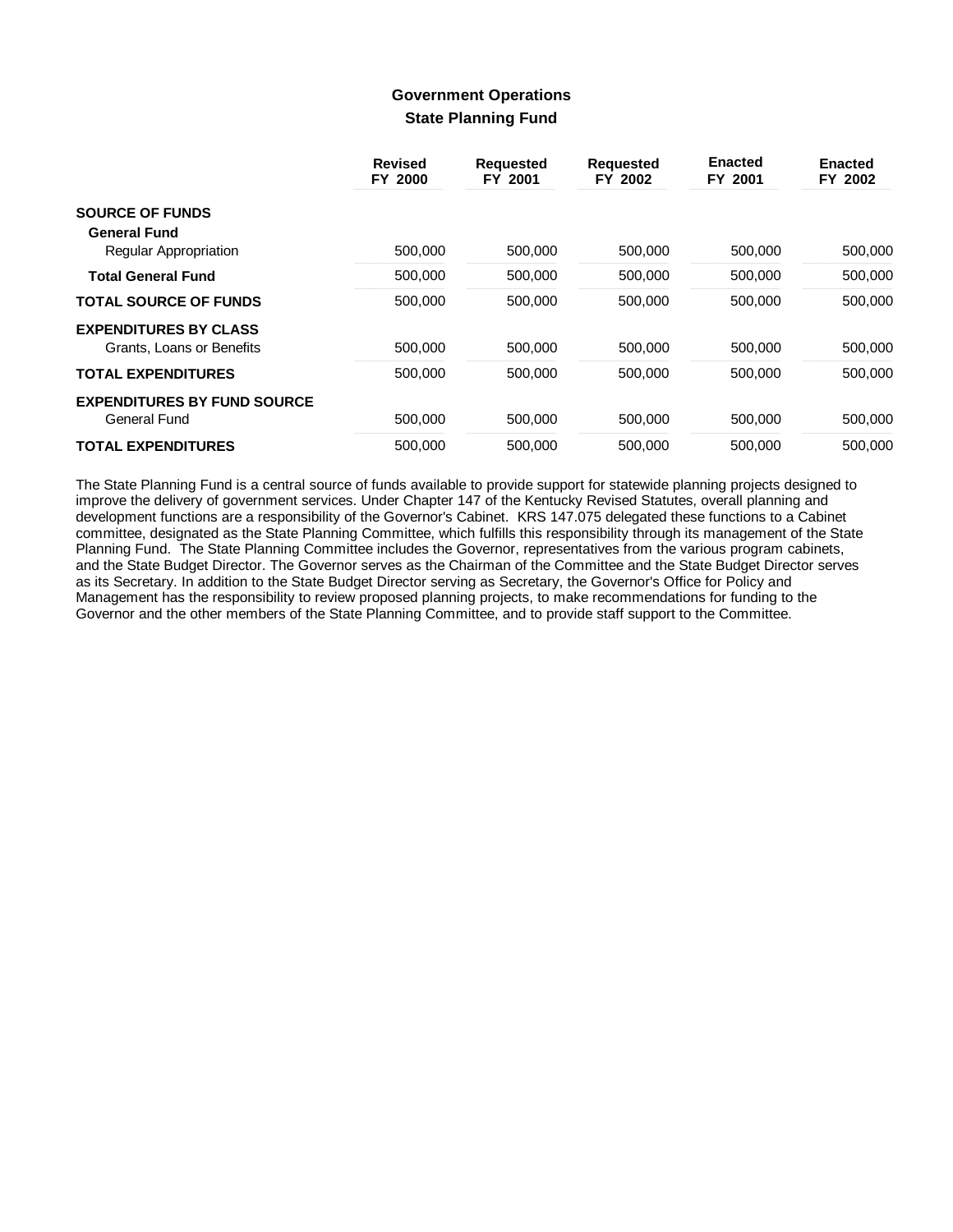## Government Operations

### State Planning Fund

| | Revised FY 2000 | Requested FY 2001 | Requested FY 2002 | Enacted FY 2001 | Enacted FY 2002 |
|---|---|---|---|---|---|
| **SOURCE OF FUNDS** | | | | | |
| **General Fund** | | | | | |
| Regular Appropriation | 500,000 | 500,000 | 500,000 | 500,000 | 500,000 |
| **Total General Fund** | 500,000 | 500,000 | 500,000 | 500,000 | 500,000 |
| **TOTAL SOURCE OF FUNDS** | 500,000 | 500,000 | 500,000 | 500,000 | 500,000 |
| **EXPENDITURES BY CLASS** | | | | | |
| Grants, Loans or Benefits | 500,000 | 500,000 | 500,000 | 500,000 | 500,000 |
| **TOTAL EXPENDITURES** | 500,000 | 500,000 | 500,000 | 500,000 | 500,000 |
| **EXPENDITURES BY FUND SOURCE** | | | | | |
| General Fund | 500,000 | 500,000 | 500,000 | 500,000 | 500,000 |
| **TOTAL EXPENDITURES** | 500,000 | 500,000 | 500,000 | 500,000 | 500,000 |

The State Planning Fund is a central source of funds available to provide support for statewide planning projects designed to improve the delivery of government services. Under Chapter 147 of the Kentucky Revised Statutes, overall planning and development functions are a responsibility of the Governor's Cabinet. KRS 147.075 delegated these functions to a Cabinet committee, designated as the State Planning Committee, which fulfills this responsibility through its management of the State Planning Fund. The State Planning Committee includes the Governor, representatives from the various program cabinets, and the State Budget Director. The Governor serves as the Chairman of the Committee and the State Budget Director serves as its Secretary. In addition to the State Budget Director serving as Secretary, the Governor's Office for Policy and Management has the responsibility to review proposed planning projects, to make recommendations for funding to the Governor and the other members of the State Planning Committee, and to provide staff support to the Committee.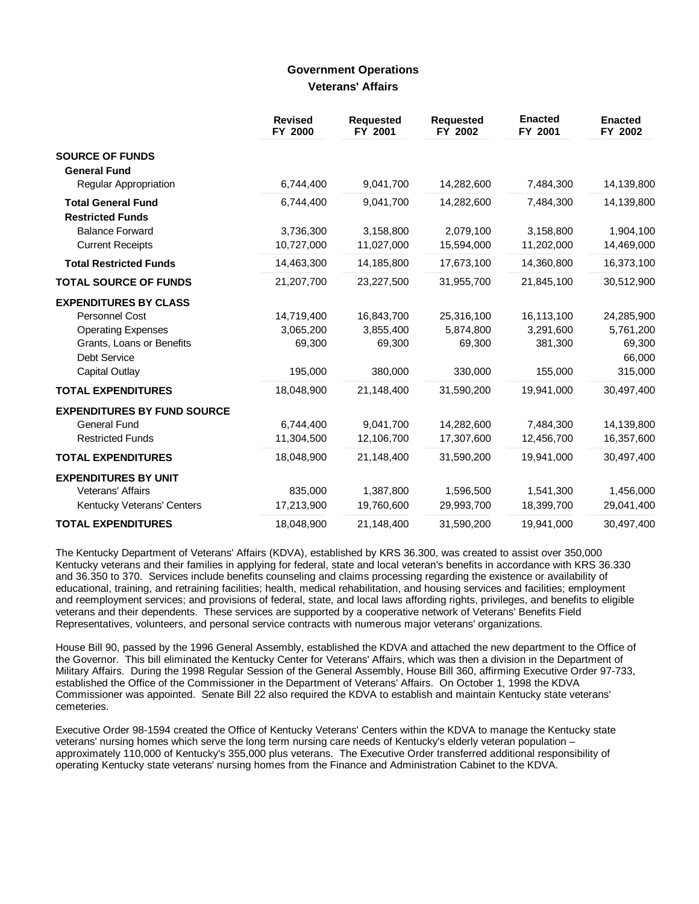## Government Operations

### Veterans' Affairs

| | Revised FY 2000 | Requested FY 2001 | Requested FY 2002 | Enacted FY 2001 | Enacted FY 2002 |
|---|---|---|---|---|---|
| **SOURCE OF FUNDS** | | | | | |
| **General Fund** | | | | | |
| Regular Appropriation | 6,744,400 | 9,041,700 | 14,282,600 | 7,484,300 | 14,139,800 |
| **Total General Fund** | 6,744,400 | 9,041,700 | 14,282,600 | 7,484,300 | 14,139,800 |
| **Restricted Funds** | | | | | |
| Balance Forward | 3,736,300 | 3,158,800 | 2,079,100 | 3,158,800 | 1,904,100 |
| Current Receipts | 10,727,000 | 11,027,000 | 15,594,000 | 11,202,000 | 14,469,000 |
| **Total Restricted Funds** | 14,463,300 | 14,185,800 | 17,673,100 | 14,360,800 | 16,373,100 |
| **TOTAL SOURCE OF FUNDS** | 21,207,700 | 23,227,500 | 31,955,700 | 21,845,100 | 30,512,900 |
| **EXPENDITURES BY CLASS** | | | | | |
| Personnel Cost | 14,719,400 | 16,843,700 | 25,316,100 | 16,113,100 | 24,285,900 |
| Operating Expenses | 3,065,200 | 3,855,400 | 5,874,800 | 3,291,600 | 5,761,200 |
| Grants, Loans or Benefits | 69,300 | 69,300 | 69,300 | 381,300 | 69,300 |
| Debt Service | | | | | 66,000 |
| Capital Outlay | 195,000 | 380,000 | 330,000 | 155,000 | 315,000 |
| **TOTAL EXPENDITURES** | 18,048,900 | 21,148,400 | 31,590,200 | 19,941,000 | 30,497,400 |
| **EXPENDITURES BY FUND SOURCE** | | | | | |
| General Fund | 6,744,400 | 9,041,700 | 14,282,600 | 7,484,300 | 14,139,800 |
| Restricted Funds | 11,304,500 | 12,106,700 | 17,307,600 | 12,456,700 | 16,357,600 |
| **TOTAL EXPENDITURES** | 18,048,900 | 21,148,400 | 31,590,200 | 19,941,000 | 30,497,400 |
| **EXPENDITURES BY UNIT** | | | | | |
| Veterans' Affairs | 835,000 | 1,387,800 | 1,596,500 | 1,541,300 | 1,456,000 |
| Kentucky Veterans' Centers | 17,213,900 | 19,760,600 | 29,993,700 | 18,399,700 | 29,041,400 |
| **TOTAL EXPENDITURES** | 18,048,900 | 21,148,400 | 31,590,200 | 19,941,000 | 30,497,400 |

The Kentucky Department of Veterans' Affairs (KDVA), established by KRS 36.300, was created to assist over 350,000 Kentucky veterans and their families in applying for federal, state and local veteran's benefits in accordance with KRS 36.330 and 36.350 to 370. Services include benefits counseling and claims processing regarding the existence or availability of educational, training, and retraining facilities; health, medical rehabilitation, and housing services and facilities; employment and reemployment services; and provisions of federal, state, and local laws affording rights, privileges, and benefits to eligible veterans and their dependents. These services are supported by a cooperative network of Veterans' Benefits Field Representatives, volunteers, and personal service contracts with numerous major veterans' organizations.

House Bill 90, passed by the 1996 General Assembly, established the KDVA and attached the new department to the Office of the Governor. This bill eliminated the Kentucky Center for Veterans' Affairs, which was then a division in the Department of Military Affairs. During the 1998 Regular Session of the General Assembly, House Bill 360, affirming Executive Order 97-733, established the Office of the Commissioner in the Department of Veterans' Affairs. On October 1, 1998 the KDVA Commissioner was appointed. Senate Bill 22 also required the KDVA to establish and maintain Kentucky state veterans' cemeteries.

Executive Order 98-1594 created the Office of Kentucky Veterans' Centers within the KDVA to manage the Kentucky state veterans' nursing homes which serve the long term nursing care needs of Kentucky's elderly veteran population – approximately 110,000 of Kentucky's 355,000 plus veterans. The Executive Order transferred additional responsibility of operating Kentucky state veterans' nursing homes from the Finance and Administration Cabinet to the KDVA.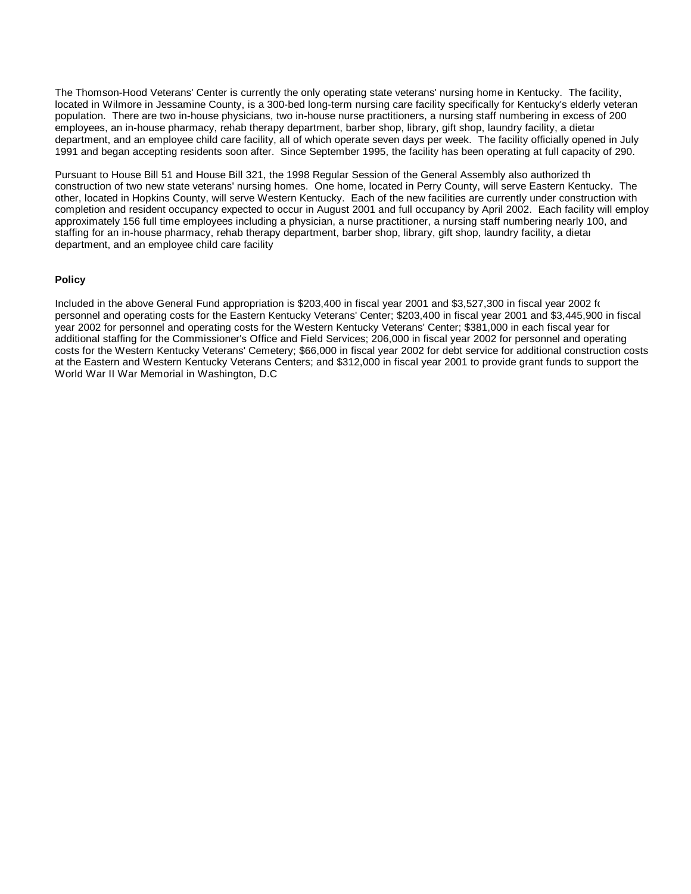The Thomson-Hood Veterans' Center is currently the only operating state veterans' nursing home in Kentucky. The facility, located in Wilmore in Jessamine County, is a 300-bed long-term nursing care facility specifically for Kentucky's elderly veteran population. There are two in-house physicians, two in-house nurse practitioners, a nursing staff numbering in excess of 200 employees, an in-house pharmacy, rehab therapy department, barber shop, library, gift shop, laundry facility, a dietar department, and an employee child care facility, all of which operate seven days per week. The facility officially opened in July 1991 and began accepting residents soon after. Since September 1995, the facility has been operating at full capacity of 290.

Pursuant to House Bill 51 and House Bill 321, the 1998 Regular Session of the General Assembly also authorized th construction of two new state veterans' nursing homes. One home, located in Perry County, will serve Eastern Kentucky. The other, located in Hopkins County, will serve Western Kentucky. Each of the new facilities are currently under construction with completion and resident occupancy expected to occur in August 2001 and full occupancy by April 2002. Each facility will employ approximately 156 full time employees including a physician, a nurse practitioner, a nursing staff numbering nearly 100, and staffing for an in-house pharmacy, rehab therapy department, barber shop, library, gift shop, laundry facility, a dietar department, and an employee child care facility

**Policy**

Included in the above General Fund appropriation is $203,400 in fiscal year 2001 and $3,527,300 in fiscal year 2002 fo personnel and operating costs for the Eastern Kentucky Veterans' Center; $203,400 in fiscal year 2001 and $3,445,900 in fiscal year 2002 for personnel and operating costs for the Western Kentucky Veterans' Center; $381,000 in each fiscal year for additional staffing for the Commissioner's Office and Field Services; 206,000 in fiscal year 2002 for personnel and operating costs for the Western Kentucky Veterans' Cemetery; $66,000 in fiscal year 2002 for debt service for additional construction costs at the Eastern and Western Kentucky Veterans Centers; and $312,000 in fiscal year 2001 to provide grant funds to support the World War II War Memorial in Washington, D.C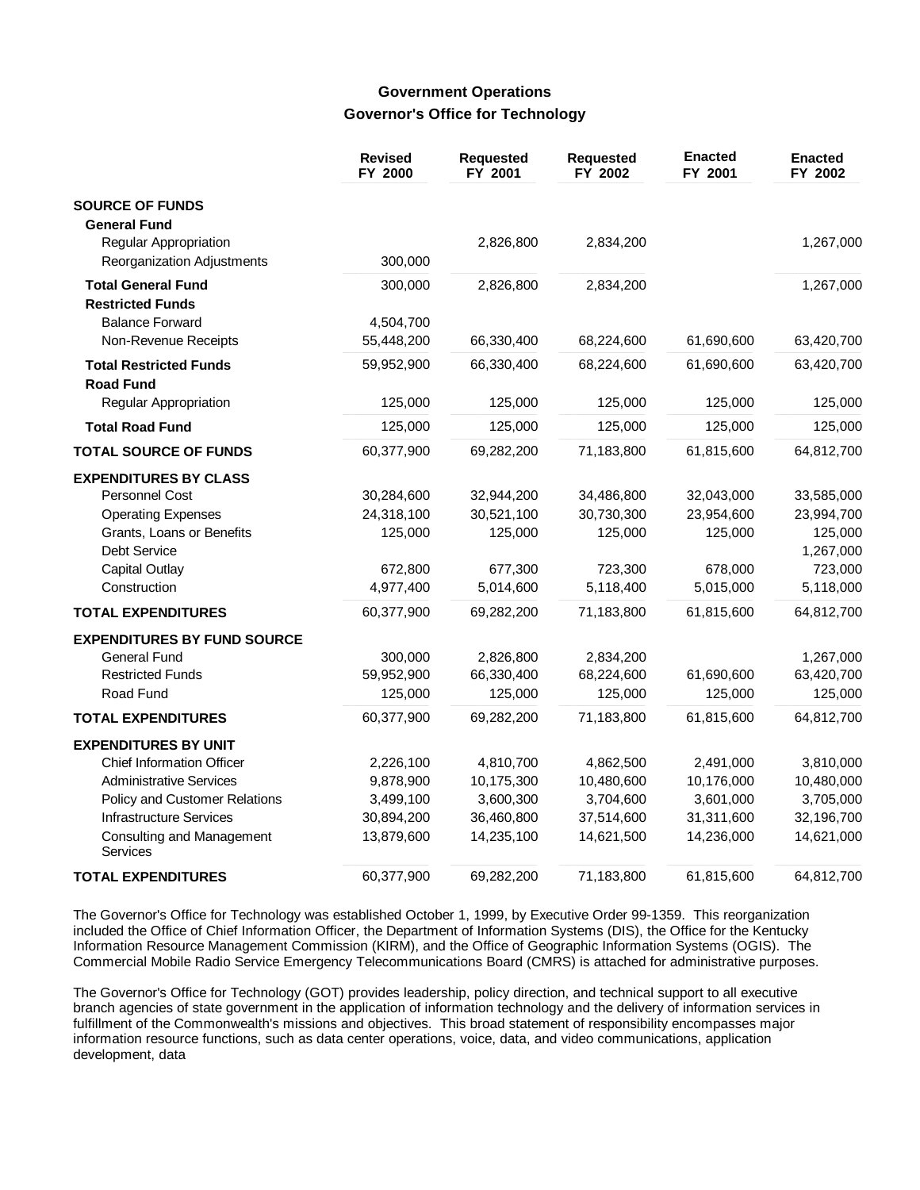## Government Operations

### Governor's Office for Technology

| | Revised FY 2000 | Requested FY 2001 | Requested FY 2002 | Enacted FY 2001 | Enacted FY 2002 |
|---|---|---|---|---|---|
| **SOURCE OF FUNDS** | | | | | |
| **General Fund** | | | | | |
| Regular Appropriation | | 2,826,800 | 2,834,200 | | 1,267,000 |
| Reorganization Adjustments | 300,000 | | | | |
| **Total General Fund** | 300,000 | 2,826,800 | 2,834,200 | | 1,267,000 |
| **Restricted Funds** | | | | | |
| Balance Forward | 4,504,700 | | | | |
| Non-Revenue Receipts | 55,448,200 | 66,330,400 | 68,224,600 | 61,690,600 | 63,420,700 |
| **Total Restricted Funds** | 59,952,900 | 66,330,400 | 68,224,600 | 61,690,600 | 63,420,700 |
| **Road Fund** | | | | | |
| Regular Appropriation | 125,000 | 125,000 | 125,000 | 125,000 | 125,000 |
| **Total Road Fund** | 125,000 | 125,000 | 125,000 | 125,000 | 125,000 |
| **TOTAL SOURCE OF FUNDS** | 60,377,900 | 69,282,200 | 71,183,800 | 61,815,600 | 64,812,700 |
| **EXPENDITURES BY CLASS** | | | | | |
| Personnel Cost | 30,284,600 | 32,944,200 | 34,486,800 | 32,043,000 | 33,585,000 |
| Operating Expenses | 24,318,100 | 30,521,100 | 30,730,300 | 23,954,600 | 23,994,700 |
| Grants, Loans or Benefits | 125,000 | 125,000 | 125,000 | 125,000 | 125,000 |
| Debt Service | | | | | 1,267,000 |
| Capital Outlay | 672,800 | 677,300 | 723,300 | 678,000 | 723,000 |
| Construction | 4,977,400 | 5,014,600 | 5,118,400 | 5,015,000 | 5,118,000 |
| **TOTAL EXPENDITURES** | 60,377,900 | 69,282,200 | 71,183,800 | 61,815,600 | 64,812,700 |
| **EXPENDITURES BY FUND SOURCE** | | | | | |
| General Fund | 300,000 | 2,826,800 | 2,834,200 | | 1,267,000 |
| Restricted Funds | 59,952,900 | 66,330,400 | 68,224,600 | 61,690,600 | 63,420,700 |
| Road Fund | 125,000 | 125,000 | 125,000 | 125,000 | 125,000 |
| **TOTAL EXPENDITURES** | 60,377,900 | 69,282,200 | 71,183,800 | 61,815,600 | 64,812,700 |
| **EXPENDITURES BY UNIT** | | | | | |
| Chief Information Officer | 2,226,100 | 4,810,700 | 4,862,500 | 2,491,000 | 3,810,000 |
| Administrative Services | 9,878,900 | 10,175,300 | 10,480,600 | 10,176,000 | 10,480,000 |
| Policy and Customer Relations | 3,499,100 | 3,600,300 | 3,704,600 | 3,601,000 | 3,705,000 |
| Infrastructure Services | 30,894,200 | 36,460,800 | 37,514,600 | 31,311,600 | 32,196,700 |
| Consulting and Management Services | 13,879,600 | 14,235,100 | 14,621,500 | 14,236,000 | 14,621,000 |
| **TOTAL EXPENDITURES** | 60,377,900 | 69,282,200 | 71,183,800 | 61,815,600 | 64,812,700 |

The Governor's Office for Technology was established October 1, 1999, by Executive Order 99-1359. This reorganization included the Office of Chief Information Officer, the Department of Information Systems (DIS), the Office for the Kentucky Information Resource Management Commission (KIRM), and the Office of Geographic Information Systems (OGIS). The Commercial Mobile Radio Service Emergency Telecommunications Board (CMRS) is attached for administrative purposes.

The Governor's Office for Technology (GOT) provides leadership, policy direction, and technical support to all executive branch agencies of state government in the application of information technology and the delivery of information services in fulfillment of the Commonwealth's missions and objectives. This broad statement of responsibility encompasses major information resource functions, such as data center operations, voice, data, and video communications, application development, data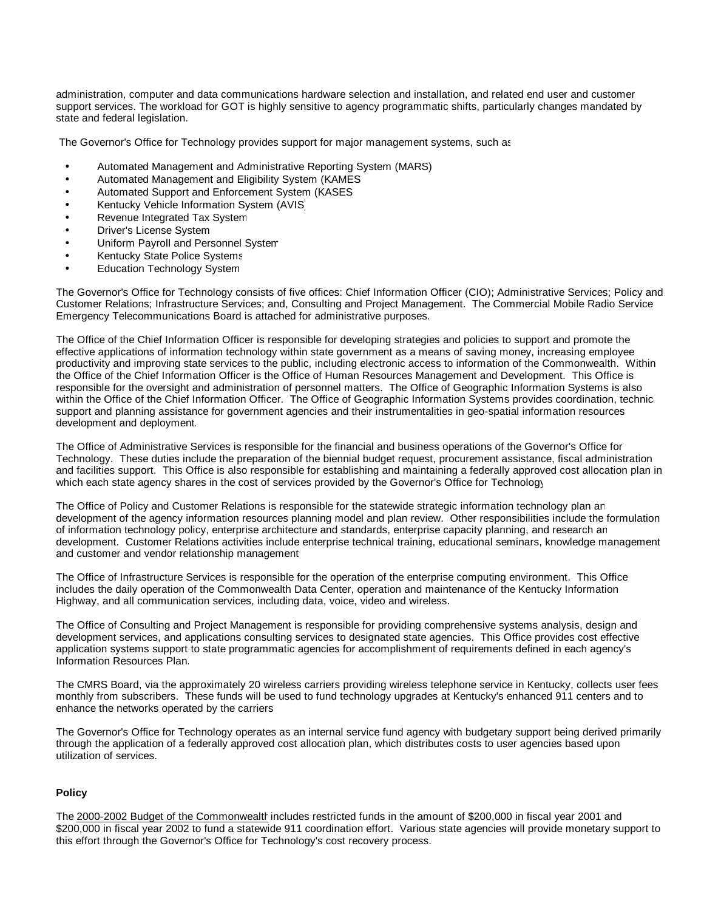administration, computer and data communications hardware selection and installation, and related end user and customer support services. The workload for GOT is highly sensitive to agency programmatic shifts, particularly changes mandated by state and federal legislation.

The Governor's Office for Technology provides support for major management systems, such as

- Automated Management and Administrative Reporting System (MARS)
- Automated Management and Eligibility System (KAMES
- Automated Support and Enforcement System (KASES
- Kentucky Vehicle Information System (AVIS)
- Revenue Integrated Tax System
- Driver's License System
- Uniform Payroll and Personnel System
- Kentucky State Police Systems
- Education Technology System

The Governor's Office for Technology consists of five offices: Chief Information Officer (CIO); Administrative Services; Policy and Customer Relations; Infrastructure Services; and, Consulting and Project Management. The Commercial Mobile Radio Service Emergency Telecommunications Board is attached for administrative purposes.

The Office of the Chief Information Officer is responsible for developing strategies and policies to support and promote the effective applications of information technology within state government as a means of saving money, increasing employee productivity and improving state services to the public, including electronic access to information of the Commonwealth. Within the Office of the Chief Information Officer is the Office of Human Resources Management and Development. This Office is responsible for the oversight and administration of personnel matters. The Office of Geographic Information Systems is also within the Office of the Chief Information Officer. The Office of Geographic Information Systems provides coordination, technical support and planning assistance for government agencies and their instrumentalities in geo-spatial information resources development and deployment.

The Office of Administrative Services is responsible for the financial and business operations of the Governor's Office for Technology. These duties include the preparation of the biennial budget request, procurement assistance, fiscal administration and facilities support. This Office is also responsible for establishing and maintaining a federally approved cost allocation plan in which each state agency shares in the cost of services provided by the Governor's Office for Technology.

The Office of Policy and Customer Relations is responsible for the statewide strategic information technology plan and development of the agency information resources planning model and plan review. Other responsibilities include the formulation of information technology policy, enterprise architecture and standards, enterprise capacity planning, and research and development. Customer Relations activities include enterprise technical training, educational seminars, knowledge management and customer and vendor relationship management.

The Office of Infrastructure Services is responsible for the operation of the enterprise computing environment. This Office includes the daily operation of the Commonwealth Data Center, operation and maintenance of the Kentucky Information Highway, and all communication services, including data, voice, video and wireless.

The Office of Consulting and Project Management is responsible for providing comprehensive systems analysis, design and development services, and applications consulting services to designated state agencies. This Office provides cost effective application systems support to state programmatic agencies for accomplishment of requirements defined in each agency's Information Resources Plan.

The CMRS Board, via the approximately 20 wireless carriers providing wireless telephone service in Kentucky, collects user fees monthly from subscribers. These funds will be used to fund technology upgrades at Kentucky's enhanced 911 centers and to enhance the networks operated by the carriers.

The Governor's Office for Technology operates as an internal service fund agency with budgetary support being derived primarily through the application of a federally approved cost allocation plan, which distributes costs to user agencies based upon utilization of services.

**Policy**

The 2000-2002 Budget of the Commonwealth includes restricted funds in the amount of $200,000 in fiscal year 2001 and $200,000 in fiscal year 2002 to fund a statewide 911 coordination effort. Various state agencies will provide monetary support to this effort through the Governor's Office for Technology's cost recovery process.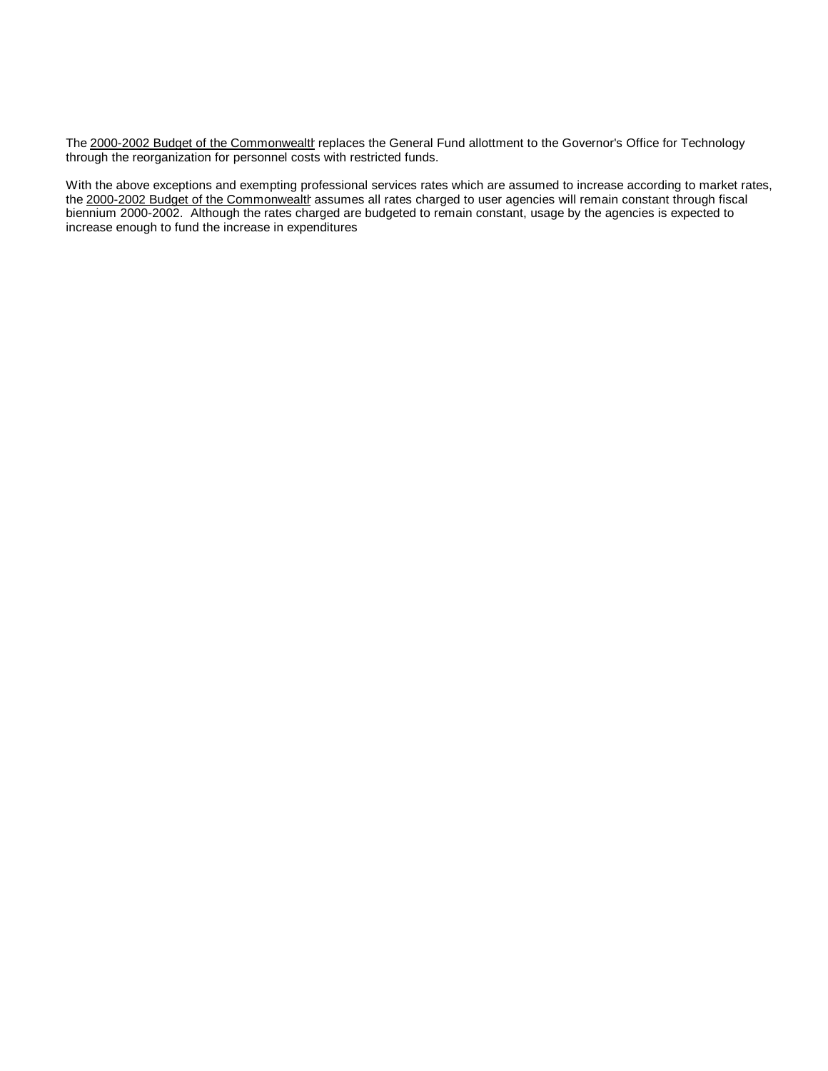The 2000-2002 Budget of the Commonwealth replaces the General Fund allottment to the Governor's Office for Technology through the reorganization for personnel costs with restricted funds.

With the above exceptions and exempting professional services rates which are assumed to increase according to market rates, the 2000-2002 Budget of the Commonwealth assumes all rates charged to user agencies will remain constant through fiscal biennium 2000-2002. Although the rates charged are budgeted to remain constant, usage by the agencies is expected to increase enough to fund the increase in expenditures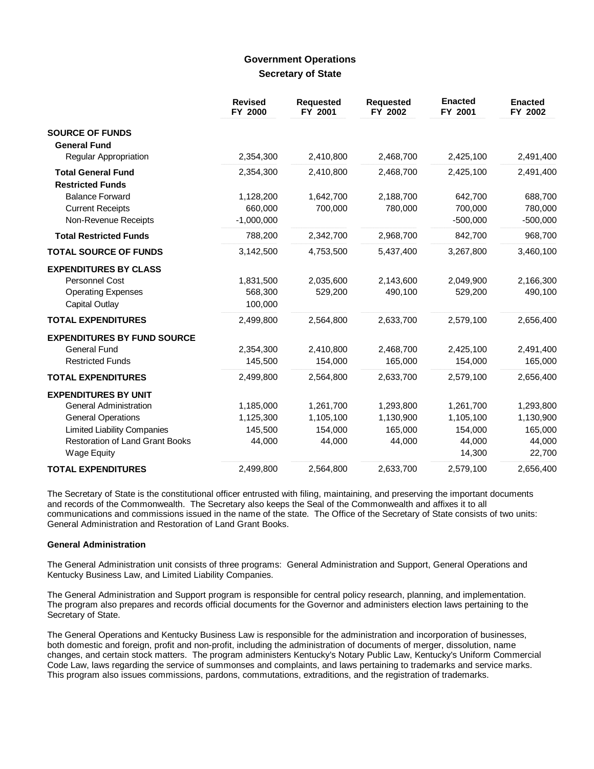## Government Operations

### Secretary of State

| | Revised FY 2000 | Requested FY 2001 | Requested FY 2002 | Enacted FY 2001 | Enacted FY 2002 |
|---|---|---|---|---|---|
| **SOURCE OF FUNDS** | | | | | |
| **General Fund** | | | | | |
| Regular Appropriation | 2,354,300 | 2,410,800 | 2,468,700 | 2,425,100 | 2,491,400 |
| **Total General Fund** | 2,354,300 | 2,410,800 | 2,468,700 | 2,425,100 | 2,491,400 |
| **Restricted Funds** | | | | | |
| Balance Forward | 1,128,200 | 1,642,700 | 2,188,700 | 642,700 | 688,700 |
| Current Receipts | 660,000 | 700,000 | 780,000 | 700,000 | 780,000 |
| Non-Revenue Receipts | -1,000,000 | | | -500,000 | -500,000 |
| **Total Restricted Funds** | 788,200 | 2,342,700 | 2,968,700 | 842,700 | 968,700 |
| **TOTAL SOURCE OF FUNDS** | 3,142,500 | 4,753,500 | 5,437,400 | 3,267,800 | 3,460,100 |
| **EXPENDITURES BY CLASS** | | | | | |
| Personnel Cost | 1,831,500 | 2,035,600 | 2,143,600 | 2,049,900 | 2,166,300 |
| Operating Expenses | 568,300 | 529,200 | 490,100 | 529,200 | 490,100 |
| Capital Outlay | 100,000 | | | | |
| **TOTAL EXPENDITURES** | 2,499,800 | 2,564,800 | 2,633,700 | 2,579,100 | 2,656,400 |
| **EXPENDITURES BY FUND SOURCE** | | | | | |
| General Fund | 2,354,300 | 2,410,800 | 2,468,700 | 2,425,100 | 2,491,400 |
| Restricted Funds | 145,500 | 154,000 | 165,000 | 154,000 | 165,000 |
| **TOTAL EXPENDITURES** | 2,499,800 | 2,564,800 | 2,633,700 | 2,579,100 | 2,656,400 |
| **EXPENDITURES BY UNIT** | | | | | |
| General Administration | 1,185,000 | 1,261,700 | 1,293,800 | 1,261,700 | 1,293,800 |
| General Operations | 1,125,300 | 1,105,100 | 1,130,900 | 1,105,100 | 1,130,900 |
| Limited Liability Companies | 145,500 | 154,000 | 165,000 | 154,000 | 165,000 |
| Restoration of Land Grant Books | 44,000 | 44,000 | 44,000 | 44,000 | 44,000 |
| Wage Equity | | | | 14,300 | 22,700 |
| **TOTAL EXPENDITURES** | 2,499,800 | 2,564,800 | 2,633,700 | 2,579,100 | 2,656,400 |

The Secretary of State is the constitutional officer entrusted with filing, maintaining, and preserving the important documents and records of the Commonwealth. The Secretary also keeps the Seal of the Commonwealth and affixes it to all communications and commissions issued in the name of the state. The Office of the Secretary of State consists of two units: General Administration and Restoration of Land Grant Books.

**General Administration**

The General Administration unit consists of three programs: General Administration and Support, General Operations and Kentucky Business Law, and Limited Liability Companies.

The General Administration and Support program is responsible for central policy research, planning, and implementation. The program also prepares and records official documents for the Governor and administers election laws pertaining to the Secretary of State.

The General Operations and Kentucky Business Law is responsible for the administration and incorporation of businesses, both domestic and foreign, profit and non-profit, including the administration of documents of merger, dissolution, name changes, and certain stock matters. The program administers Kentucky's Notary Public Law, Kentucky's Uniform Commercial Code Law, laws regarding the service of summonses and complaints, and laws pertaining to trademarks and service marks. This program also issues commissions, pardons, commutations, extraditions, and the registration of trademarks.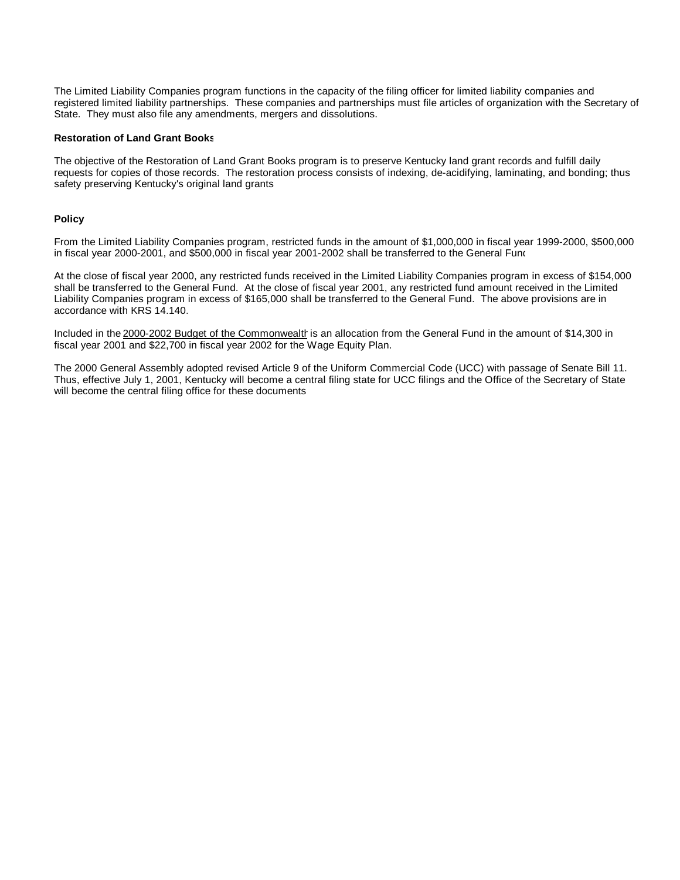The Limited Liability Companies program functions in the capacity of the filing officer for limited liability companies and registered limited liability partnerships. These companies and partnerships must file articles of organization with the Secretary of State. They must also file any amendments, mergers and dissolutions.

**Restoration of Land Grant Books**

The objective of the Restoration of Land Grant Books program is to preserve Kentucky land grant records and fulfill daily requests for copies of those records. The restoration process consists of indexing, de-acidifying, laminating, and bonding; thus safety preserving Kentucky's original land grants

**Policy**

From the Limited Liability Companies program, restricted funds in the amount of $1,000,000 in fiscal year 1999-2000, $500,000 in fiscal year 2000-2001, and $500,000 in fiscal year 2001-2002 shall be transferred to the General Fund

At the close of fiscal year 2000, any restricted funds received in the Limited Liability Companies program in excess of $154,000 shall be transferred to the General Fund. At the close of fiscal year 2001, any restricted fund amount received in the Limited Liability Companies program in excess of $165,000 shall be transferred to the General Fund. The above provisions are in accordance with KRS 14.140.

Included in the 2000-2002 Budget of the Commonwealth is an allocation from the General Fund in the amount of $14,300 in fiscal year 2001 and $22,700 in fiscal year 2002 for the Wage Equity Plan.

The 2000 General Assembly adopted revised Article 9 of the Uniform Commercial Code (UCC) with passage of Senate Bill 11. Thus, effective July 1, 2001, Kentucky will become a central filing state for UCC filings and the Office of the Secretary of State will become the central filing office for these documents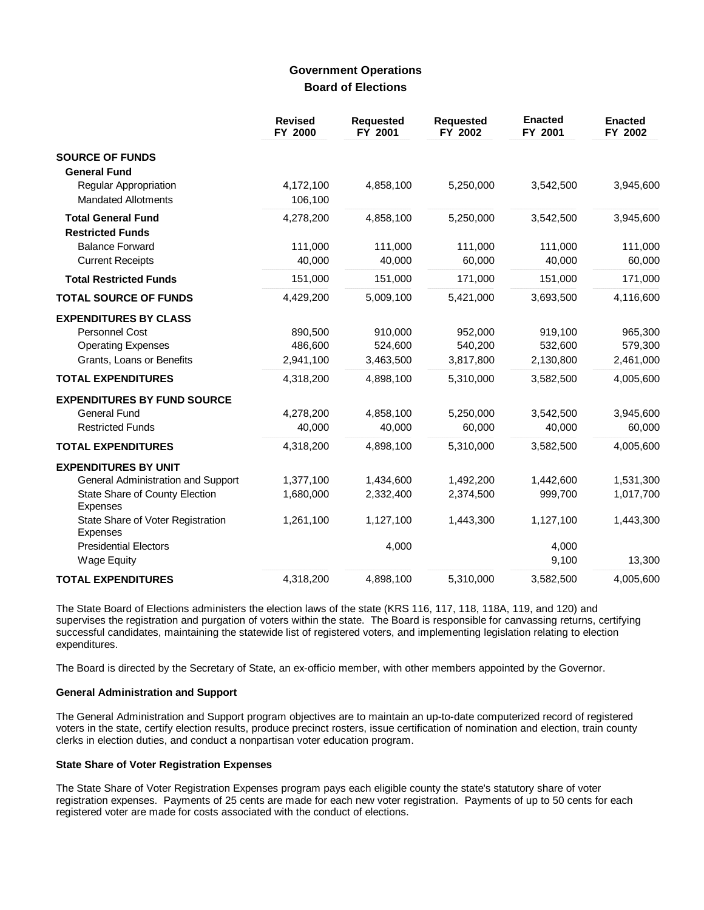# Government Operations

## Board of Elections

| | Revised FY 2000 | Requested FY 2001 | Requested FY 2002 | Enacted FY 2001 | Enacted FY 2002 |
|---|---|---|---|---|---|
| **SOURCE OF FUNDS** | | | | | |
| **General Fund** | | | | | |
| Regular Appropriation | 4,172,100 | 4,858,100 | 5,250,000 | 3,542,500 | 3,945,600 |
| Mandated Allotments | 106,100 | | | | |
| **Total General Fund** | 4,278,200 | 4,858,100 | 5,250,000 | 3,542,500 | 3,945,600 |
| **Restricted Funds** | | | | | |
| Balance Forward | 111,000 | 111,000 | 111,000 | 111,000 | 111,000 |
| Current Receipts | 40,000 | 40,000 | 60,000 | 40,000 | 60,000 |
| **Total Restricted Funds** | 151,000 | 151,000 | 171,000 | 151,000 | 171,000 |
| **TOTAL SOURCE OF FUNDS** | 4,429,200 | 5,009,100 | 5,421,000 | 3,693,500 | 4,116,600 |
| **EXPENDITURES BY CLASS** | | | | | |
| Personnel Cost | 890,500 | 910,000 | 952,000 | 919,100 | 965,300 |
| Operating Expenses | 486,600 | 524,600 | 540,200 | 532,600 | 579,300 |
| Grants, Loans or Benefits | 2,941,100 | 3,463,500 | 3,817,800 | 2,130,800 | 2,461,000 |
| **TOTAL EXPENDITURES** | 4,318,200 | 4,898,100 | 5,310,000 | 3,582,500 | 4,005,600 |
| **EXPENDITURES BY FUND SOURCE** | | | | | |
| General Fund | 4,278,200 | 4,858,100 | 5,250,000 | 3,542,500 | 3,945,600 |
| Restricted Funds | 40,000 | 40,000 | 60,000 | 40,000 | 60,000 |
| **TOTAL EXPENDITURES** | 4,318,200 | 4,898,100 | 5,310,000 | 3,582,500 | 4,005,600 |
| **EXPENDITURES BY UNIT** | | | | | |
| General Administration and Support | 1,377,100 | 1,434,600 | 1,492,200 | 1,442,600 | 1,531,300 |
| State Share of County Election Expenses | 1,680,000 | 2,332,400 | 2,374,500 | 999,700 | 1,017,700 |
| State Share of Voter Registration Expenses | 1,261,100 | 1,127,100 | 1,443,300 | 1,127,100 | 1,443,300 |
| Presidential Electors | | 4,000 | | 4,000 | |
| Wage Equity | | | | 9,100 | 13,300 |
| **TOTAL EXPENDITURES** | 4,318,200 | 4,898,100 | 5,310,000 | 3,582,500 | 4,005,600 |

The State Board of Elections administers the election laws of the state (KRS 116, 117, 118, 118A, 119, and 120) and supervises the registration and purgation of voters within the state. The Board is responsible for canvassing returns, certifying successful candidates, maintaining the statewide list of registered voters, and implementing legislation relating to election expenditures.

The Board is directed by the Secretary of State, an ex-officio member, with other members appointed by the Governor.

### General Administration and Support

The General Administration and Support program objectives are to maintain an up-to-date computerized record of registered voters in the state, certify election results, produce precinct rosters, issue certification of nomination and election, train county clerks in election duties, and conduct a nonpartisan voter education program.

### State Share of Voter Registration Expenses

The State Share of Voter Registration Expenses program pays each eligible county the state's statutory share of voter registration expenses. Payments of 25 cents are made for each new voter registration. Payments of up to 50 cents for each registered voter are made for costs associated with the conduct of elections.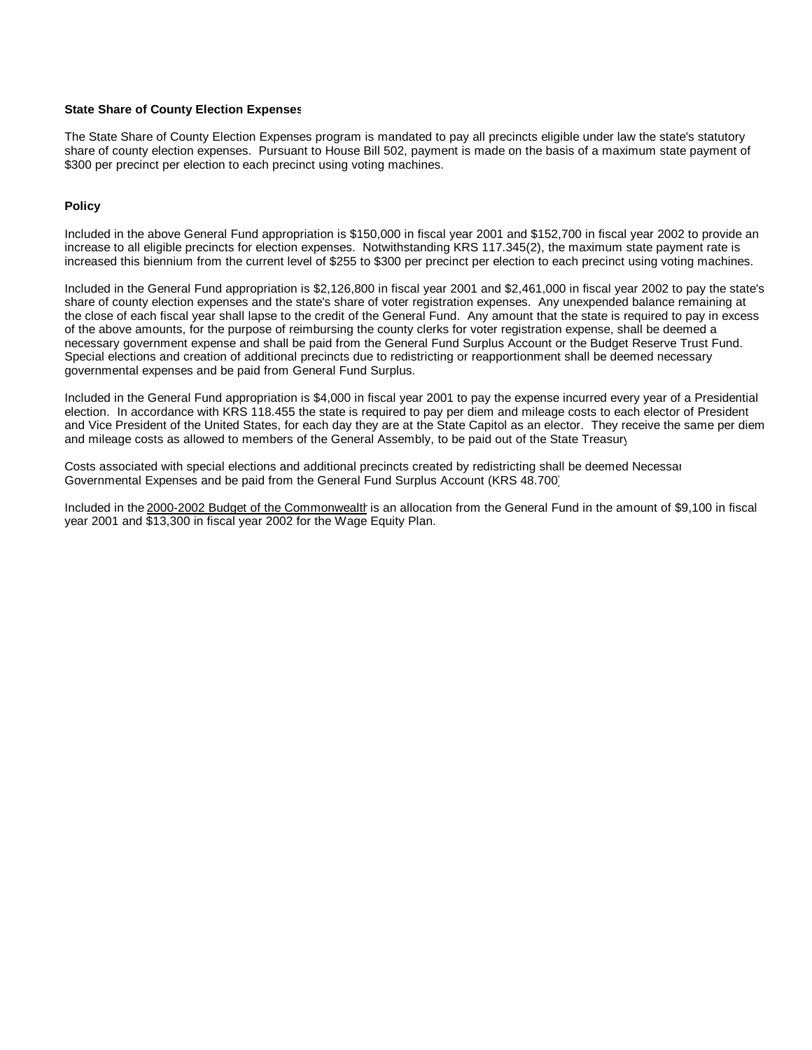**State Share of County Election Expenses**

The State Share of County Election Expenses program is mandated to pay all precincts eligible under law the state's statutory share of county election expenses. Pursuant to House Bill 502, payment is made on the basis of a maximum state payment of $300 per precinct per election to each precinct using voting machines.

**Policy**

Included in the above General Fund appropriation is $150,000 in fiscal year 2001 and $152,700 in fiscal year 2002 to provide an increase to all eligible precincts for election expenses. Notwithstanding KRS 117.345(2), the maximum state payment rate is increased this biennium from the current level of $255 to $300 per precinct per election to each precinct using voting machines.

Included in the General Fund appropriation is $2,126,800 in fiscal year 2001 and $2,461,000 in fiscal year 2002 to pay the state's share of county election expenses and the state's share of voter registration expenses. Any unexpended balance remaining at the close of each fiscal year shall lapse to the credit of the General Fund. Any amount that the state is required to pay in excess of the above amounts, for the purpose of reimbursing the county clerks for voter registration expense, shall be deemed a necessary government expense and shall be paid from the General Fund Surplus Account or the Budget Reserve Trust Fund. Special elections and creation of additional precincts due to redistricting or reapportionment shall be deemed necessary governmental expenses and be paid from General Fund Surplus.

Included in the General Fund appropriation is $4,000 in fiscal year 2001 to pay the expense incurred every year of a Presidential election. In accordance with KRS 118.455 the state is required to pay per diem and mileage costs to each elector of President and Vice President of the United States, for each day they are at the State Capitol as an elector. They receive the same per diem and mileage costs as allowed to members of the General Assembly, to be paid out of the State Treasury.

Costs associated with special elections and additional precincts created by redistricting shall be deemed Necessary Governmental Expenses and be paid from the General Fund Surplus Account (KRS 48.700).

Included in the 2000-2002 Budget of the Commonwealth is an allocation from the General Fund in the amount of $9,100 in fiscal year 2001 and $13,300 in fiscal year 2002 for the Wage Equity Plan.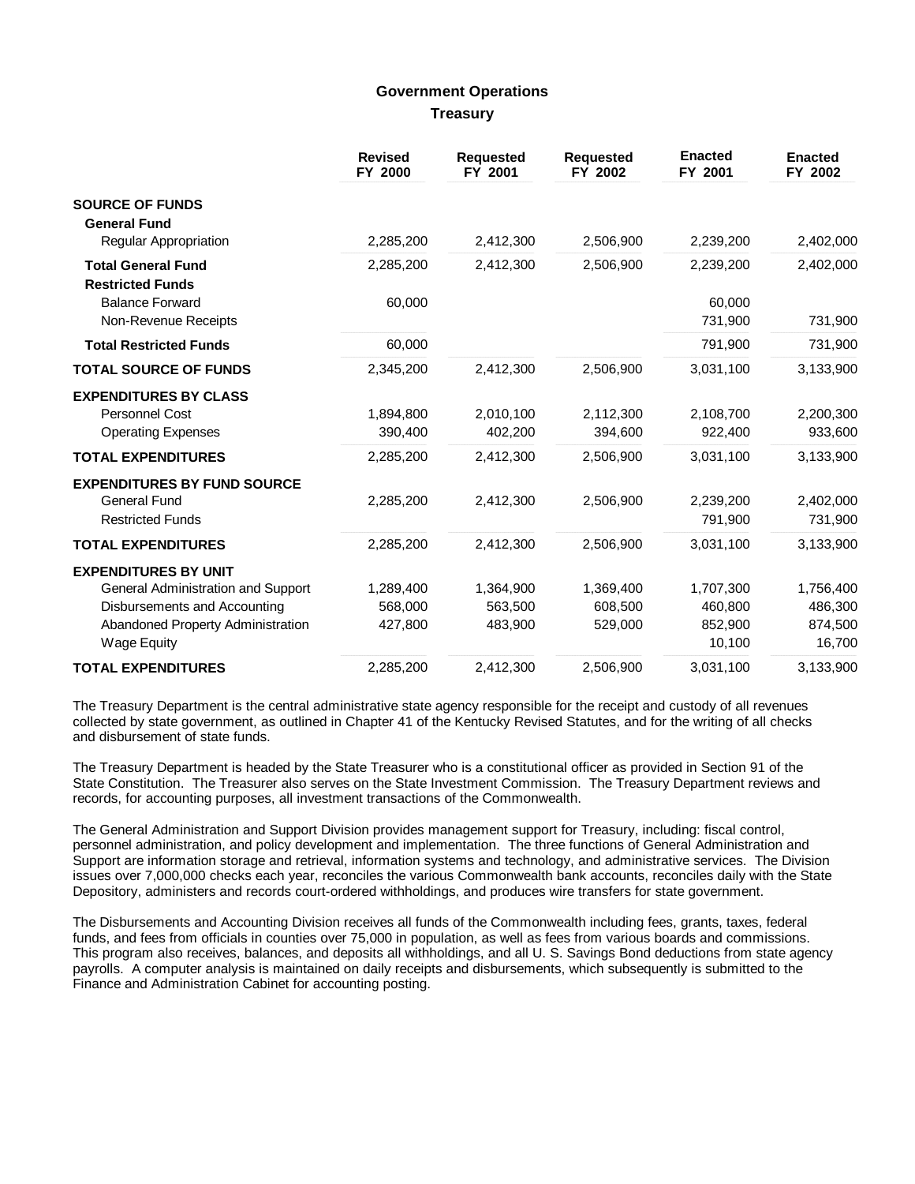## Government Operations

### Treasury

| | Revised FY 2000 | Requested FY 2001 | Requested FY 2002 | Enacted FY 2001 | Enacted FY 2002 |
|---|---|---|---|---|---|
| **SOURCE OF FUNDS** | | | | | |
| **General Fund** | | | | | |
| Regular Appropriation | 2,285,200 | 2,412,300 | 2,506,900 | 2,239,200 | 2,402,000 |
| **Total General Fund** | 2,285,200 | 2,412,300 | 2,506,900 | 2,239,200 | 2,402,000 |
| **Restricted Funds** | | | | | |
| Balance Forward | 60,000 | | | 60,000 | |
| Non-Revenue Receipts | | | | 731,900 | 731,900 |
| **Total Restricted Funds** | 60,000 | | | 791,900 | 731,900 |
| **TOTAL SOURCE OF FUNDS** | 2,345,200 | 2,412,300 | 2,506,900 | 3,031,100 | 3,133,900 |
| **EXPENDITURES BY CLASS** | | | | | |
| Personnel Cost | 1,894,800 | 2,010,100 | 2,112,300 | 2,108,700 | 2,200,300 |
| Operating Expenses | 390,400 | 402,200 | 394,600 | 922,400 | 933,600 |
| **TOTAL EXPENDITURES** | 2,285,200 | 2,412,300 | 2,506,900 | 3,031,100 | 3,133,900 |
| **EXPENDITURES BY FUND SOURCE** | | | | | |
| General Fund | 2,285,200 | 2,412,300 | 2,506,900 | 2,239,200 | 2,402,000 |
| Restricted Funds | | | | 791,900 | 731,900 |
| **TOTAL EXPENDITURES** | 2,285,200 | 2,412,300 | 2,506,900 | 3,031,100 | 3,133,900 |
| **EXPENDITURES BY UNIT** | | | | | |
| General Administration and Support | 1,289,400 | 1,364,900 | 1,369,400 | 1,707,300 | 1,756,400 |
| Disbursements and Accounting | 568,000 | 563,500 | 608,500 | 460,800 | 486,300 |
| Abandoned Property Administration | 427,800 | 483,900 | 529,000 | 852,900 | 874,500 |
| Wage Equity | | | | 10,100 | 16,700 |
| **TOTAL EXPENDITURES** | 2,285,200 | 2,412,300 | 2,506,900 | 3,031,100 | 3,133,900 |

The Treasury Department is the central administrative state agency responsible for the receipt and custody of all revenues collected by state government, as outlined in Chapter 41 of the Kentucky Revised Statutes, and for the writing of all checks and disbursement of state funds.

The Treasury Department is headed by the State Treasurer who is a constitutional officer as provided in Section 91 of the State Constitution. The Treasurer also serves on the State Investment Commission. The Treasury Department reviews and records, for accounting purposes, all investment transactions of the Commonwealth.

The General Administration and Support Division provides management support for Treasury, including: fiscal control, personnel administration, and policy development and implementation. The three functions of General Administration and Support are information storage and retrieval, information systems and technology, and administrative services. The Division issues over 7,000,000 checks each year, reconciles the various Commonwealth bank accounts, reconciles daily with the State Depository, administers and records court-ordered withholdings, and produces wire transfers for state government.

The Disbursements and Accounting Division receives all funds of the Commonwealth including fees, grants, taxes, federal funds, and fees from officials in counties over 75,000 in population, as well as fees from various boards and commissions. This program also receives, balances, and deposits all withholdings, and all U. S. Savings Bond deductions from state agency payrolls. A computer analysis is maintained on daily receipts and disbursements, which subsequently is submitted to the Finance and Administration Cabinet for accounting posting.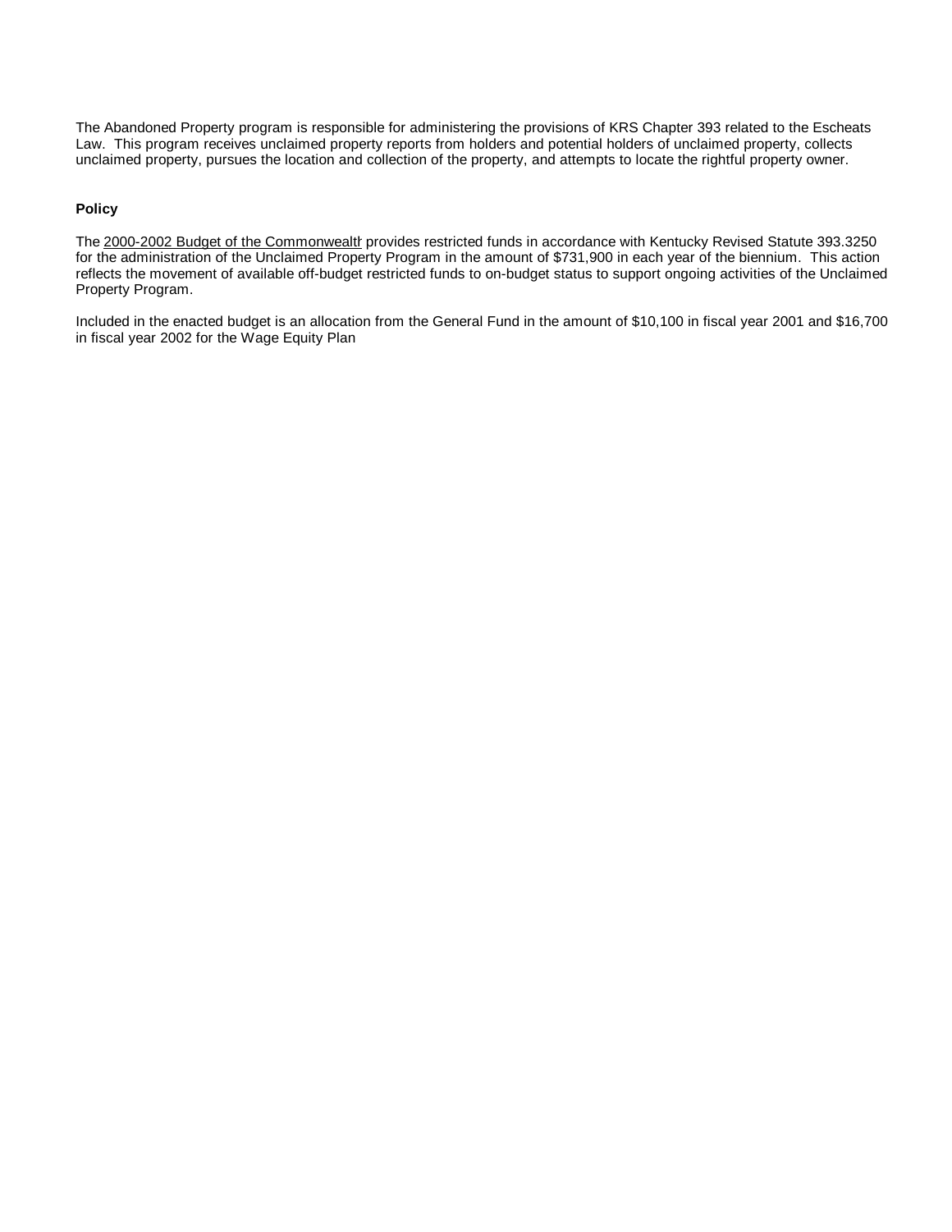The Abandoned Property program is responsible for administering the provisions of KRS Chapter 393 related to the Escheats Law. This program receives unclaimed property reports from holders and potential holders of unclaimed property, collects unclaimed property, pursues the location and collection of the property, and attempts to locate the rightful property owner.

**Policy**

The 2000-2002 Budget of the Commonwealth provides restricted funds in accordance with Kentucky Revised Statute 393.3250 for the administration of the Unclaimed Property Program in the amount of $731,900 in each year of the biennium. This action reflects the movement of available off-budget restricted funds to on-budget status to support ongoing activities of the Unclaimed Property Program.

Included in the enacted budget is an allocation from the General Fund in the amount of $10,100 in fiscal year 2001 and $16,700 in fiscal year 2002 for the Wage Equity Plan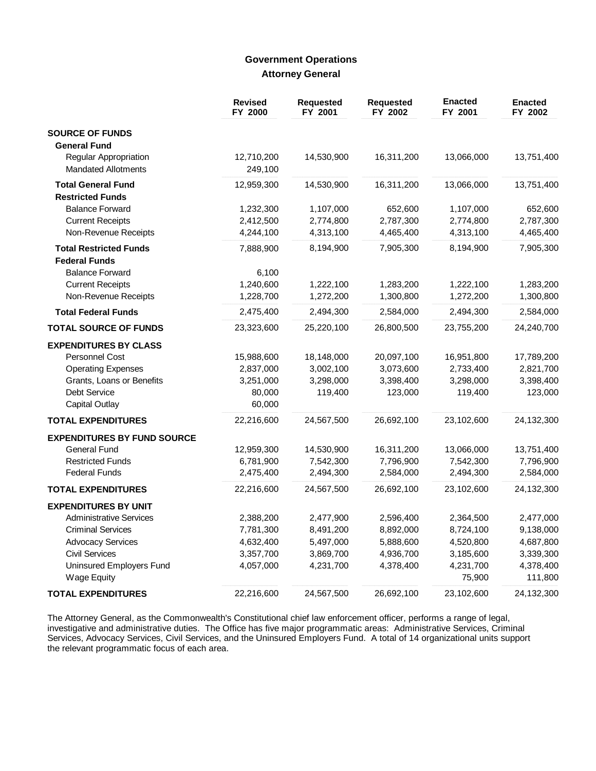## Government Operations

### Attorney General

| | Revised FY 2000 | Requested FY 2001 | Requested FY 2002 | Enacted FY 2001 | Enacted FY 2002 |
|---|---|---|---|---|---|
| **SOURCE OF FUNDS** | | | | | |
| **General Fund** | | | | | |
| Regular Appropriation | 12,710,200 | 14,530,900 | 16,311,200 | 13,066,000 | 13,751,400 |
| Mandated Allotments | 249,100 | | | | |
| **Total General Fund** | 12,959,300 | 14,530,900 | 16,311,200 | 13,066,000 | 13,751,400 |
| **Restricted Funds** | | | | | |
| Balance Forward | 1,232,300 | 1,107,000 | 652,600 | 1,107,000 | 652,600 |
| Current Receipts | 2,412,500 | 2,774,800 | 2,787,300 | 2,774,800 | 2,787,300 |
| Non-Revenue Receipts | 4,244,100 | 4,313,100 | 4,465,400 | 4,313,100 | 4,465,400 |
| **Total Restricted Funds** | 7,888,900 | 8,194,900 | 7,905,300 | 8,194,900 | 7,905,300 |
| **Federal Funds** | | | | | |
| Balance Forward | 6,100 | | | | |
| Current Receipts | 1,240,600 | 1,222,100 | 1,283,200 | 1,222,100 | 1,283,200 |
| Non-Revenue Receipts | 1,228,700 | 1,272,200 | 1,300,800 | 1,272,200 | 1,300,800 |
| **Total Federal Funds** | 2,475,400 | 2,494,300 | 2,584,000 | 2,494,300 | 2,584,000 |
| **TOTAL SOURCE OF FUNDS** | 23,323,600 | 25,220,100 | 26,800,500 | 23,755,200 | 24,240,700 |
| **EXPENDITURES BY CLASS** | | | | | |
| Personnel Cost | 15,988,600 | 18,148,000 | 20,097,100 | 16,951,800 | 17,789,200 |
| Operating Expenses | 2,837,000 | 3,002,100 | 3,073,600 | 2,733,400 | 2,821,700 |
| Grants, Loans or Benefits | 3,251,000 | 3,298,000 | 3,398,400 | 3,298,000 | 3,398,400 |
| Debt Service | 80,000 | 119,400 | 123,000 | 119,400 | 123,000 |
| Capital Outlay | 60,000 | | | | |
| **TOTAL EXPENDITURES** | 22,216,600 | 24,567,500 | 26,692,100 | 23,102,600 | 24,132,300 |
| **EXPENDITURES BY FUND SOURCE** | | | | | |
| General Fund | 12,959,300 | 14,530,900 | 16,311,200 | 13,066,000 | 13,751,400 |
| Restricted Funds | 6,781,900 | 7,542,300 | 7,796,900 | 7,542,300 | 7,796,900 |
| Federal Funds | 2,475,400 | 2,494,300 | 2,584,000 | 2,494,300 | 2,584,000 |
| **TOTAL EXPENDITURES** | 22,216,600 | 24,567,500 | 26,692,100 | 23,102,600 | 24,132,300 |
| **EXPENDITURES BY UNIT** | | | | | |
| Administrative Services | 2,388,200 | 2,477,900 | 2,596,400 | 2,364,500 | 2,477,000 |
| Criminal Services | 7,781,300 | 8,491,200 | 8,892,000 | 8,724,100 | 9,138,000 |
| Advocacy Services | 4,632,400 | 5,497,000 | 5,888,600 | 4,520,800 | 4,687,800 |
| Civil Services | 3,357,700 | 3,869,700 | 4,936,700 | 3,185,600 | 3,339,300 |
| Uninsured Employers Fund | 4,057,000 | 4,231,700 | 4,378,400 | 4,231,700 | 4,378,400 |
| Wage Equity | | | | 75,900 | 111,800 |
| **TOTAL EXPENDITURES** | 22,216,600 | 24,567,500 | 26,692,100 | 23,102,600 | 24,132,300 |

The Attorney General, as the Commonwealth's Constitutional chief law enforcement officer, performs a range of legal, investigative and administrative duties. The Office has five major programmatic areas: Administrative Services, Criminal Services, Advocacy Services, Civil Services, and the Uninsured Employers Fund. A total of 14 organizational units support the relevant programmatic focus of each area.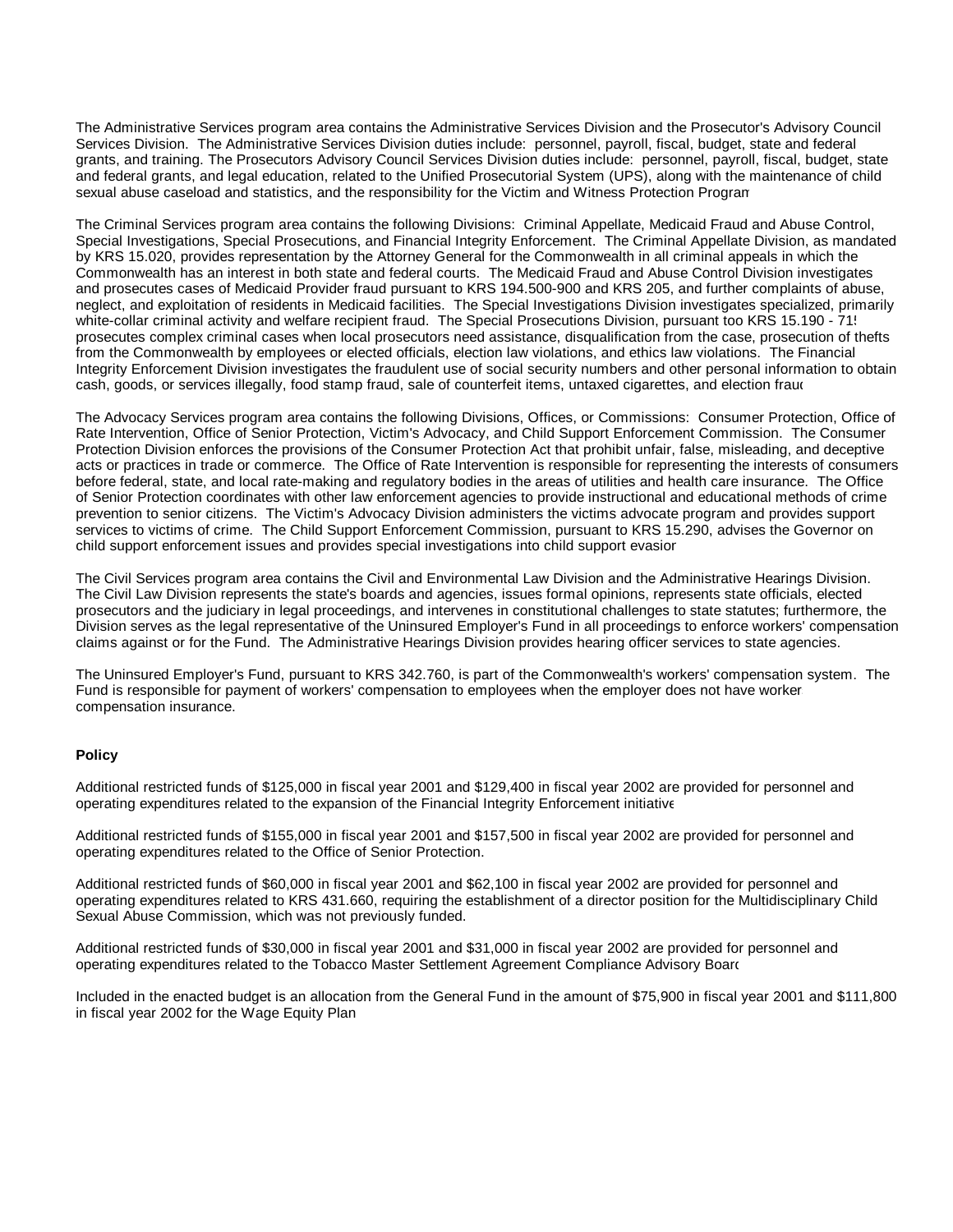The Administrative Services program area contains the Administrative Services Division and the Prosecutor's Advisory Council Services Division. The Administrative Services Division duties include: personnel, payroll, fiscal, budget, state and federal grants, and training. The Prosecutors Advisory Council Services Division duties include: personnel, payroll, fiscal, budget, state and federal grants, and legal education, related to the Unified Prosecutorial System (UPS), along with the maintenance of child sexual abuse caseload and statistics, and the responsibility for the Victim and Witness Protection Program

The Criminal Services program area contains the following Divisions: Criminal Appellate, Medicaid Fraud and Abuse Control, Special Investigations, Special Prosecutions, and Financial Integrity Enforcement. The Criminal Appellate Division, as mandated by KRS 15.020, provides representation by the Attorney General for the Commonwealth in all criminal appeals in which the Commonwealth has an interest in both state and federal courts. The Medicaid Fraud and Abuse Control Division investigates and prosecutes cases of Medicaid Provider fraud pursuant to KRS 194.500-900 and KRS 205, and further complaints of abuse, neglect, and exploitation of residents in Medicaid facilities. The Special Investigations Division investigates specialized, primarily white-collar criminal activity and welfare recipient fraud. The Special Prosecutions Division, pursuant too KRS 15.190 - 715 prosecutes complex criminal cases when local prosecutors need assistance, disqualification from the case, prosecution of thefts from the Commonwealth by employees or elected officials, election law violations, and ethics law violations. The Financial Integrity Enforcement Division investigates the fraudulent use of social security numbers and other personal information to obtain cash, goods, or services illegally, food stamp fraud, sale of counterfeit items, untaxed cigarettes, and election fraud

The Advocacy Services program area contains the following Divisions, Offices, or Commissions: Consumer Protection, Office of Rate Intervention, Office of Senior Protection, Victim's Advocacy, and Child Support Enforcement Commission. The Consumer Protection Division enforces the provisions of the Consumer Protection Act that prohibit unfair, false, misleading, and deceptive acts or practices in trade or commerce. The Office of Rate Intervention is responsible for representing the interests of consumers before federal, state, and local rate-making and regulatory bodies in the areas of utilities and health care insurance. The Office of Senior Protection coordinates with other law enforcement agencies to provide instructional and educational methods of crime prevention to senior citizens. The Victim's Advocacy Division administers the victims advocate program and provides support services to victims of crime. The Child Support Enforcement Commission, pursuant to KRS 15.290, advises the Governor on child support enforcement issues and provides special investigations into child support evasion

The Civil Services program area contains the Civil and Environmental Law Division and the Administrative Hearings Division. The Civil Law Division represents the state's boards and agencies, issues formal opinions, represents state officials, elected prosecutors and the judiciary in legal proceedings, and intervenes in constitutional challenges to state statutes; furthermore, the Division serves as the legal representative of the Uninsured Employer's Fund in all proceedings to enforce workers' compensation claims against or for the Fund. The Administrative Hearings Division provides hearing officer services to state agencies.

The Uninsured Employer's Fund, pursuant to KRS 342.760, is part of the Commonwealth's workers' compensation system. The Fund is responsible for payment of workers' compensation to employees when the employer does not have worker compensation insurance.

**Policy**

Additional restricted funds of $125,000 in fiscal year 2001 and $129,400 in fiscal year 2002 are provided for personnel and operating expenditures related to the expansion of the Financial Integrity Enforcement initiative

Additional restricted funds of $155,000 in fiscal year 2001 and $157,500 in fiscal year 2002 are provided for personnel and operating expenditures related to the Office of Senior Protection.

Additional restricted funds of $60,000 in fiscal year 2001 and $62,100 in fiscal year 2002 are provided for personnel and operating expenditures related to KRS 431.660, requiring the establishment of a director position for the Multidisciplinary Child Sexual Abuse Commission, which was not previously funded.

Additional restricted funds of $30,000 in fiscal year 2001 and $31,000 in fiscal year 2002 are provided for personnel and operating expenditures related to the Tobacco Master Settlement Agreement Compliance Advisory Board

Included in the enacted budget is an allocation from the General Fund in the amount of $75,900 in fiscal year 2001 and $111,800 in fiscal year 2002 for the Wage Equity Plan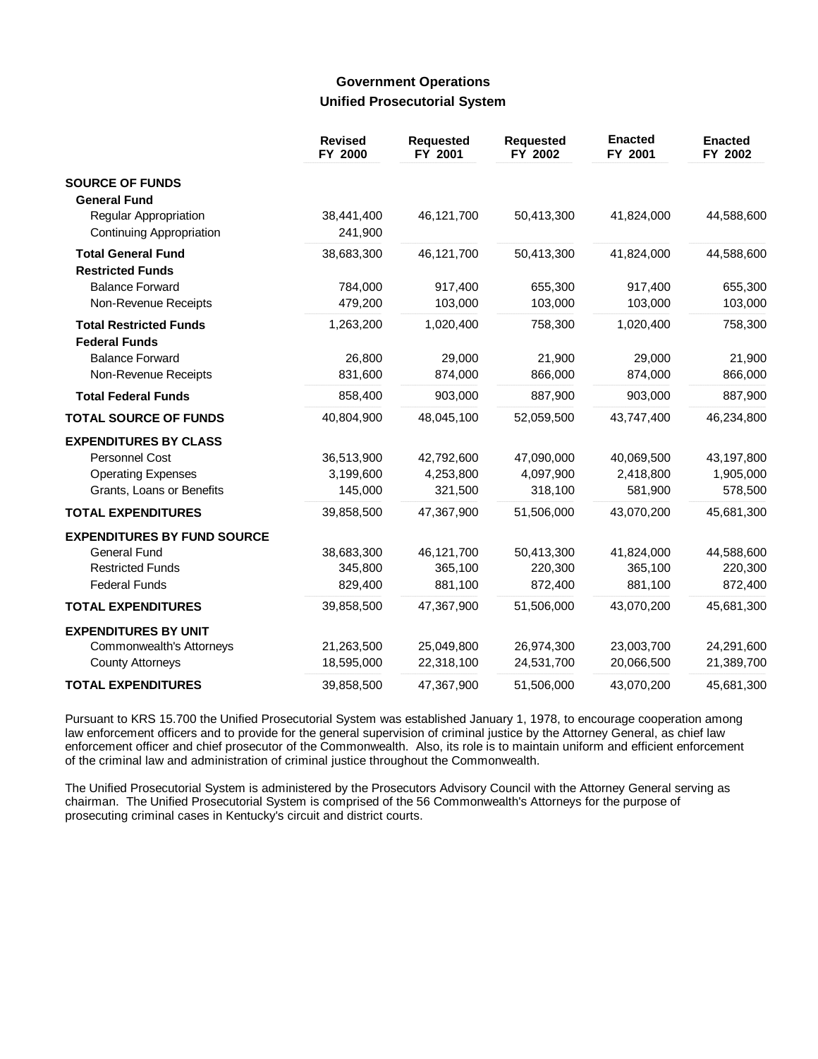## Government Operations

### Unified Prosecutorial System

| | Revised FY 2000 | Requested FY 2001 | Requested FY 2002 | Enacted FY 2001 | Enacted FY 2002 |
|---|---|---|---|---|---|
| **SOURCE OF FUNDS** | | | | | |
| **General Fund** | | | | | |
| Regular Appropriation | 38,441,400 | 46,121,700 | 50,413,300 | 41,824,000 | 44,588,600 |
| Continuing Appropriation | 241,900 | | | | |
| **Total General Fund** | 38,683,300 | 46,121,700 | 50,413,300 | 41,824,000 | 44,588,600 |
| **Restricted Funds** | | | | | |
| Balance Forward | 784,000 | 917,400 | 655,300 | 917,400 | 655,300 |
| Non-Revenue Receipts | 479,200 | 103,000 | 103,000 | 103,000 | 103,000 |
| **Total Restricted Funds** | 1,263,200 | 1,020,400 | 758,300 | 1,020,400 | 758,300 |
| **Federal Funds** | | | | | |
| Balance Forward | 26,800 | 29,000 | 21,900 | 29,000 | 21,900 |
| Non-Revenue Receipts | 831,600 | 874,000 | 866,000 | 874,000 | 866,000 |
| **Total Federal Funds** | 858,400 | 903,000 | 887,900 | 903,000 | 887,900 |
| **TOTAL SOURCE OF FUNDS** | 40,804,900 | 48,045,100 | 52,059,500 | 43,747,400 | 46,234,800 |
| **EXPENDITURES BY CLASS** | | | | | |
| Personnel Cost | 36,513,900 | 42,792,600 | 47,090,000 | 40,069,500 | 43,197,800 |
| Operating Expenses | 3,199,600 | 4,253,800 | 4,097,900 | 2,418,800 | 1,905,000 |
| Grants, Loans or Benefits | 145,000 | 321,500 | 318,100 | 581,900 | 578,500 |
| **TOTAL EXPENDITURES** | 39,858,500 | 47,367,900 | 51,506,000 | 43,070,200 | 45,681,300 |
| **EXPENDITURES BY FUND SOURCE** | | | | | |
| General Fund | 38,683,300 | 46,121,700 | 50,413,300 | 41,824,000 | 44,588,600 |
| Restricted Funds | 345,800 | 365,100 | 220,300 | 365,100 | 220,300 |
| Federal Funds | 829,400 | 881,100 | 872,400 | 881,100 | 872,400 |
| **TOTAL EXPENDITURES** | 39,858,500 | 47,367,900 | 51,506,000 | 43,070,200 | 45,681,300 |
| **EXPENDITURES BY UNIT** | | | | | |
| Commonwealth's Attorneys | 21,263,500 | 25,049,800 | 26,974,300 | 23,003,700 | 24,291,600 |
| County Attorneys | 18,595,000 | 22,318,100 | 24,531,700 | 20,066,500 | 21,389,700 |
| **TOTAL EXPENDITURES** | 39,858,500 | 47,367,900 | 51,506,000 | 43,070,200 | 45,681,300 |

Pursuant to KRS 15.700 the Unified Prosecutorial System was established January 1, 1978, to encourage cooperation among law enforcement officers and to provide for the general supervision of criminal justice by the Attorney General, as chief law enforcement officer and chief prosecutor of the Commonwealth. Also, its role is to maintain uniform and efficient enforcement of the criminal law and administration of criminal justice throughout the Commonwealth.

The Unified Prosecutorial System is administered by the Prosecutors Advisory Council with the Attorney General serving as chairman. The Unified Prosecutorial System is comprised of the 56 Commonwealth's Attorneys for the purpose of prosecuting criminal cases in Kentucky's circuit and district courts.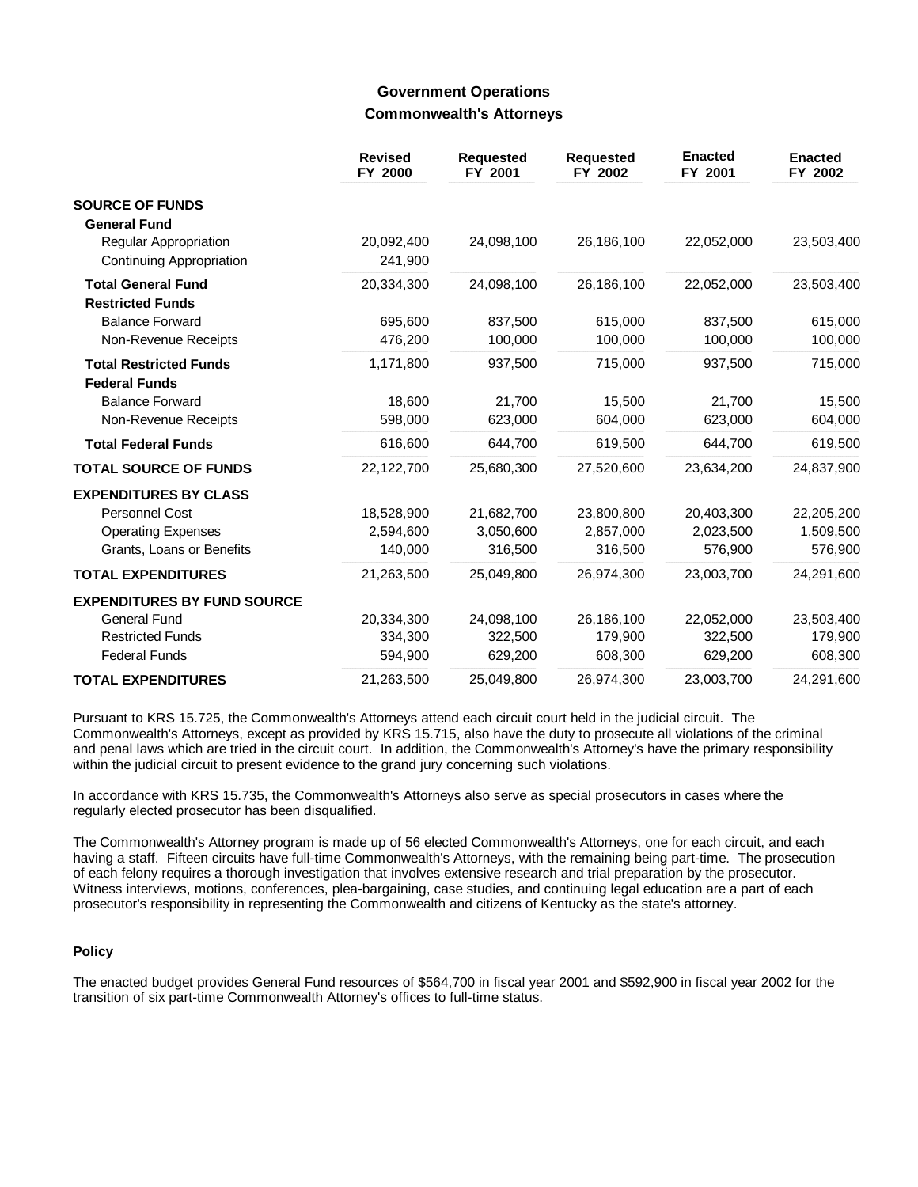# Government Operations

## Commonwealth's Attorneys

| | Revised FY 2000 | Requested FY 2001 | Requested FY 2002 | Enacted FY 2001 | Enacted FY 2002 |
|---|---|---|---|---|---|
| **SOURCE OF FUNDS** | | | | | |
| **General Fund** | | | | | |
| Regular Appropriation | 20,092,400 | 24,098,100 | 26,186,100 | 22,052,000 | 23,503,400 |
| Continuing Appropriation | 241,900 | | | | |
| **Total General Fund** | 20,334,300 | 24,098,100 | 26,186,100 | 22,052,000 | 23,503,400 |
| **Restricted Funds** | | | | | |
| Balance Forward | 695,600 | 837,500 | 615,000 | 837,500 | 615,000 |
| Non-Revenue Receipts | 476,200 | 100,000 | 100,000 | 100,000 | 100,000 |
| **Total Restricted Funds** | 1,171,800 | 937,500 | 715,000 | 937,500 | 715,000 |
| **Federal Funds** | | | | | |
| Balance Forward | 18,600 | 21,700 | 15,500 | 21,700 | 15,500 |
| Non-Revenue Receipts | 598,000 | 623,000 | 604,000 | 623,000 | 604,000 |
| **Total Federal Funds** | 616,600 | 644,700 | 619,500 | 644,700 | 619,500 |
| **TOTAL SOURCE OF FUNDS** | 22,122,700 | 25,680,300 | 27,520,600 | 23,634,200 | 24,837,900 |
| **EXPENDITURES BY CLASS** | | | | | |
| Personnel Cost | 18,528,900 | 21,682,700 | 23,800,800 | 20,403,300 | 22,205,200 |
| Operating Expenses | 2,594,600 | 3,050,600 | 2,857,000 | 2,023,500 | 1,509,500 |
| Grants, Loans or Benefits | 140,000 | 316,500 | 316,500 | 576,900 | 576,900 |
| **TOTAL EXPENDITURES** | 21,263,500 | 25,049,800 | 26,974,300 | 23,003,700 | 24,291,600 |
| **EXPENDITURES BY FUND SOURCE** | | | | | |
| General Fund | 20,334,300 | 24,098,100 | 26,186,100 | 22,052,000 | 23,503,400 |
| Restricted Funds | 334,300 | 322,500 | 179,900 | 322,500 | 179,900 |
| Federal Funds | 594,900 | 629,200 | 608,300 | 629,200 | 608,300 |
| **TOTAL EXPENDITURES** | 21,263,500 | 25,049,800 | 26,974,300 | 23,003,700 | 24,291,600 |

Pursuant to KRS 15.725, the Commonwealth's Attorneys attend each circuit court held in the judicial circuit. The Commonwealth's Attorneys, except as provided by KRS 15.715, also have the duty to prosecute all violations of the criminal and penal laws which are tried in the circuit court. In addition, the Commonwealth's Attorney's have the primary responsibility within the judicial circuit to present evidence to the grand jury concerning such violations.

In accordance with KRS 15.735, the Commonwealth's Attorneys also serve as special prosecutors in cases where the regularly elected prosecutor has been disqualified.

The Commonwealth's Attorney program is made up of 56 elected Commonwealth's Attorneys, one for each circuit, and each having a staff. Fifteen circuits have full-time Commonwealth's Attorneys, with the remaining being part-time. The prosecution of each felony requires a thorough investigation that involves extensive research and trial preparation by the prosecutor. Witness interviews, motions, conferences, plea-bargaining, case studies, and continuing legal education are a part of each prosecutor's responsibility in representing the Commonwealth and citizens of Kentucky as the state's attorney.

### Policy

The enacted budget provides General Fund resources of $564,700 in fiscal year 2001 and $592,900 in fiscal year 2002 for the transition of six part-time Commonwealth Attorney's offices to full-time status.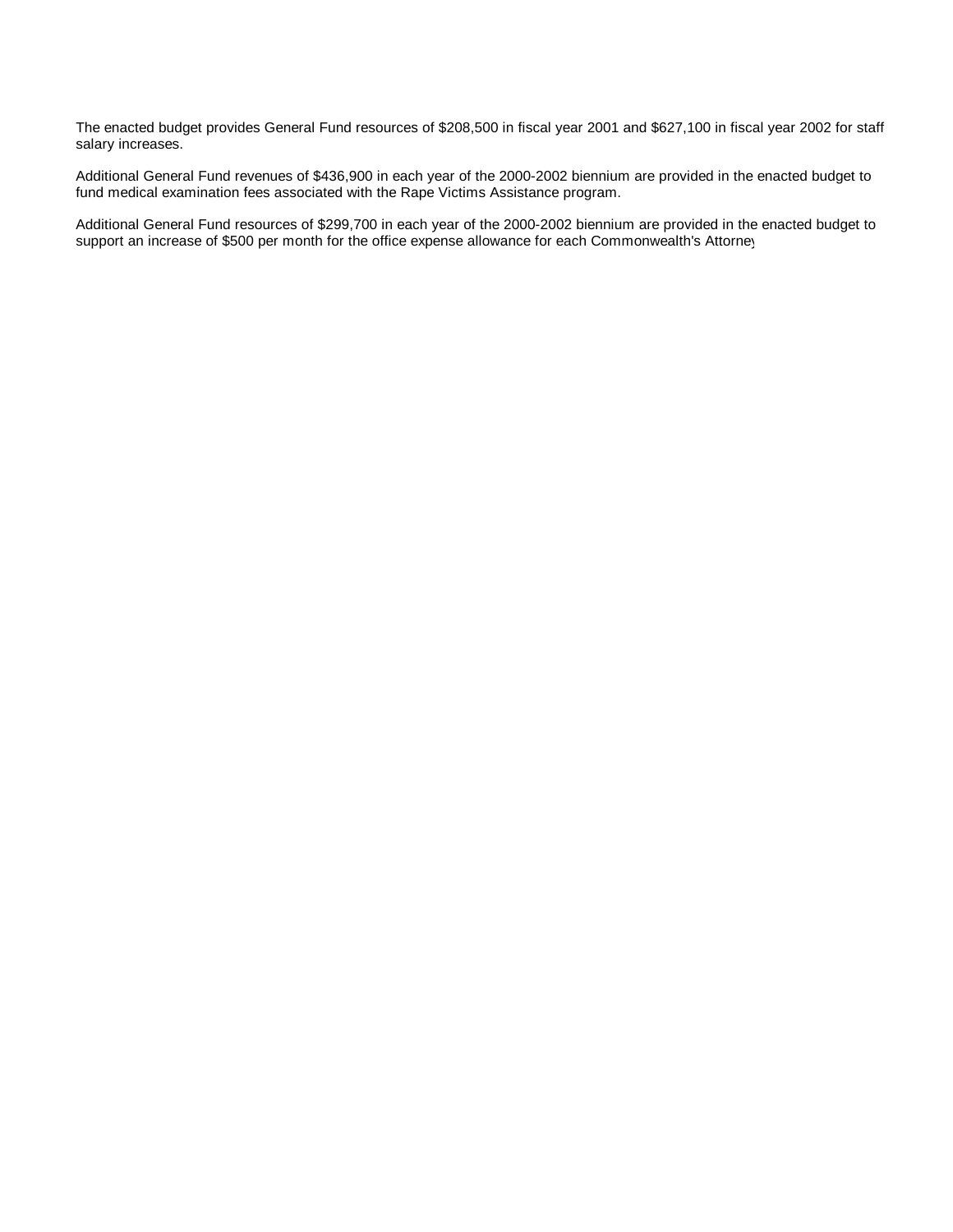The enacted budget provides General Fund resources of $208,500 in fiscal year 2001 and $627,100 in fiscal year 2002 for staff salary increases.

Additional General Fund revenues of $436,900 in each year of the 2000-2002 biennium are provided in the enacted budget to fund medical examination fees associated with the Rape Victims Assistance program.

Additional General Fund resources of $299,700 in each year of the 2000-2002 biennium are provided in the enacted budget to support an increase of $500 per month for the office expense allowance for each Commonwealth's Attorney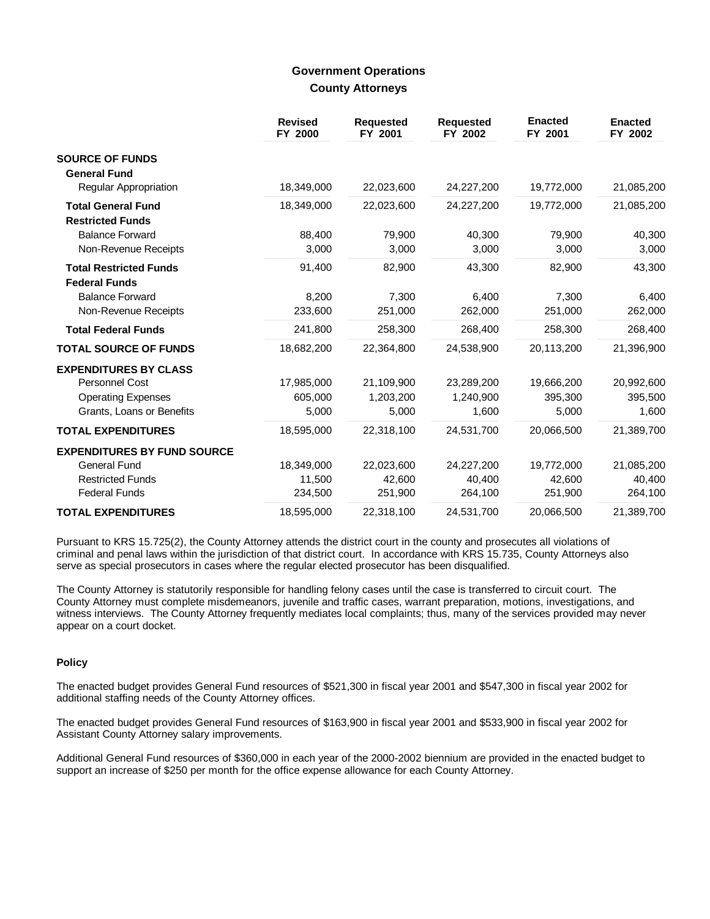# Government Operations

## County Attorneys

| | Revised FY 2000 | Requested FY 2001 | Requested FY 2002 | Enacted FY 2001 | Enacted FY 2002 |
|---|---|---|---|---|---|
| **SOURCE OF FUNDS** | | | | | |
| **General Fund** | | | | | |
| Regular Appropriation | 18,349,000 | 22,023,600 | 24,227,200 | 19,772,000 | 21,085,200 |
| **Total General Fund** | 18,349,000 | 22,023,600 | 24,227,200 | 19,772,000 | 21,085,200 |
| **Restricted Funds** | | | | | |
| Balance Forward | 88,400 | 79,900 | 40,300 | 79,900 | 40,300 |
| Non-Revenue Receipts | 3,000 | 3,000 | 3,000 | 3,000 | 3,000 |
| **Total Restricted Funds** | 91,400 | 82,900 | 43,300 | 82,900 | 43,300 |
| **Federal Funds** | | | | | |
| Balance Forward | 8,200 | 7,300 | 6,400 | 7,300 | 6,400 |
| Non-Revenue Receipts | 233,600 | 251,000 | 262,000 | 251,000 | 262,000 |
| **Total Federal Funds** | 241,800 | 258,300 | 268,400 | 258,300 | 268,400 |
| **TOTAL SOURCE OF FUNDS** | 18,682,200 | 22,364,800 | 24,538,900 | 20,113,200 | 21,396,900 |
| **EXPENDITURES BY CLASS** | | | | | |
| Personnel Cost | 17,985,000 | 21,109,900 | 23,289,200 | 19,666,200 | 20,992,600 |
| Operating Expenses | 605,000 | 1,203,200 | 1,240,900 | 395,300 | 395,500 |
| Grants, Loans or Benefits | 5,000 | 5,000 | 1,600 | 5,000 | 1,600 |
| **TOTAL EXPENDITURES** | 18,595,000 | 22,318,100 | 24,531,700 | 20,066,500 | 21,389,700 |
| **EXPENDITURES BY FUND SOURCE** | | | | | |
| General Fund | 18,349,000 | 22,023,600 | 24,227,200 | 19,772,000 | 21,085,200 |
| Restricted Funds | 11,500 | 42,600 | 40,400 | 42,600 | 40,400 |
| Federal Funds | 234,500 | 251,900 | 264,100 | 251,900 | 264,100 |
| **TOTAL EXPENDITURES** | 18,595,000 | 22,318,100 | 24,531,700 | 20,066,500 | 21,389,700 |

Pursuant to KRS 15.725(2), the County Attorney attends the district court in the county and prosecutes all violations of criminal and penal laws within the jurisdiction of that district court. In accordance with KRS 15.735, County Attorneys also serve as special prosecutors in cases where the regular elected prosecutor has been disqualified.

The County Attorney is statutorily responsible for handling felony cases until the case is transferred to circuit court. The County Attorney must complete misdemeanors, juvenile and traffic cases, warrant preparation, motions, investigations, and witness interviews. The County Attorney frequently mediates local complaints; thus, many of the services provided may never appear on a court docket.

### Policy

The enacted budget provides General Fund resources of $521,300 in fiscal year 2001 and $547,300 in fiscal year 2002 for additional staffing needs of the County Attorney offices.

The enacted budget provides General Fund resources of $163,900 in fiscal year 2001 and $533,900 in fiscal year 2002 for Assistant County Attorney salary improvements.

Additional General Fund resources of $360,000 in each year of the 2000-2002 biennium are provided in the enacted budget to support an increase of $250 per month for the office expense allowance for each County Attorney.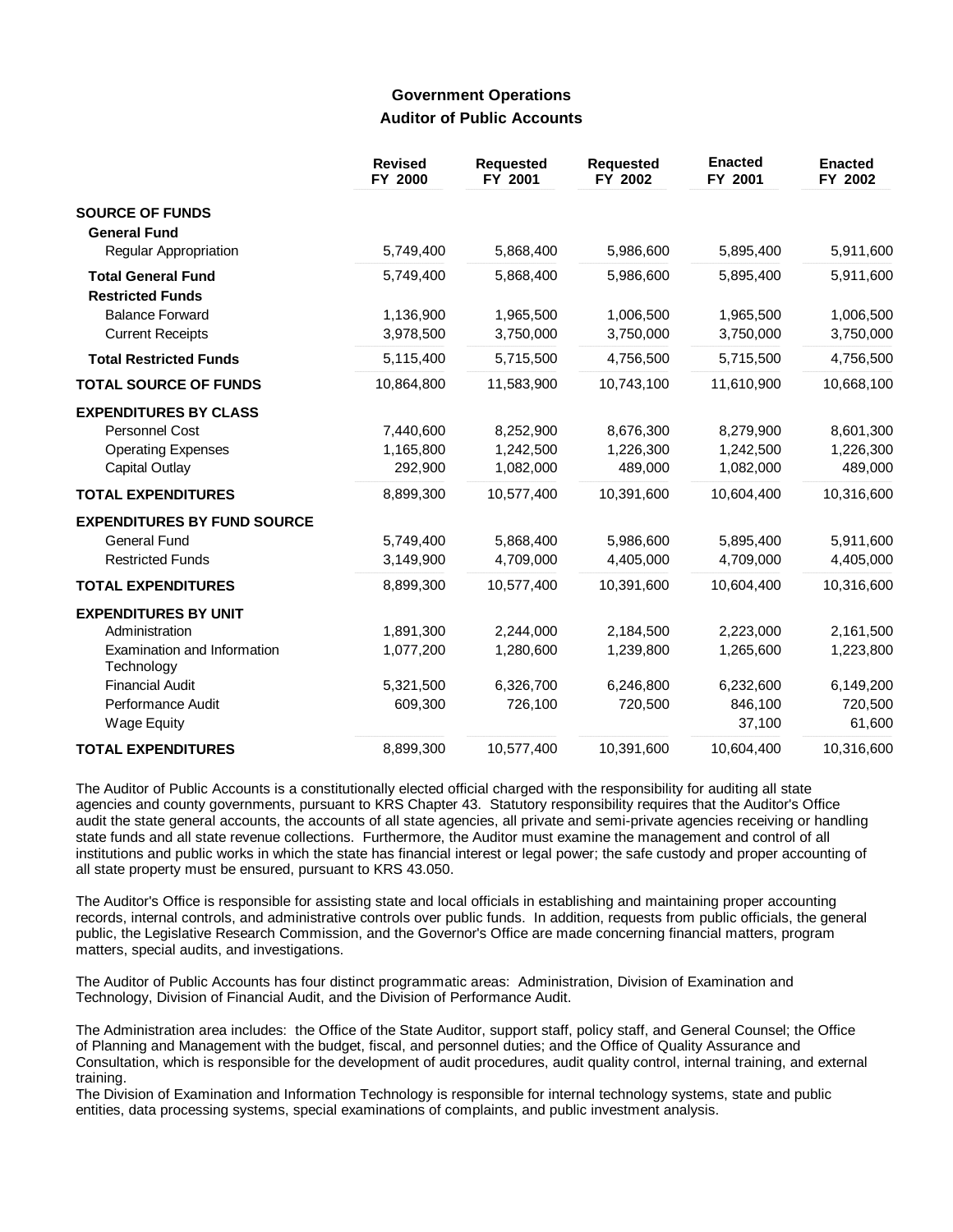## Government Operations

### Auditor of Public Accounts

| | Revised FY 2000 | Requested FY 2001 | Requested FY 2002 | Enacted FY 2001 | Enacted FY 2002 |
|---|---|---|---|---|---|
| **SOURCE OF FUNDS** | | | | | |
| **General Fund** | | | | | |
| Regular Appropriation | 5,749,400 | 5,868,400 | 5,986,600 | 5,895,400 | 5,911,600 |
| **Total General Fund** | 5,749,400 | 5,868,400 | 5,986,600 | 5,895,400 | 5,911,600 |
| **Restricted Funds** | | | | | |
| Balance Forward | 1,136,900 | 1,965,500 | 1,006,500 | 1,965,500 | 1,006,500 |
| Current Receipts | 3,978,500 | 3,750,000 | 3,750,000 | 3,750,000 | 3,750,000 |
| **Total Restricted Funds** | 5,115,400 | 5,715,500 | 4,756,500 | 5,715,500 | 4,756,500 |
| **TOTAL SOURCE OF FUNDS** | 10,864,800 | 11,583,900 | 10,743,100 | 11,610,900 | 10,668,100 |
| **EXPENDITURES BY CLASS** | | | | | |
| Personnel Cost | 7,440,600 | 8,252,900 | 8,676,300 | 8,279,900 | 8,601,300 |
| Operating Expenses | 1,165,800 | 1,242,500 | 1,226,300 | 1,242,500 | 1,226,300 |
| Capital Outlay | 292,900 | 1,082,000 | 489,000 | 1,082,000 | 489,000 |
| **TOTAL EXPENDITURES** | 8,899,300 | 10,577,400 | 10,391,600 | 10,604,400 | 10,316,600 |
| **EXPENDITURES BY FUND SOURCE** | | | | | |
| General Fund | 5,749,400 | 5,868,400 | 5,986,600 | 5,895,400 | 5,911,600 |
| Restricted Funds | 3,149,900 | 4,709,000 | 4,405,000 | 4,709,000 | 4,405,000 |
| **TOTAL EXPENDITURES** | 8,899,300 | 10,577,400 | 10,391,600 | 10,604,400 | 10,316,600 |
| **EXPENDITURES BY UNIT** | | | | | |
| Administration | 1,891,300 | 2,244,000 | 2,184,500 | 2,223,000 | 2,161,500 |
| Examination and Information Technology | 1,077,200 | 1,280,600 | 1,239,800 | 1,265,600 | 1,223,800 |
| Financial Audit | 5,321,500 | 6,326,700 | 6,246,800 | 6,232,600 | 6,149,200 |
| Performance Audit | 609,300 | 726,100 | 720,500 | 846,100 | 720,500 |
| Wage Equity | | | | 37,100 | 61,600 |
| **TOTAL EXPENDITURES** | 8,899,300 | 10,577,400 | 10,391,600 | 10,604,400 | 10,316,600 |

The Auditor of Public Accounts is a constitutionally elected official charged with the responsibility for auditing all state agencies and county governments, pursuant to KRS Chapter 43. Statutory responsibility requires that the Auditor's Office audit the state general accounts, the accounts of all state agencies, all private and semi-private agencies receiving or handling state funds and all state revenue collections. Furthermore, the Auditor must examine the management and control of all institutions and public works in which the state has financial interest or legal power; the safe custody and proper accounting of all state property must be ensured, pursuant to KRS 43.050.

The Auditor's Office is responsible for assisting state and local officials in establishing and maintaining proper accounting records, internal controls, and administrative controls over public funds. In addition, requests from public officials, the general public, the Legislative Research Commission, and the Governor's Office are made concerning financial matters, program matters, special audits, and investigations.

The Auditor of Public Accounts has four distinct programmatic areas: Administration, Division of Examination and Technology, Division of Financial Audit, and the Division of Performance Audit.

The Administration area includes: the Office of the State Auditor, support staff, policy staff, and General Counsel; the Office of Planning and Management with the budget, fiscal, and personnel duties; and the Office of Quality Assurance and Consultation, which is responsible for the development of audit procedures, audit quality control, internal training, and external training.

The Division of Examination and Information Technology is responsible for internal technology systems, state and public entities, data processing systems, special examinations of complaints, and public investment analysis.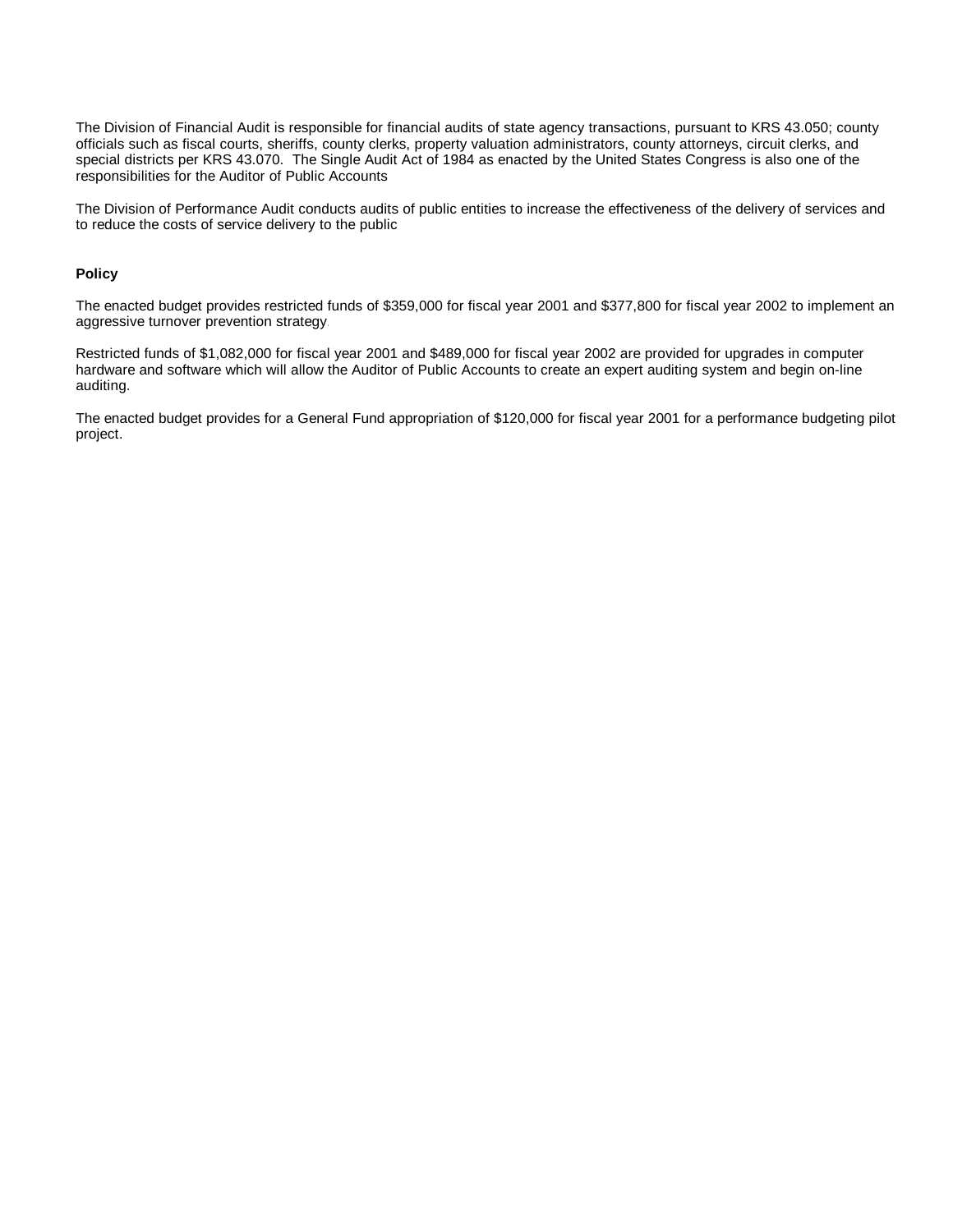The Division of Financial Audit is responsible for financial audits of state agency transactions, pursuant to KRS 43.050; county officials such as fiscal courts, sheriffs, county clerks, property valuation administrators, county attorneys, circuit clerks, and special districts per KRS 43.070. The Single Audit Act of 1984 as enacted by the United States Congress is also one of the responsibilities for the Auditor of Public Accounts

The Division of Performance Audit conducts audits of public entities to increase the effectiveness of the delivery of services and to reduce the costs of service delivery to the public

**Policy**

The enacted budget provides restricted funds of $359,000 for fiscal year 2001 and $377,800 for fiscal year 2002 to implement an aggressive turnover prevention strategy.

Restricted funds of $1,082,000 for fiscal year 2001 and $489,000 for fiscal year 2002 are provided for upgrades in computer hardware and software which will allow the Auditor of Public Accounts to create an expert auditing system and begin on-line auditing.

The enacted budget provides for a General Fund appropriation of $120,000 for fiscal year 2001 for a performance budgeting pilot project.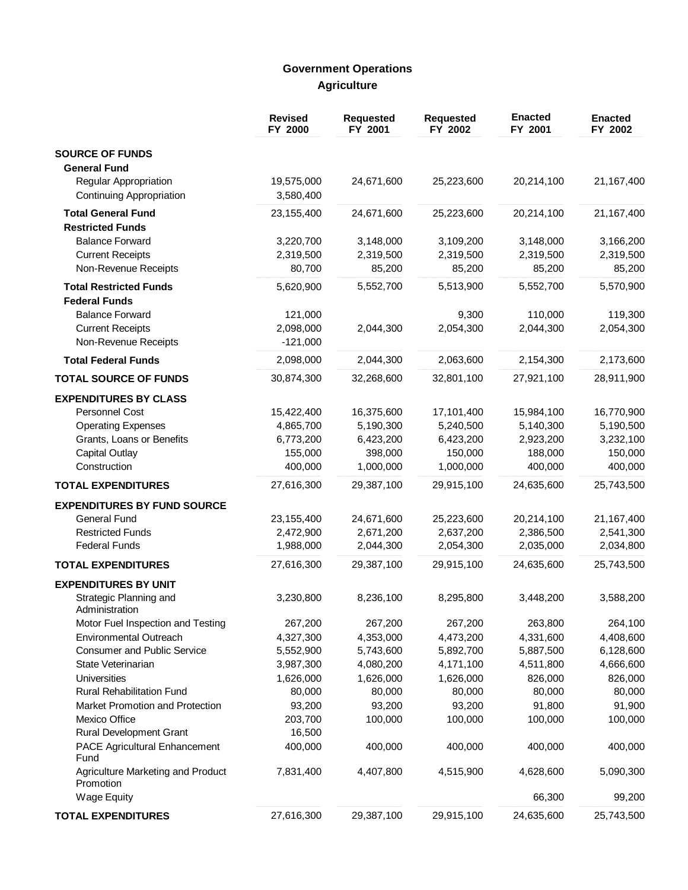# Government Operations

## Agriculture

| | Revised FY 2000 | Requested FY 2001 | Requested FY 2002 | Enacted FY 2001 | Enacted FY 2002 |
|---|---|---|---|---|---|
| **SOURCE OF FUNDS** | | | | | |
| **General Fund** | | | | | |
| Regular Appropriation | 19,575,000 | 24,671,600 | 25,223,600 | 20,214,100 | 21,167,400 |
| Continuing Appropriation | 3,580,400 | | | | |
| **Total General Fund** | 23,155,400 | 24,671,600 | 25,223,600 | 20,214,100 | 21,167,400 |
| **Restricted Funds** | | | | | |
| Balance Forward | 3,220,700 | 3,148,000 | 3,109,200 | 3,148,000 | 3,166,200 |
| Current Receipts | 2,319,500 | 2,319,500 | 2,319,500 | 2,319,500 | 2,319,500 |
| Non-Revenue Receipts | 80,700 | 85,200 | 85,200 | 85,200 | 85,200 |
| **Total Restricted Funds** | 5,620,900 | 5,552,700 | 5,513,900 | 5,552,700 | 5,570,900 |
| **Federal Funds** | | | | | |
| Balance Forward | 121,000 | | 9,300 | 110,000 | 119,300 |
| Current Receipts | 2,098,000 | 2,044,300 | 2,054,300 | 2,044,300 | 2,054,300 |
| Non-Revenue Receipts | -121,000 | | | | |
| **Total Federal Funds** | 2,098,000 | 2,044,300 | 2,063,600 | 2,154,300 | 2,173,600 |
| **TOTAL SOURCE OF FUNDS** | 30,874,300 | 32,268,600 | 32,801,100 | 27,921,100 | 28,911,900 |
| **EXPENDITURES BY CLASS** | | | | | |
| Personnel Cost | 15,422,400 | 16,375,600 | 17,101,400 | 15,984,100 | 16,770,900 |
| Operating Expenses | 4,865,700 | 5,190,300 | 5,240,500 | 5,140,300 | 5,190,500 |
| Grants, Loans or Benefits | 6,773,200 | 6,423,200 | 6,423,200 | 2,923,200 | 3,232,100 |
| Capital Outlay | 155,000 | 398,000 | 150,000 | 188,000 | 150,000 |
| Construction | 400,000 | 1,000,000 | 1,000,000 | 400,000 | 400,000 |
| **TOTAL EXPENDITURES** | 27,616,300 | 29,387,100 | 29,915,100 | 24,635,600 | 25,743,500 |
| **EXPENDITURES BY FUND SOURCE** | | | | | |
| General Fund | 23,155,400 | 24,671,600 | 25,223,600 | 20,214,100 | 21,167,400 |
| Restricted Funds | 2,472,900 | 2,671,200 | 2,637,200 | 2,386,500 | 2,541,300 |
| Federal Funds | 1,988,000 | 2,044,300 | 2,054,300 | 2,035,000 | 2,034,800 |
| **TOTAL EXPENDITURES** | 27,616,300 | 29,387,100 | 29,915,100 | 24,635,600 | 25,743,500 |
| **EXPENDITURES BY UNIT** | | | | | |
| Strategic Planning and Administration | 3,230,800 | 8,236,100 | 8,295,800 | 3,448,200 | 3,588,200 |
| Motor Fuel Inspection and Testing | 267,200 | 267,200 | 267,200 | 263,800 | 264,100 |
| Environmental Outreach | 4,327,300 | 4,353,000 | 4,473,200 | 4,331,600 | 4,408,600 |
| Consumer and Public Service | 5,552,900 | 5,743,600 | 5,892,700 | 5,887,500 | 6,128,600 |
| State Veterinarian | 3,987,300 | 4,080,200 | 4,171,100 | 4,511,800 | 4,666,600 |
| Universities | 1,626,000 | 1,626,000 | 1,626,000 | 826,000 | 826,000 |
| Rural Rehabilitation Fund | 80,000 | 80,000 | 80,000 | 80,000 | 80,000 |
| Market Promotion and Protection | 93,200 | 93,200 | 93,200 | 91,800 | 91,900 |
| Mexico Office | 203,700 | 100,000 | 100,000 | 100,000 | 100,000 |
| Rural Development Grant | 16,500 | | | | |
| PACE Agricultural Enhancement Fund | 400,000 | 400,000 | 400,000 | 400,000 | 400,000 |
| Agriculture Marketing and Product Promotion | 7,831,400 | 4,407,800 | 4,515,900 | 4,628,600 | 5,090,300 |
| Wage Equity | | | | 66,300 | 99,200 |
| **TOTAL EXPENDITURES** | 27,616,300 | 29,387,100 | 29,915,100 | 24,635,600 | 25,743,500 |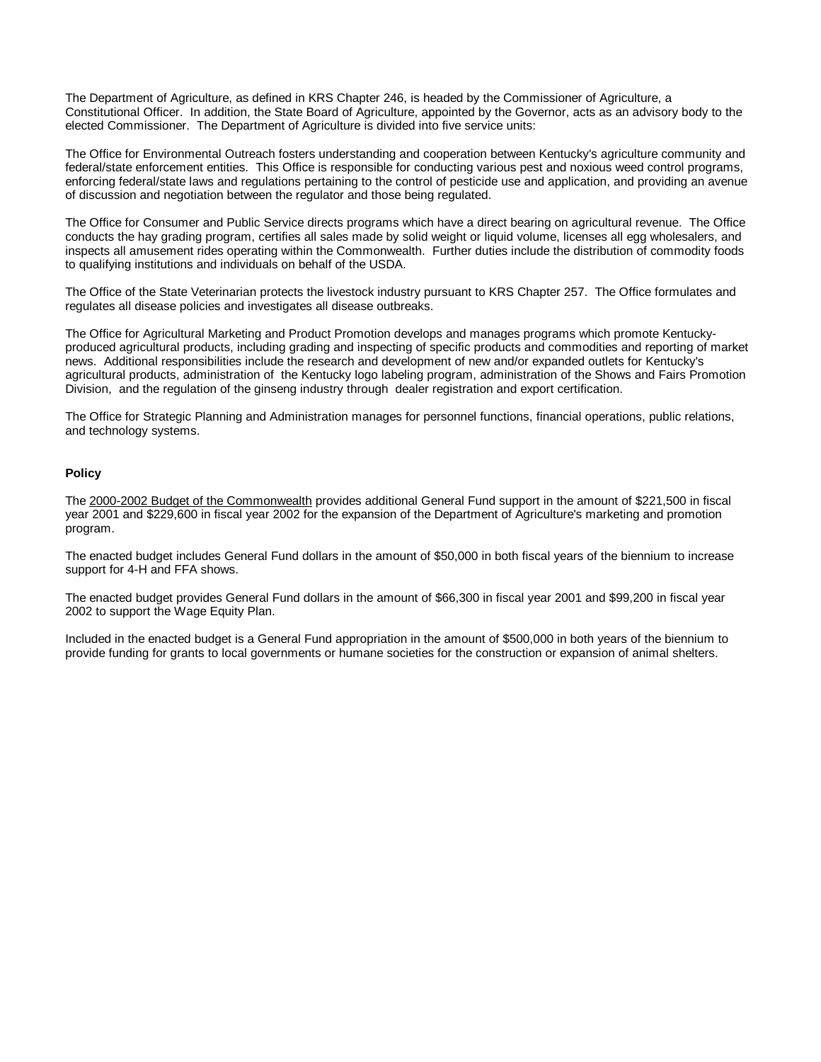The Department of Agriculture, as defined in KRS Chapter 246, is headed by the Commissioner of Agriculture, a Constitutional Officer. In addition, the State Board of Agriculture, appointed by the Governor, acts as an advisory body to the elected Commissioner. The Department of Agriculture is divided into five service units:

The Office for Environmental Outreach fosters understanding and cooperation between Kentucky's agriculture community and federal/state enforcement entities. This Office is responsible for conducting various pest and noxious weed control programs, enforcing federal/state laws and regulations pertaining to the control of pesticide use and application, and providing an avenue of discussion and negotiation between the regulator and those being regulated.

The Office for Consumer and Public Service directs programs which have a direct bearing on agricultural revenue. The Office conducts the hay grading program, certifies all sales made by solid weight or liquid volume, licenses all egg wholesalers, and inspects all amusement rides operating within the Commonwealth. Further duties include the distribution of commodity foods to qualifying institutions and individuals on behalf of the USDA.

The Office of the State Veterinarian protects the livestock industry pursuant to KRS Chapter 257. The Office formulates and regulates all disease policies and investigates all disease outbreaks.

The Office for Agricultural Marketing and Product Promotion develops and manages programs which promote Kentucky-produced agricultural products, including grading and inspecting of specific products and commodities and reporting of market news. Additional responsibilities include the research and development of new and/or expanded outlets for Kentucky's agricultural products, administration of the Kentucky logo labeling program, administration of the Shows and Fairs Promotion Division, and the regulation of the ginseng industry through dealer registration and export certification.

The Office for Strategic Planning and Administration manages for personnel functions, financial operations, public relations, and technology systems.

**Policy**

The 2000-2002 Budget of the Commonwealth provides additional General Fund support in the amount of $221,500 in fiscal year 2001 and $229,600 in fiscal year 2002 for the expansion of the Department of Agriculture's marketing and promotion program.

The enacted budget includes General Fund dollars in the amount of $50,000 in both fiscal years of the biennium to increase support for 4-H and FFA shows.

The enacted budget provides General Fund dollars in the amount of $66,300 in fiscal year 2001 and $99,200 in fiscal year 2002 to support the Wage Equity Plan.

Included in the enacted budget is a General Fund appropriation in the amount of $500,000 in both years of the biennium to provide funding for grants to local governments or humane societies for the construction or expansion of animal shelters.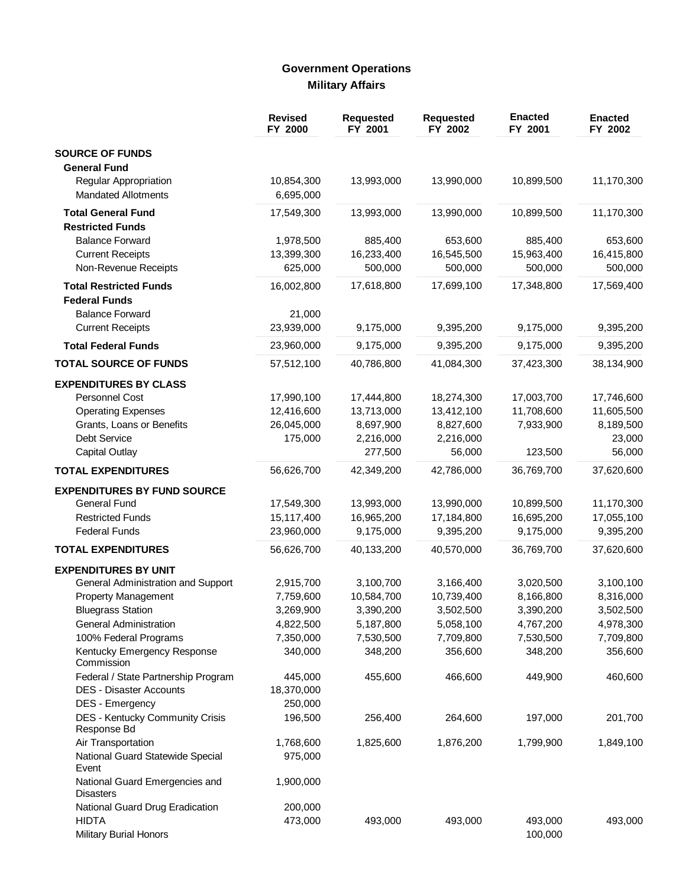## Government Operations
### Military Affairs

| | Revised FY 2000 | Requested FY 2001 | Requested FY 2002 | Enacted FY 2001 | Enacted FY 2002 |
|---|---|---|---|---|---|
| **SOURCE OF FUNDS** | | | | | |
| **General Fund** | | | | | |
| Regular Appropriation | 10,854,300 | 13,993,000 | 13,990,000 | 10,899,500 | 11,170,300 |
| Mandated Allotments | 6,695,000 | | | | |
| **Total General Fund** | 17,549,300 | 13,993,000 | 13,990,000 | 10,899,500 | 11,170,300 |
| **Restricted Funds** | | | | | |
| Balance Forward | 1,978,500 | 885,400 | 653,600 | 885,400 | 653,600 |
| Current Receipts | 13,399,300 | 16,233,400 | 16,545,500 | 15,963,400 | 16,415,800 |
| Non-Revenue Receipts | 625,000 | 500,000 | 500,000 | 500,000 | 500,000 |
| **Total Restricted Funds** | 16,002,800 | 17,618,800 | 17,699,100 | 17,348,800 | 17,569,400 |
| **Federal Funds** | | | | | |
| Balance Forward | 21,000 | | | | |
| Current Receipts | 23,939,000 | 9,175,000 | 9,395,200 | 9,175,000 | 9,395,200 |
| **Total Federal Funds** | 23,960,000 | 9,175,000 | 9,395,200 | 9,175,000 | 9,395,200 |
| **TOTAL SOURCE OF FUNDS** | 57,512,100 | 40,786,800 | 41,084,300 | 37,423,300 | 38,134,900 |
| **EXPENDITURES BY CLASS** | | | | | |
| Personnel Cost | 17,990,100 | 17,444,800 | 18,274,300 | 17,003,700 | 17,746,600 |
| Operating Expenses | 12,416,600 | 13,713,000 | 13,412,100 | 11,708,600 | 11,605,500 |
| Grants, Loans or Benefits | 26,045,000 | 8,697,900 | 8,827,600 | 7,933,900 | 8,189,500 |
| Debt Service | 175,000 | 2,216,000 | 2,216,000 | | 23,000 |
| Capital Outlay | | 277,500 | 56,000 | 123,500 | 56,000 |
| **TOTAL EXPENDITURES** | 56,626,700 | 42,349,200 | 42,786,000 | 36,769,700 | 37,620,600 |
| **EXPENDITURES BY FUND SOURCE** | | | | | |
| General Fund | 17,549,300 | 13,993,000 | 13,990,000 | 10,899,500 | 11,170,300 |
| Restricted Funds | 15,117,400 | 16,965,200 | 17,184,800 | 16,695,200 | 17,055,100 |
| Federal Funds | 23,960,000 | 9,175,000 | 9,395,200 | 9,175,000 | 9,395,200 |
| **TOTAL EXPENDITURES** | 56,626,700 | 40,133,200 | 40,570,000 | 36,769,700 | 37,620,600 |
| **EXPENDITURES BY UNIT** | | | | | |
| General Administration and Support | 2,915,700 | 3,100,700 | 3,166,400 | 3,020,500 | 3,100,100 |
| Property Management | 7,759,600 | 10,584,700 | 10,739,400 | 8,166,800 | 8,316,000 |
| Bluegrass Station | 3,269,900 | 3,390,200 | 3,502,500 | 3,390,200 | 3,502,500 |
| General Administration | 4,822,500 | 5,187,800 | 5,058,100 | 4,767,200 | 4,978,300 |
| 100% Federal Programs | 7,350,000 | 7,530,500 | 7,709,800 | 7,530,500 | 7,709,800 |
| Kentucky Emergency Response Commission | 340,000 | 348,200 | 356,600 | 348,200 | 356,600 |
| Federal / State Partnership Program | 445,000 | 455,600 | 466,600 | 449,900 | 460,600 |
| DES - Disaster Accounts | 18,370,000 | | | | |
| DES - Emergency | 250,000 | | | | |
| DES - Kentucky Community Crisis Response Bd | 196,500 | 256,400 | 264,600 | 197,000 | 201,700 |
| Air Transportation | 1,768,600 | 1,825,600 | 1,876,200 | 1,799,900 | 1,849,100 |
| National Guard Statewide Special Event | 975,000 | | | | |
| National Guard Emergencies and Disasters | 1,900,000 | | | | |
| National Guard Drug Eradication | 200,000 | | | | |
| HIDTA | 473,000 | 493,000 | 493,000 | 493,000 | 493,000 |
| Military Burial Honors | | | | 100,000 | |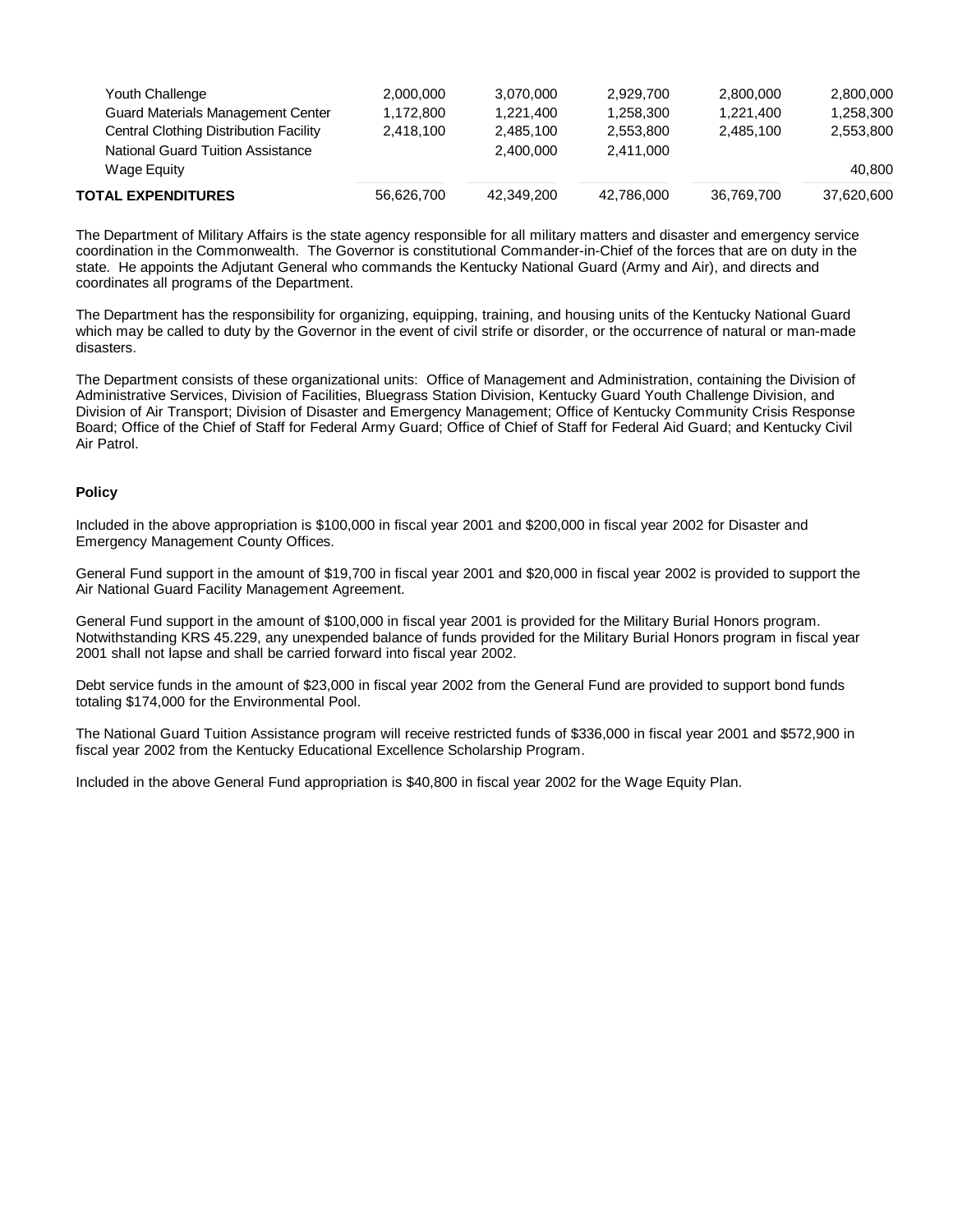| | | | | | |
|---|---|---|---|---|---|
| Youth Challenge | 2,000,000 | 3,070,000 | 2,929,700 | 2,800,000 | 2,800,000 |
| Guard Materials Management Center | 1,172,800 | 1,221,400 | 1,258,300 | 1,221,400 | 1,258,300 |
| Central Clothing Distribution Facility | 2,418,100 | 2,485,100 | 2,553,800 | 2,485,100 | 2,553,800 |
| National Guard Tuition Assistance | | 2,400,000 | 2,411,000 | | |
| Wage Equity | | | | | 40,800 |
| **TOTAL EXPENDITURES** | 56,626,700 | 42,349,200 | 42,786,000 | 36,769,700 | 37,620,600 |

The Department of Military Affairs is the state agency responsible for all military matters and disaster and emergency service coordination in the Commonwealth. The Governor is constitutional Commander-in-Chief of the forces that are on duty in the state. He appoints the Adjutant General who commands the Kentucky National Guard (Army and Air), and directs and coordinates all programs of the Department.

The Department has the responsibility for organizing, equipping, training, and housing units of the Kentucky National Guard which may be called to duty by the Governor in the event of civil strife or disorder, or the occurrence of natural or man-made disasters.

The Department consists of these organizational units: Office of Management and Administration, containing the Division of Administrative Services, Division of Facilities, Bluegrass Station Division, Kentucky Guard Youth Challenge Division, and Division of Air Transport; Division of Disaster and Emergency Management; Office of Kentucky Community Crisis Response Board; Office of the Chief of Staff for Federal Army Guard; Office of Chief of Staff for Federal Aid Guard; and Kentucky Civil Air Patrol.

**Policy**

Included in the above appropriation is $100,000 in fiscal year 2001 and $200,000 in fiscal year 2002 for Disaster and Emergency Management County Offices.

General Fund support in the amount of $19,700 in fiscal year 2001 and $20,000 in fiscal year 2002 is provided to support the Air National Guard Facility Management Agreement.

General Fund support in the amount of $100,000 in fiscal year 2001 is provided for the Military Burial Honors program. Notwithstanding KRS 45.229, any unexpended balance of funds provided for the Military Burial Honors program in fiscal year 2001 shall not lapse and shall be carried forward into fiscal year 2002.

Debt service funds in the amount of $23,000 in fiscal year 2002 from the General Fund are provided to support bond funds totaling $174,000 for the Environmental Pool.

The National Guard Tuition Assistance program will receive restricted funds of $336,000 in fiscal year 2001 and $572,900 in fiscal year 2002 from the Kentucky Educational Excellence Scholarship Program.

Included in the above General Fund appropriation is $40,800 in fiscal year 2002 for the Wage Equity Plan.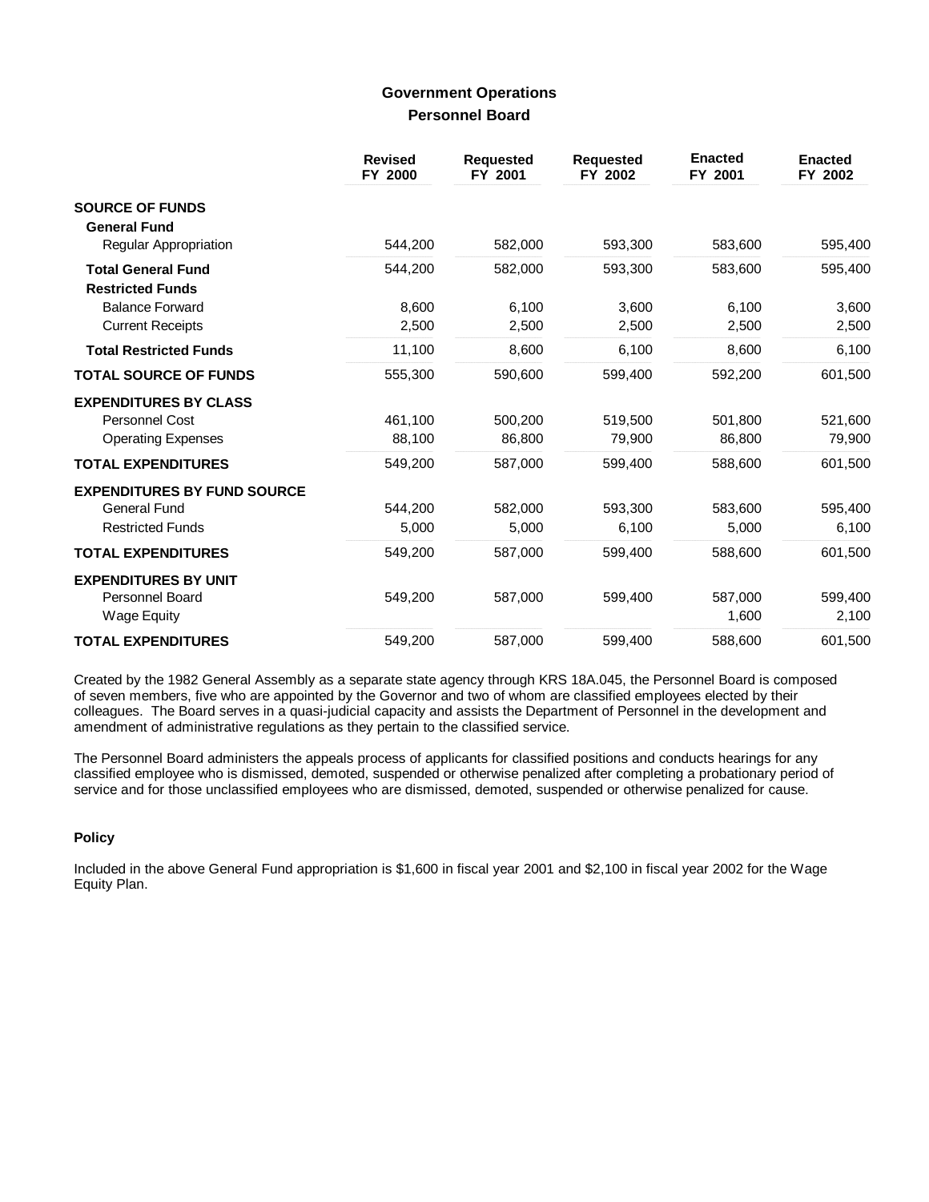## Government Operations

### Personnel Board

| | Revised FY 2000 | Requested FY 2001 | Requested FY 2002 | Enacted FY 2001 | Enacted FY 2002 |
|---|---|---|---|---|---|
| **SOURCE OF FUNDS** | | | | | |
| **General Fund** | | | | | |
| Regular Appropriation | 544,200 | 582,000 | 593,300 | 583,600 | 595,400 |
| **Total General Fund** | 544,200 | 582,000 | 593,300 | 583,600 | 595,400 |
| **Restricted Funds** | | | | | |
| Balance Forward | 8,600 | 6,100 | 3,600 | 6,100 | 3,600 |
| Current Receipts | 2,500 | 2,500 | 2,500 | 2,500 | 2,500 |
| **Total Restricted Funds** | 11,100 | 8,600 | 6,100 | 8,600 | 6,100 |
| **TOTAL SOURCE OF FUNDS** | 555,300 | 590,600 | 599,400 | 592,200 | 601,500 |
| **EXPENDITURES BY CLASS** | | | | | |
| Personnel Cost | 461,100 | 500,200 | 519,500 | 501,800 | 521,600 |
| Operating Expenses | 88,100 | 86,800 | 79,900 | 86,800 | 79,900 |
| **TOTAL EXPENDITURES** | 549,200 | 587,000 | 599,400 | 588,600 | 601,500 |
| **EXPENDITURES BY FUND SOURCE** | | | | | |
| General Fund | 544,200 | 582,000 | 593,300 | 583,600 | 595,400 |
| Restricted Funds | 5,000 | 5,000 | 6,100 | 5,000 | 6,100 |
| **TOTAL EXPENDITURES** | 549,200 | 587,000 | 599,400 | 588,600 | 601,500 |
| **EXPENDITURES BY UNIT** | | | | | |
| Personnel Board | 549,200 | 587,000 | 599,400 | 587,000 | 599,400 |
| Wage Equity | | | | 1,600 | 2,100 |
| **TOTAL EXPENDITURES** | 549,200 | 587,000 | 599,400 | 588,600 | 601,500 |

Created by the 1982 General Assembly as a separate state agency through KRS 18A.045, the Personnel Board is composed of seven members, five who are appointed by the Governor and two of whom are classified employees elected by their colleagues. The Board serves in a quasi-judicial capacity and assists the Department of Personnel in the development and amendment of administrative regulations as they pertain to the classified service.

The Personnel Board administers the appeals process of applicants for classified positions and conducts hearings for any classified employee who is dismissed, demoted, suspended or otherwise penalized after completing a probationary period of service and for those unclassified employees who are dismissed, demoted, suspended or otherwise penalized for cause.

#### Policy

Included in the above General Fund appropriation is $1,600 in fiscal year 2001 and $2,100 in fiscal year 2002 for the Wage Equity Plan.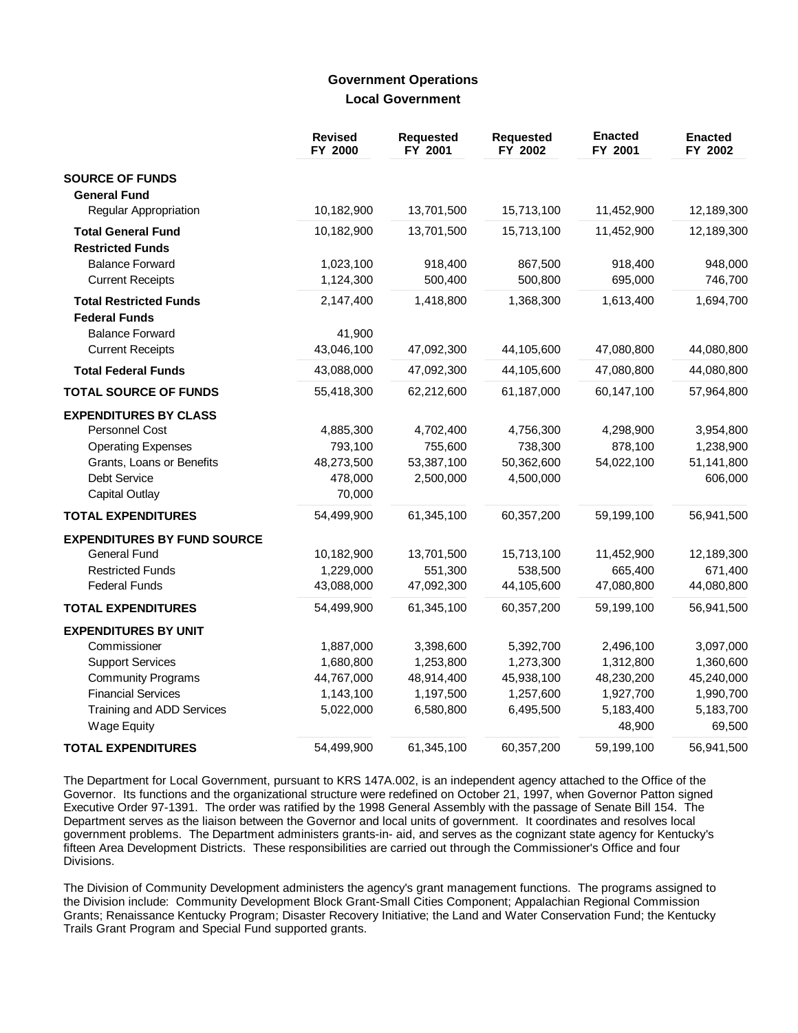## Government Operations
### Local Government

| | Revised FY 2000 | Requested FY 2001 | Requested FY 2002 | Enacted FY 2001 | Enacted FY 2002 |
|---|---|---|---|---|---|
| **SOURCE OF FUNDS** | | | | | |
| **General Fund** | | | | | |
| Regular Appropriation | 10,182,900 | 13,701,500 | 15,713,100 | 11,452,900 | 12,189,300 |
| **Total General Fund** | 10,182,900 | 13,701,500 | 15,713,100 | 11,452,900 | 12,189,300 |
| **Restricted Funds** | | | | | |
| Balance Forward | 1,023,100 | 918,400 | 867,500 | 918,400 | 948,000 |
| Current Receipts | 1,124,300 | 500,400 | 500,800 | 695,000 | 746,700 |
| **Total Restricted Funds** | 2,147,400 | 1,418,800 | 1,368,300 | 1,613,400 | 1,694,700 |
| **Federal Funds** | | | | | |
| Balance Forward | 41,900 | | | | |
| Current Receipts | 43,046,100 | 47,092,300 | 44,105,600 | 47,080,800 | 44,080,800 |
| **Total Federal Funds** | 43,088,000 | 47,092,300 | 44,105,600 | 47,080,800 | 44,080,800 |
| **TOTAL SOURCE OF FUNDS** | 55,418,300 | 62,212,600 | 61,187,000 | 60,147,100 | 57,964,800 |
| **EXPENDITURES BY CLASS** | | | | | |
| Personnel Cost | 4,885,300 | 4,702,400 | 4,756,300 | 4,298,900 | 3,954,800 |
| Operating Expenses | 793,100 | 755,600 | 738,300 | 878,100 | 1,238,900 |
| Grants, Loans or Benefits | 48,273,500 | 53,387,100 | 50,362,600 | 54,022,100 | 51,141,800 |
| Debt Service | 478,000 | 2,500,000 | 4,500,000 | | 606,000 |
| Capital Outlay | 70,000 | | | | |
| **TOTAL EXPENDITURES** | 54,499,900 | 61,345,100 | 60,357,200 | 59,199,100 | 56,941,500 |
| **EXPENDITURES BY FUND SOURCE** | | | | | |
| General Fund | 10,182,900 | 13,701,500 | 15,713,100 | 11,452,900 | 12,189,300 |
| Restricted Funds | 1,229,000 | 551,300 | 538,500 | 665,400 | 671,400 |
| Federal Funds | 43,088,000 | 47,092,300 | 44,105,600 | 47,080,800 | 44,080,800 |
| **TOTAL EXPENDITURES** | 54,499,900 | 61,345,100 | 60,357,200 | 59,199,100 | 56,941,500 |
| **EXPENDITURES BY UNIT** | | | | | |
| Commissioner | 1,887,000 | 3,398,600 | 5,392,700 | 2,496,100 | 3,097,000 |
| Support Services | 1,680,800 | 1,253,800 | 1,273,300 | 1,312,800 | 1,360,600 |
| Community Programs | 44,767,000 | 48,914,400 | 45,938,100 | 48,230,200 | 45,240,000 |
| Financial Services | 1,143,100 | 1,197,500 | 1,257,600 | 1,927,700 | 1,990,700 |
| Training and ADD Services | 5,022,000 | 6,580,800 | 6,495,500 | 5,183,400 | 5,183,700 |
| Wage Equity | | | | 48,900 | 69,500 |
| **TOTAL EXPENDITURES** | 54,499,900 | 61,345,100 | 60,357,200 | 59,199,100 | 56,941,500 |

The Department for Local Government, pursuant to KRS 147A.002, is an independent agency attached to the Office of the Governor. Its functions and the organizational structure were redefined on October 21, 1997, when Governor Patton signed Executive Order 97-1391. The order was ratified by the 1998 General Assembly with the passage of Senate Bill 154. The Department serves as the liaison between the Governor and local units of government. It coordinates and resolves local government problems. The Department administers grants-in- aid, and serves as the cognizant state agency for Kentucky's fifteen Area Development Districts. These responsibilities are carried out through the Commissioner's Office and four Divisions.

The Division of Community Development administers the agency's grant management functions. The programs assigned to the Division include: Community Development Block Grant-Small Cities Component; Appalachian Regional Commission Grants; Renaissance Kentucky Program; Disaster Recovery Initiative; the Land and Water Conservation Fund; the Kentucky Trails Grant Program and Special Fund supported grants.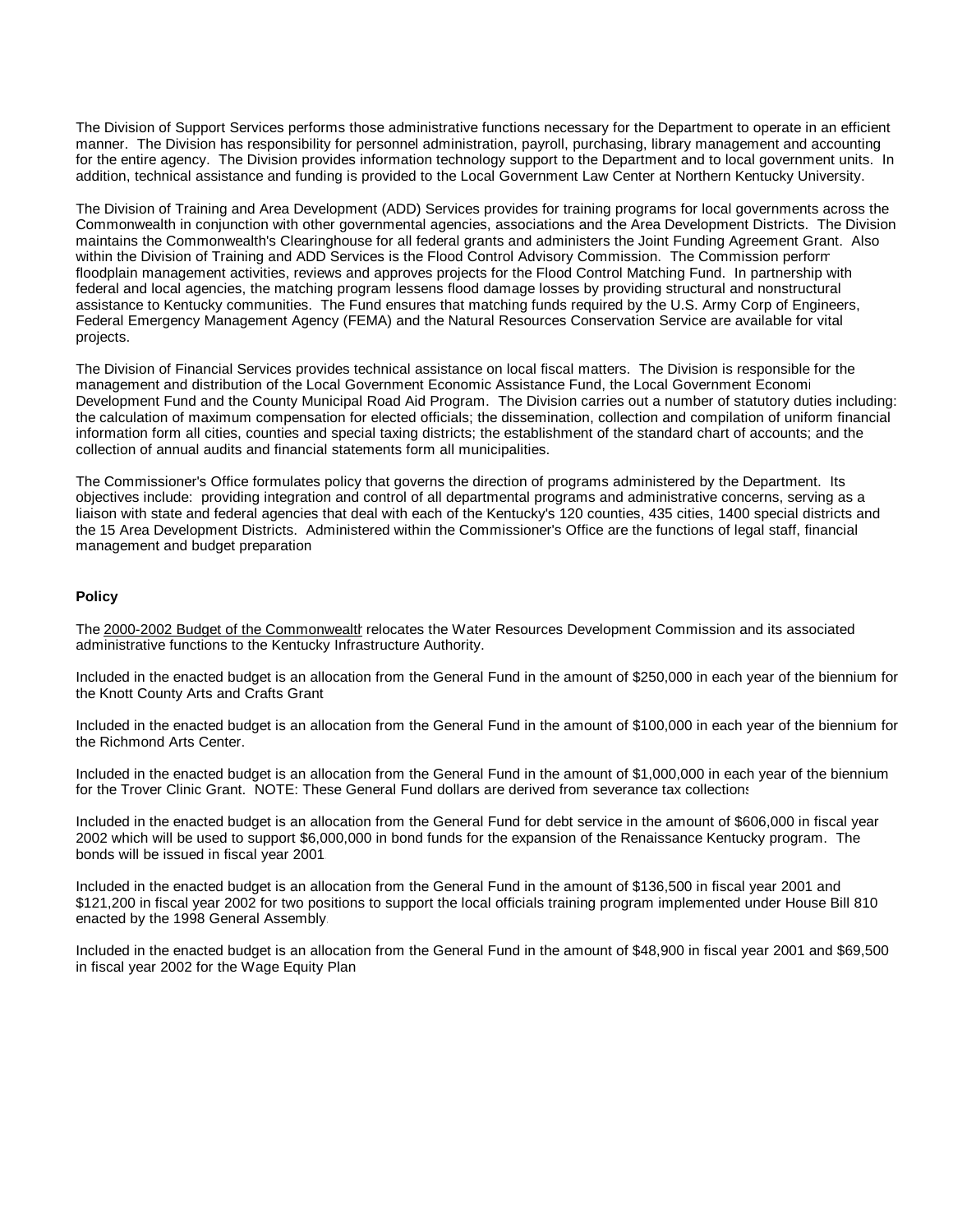The Division of Support Services performs those administrative functions necessary for the Department to operate in an efficient manner. The Division has responsibility for personnel administration, payroll, purchasing, library management and accounting for the entire agency. The Division provides information technology support to the Department and to local government units. In addition, technical assistance and funding is provided to the Local Government Law Center at Northern Kentucky University.

The Division of Training and Area Development (ADD) Services provides for training programs for local governments across the Commonwealth in conjunction with other governmental agencies, associations and the Area Development Districts. The Division maintains the Commonwealth's Clearinghouse for all federal grants and administers the Joint Funding Agreement Grant. Also within the Division of Training and ADD Services is the Flood Control Advisory Commission. The Commission perform floodplain management activities, reviews and approves projects for the Flood Control Matching Fund. In partnership with federal and local agencies, the matching program lessens flood damage losses by providing structural and nonstructural assistance to Kentucky communities. The Fund ensures that matching funds required by the U.S. Army Corp of Engineers, Federal Emergency Management Agency (FEMA) and the Natural Resources Conservation Service are available for vital projects.

The Division of Financial Services provides technical assistance on local fiscal matters. The Division is responsible for the management and distribution of the Local Government Economic Assistance Fund, the Local Government Economi Development Fund and the County Municipal Road Aid Program. The Division carries out a number of statutory duties including: the calculation of maximum compensation for elected officials; the dissemination, collection and compilation of uniform financial information form all cities, counties and special taxing districts; the establishment of the standard chart of accounts; and the collection of annual audits and financial statements form all municipalities.

The Commissioner's Office formulates policy that governs the direction of programs administered by the Department. Its objectives include: providing integration and control of all departmental programs and administrative concerns, serving as a liaison with state and federal agencies that deal with each of the Kentucky's 120 counties, 435 cities, 1400 special districts and the 15 Area Development Districts. Administered within the Commissioner's Office are the functions of legal staff, financial management and budget preparation

**Policy**

The 2000-2002 Budget of the Commonwealth relocates the Water Resources Development Commission and its associated administrative functions to the Kentucky Infrastructure Authority.

Included in the enacted budget is an allocation from the General Fund in the amount of $250,000 in each year of the biennium for the Knott County Arts and Crafts Grant

Included in the enacted budget is an allocation from the General Fund in the amount of $100,000 in each year of the biennium for the Richmond Arts Center.

Included in the enacted budget is an allocation from the General Fund in the amount of $1,000,000 in each year of the biennium for the Trover Clinic Grant. NOTE: These General Fund dollars are derived from severance tax collections

Included in the enacted budget is an allocation from the General Fund for debt service in the amount of $606,000 in fiscal year 2002 which will be used to support $6,000,000 in bond funds for the expansion of the Renaissance Kentucky program. The bonds will be issued in fiscal year 2001

Included in the enacted budget is an allocation from the General Fund in the amount of $136,500 in fiscal year 2001 and $121,200 in fiscal year 2002 for two positions to support the local officials training program implemented under House Bill 810 enacted by the 1998 General Assembly.

Included in the enacted budget is an allocation from the General Fund in the amount of $48,900 in fiscal year 2001 and $69,500 in fiscal year 2002 for the Wage Equity Plan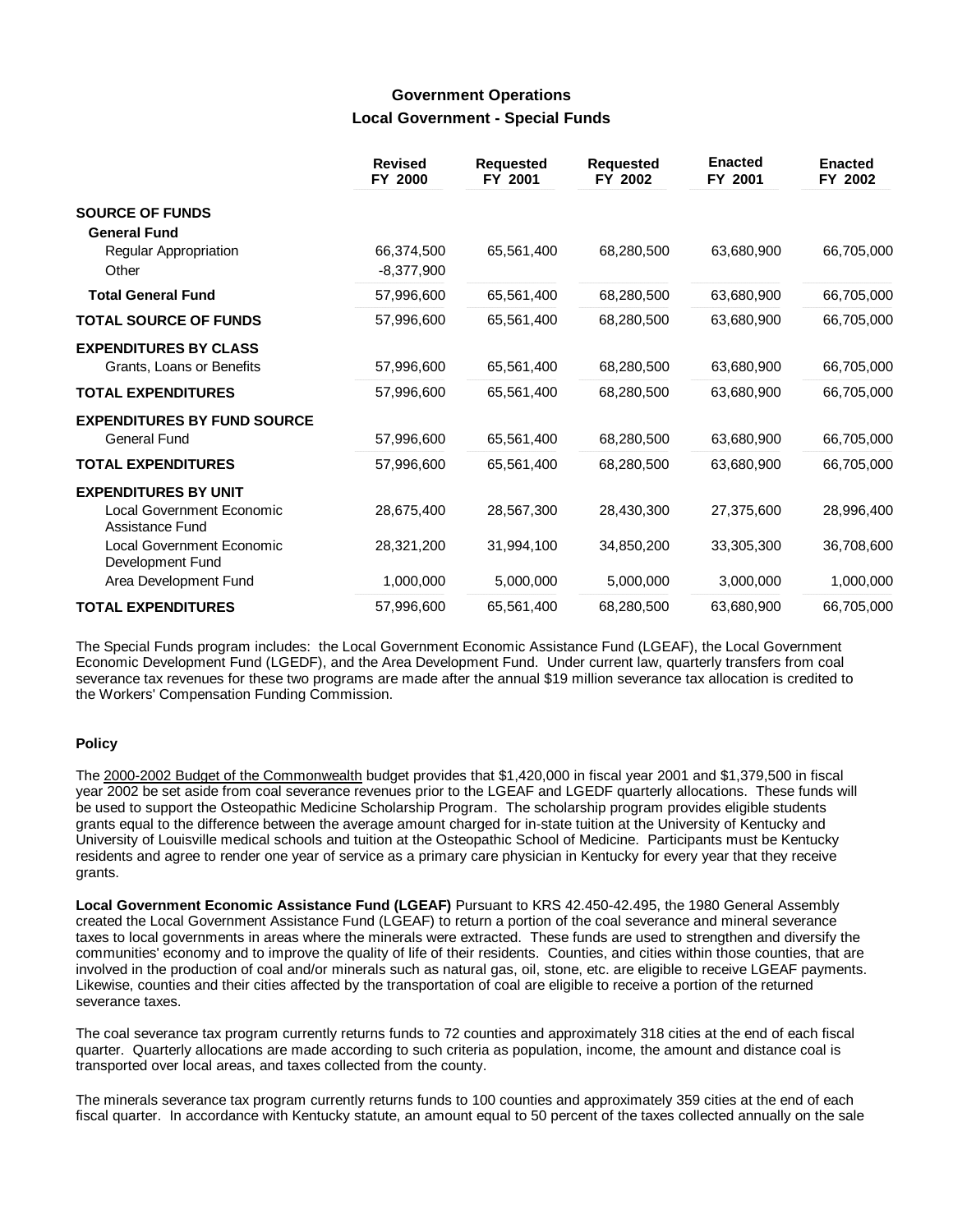## Government Operations

### Local Government - Special Funds

| | Revised FY 2000 | Requested FY 2001 | Requested FY 2002 | Enacted FY 2001 | Enacted FY 2002 |
|---|---|---|---|---|---|
| **SOURCE OF FUNDS** | | | | | |
| **General Fund** | | | | | |
| Regular Appropriation | 66,374,500 | 65,561,400 | 68,280,500 | 63,680,900 | 66,705,000 |
| Other | -8,377,900 | | | | |
| **Total General Fund** | 57,996,600 | 65,561,400 | 68,280,500 | 63,680,900 | 66,705,000 |
| **TOTAL SOURCE OF FUNDS** | 57,996,600 | 65,561,400 | 68,280,500 | 63,680,900 | 66,705,000 |
| **EXPENDITURES BY CLASS** | | | | | |
| Grants, Loans or Benefits | 57,996,600 | 65,561,400 | 68,280,500 | 63,680,900 | 66,705,000 |
| **TOTAL EXPENDITURES** | 57,996,600 | 65,561,400 | 68,280,500 | 63,680,900 | 66,705,000 |
| **EXPENDITURES BY FUND SOURCE** | | | | | |
| General Fund | 57,996,600 | 65,561,400 | 68,280,500 | 63,680,900 | 66,705,000 |
| **TOTAL EXPENDITURES** | 57,996,600 | 65,561,400 | 68,280,500 | 63,680,900 | 66,705,000 |
| **EXPENDITURES BY UNIT** | | | | | |
| Local Government Economic Assistance Fund | 28,675,400 | 28,567,300 | 28,430,300 | 27,375,600 | 28,996,400 |
| Local Government Economic Development Fund | 28,321,200 | 31,994,100 | 34,850,200 | 33,305,300 | 36,708,600 |
| Area Development Fund | 1,000,000 | 5,000,000 | 5,000,000 | 3,000,000 | 1,000,000 |
| **TOTAL EXPENDITURES** | 57,996,600 | 65,561,400 | 68,280,500 | 63,680,900 | 66,705,000 |

The Special Funds program includes: the Local Government Economic Assistance Fund (LGEAF), the Local Government Economic Development Fund (LGEDF), and the Area Development Fund. Under current law, quarterly transfers from coal severance tax revenues for these two programs are made after the annual $19 million severance tax allocation is credited to the Workers' Compensation Funding Commission.

#### Policy

The 2000-2002 Budget of the Commonwealth budget provides that $1,420,000 in fiscal year 2001 and $1,379,500 in fiscal year 2002 be set aside from coal severance revenues prior to the LGEAF and LGEDF quarterly allocations. These funds will be used to support the Osteopathic Medicine Scholarship Program. The scholarship program provides eligible students grants equal to the difference between the average amount charged for in-state tuition at the University of Kentucky and University of Louisville medical schools and tuition at the Osteopathic School of Medicine. Participants must be Kentucky residents and agree to render one year of service as a primary care physician in Kentucky for every year that they receive grants.

**Local Government Economic Assistance Fund (LGEAF)** Pursuant to KRS 42.450-42.495, the 1980 General Assembly created the Local Government Assistance Fund (LGEAF) to return a portion of the coal severance and mineral severance taxes to local governments in areas where the minerals were extracted. These funds are used to strengthen and diversify the communities' economy and to improve the quality of life of their residents. Counties, and cities within those counties, that are involved in the production of coal and/or minerals such as natural gas, oil, stone, etc. are eligible to receive LGEAF payments. Likewise, counties and their cities affected by the transportation of coal are eligible to receive a portion of the returned severance taxes.

The coal severance tax program currently returns funds to 72 counties and approximately 318 cities at the end of each fiscal quarter. Quarterly allocations are made according to such criteria as population, income, the amount and distance coal is transported over local areas, and taxes collected from the county.

The minerals severance tax program currently returns funds to 100 counties and approximately 359 cities at the end of each fiscal quarter. In accordance with Kentucky statute, an amount equal to 50 percent of the taxes collected annually on the sale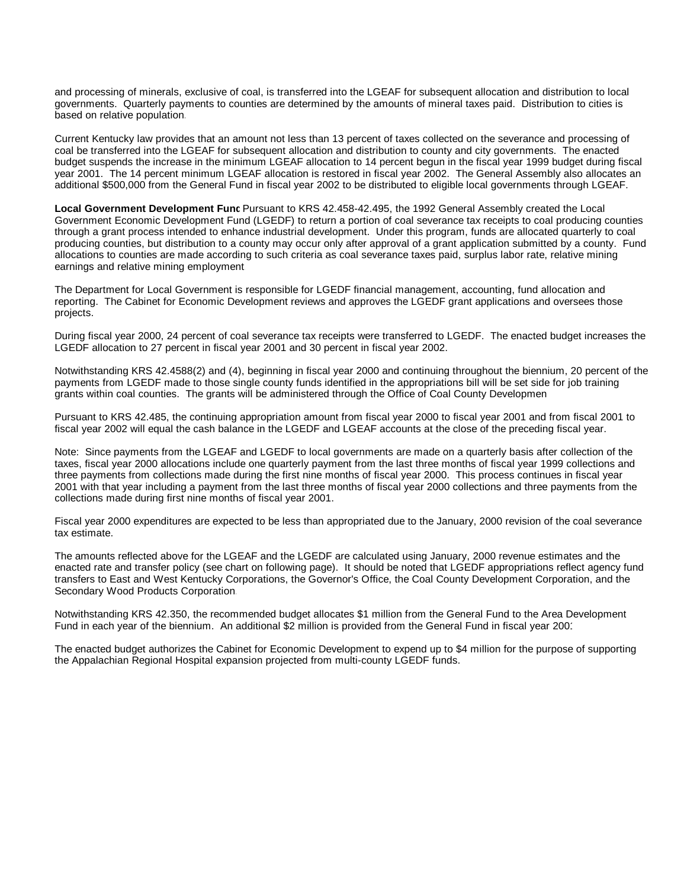and processing of minerals, exclusive of coal, is transferred into the LGEAF for subsequent allocation and distribution to local governments. Quarterly payments to counties are determined by the amounts of mineral taxes paid. Distribution to cities is based on relative population.

Current Kentucky law provides that an amount not less than 13 percent of taxes collected on the severance and processing of coal be transferred into the LGEAF for subsequent allocation and distribution to county and city governments. The enacted budget suspends the increase in the minimum LGEAF allocation to 14 percent begun in the fiscal year 1999 budget during fiscal year 2001. The 14 percent minimum LGEAF allocation is restored in fiscal year 2002. The General Assembly also allocates an additional $500,000 from the General Fund in fiscal year 2002 to be distributed to eligible local governments through LGEAF.

**Local Government Development Fund** Pursuant to KRS 42.458-42.495, the 1992 General Assembly created the Local Government Economic Development Fund (LGEDF) to return a portion of coal severance tax receipts to coal producing counties through a grant process intended to enhance industrial development. Under this program, funds are allocated quarterly to coal producing counties, but distribution to a county may occur only after approval of a grant application submitted by a county. Fund allocations to counties are made according to such criteria as coal severance taxes paid, surplus labor rate, relative mining earnings and relative mining employment.

The Department for Local Government is responsible for LGEDF financial management, accounting, fund allocation and reporting. The Cabinet for Economic Development reviews and approves the LGEDF grant applications and oversees those projects.

During fiscal year 2000, 24 percent of coal severance tax receipts were transferred to LGEDF. The enacted budget increases the LGEDF allocation to 27 percent in fiscal year 2001 and 30 percent in fiscal year 2002.

Notwithstanding KRS 42.4588(2) and (4), beginning in fiscal year 2000 and continuing throughout the biennium, 20 percent of the payments from LGEDF made to those single county funds identified in the appropriations bill will be set side for job training grants within coal counties. The grants will be administered through the Office of Coal County Development.

Pursuant to KRS 42.485, the continuing appropriation amount from fiscal year 2000 to fiscal year 2001 and from fiscal 2001 to fiscal year 2002 will equal the cash balance in the LGEDF and LGEAF accounts at the close of the preceding fiscal year.

Note: Since payments from the LGEAF and LGEDF to local governments are made on a quarterly basis after collection of the taxes, fiscal year 2000 allocations include one quarterly payment from the last three months of fiscal year 1999 collections and three payments from collections made during the first nine months of fiscal year 2000. This process continues in fiscal year 2001 with that year including a payment from the last three months of fiscal year 2000 collections and three payments from the collections made during first nine months of fiscal year 2001.

Fiscal year 2000 expenditures are expected to be less than appropriated due to the January, 2000 revision of the coal severance tax estimate.

The amounts reflected above for the LGEAF and the LGEDF are calculated using January, 2000 revenue estimates and the enacted rate and transfer policy (see chart on following page). It should be noted that LGEDF appropriations reflect agency fund transfers to East and West Kentucky Corporations, the Governor's Office, the Coal County Development Corporation, and the Secondary Wood Products Corporation.

Notwithstanding KRS 42.350, the recommended budget allocates $1 million from the General Fund to the Area Development Fund in each year of the biennium. An additional $2 million is provided from the General Fund in fiscal year 2001.

The enacted budget authorizes the Cabinet for Economic Development to expend up to $4 million for the purpose of supporting the Appalachian Regional Hospital expansion projected from multi-county LGEDF funds.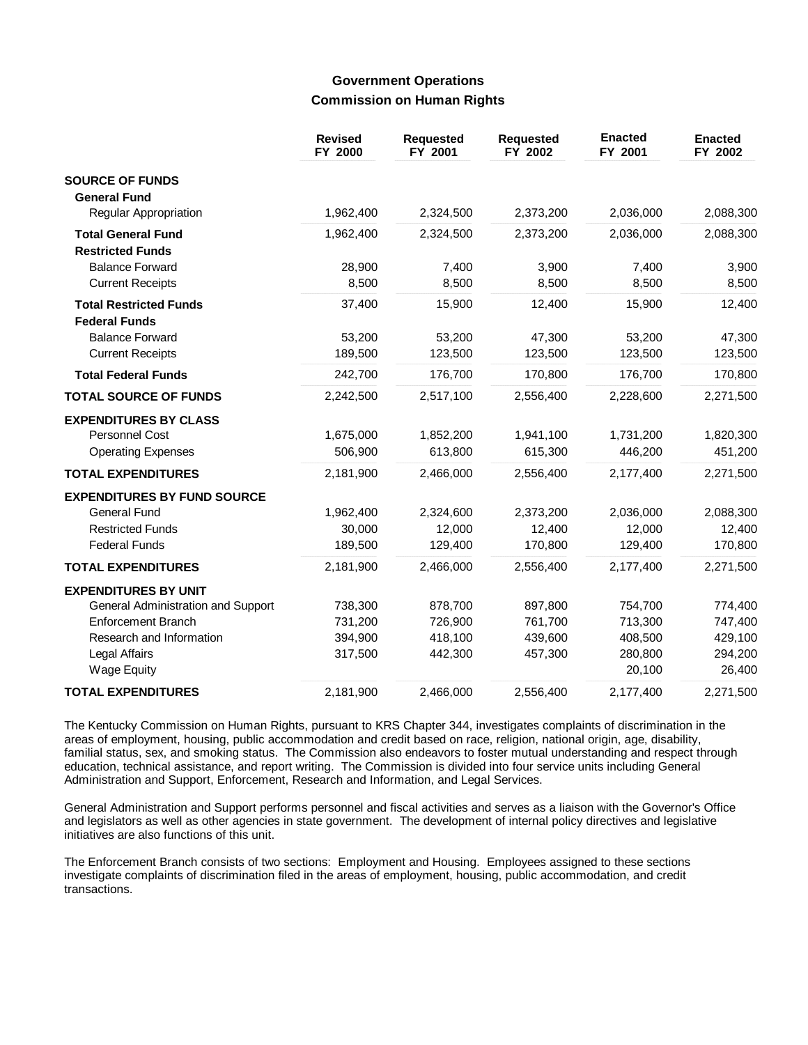## Government Operations

### Commission on Human Rights

| | Revised FY 2000 | Requested FY 2001 | Requested FY 2002 | Enacted FY 2001 | Enacted FY 2002 |
|---|---|---|---|---|---|
| **SOURCE OF FUNDS** | | | | | |
| **General Fund** | | | | | |
| Regular Appropriation | 1,962,400 | 2,324,500 | 2,373,200 | 2,036,000 | 2,088,300 |
| **Total General Fund** | 1,962,400 | 2,324,500 | 2,373,200 | 2,036,000 | 2,088,300 |
| **Restricted Funds** | | | | | |
| Balance Forward | 28,900 | 7,400 | 3,900 | 7,400 | 3,900 |
| Current Receipts | 8,500 | 8,500 | 8,500 | 8,500 | 8,500 |
| **Total Restricted Funds** | 37,400 | 15,900 | 12,400 | 15,900 | 12,400 |
| **Federal Funds** | | | | | |
| Balance Forward | 53,200 | 53,200 | 47,300 | 53,200 | 47,300 |
| Current Receipts | 189,500 | 123,500 | 123,500 | 123,500 | 123,500 |
| **Total Federal Funds** | 242,700 | 176,700 | 170,800 | 176,700 | 170,800 |
| **TOTAL SOURCE OF FUNDS** | 2,242,500 | 2,517,100 | 2,556,400 | 2,228,600 | 2,271,500 |
| **EXPENDITURES BY CLASS** | | | | | |
| Personnel Cost | 1,675,000 | 1,852,200 | 1,941,100 | 1,731,200 | 1,820,300 |
| Operating Expenses | 506,900 | 613,800 | 615,300 | 446,200 | 451,200 |
| **TOTAL EXPENDITURES** | 2,181,900 | 2,466,000 | 2,556,400 | 2,177,400 | 2,271,500 |
| **EXPENDITURES BY FUND SOURCE** | | | | | |
| General Fund | 1,962,400 | 2,324,600 | 2,373,200 | 2,036,000 | 2,088,300 |
| Restricted Funds | 30,000 | 12,000 | 12,400 | 12,000 | 12,400 |
| Federal Funds | 189,500 | 129,400 | 170,800 | 129,400 | 170,800 |
| **TOTAL EXPENDITURES** | 2,181,900 | 2,466,000 | 2,556,400 | 2,177,400 | 2,271,500 |
| **EXPENDITURES BY UNIT** | | | | | |
| General Administration and Support | 738,300 | 878,700 | 897,800 | 754,700 | 774,400 |
| Enforcement Branch | 731,200 | 726,900 | 761,700 | 713,300 | 747,400 |
| Research and Information | 394,900 | 418,100 | 439,600 | 408,500 | 429,100 |
| Legal Affairs | 317,500 | 442,300 | 457,300 | 280,800 | 294,200 |
| Wage Equity | | | | 20,100 | 26,400 |
| **TOTAL EXPENDITURES** | 2,181,900 | 2,466,000 | 2,556,400 | 2,177,400 | 2,271,500 |

The Kentucky Commission on Human Rights, pursuant to KRS Chapter 344, investigates complaints of discrimination in the areas of employment, housing, public accommodation and credit based on race, religion, national origin, age, disability, familial status, sex, and smoking status. The Commission also endeavors to foster mutual understanding and respect through education, technical assistance, and report writing. The Commission is divided into four service units including General Administration and Support, Enforcement, Research and Information, and Legal Services.

General Administration and Support performs personnel and fiscal activities and serves as a liaison with the Governor's Office and legislators as well as other agencies in state government. The development of internal policy directives and legislative initiatives are also functions of this unit.

The Enforcement Branch consists of two sections: Employment and Housing. Employees assigned to these sections investigate complaints of discrimination filed in the areas of employment, housing, public accommodation, and credit transactions.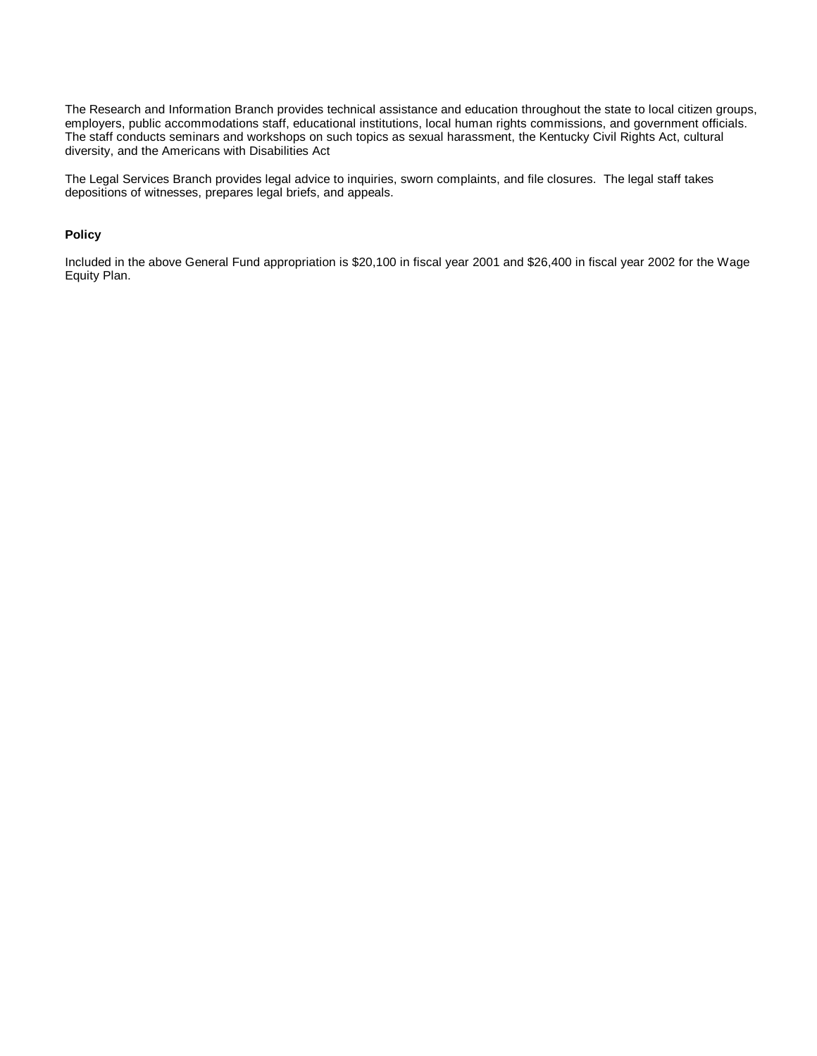The Research and Information Branch provides technical assistance and education throughout the state to local citizen groups, employers, public accommodations staff, educational institutions, local human rights commissions, and government officials. The staff conducts seminars and workshops on such topics as sexual harassment, the Kentucky Civil Rights Act, cultural diversity, and the Americans with Disabilities Act

The Legal Services Branch provides legal advice to inquiries, sworn complaints, and file closures. The legal staff takes depositions of witnesses, prepares legal briefs, and appeals.

**Policy**

Included in the above General Fund appropriation is $20,100 in fiscal year 2001 and $26,400 in fiscal year 2002 for the Wage Equity Plan.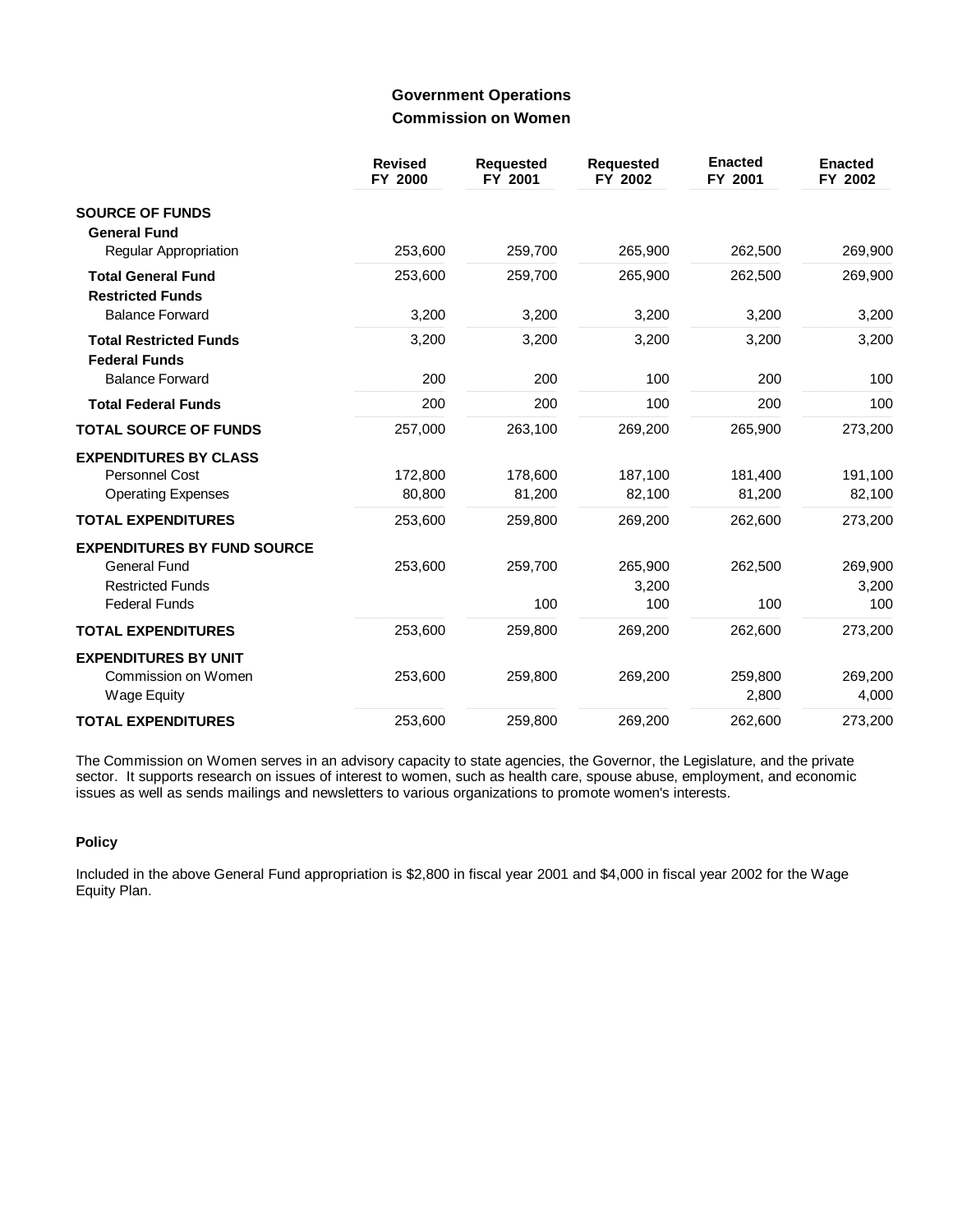## Government Operations
## Commission on Women

| | Revised FY 2000 | Requested FY 2001 | Requested FY 2002 | Enacted FY 2001 | Enacted FY 2002 |
|---|---|---|---|---|---|
| **SOURCE OF FUNDS** | | | | | |
| **General Fund** | | | | | |
| Regular Appropriation | 253,600 | 259,700 | 265,900 | 262,500 | 269,900 |
| **Total General Fund** | 253,600 | 259,700 | 265,900 | 262,500 | 269,900 |
| **Restricted Funds** | | | | | |
| Balance Forward | 3,200 | 3,200 | 3,200 | 3,200 | 3,200 |
| **Total Restricted Funds** | 3,200 | 3,200 | 3,200 | 3,200 | 3,200 |
| **Federal Funds** | | | | | |
| Balance Forward | 200 | 200 | 100 | 200 | 100 |
| **Total Federal Funds** | 200 | 200 | 100 | 200 | 100 |
| **TOTAL SOURCE OF FUNDS** | 257,000 | 263,100 | 269,200 | 265,900 | 273,200 |
| **EXPENDITURES BY CLASS** | | | | | |
| Personnel Cost | 172,800 | 178,600 | 187,100 | 181,400 | 191,100 |
| Operating Expenses | 80,800 | 81,200 | 82,100 | 81,200 | 82,100 |
| **TOTAL EXPENDITURES** | 253,600 | 259,800 | 269,200 | 262,600 | 273,200 |
| **EXPENDITURES BY FUND SOURCE** | | | | | |
| General Fund | 253,600 | 259,700 | 265,900 | 262,500 | 269,900 |
| Restricted Funds | | | 3,200 | | 3,200 |
| Federal Funds | | 100 | 100 | 100 | 100 |
| **TOTAL EXPENDITURES** | 253,600 | 259,800 | 269,200 | 262,600 | 273,200 |
| **EXPENDITURES BY UNIT** | | | | | |
| Commission on Women | 253,600 | 259,800 | 269,200 | 259,800 | 269,200 |
| Wage Equity | | | | 2,800 | 4,000 |
| **TOTAL EXPENDITURES** | 253,600 | 259,800 | 269,200 | 262,600 | 273,200 |

The Commission on Women serves in an advisory capacity to state agencies, the Governor, the Legislature, and the private sector. It supports research on issues of interest to women, such as health care, spouse abuse, employment, and economic issues as well as sends mailings and newsletters to various organizations to promote women's interests.

### Policy

Included in the above General Fund appropriation is $2,800 in fiscal year 2001 and $4,000 in fiscal year 2002 for the Wage Equity Plan.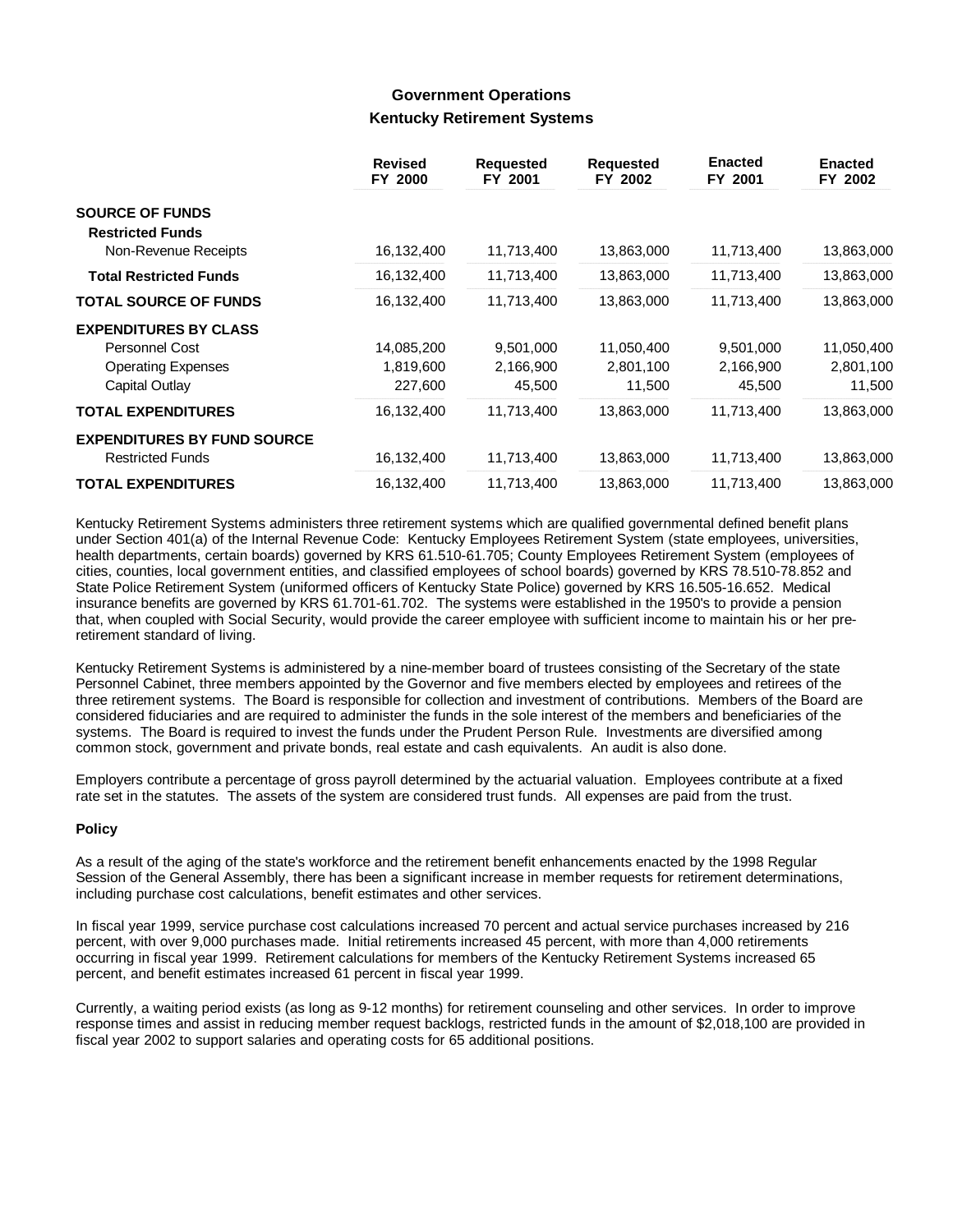## Government Operations

### Kentucky Retirement Systems

| | Revised FY 2000 | Requested FY 2001 | Requested FY 2002 | Enacted FY 2001 | Enacted FY 2002 |
|---|---|---|---|---|---|
| **SOURCE OF FUNDS** | | | | | |
| **Restricted Funds** | | | | | |
| Non-Revenue Receipts | 16,132,400 | 11,713,400 | 13,863,000 | 11,713,400 | 13,863,000 |
| **Total Restricted Funds** | 16,132,400 | 11,713,400 | 13,863,000 | 11,713,400 | 13,863,000 |
| **TOTAL SOURCE OF FUNDS** | 16,132,400 | 11,713,400 | 13,863,000 | 11,713,400 | 13,863,000 |
| **EXPENDITURES BY CLASS** | | | | | |
| Personnel Cost | 14,085,200 | 9,501,000 | 11,050,400 | 9,501,000 | 11,050,400 |
| Operating Expenses | 1,819,600 | 2,166,900 | 2,801,100 | 2,166,900 | 2,801,100 |
| Capital Outlay | 227,600 | 45,500 | 11,500 | 45,500 | 11,500 |
| **TOTAL EXPENDITURES** | 16,132,400 | 11,713,400 | 13,863,000 | 11,713,400 | 13,863,000 |
| **EXPENDITURES BY FUND SOURCE** | | | | | |
| Restricted Funds | 16,132,400 | 11,713,400 | 13,863,000 | 11,713,400 | 13,863,000 |
| **TOTAL EXPENDITURES** | 16,132,400 | 11,713,400 | 13,863,000 | 11,713,400 | 13,863,000 |

Kentucky Retirement Systems administers three retirement systems which are qualified governmental defined benefit plans under Section 401(a) of the Internal Revenue Code: Kentucky Employees Retirement System (state employees, universities, health departments, certain boards) governed by KRS 61.510-61.705; County Employees Retirement System (employees of cities, counties, local government entities, and classified employees of school boards) governed by KRS 78.510-78.852 and State Police Retirement System (uniformed officers of Kentucky State Police) governed by KRS 16.505-16.652. Medical insurance benefits are governed by KRS 61.701-61.702. The systems were established in the 1950's to provide a pension that, when coupled with Social Security, would provide the career employee with sufficient income to maintain his or her pre-retirement standard of living.

Kentucky Retirement Systems is administered by a nine-member board of trustees consisting of the Secretary of the state Personnel Cabinet, three members appointed by the Governor and five members elected by employees and retirees of the three retirement systems. The Board is responsible for collection and investment of contributions. Members of the Board are considered fiduciaries and are required to administer the funds in the sole interest of the members and beneficiaries of the systems. The Board is required to invest the funds under the Prudent Person Rule. Investments are diversified among common stock, government and private bonds, real estate and cash equivalents. An audit is also done.

Employers contribute a percentage of gross payroll determined by the actuarial valuation. Employees contribute at a fixed rate set in the statutes. The assets of the system are considered trust funds. All expenses are paid from the trust.

#### Policy

As a result of the aging of the state's workforce and the retirement benefit enhancements enacted by the 1998 Regular Session of the General Assembly, there has been a significant increase in member requests for retirement determinations, including purchase cost calculations, benefit estimates and other services.

In fiscal year 1999, service purchase cost calculations increased 70 percent and actual service purchases increased by 216 percent, with over 9,000 purchases made. Initial retirements increased 45 percent, with more than 4,000 retirements occurring in fiscal year 1999. Retirement calculations for members of the Kentucky Retirement Systems increased 65 percent, and benefit estimates increased 61 percent in fiscal year 1999.

Currently, a waiting period exists (as long as 9-12 months) for retirement counseling and other services. In order to improve response times and assist in reducing member request backlogs, restricted funds in the amount of $2,018,100 are provided in fiscal year 2002 to support salaries and operating costs for 65 additional positions.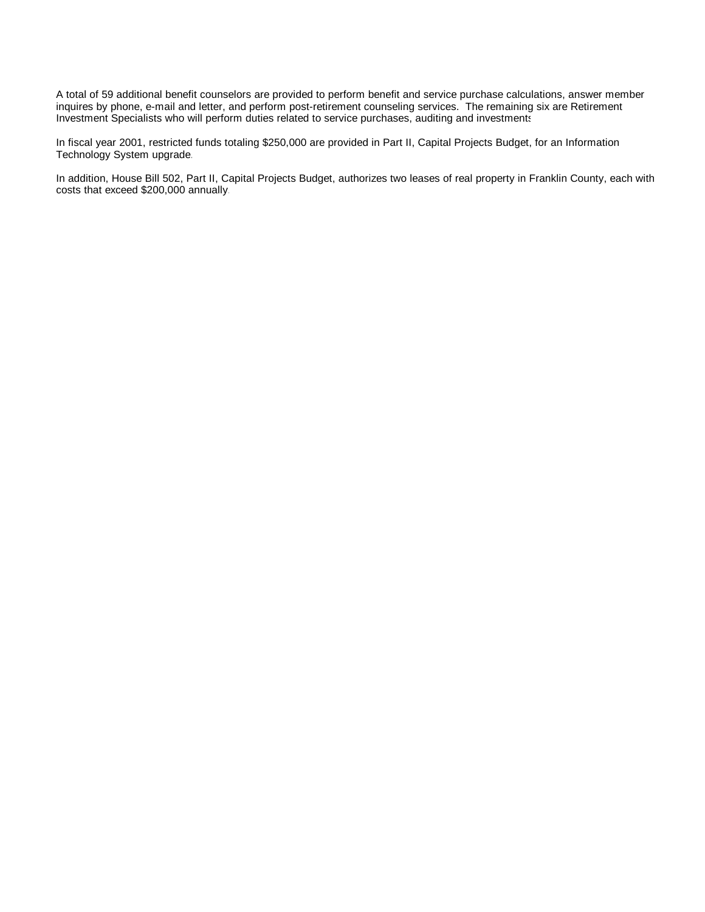A total of 59 additional benefit counselors are provided to perform benefit and service purchase calculations, answer member inquires by phone, e-mail and letter, and perform post-retirement counseling services. The remaining six are Retirement Investment Specialists who will perform duties related to service purchases, auditing and investments.

In fiscal year 2001, restricted funds totaling $250,000 are provided in Part II, Capital Projects Budget, for an Information Technology System upgrade.

In addition, House Bill 502, Part II, Capital Projects Budget, authorizes two leases of real property in Franklin County, each with costs that exceed $200,000 annually.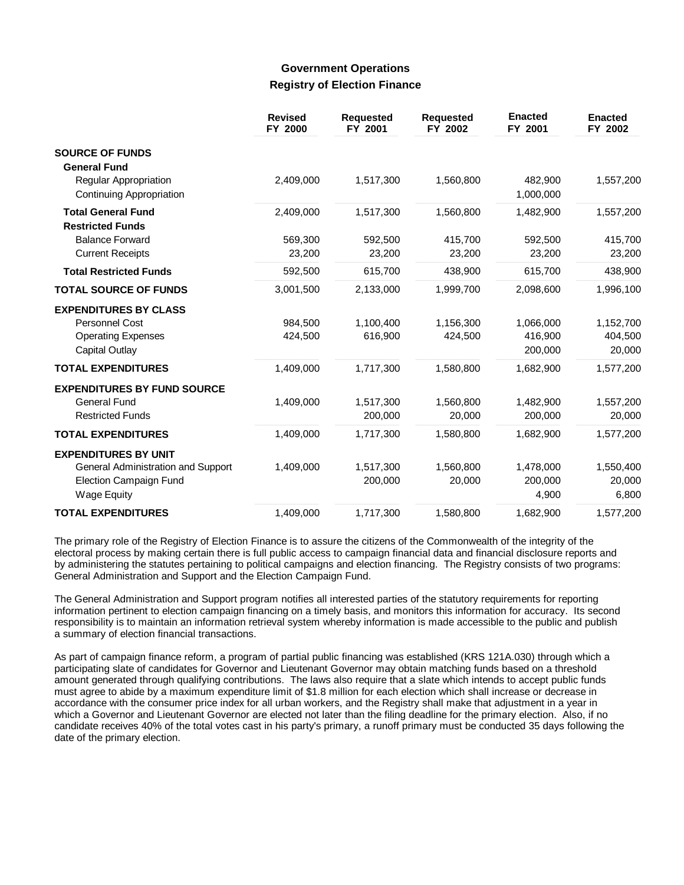## Government Operations

### Registry of Election Finance

| | Revised FY 2000 | Requested FY 2001 | Requested FY 2002 | Enacted FY 2001 | Enacted FY 2002 |
|---|---|---|---|---|---|
| **SOURCE OF FUNDS** | | | | | |
| **General Fund** | | | | | |
| Regular Appropriation | 2,409,000 | 1,517,300 | 1,560,800 | 482,900 | 1,557,200 |
| Continuing Appropriation | | | | 1,000,000 | |
| **Total General Fund** | 2,409,000 | 1,517,300 | 1,560,800 | 1,482,900 | 1,557,200 |
| **Restricted Funds** | | | | | |
| Balance Forward | 569,300 | 592,500 | 415,700 | 592,500 | 415,700 |
| Current Receipts | 23,200 | 23,200 | 23,200 | 23,200 | 23,200 |
| **Total Restricted Funds** | 592,500 | 615,700 | 438,900 | 615,700 | 438,900 |
| **TOTAL SOURCE OF FUNDS** | 3,001,500 | 2,133,000 | 1,999,700 | 2,098,600 | 1,996,100 |
| **EXPENDITURES BY CLASS** | | | | | |
| Personnel Cost | 984,500 | 1,100,400 | 1,156,300 | 1,066,000 | 1,152,700 |
| Operating Expenses | 424,500 | 616,900 | 424,500 | 416,900 | 404,500 |
| Capital Outlay | | | | 200,000 | 20,000 |
| **TOTAL EXPENDITURES** | 1,409,000 | 1,717,300 | 1,580,800 | 1,682,900 | 1,577,200 |
| **EXPENDITURES BY FUND SOURCE** | | | | | |
| General Fund | 1,409,000 | 1,517,300 | 1,560,800 | 1,482,900 | 1,557,200 |
| Restricted Funds | | 200,000 | 20,000 | 200,000 | 20,000 |
| **TOTAL EXPENDITURES** | 1,409,000 | 1,717,300 | 1,580,800 | 1,682,900 | 1,577,200 |
| **EXPENDITURES BY UNIT** | | | | | |
| General Administration and Support | 1,409,000 | 1,517,300 | 1,560,800 | 1,478,000 | 1,550,400 |
| Election Campaign Fund | | 200,000 | 20,000 | 200,000 | 20,000 |
| Wage Equity | | | | 4,900 | 6,800 |
| **TOTAL EXPENDITURES** | 1,409,000 | 1,717,300 | 1,580,800 | 1,682,900 | 1,577,200 |

The primary role of the Registry of Election Finance is to assure the citizens of the Commonwealth of the integrity of the electoral process by making certain there is full public access to campaign financial data and financial disclosure reports and by administering the statutes pertaining to political campaigns and election financing. The Registry consists of two programs: General Administration and Support and the Election Campaign Fund.

The General Administration and Support program notifies all interested parties of the statutory requirements for reporting information pertinent to election campaign financing on a timely basis, and monitors this information for accuracy. Its second responsibility is to maintain an information retrieval system whereby information is made accessible to the public and publish a summary of election financial transactions.

As part of campaign finance reform, a program of partial public financing was established (KRS 121A.030) through which a participating slate of candidates for Governor and Lieutenant Governor may obtain matching funds based on a threshold amount generated through qualifying contributions. The laws also require that a slate which intends to accept public funds must agree to abide by a maximum expenditure limit of $1.8 million for each election which shall increase or decrease in accordance with the consumer price index for all urban workers, and the Registry shall make that adjustment in a year in which a Governor and Lieutenant Governor are elected not later than the filing deadline for the primary election. Also, if no candidate receives 40% of the total votes cast in his party's primary, a runoff primary must be conducted 35 days following the date of the primary election.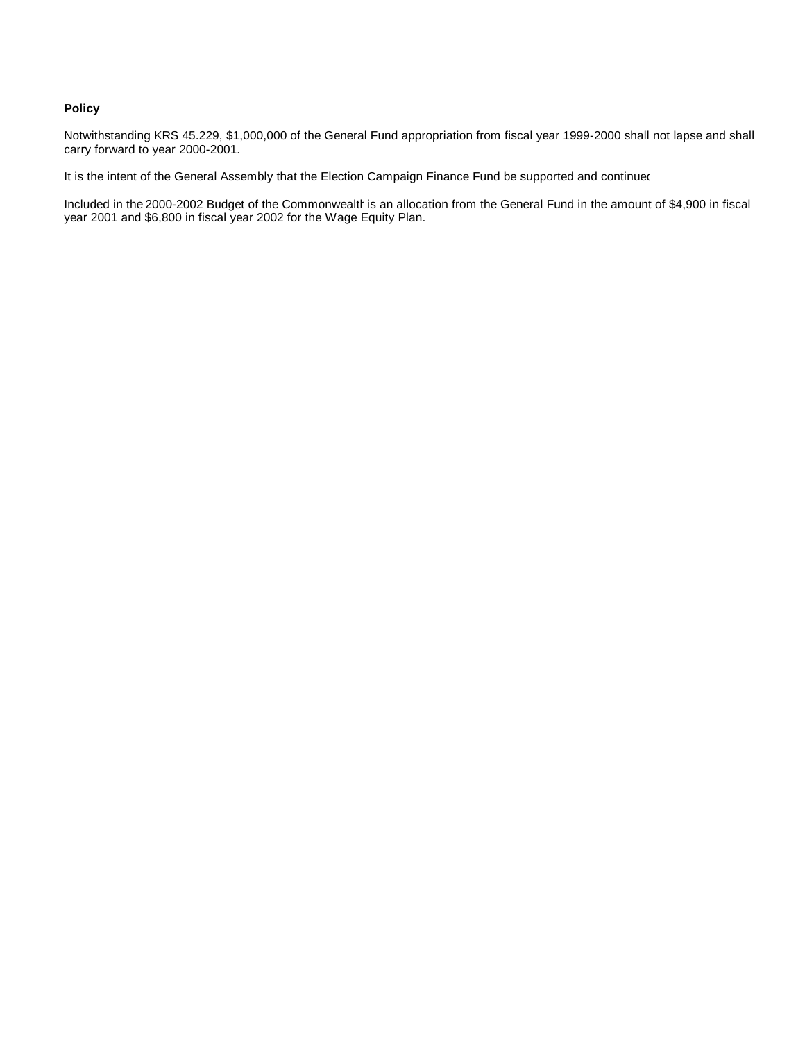**Policy**

Notwithstanding KRS 45.229, $1,000,000 of the General Fund appropriation from fiscal year 1999-2000 shall not lapse and shall carry forward to year 2000-2001.

It is the intent of the General Assembly that the Election Campaign Finance Fund be supported and continued

Included in the 2000-2002 Budget of the Commonwealth is an allocation from the General Fund in the amount of $4,900 in fiscal year 2001 and $6,800 in fiscal year 2002 for the Wage Equity Plan.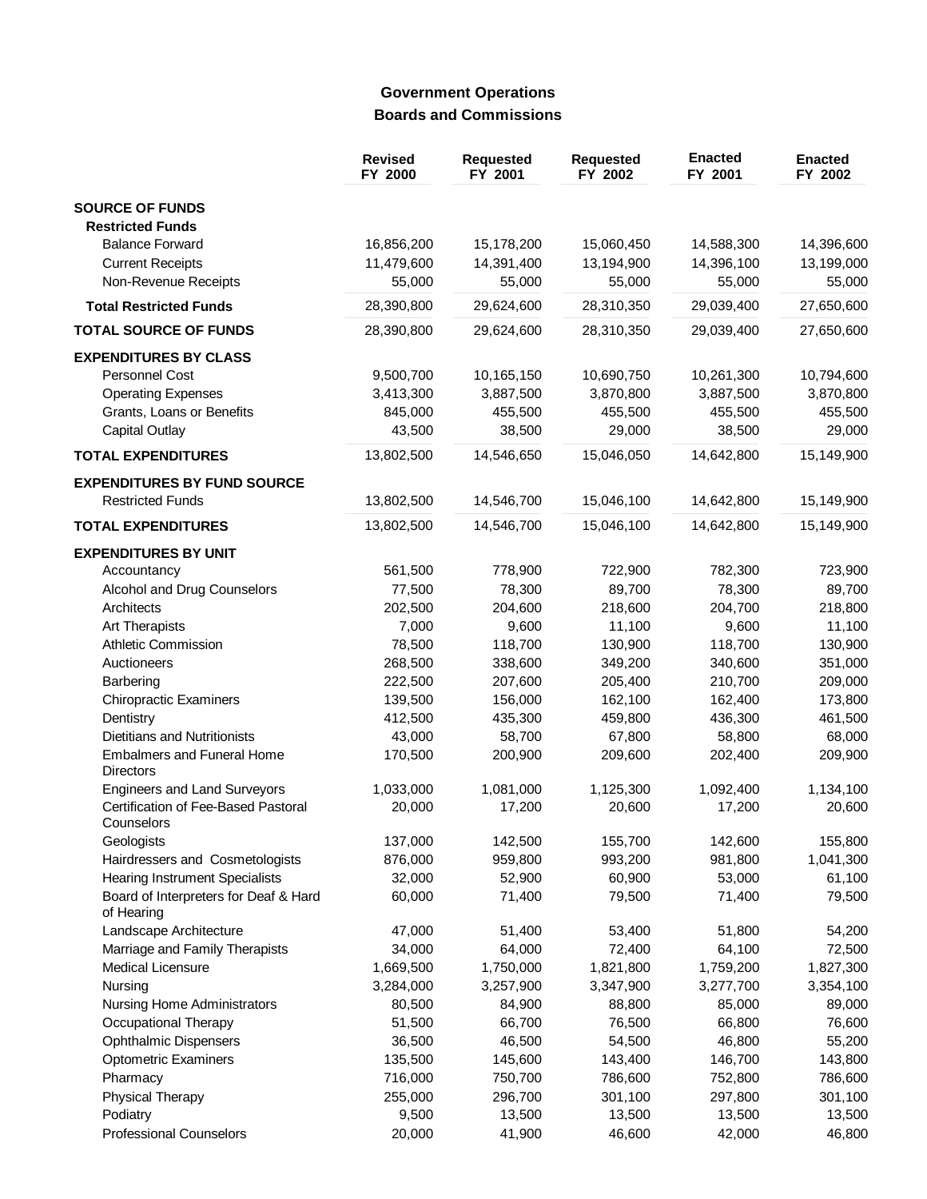## Government Operations
## Boards and Commissions

| | Revised FY 2000 | Requested FY 2001 | Requested FY 2002 | Enacted FY 2001 | Enacted FY 2002 |
|---|---|---|---|---|---|
| **SOURCE OF FUNDS** | | | | | |
| **Restricted Funds** | | | | | |
| Balance Forward | 16,856,200 | 15,178,200 | 15,060,450 | 14,588,300 | 14,396,600 |
| Current Receipts | 11,479,600 | 14,391,400 | 13,194,900 | 14,396,100 | 13,199,000 |
| Non-Revenue Receipts | 55,000 | 55,000 | 55,000 | 55,000 | 55,000 |
| **Total Restricted Funds** | 28,390,800 | 29,624,600 | 28,310,350 | 29,039,400 | 27,650,600 |
| **TOTAL SOURCE OF FUNDS** | 28,390,800 | 29,624,600 | 28,310,350 | 29,039,400 | 27,650,600 |
| **EXPENDITURES BY CLASS** | | | | | |
| Personnel Cost | 9,500,700 | 10,165,150 | 10,690,750 | 10,261,300 | 10,794,600 |
| Operating Expenses | 3,413,300 | 3,887,500 | 3,870,800 | 3,887,500 | 3,870,800 |
| Grants, Loans or Benefits | 845,000 | 455,500 | 455,500 | 455,500 | 455,500 |
| Capital Outlay | 43,500 | 38,500 | 29,000 | 38,500 | 29,000 |
| **TOTAL EXPENDITURES** | 13,802,500 | 14,546,650 | 15,046,050 | 14,642,800 | 15,149,900 |
| **EXPENDITURES BY FUND SOURCE** | | | | | |
| Restricted Funds | 13,802,500 | 14,546,700 | 15,046,100 | 14,642,800 | 15,149,900 |
| **TOTAL EXPENDITURES** | 13,802,500 | 14,546,700 | 15,046,100 | 14,642,800 | 15,149,900 |
| **EXPENDITURES BY UNIT** | | | | | |
| Accountancy | 561,500 | 778,900 | 722,900 | 782,300 | 723,900 |
| Alcohol and Drug Counselors | 77,500 | 78,300 | 89,700 | 78,300 | 89,700 |
| Architects | 202,500 | 204,600 | 218,600 | 204,700 | 218,800 |
| Art Therapists | 7,000 | 9,600 | 11,100 | 9,600 | 11,100 |
| Athletic Commission | 78,500 | 118,700 | 130,900 | 118,700 | 130,900 |
| Auctioneers | 268,500 | 338,600 | 349,200 | 340,600 | 351,000 |
| Barbering | 222,500 | 207,600 | 205,400 | 210,700 | 209,000 |
| Chiropractic Examiners | 139,500 | 156,000 | 162,100 | 162,400 | 173,800 |
| Dentistry | 412,500 | 435,300 | 459,800 | 436,300 | 461,500 |
| Dietitians and Nutritionists | 43,000 | 58,700 | 67,800 | 58,800 | 68,000 |
| Embalmers and Funeral Home Directors | 170,500 | 200,900 | 209,600 | 202,400 | 209,900 |
| Engineers and Land Surveyors | 1,033,000 | 1,081,000 | 1,125,300 | 1,092,400 | 1,134,100 |
| Certification of Fee-Based Pastoral Counselors | 20,000 | 17,200 | 20,600 | 17,200 | 20,600 |
| Geologists | 137,000 | 142,500 | 155,700 | 142,600 | 155,800 |
| Hairdressers and Cosmetologists | 876,000 | 959,800 | 993,200 | 981,800 | 1,041,300 |
| Hearing Instrument Specialists | 32,000 | 52,900 | 60,900 | 53,000 | 61,100 |
| Board of Interpreters for Deaf & Hard of Hearing | 60,000 | 71,400 | 79,500 | 71,400 | 79,500 |
| Landscape Architecture | 47,000 | 51,400 | 53,400 | 51,800 | 54,200 |
| Marriage and Family Therapists | 34,000 | 64,000 | 72,400 | 64,100 | 72,500 |
| Medical Licensure | 1,669,500 | 1,750,000 | 1,821,800 | 1,759,200 | 1,827,300 |
| Nursing | 3,284,000 | 3,257,900 | 3,347,900 | 3,277,700 | 3,354,100 |
| Nursing Home Administrators | 80,500 | 84,900 | 88,800 | 85,000 | 89,000 |
| Occupational Therapy | 51,500 | 66,700 | 76,500 | 66,800 | 76,600 |
| Ophthalmic Dispensers | 36,500 | 46,500 | 54,500 | 46,800 | 55,200 |
| Optometric Examiners | 135,500 | 145,600 | 143,400 | 146,700 | 143,800 |
| Pharmacy | 716,000 | 750,700 | 786,600 | 752,800 | 786,600 |
| Physical Therapy | 255,000 | 296,700 | 301,100 | 297,800 | 301,100 |
| Podiatry | 9,500 | 13,500 | 13,500 | 13,500 | 13,500 |
| Professional Counselors | 20,000 | 41,900 | 46,600 | 42,000 | 46,800 |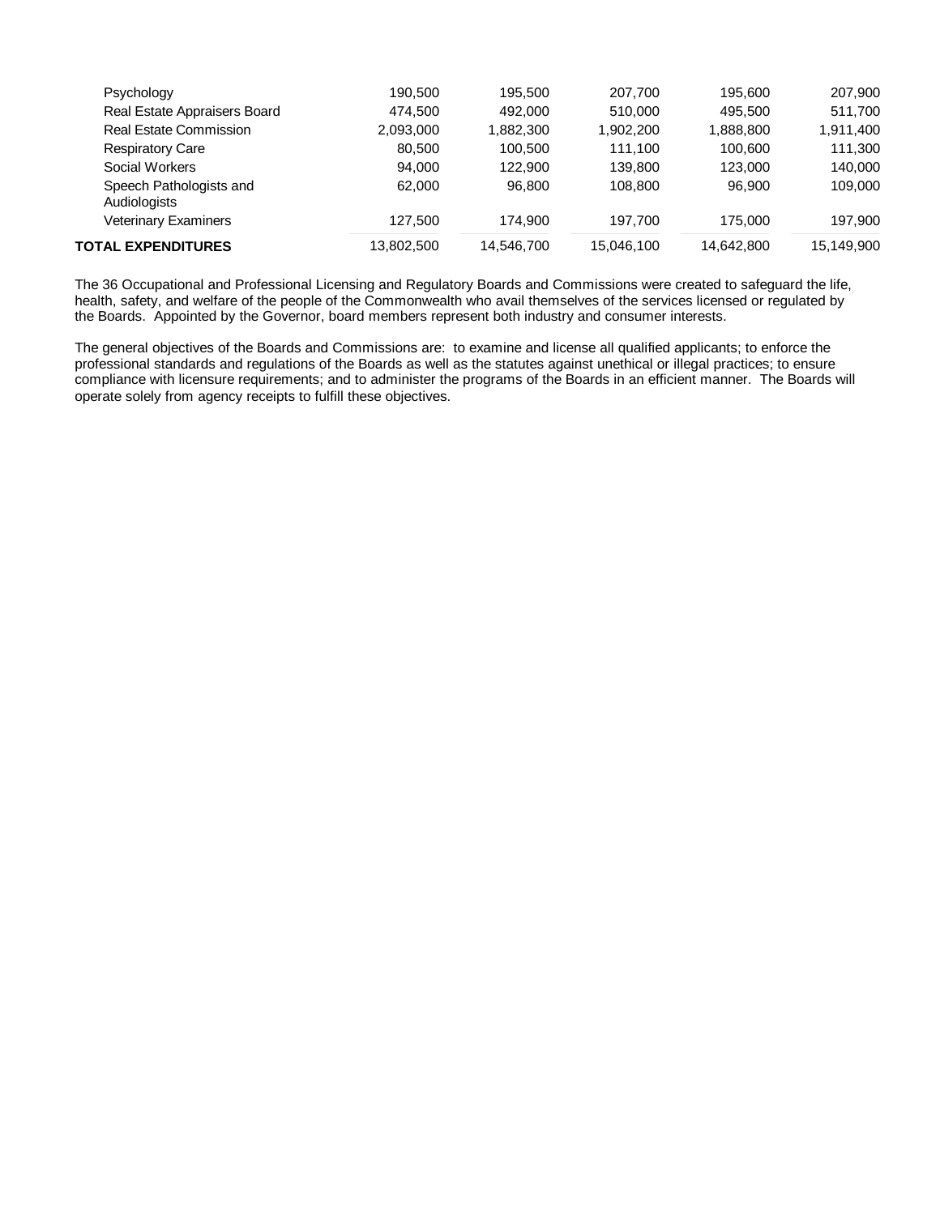| | | | | | |
|---|---|---|---|---|---|
| Psychology | 190,500 | 195,500 | 207,700 | 195,600 | 207,900 |
| Real Estate Appraisers Board | 474,500 | 492,000 | 510,000 | 495,500 | 511,700 |
| Real Estate Commission | 2,093,000 | 1,882,300 | 1,902,200 | 1,888,800 | 1,911,400 |
| Respiratory Care | 80,500 | 100,500 | 111,100 | 100,600 | 111,300 |
| Social Workers | 94,000 | 122,900 | 139,800 | 123,000 | 140,000 |
| Speech Pathologists and Audiologists | 62,000 | 96,800 | 108,800 | 96,900 | 109,000 |
| Veterinary Examiners | 127,500 | 174,900 | 197,700 | 175,000 | 197,900 |
| **TOTAL EXPENDITURES** | 13,802,500 | 14,546,700 | 15,046,100 | 14,642,800 | 15,149,900 |

The 36 Occupational and Professional Licensing and Regulatory Boards and Commissions were created to safeguard the life, health, safety, and welfare of the people of the Commonwealth who avail themselves of the services licensed or regulated by the Boards. Appointed by the Governor, board members represent both industry and consumer interests.

The general objectives of the Boards and Commissions are: to examine and license all qualified applicants; to enforce the professional standards and regulations of the Boards as well as the statutes against unethical or illegal practices; to ensure compliance with licensure requirements; and to administer the programs of the Boards in an efficient manner. The Boards will operate solely from agency receipts to fulfill these objectives.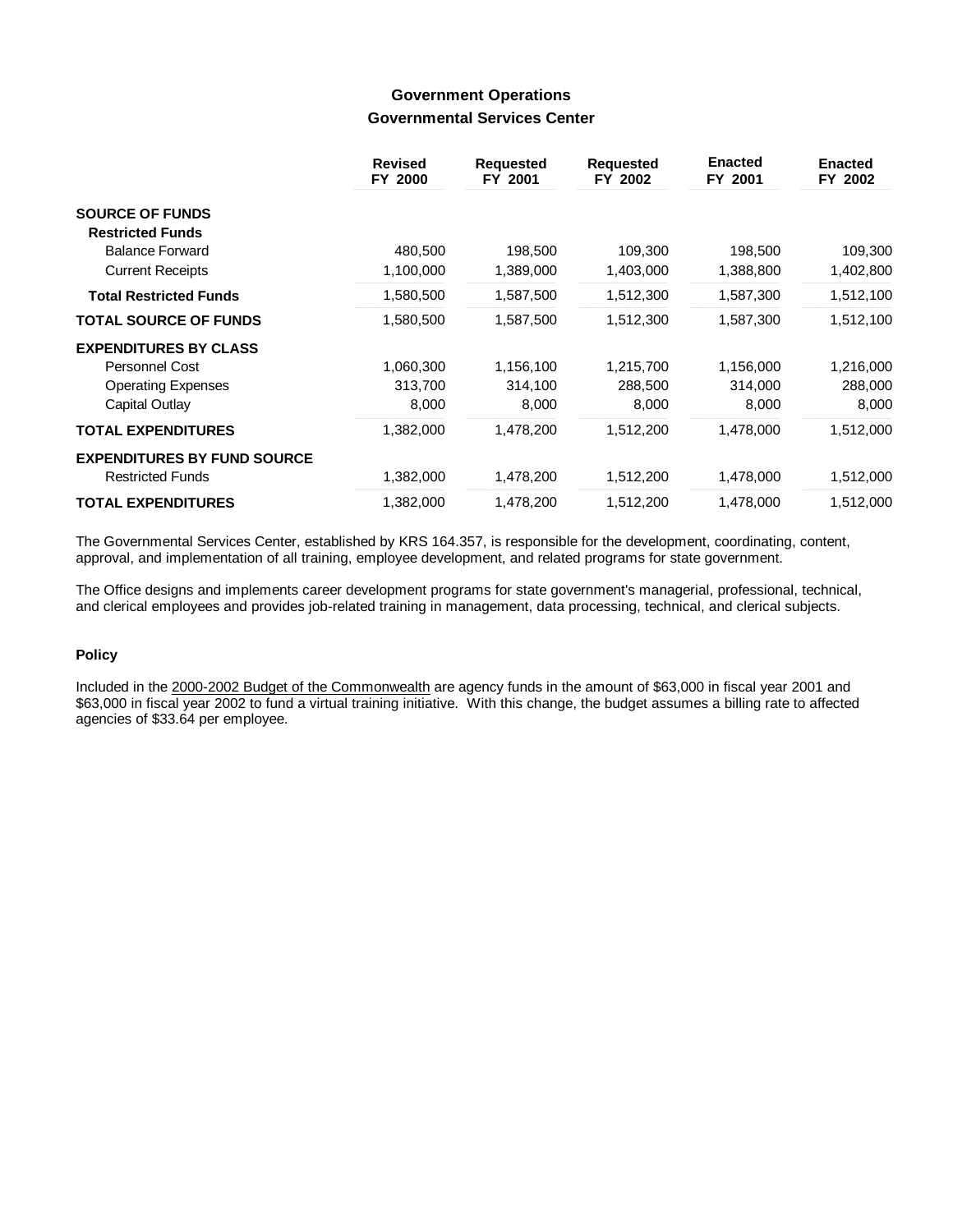## Government Operations

### Governmental Services Center

| | Revised FY 2000 | Requested FY 2001 | Requested FY 2002 | Enacted FY 2001 | Enacted FY 2002 |
|---|---|---|---|---|---|
| **SOURCE OF FUNDS** | | | | | |
| **Restricted Funds** | | | | | |
| Balance Forward | 480,500 | 198,500 | 109,300 | 198,500 | 109,300 |
| Current Receipts | 1,100,000 | 1,389,000 | 1,403,000 | 1,388,800 | 1,402,800 |
| **Total Restricted Funds** | 1,580,500 | 1,587,500 | 1,512,300 | 1,587,300 | 1,512,100 |
| **TOTAL SOURCE OF FUNDS** | 1,580,500 | 1,587,500 | 1,512,300 | 1,587,300 | 1,512,100 |
| **EXPENDITURES BY CLASS** | | | | | |
| Personnel Cost | 1,060,300 | 1,156,100 | 1,215,700 | 1,156,000 | 1,216,000 |
| Operating Expenses | 313,700 | 314,100 | 288,500 | 314,000 | 288,000 |
| Capital Outlay | 8,000 | 8,000 | 8,000 | 8,000 | 8,000 |
| **TOTAL EXPENDITURES** | 1,382,000 | 1,478,200 | 1,512,200 | 1,478,000 | 1,512,000 |
| **EXPENDITURES BY FUND SOURCE** | | | | | |
| Restricted Funds | 1,382,000 | 1,478,200 | 1,512,200 | 1,478,000 | 1,512,000 |
| **TOTAL EXPENDITURES** | 1,382,000 | 1,478,200 | 1,512,200 | 1,478,000 | 1,512,000 |

The Governmental Services Center, established by KRS 164.357, is responsible for the development, coordinating, content, approval, and implementation of all training, employee development, and related programs for state government.

The Office designs and implements career development programs for state government's managerial, professional, technical, and clerical employees and provides job-related training in management, data processing, technical, and clerical subjects.

#### Policy

Included in the 2000-2002 Budget of the Commonwealth are agency funds in the amount of $63,000 in fiscal year 2001 and $63,000 in fiscal year 2002 to fund a virtual training initiative. With this change, the budget assumes a billing rate to affected agencies of $33.64 per employee.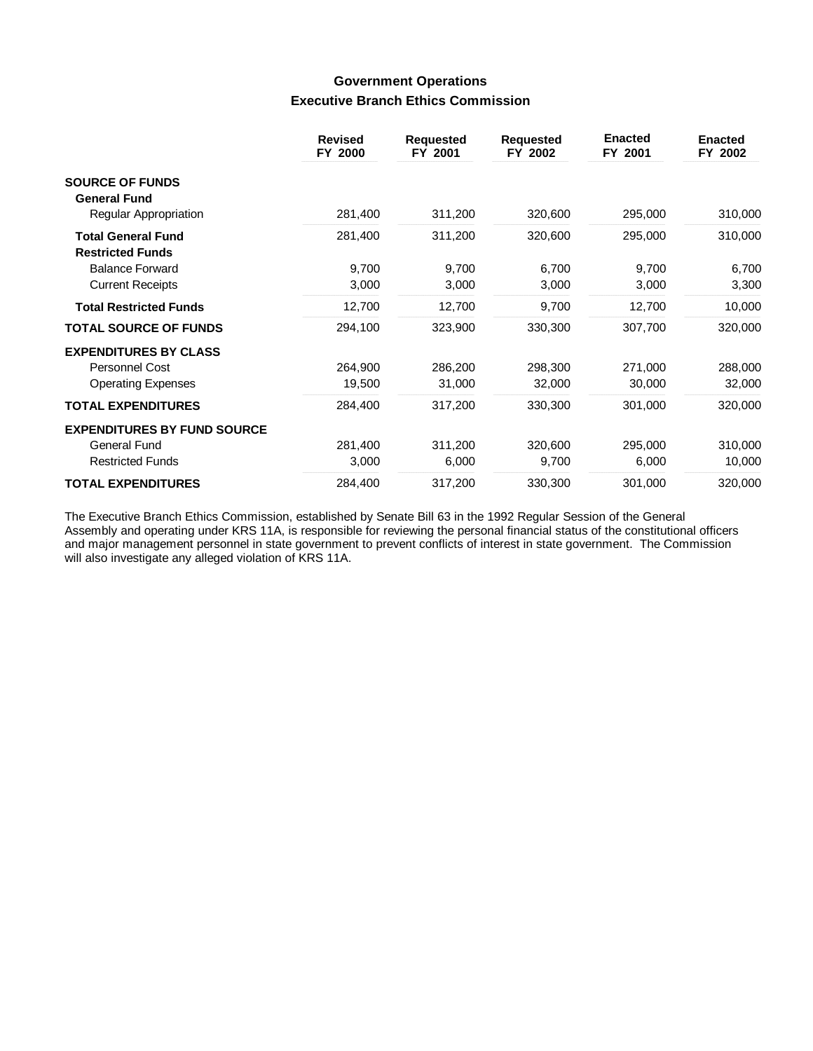## Government Operations

### Executive Branch Ethics Commission

| | Revised FY 2000 | Requested FY 2001 | Requested FY 2002 | Enacted FY 2001 | Enacted FY 2002 |
|---|---|---|---|---|---|
| **SOURCE OF FUNDS** | | | | | |
| **General Fund** | | | | | |
| Regular Appropriation | 281,400 | 311,200 | 320,600 | 295,000 | 310,000 |
| **Total General Fund** | 281,400 | 311,200 | 320,600 | 295,000 | 310,000 |
| **Restricted Funds** | | | | | |
| Balance Forward | 9,700 | 9,700 | 6,700 | 9,700 | 6,700 |
| Current Receipts | 3,000 | 3,000 | 3,000 | 3,000 | 3,300 |
| **Total Restricted Funds** | 12,700 | 12,700 | 9,700 | 12,700 | 10,000 |
| **TOTAL SOURCE OF FUNDS** | 294,100 | 323,900 | 330,300 | 307,700 | 320,000 |
| **EXPENDITURES BY CLASS** | | | | | |
| Personnel Cost | 264,900 | 286,200 | 298,300 | 271,000 | 288,000 |
| Operating Expenses | 19,500 | 31,000 | 32,000 | 30,000 | 32,000 |
| **TOTAL EXPENDITURES** | 284,400 | 317,200 | 330,300 | 301,000 | 320,000 |
| **EXPENDITURES BY FUND SOURCE** | | | | | |
| General Fund | 281,400 | 311,200 | 320,600 | 295,000 | 310,000 |
| Restricted Funds | 3,000 | 6,000 | 9,700 | 6,000 | 10,000 |
| **TOTAL EXPENDITURES** | 284,400 | 317,200 | 330,300 | 301,000 | 320,000 |

The Executive Branch Ethics Commission, established by Senate Bill 63 in the 1992 Regular Session of the General Assembly and operating under KRS 11A, is responsible for reviewing the personal financial status of the constitutional officers and major management personnel in state government to prevent conflicts of interest in state government. The Commission will also investigate any alleged violation of KRS 11A.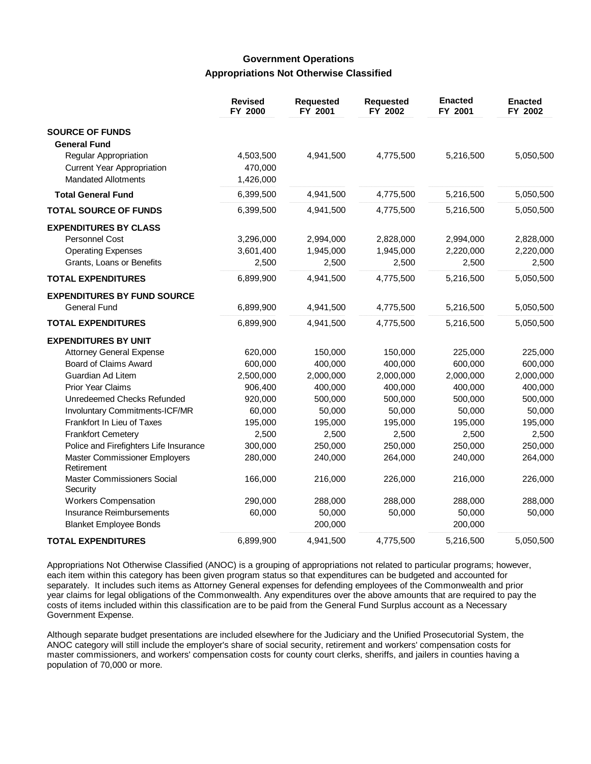## Government Operations
### Appropriations Not Otherwise Classified

| | Revised FY 2000 | Requested FY 2001 | Requested FY 2002 | Enacted FY 2001 | Enacted FY 2002 |
|---|---|---|---|---|---|
| **SOURCE OF FUNDS** | | | | | |
| **General Fund** | | | | | |
| Regular Appropriation | 4,503,500 | 4,941,500 | 4,775,500 | 5,216,500 | 5,050,500 |
| Current Year Appropriation | 470,000 | | | | |
| Mandated Allotments | 1,426,000 | | | | |
| **Total General Fund** | 6,399,500 | 4,941,500 | 4,775,500 | 5,216,500 | 5,050,500 |
| **TOTAL SOURCE OF FUNDS** | 6,399,500 | 4,941,500 | 4,775,500 | 5,216,500 | 5,050,500 |
| **EXPENDITURES BY CLASS** | | | | | |
| Personnel Cost | 3,296,000 | 2,994,000 | 2,828,000 | 2,994,000 | 2,828,000 |
| Operating Expenses | 3,601,400 | 1,945,000 | 1,945,000 | 2,220,000 | 2,220,000 |
| Grants, Loans or Benefits | 2,500 | 2,500 | 2,500 | 2,500 | 2,500 |
| **TOTAL EXPENDITURES** | 6,899,900 | 4,941,500 | 4,775,500 | 5,216,500 | 5,050,500 |
| **EXPENDITURES BY FUND SOURCE** | | | | | |
| General Fund | 6,899,900 | 4,941,500 | 4,775,500 | 5,216,500 | 5,050,500 |
| **TOTAL EXPENDITURES** | 6,899,900 | 4,941,500 | 4,775,500 | 5,216,500 | 5,050,500 |
| **EXPENDITURES BY UNIT** | | | | | |
| Attorney General Expense | 620,000 | 150,000 | 150,000 | 225,000 | 225,000 |
| Board of Claims Award | 600,000 | 400,000 | 400,000 | 600,000 | 600,000 |
| Guardian Ad Litem | 2,500,000 | 2,000,000 | 2,000,000 | 2,000,000 | 2,000,000 |
| Prior Year Claims | 906,400 | 400,000 | 400,000 | 400,000 | 400,000 |
| Unredeemed Checks Refunded | 920,000 | 500,000 | 500,000 | 500,000 | 500,000 |
| Involuntary Commitments-ICF/MR | 60,000 | 50,000 | 50,000 | 50,000 | 50,000 |
| Frankfort In Lieu of Taxes | 195,000 | 195,000 | 195,000 | 195,000 | 195,000 |
| Frankfort Cemetery | 2,500 | 2,500 | 2,500 | 2,500 | 2,500 |
| Police and Firefighters Life Insurance | 300,000 | 250,000 | 250,000 | 250,000 | 250,000 |
| Master Commissioner Employers Retirement | 280,000 | 240,000 | 264,000 | 240,000 | 264,000 |
| Master Commissioners Social Security | 166,000 | 216,000 | 226,000 | 216,000 | 226,000 |
| Workers Compensation | 290,000 | 288,000 | 288,000 | 288,000 | 288,000 |
| Insurance Reimbursements | 60,000 | 50,000 | 50,000 | 50,000 | 50,000 |
| Blanket Employee Bonds | | 200,000 | | 200,000 | |
| **TOTAL EXPENDITURES** | 6,899,900 | 4,941,500 | 4,775,500 | 5,216,500 | 5,050,500 |

Appropriations Not Otherwise Classified (ANOC) is a grouping of appropriations not related to particular programs; however, each item within this category has been given program status so that expenditures can be budgeted and accounted for separately. It includes such items as Attorney General expenses for defending employees of the Commonwealth and prior year claims for legal obligations of the Commonwealth. Any expenditures over the above amounts that are required to pay the costs of items included within this classification are to be paid from the General Fund Surplus account as a Necessary Government Expense.

Although separate budget presentations are included elsewhere for the Judiciary and the Unified Prosecutorial System, the ANOC category will still include the employer's share of social security, retirement and workers' compensation costs for master commissioners, and workers' compensation costs for county court clerks, sheriffs, and jailers in counties having a population of 70,000 or more.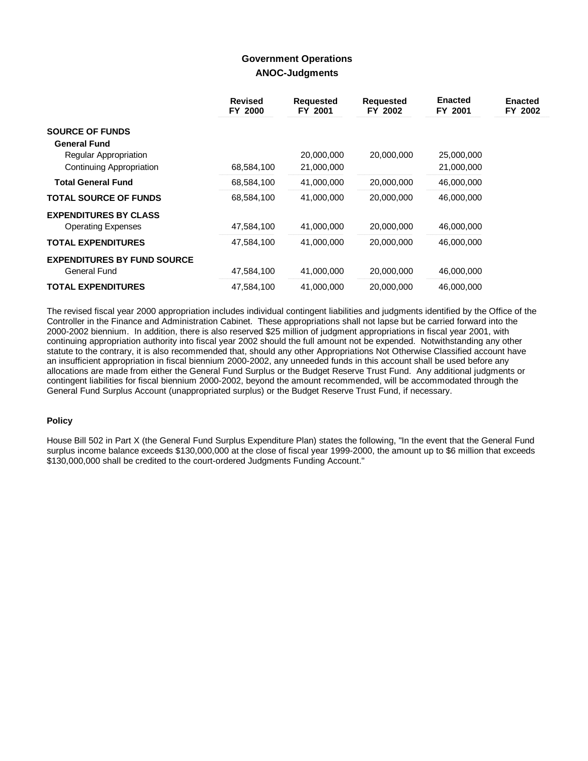# Government Operations

## ANOC-Judgments

| | Revised FY 2000 | Requested FY 2001 | Requested FY 2002 | Enacted FY 2001 | Enacted FY 2002 |
|---|---|---|---|---|---|
| **SOURCE OF FUNDS** | | | | | |
| **General Fund** | | | | | |
| Regular Appropriation | | 20,000,000 | 20,000,000 | 25,000,000 | |
| Continuing Appropriation | 68,584,100 | 21,000,000 | | 21,000,000 | |
| **Total General Fund** | 68,584,100 | 41,000,000 | 20,000,000 | 46,000,000 | |
| **TOTAL SOURCE OF FUNDS** | 68,584,100 | 41,000,000 | 20,000,000 | 46,000,000 | |
| **EXPENDITURES BY CLASS** | | | | | |
| Operating Expenses | 47,584,100 | 41,000,000 | 20,000,000 | 46,000,000 | |
| **TOTAL EXPENDITURES** | 47,584,100 | 41,000,000 | 20,000,000 | 46,000,000 | |
| **EXPENDITURES BY FUND SOURCE** | | | | | |
| General Fund | 47,584,100 | 41,000,000 | 20,000,000 | 46,000,000 | |
| **TOTAL EXPENDITURES** | 47,584,100 | 41,000,000 | 20,000,000 | 46,000,000 | |

The revised fiscal year 2000 appropriation includes individual contingent liabilities and judgments identified by the Office of the Controller in the Finance and Administration Cabinet. These appropriations shall not lapse but be carried forward into the 2000-2002 biennium. In addition, there is also reserved $25 million of judgment appropriations in fiscal year 2001, with continuing appropriation authority into fiscal year 2002 should the full amount not be expended. Notwithstanding any other statute to the contrary, it is also recommended that, should any other Appropriations Not Otherwise Classified account have an insufficient appropriation in fiscal biennium 2000-2002, any unneeded funds in this account shall be used before any allocations are made from either the General Fund Surplus or the Budget Reserve Trust Fund. Any additional judgments or contingent liabilities for fiscal biennium 2000-2002, beyond the amount recommended, will be accommodated through the General Fund Surplus Account (unappropriated surplus) or the Budget Reserve Trust Fund, if necessary.

### Policy

House Bill 502 in Part X (the General Fund Surplus Expenditure Plan) states the following, "In the event that the General Fund surplus income balance exceeds $130,000,000 at the close of fiscal year 1999-2000, the amount up to $6 million that exceeds $130,000,000 shall be credited to the court-ordered Judgments Funding Account."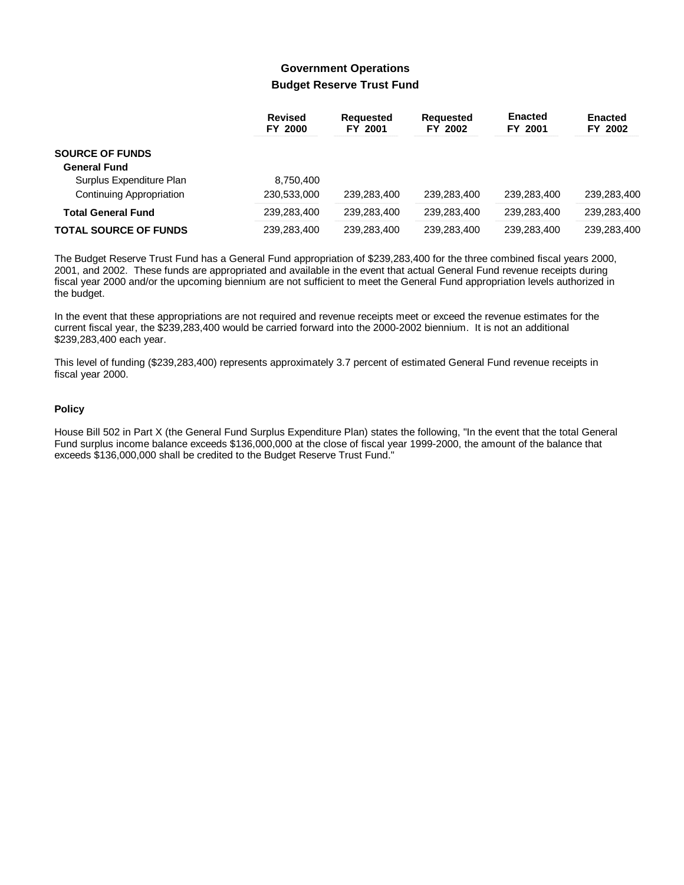## Government Operations

### Budget Reserve Trust Fund

| | Revised FY 2000 | Requested FY 2001 | Requested FY 2002 | Enacted FY 2001 | Enacted FY 2002 |
|---|---|---|---|---|---|
| **SOURCE OF FUNDS** | | | | | |
| **General Fund** | | | | | |
| Surplus Expenditure Plan | 8,750,400 | | | | |
| Continuing Appropriation | 230,533,000 | 239,283,400 | 239,283,400 | 239,283,400 | 239,283,400 |
| **Total General Fund** | 239,283,400 | 239,283,400 | 239,283,400 | 239,283,400 | 239,283,400 |
| **TOTAL SOURCE OF FUNDS** | 239,283,400 | 239,283,400 | 239,283,400 | 239,283,400 | 239,283,400 |

The Budget Reserve Trust Fund has a General Fund appropriation of $239,283,400 for the three combined fiscal years 2000, 2001, and 2002. These funds are appropriated and available in the event that actual General Fund revenue receipts during fiscal year 2000 and/or the upcoming biennium are not sufficient to meet the General Fund appropriation levels authorized in the budget.

In the event that these appropriations are not required and revenue receipts meet or exceed the revenue estimates for the current fiscal year, the $239,283,400 would be carried forward into the 2000-2002 biennium. It is not an additional $239,283,400 each year.

This level of funding ($239,283,400) represents approximately 3.7 percent of estimated General Fund revenue receipts in fiscal year 2000.

#### Policy

House Bill 502 in Part X (the General Fund Surplus Expenditure Plan) states the following, "In the event that the total General Fund surplus income balance exceeds $136,000,000 at the close of fiscal year 1999-2000, the amount of the balance that exceeds $136,000,000 shall be credited to the Budget Reserve Trust Fund."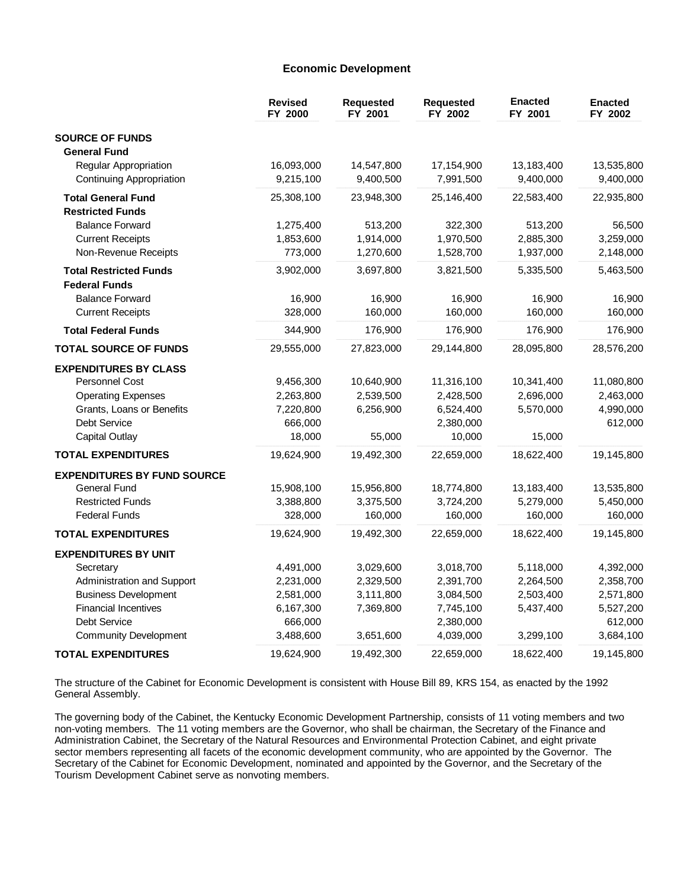## Economic Development

| | Revised FY 2000 | Requested FY 2001 | Requested FY 2002 | Enacted FY 2001 | Enacted FY 2002 |
|---|---|---|---|---|---|
| **SOURCE OF FUNDS** | | | | | |
| **General Fund** | | | | | |
| Regular Appropriation | 16,093,000 | 14,547,800 | 17,154,900 | 13,183,400 | 13,535,800 |
| Continuing Appropriation | 9,215,100 | 9,400,500 | 7,991,500 | 9,400,000 | 9,400,000 |
| **Total General Fund** | 25,308,100 | 23,948,300 | 25,146,400 | 22,583,400 | 22,935,800 |
| **Restricted Funds** | | | | | |
| Balance Forward | 1,275,400 | 513,200 | 322,300 | 513,200 | 56,500 |
| Current Receipts | 1,853,600 | 1,914,000 | 1,970,500 | 2,885,300 | 3,259,000 |
| Non-Revenue Receipts | 773,000 | 1,270,600 | 1,528,700 | 1,937,000 | 2,148,000 |
| **Total Restricted Funds** | 3,902,000 | 3,697,800 | 3,821,500 | 5,335,500 | 5,463,500 |
| **Federal Funds** | | | | | |
| Balance Forward | 16,900 | 16,900 | 16,900 | 16,900 | 16,900 |
| Current Receipts | 328,000 | 160,000 | 160,000 | 160,000 | 160,000 |
| **Total Federal Funds** | 344,900 | 176,900 | 176,900 | 176,900 | 176,900 |
| **TOTAL SOURCE OF FUNDS** | 29,555,000 | 27,823,000 | 29,144,800 | 28,095,800 | 28,576,200 |
| **EXPENDITURES BY CLASS** | | | | | |
| Personnel Cost | 9,456,300 | 10,640,900 | 11,316,100 | 10,341,400 | 11,080,800 |
| Operating Expenses | 2,263,800 | 2,539,500 | 2,428,500 | 2,696,000 | 2,463,000 |
| Grants, Loans or Benefits | 7,220,800 | 6,256,900 | 6,524,400 | 5,570,000 | 4,990,000 |
| Debt Service | 666,000 | | 2,380,000 | | 612,000 |
| Capital Outlay | 18,000 | 55,000 | 10,000 | 15,000 | |
| **TOTAL EXPENDITURES** | 19,624,900 | 19,492,300 | 22,659,000 | 18,622,400 | 19,145,800 |
| **EXPENDITURES BY FUND SOURCE** | | | | | |
| General Fund | 15,908,100 | 15,956,800 | 18,774,800 | 13,183,400 | 13,535,800 |
| Restricted Funds | 3,388,800 | 3,375,500 | 3,724,200 | 5,279,000 | 5,450,000 |
| Federal Funds | 328,000 | 160,000 | 160,000 | 160,000 | 160,000 |
| **TOTAL EXPENDITURES** | 19,624,900 | 19,492,300 | 22,659,000 | 18,622,400 | 19,145,800 |
| **EXPENDITURES BY UNIT** | | | | | |
| Secretary | 4,491,000 | 3,029,600 | 3,018,700 | 5,118,000 | 4,392,000 |
| Administration and Support | 2,231,000 | 2,329,500 | 2,391,700 | 2,264,500 | 2,358,700 |
| Business Development | 2,581,000 | 3,111,800 | 3,084,500 | 2,503,400 | 2,571,800 |
| Financial Incentives | 6,167,300 | 7,369,800 | 7,745,100 | 5,437,400 | 5,527,200 |
| Debt Service | 666,000 | | 2,380,000 | | 612,000 |
| Community Development | 3,488,600 | 3,651,600 | 4,039,000 | 3,299,100 | 3,684,100 |
| **TOTAL EXPENDITURES** | 19,624,900 | 19,492,300 | 22,659,000 | 18,622,400 | 19,145,800 |

The structure of the Cabinet for Economic Development is consistent with House Bill 89, KRS 154, as enacted by the 1992 General Assembly.

The governing body of the Cabinet, the Kentucky Economic Development Partnership, consists of 11 voting members and two non-voting members. The 11 voting members are the Governor, who shall be chairman, the Secretary of the Finance and Administration Cabinet, the Secretary of the Natural Resources and Environmental Protection Cabinet, and eight private sector members representing all facets of the economic development community, who are appointed by the Governor. The Secretary of the Cabinet for Economic Development, nominated and appointed by the Governor, and the Secretary of the Tourism Development Cabinet serve as nonvoting members.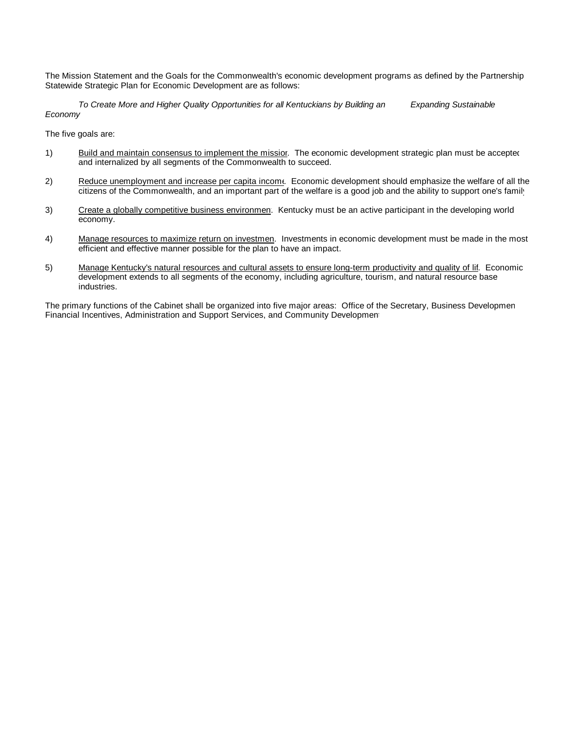The Mission Statement and the Goals for the Commonwealth's economic development programs as defined by the Partnership Statewide Strategic Plan for Economic Development are as follows:

*To Create More and Higher Quality Opportunities for all Kentuckians by Building an Expanding Sustainable Economy*

The five goals are:

1) Build and maintain consensus to implement the mission. The economic development strategic plan must be accepted and internalized by all segments of the Commonwealth to succeed.

2) Reduce unemployment and increase per capita income. Economic development should emphasize the welfare of all the citizens of the Commonwealth, and an important part of the welfare is a good job and the ability to support one's family.

3) Create a globally competitive business environment. Kentucky must be an active participant in the developing world economy.

4) Manage resources to maximize return on investment. Investments in economic development must be made in the most efficient and effective manner possible for the plan to have an impact.

5) Manage Kentucky's natural resources and cultural assets to ensure long-term productivity and quality of life. Economic development extends to all segments of the economy, including agriculture, tourism, and natural resource base industries.

The primary functions of the Cabinet shall be organized into five major areas: Office of the Secretary, Business Development, Financial Incentives, Administration and Support Services, and Community Development.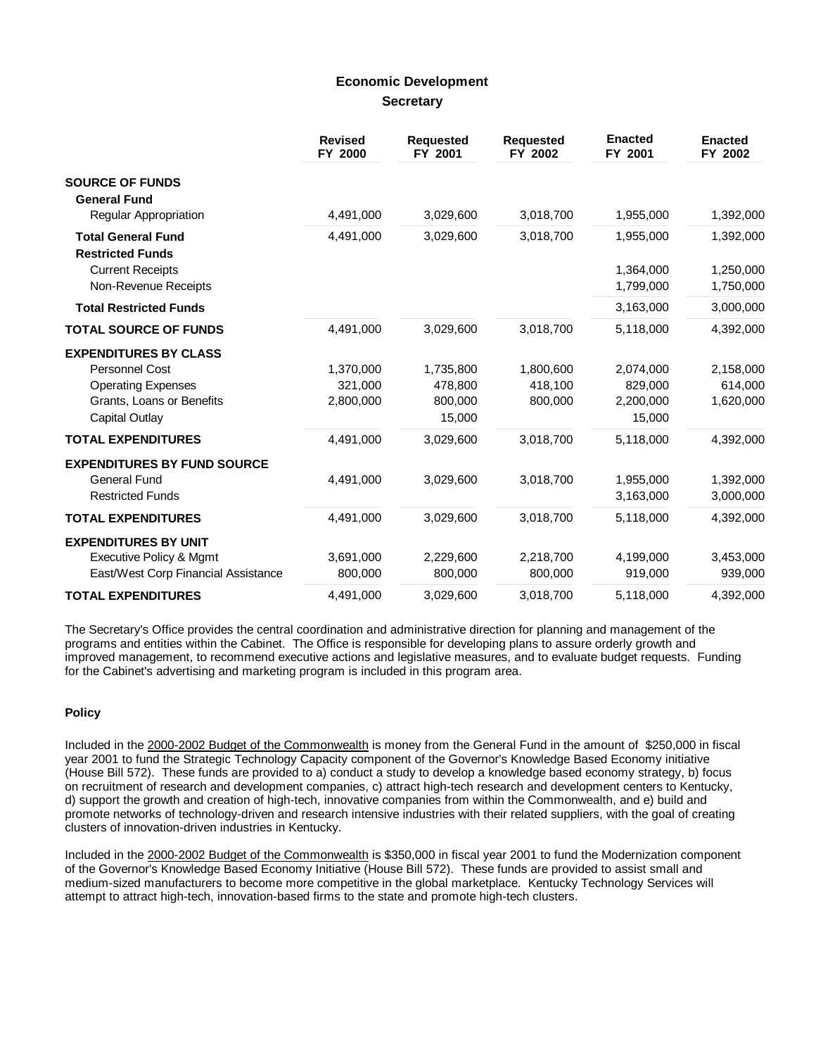## Economic Development
### Secretary

| | Revised FY 2000 | Requested FY 2001 | Requested FY 2002 | Enacted FY 2001 | Enacted FY 2002 |
|---|---|---|---|---|---|
| **SOURCE OF FUNDS** | | | | | |
| **General Fund** | | | | | |
| Regular Appropriation | 4,491,000 | 3,029,600 | 3,018,700 | 1,955,000 | 1,392,000 |
| **Total General Fund** | 4,491,000 | 3,029,600 | 3,018,700 | 1,955,000 | 1,392,000 |
| **Restricted Funds** | | | | | |
| Current Receipts | | | | 1,364,000 | 1,250,000 |
| Non-Revenue Receipts | | | | 1,799,000 | 1,750,000 |
| **Total Restricted Funds** | | | | 3,163,000 | 3,000,000 |
| **TOTAL SOURCE OF FUNDS** | 4,491,000 | 3,029,600 | 3,018,700 | 5,118,000 | 4,392,000 |
| **EXPENDITURES BY CLASS** | | | | | |
| Personnel Cost | 1,370,000 | 1,735,800 | 1,800,600 | 2,074,000 | 2,158,000 |
| Operating Expenses | 321,000 | 478,800 | 418,100 | 829,000 | 614,000 |
| Grants, Loans or Benefits | 2,800,000 | 800,000 | 800,000 | 2,200,000 | 1,620,000 |
| Capital Outlay | | 15,000 | | 15,000 | |
| **TOTAL EXPENDITURES** | 4,491,000 | 3,029,600 | 3,018,700 | 5,118,000 | 4,392,000 |
| **EXPENDITURES BY FUND SOURCE** | | | | | |
| General Fund | 4,491,000 | 3,029,600 | 3,018,700 | 1,955,000 | 1,392,000 |
| Restricted Funds | | | | 3,163,000 | 3,000,000 |
| **TOTAL EXPENDITURES** | 4,491,000 | 3,029,600 | 3,018,700 | 5,118,000 | 4,392,000 |
| **EXPENDITURES BY UNIT** | | | | | |
| Executive Policy & Mgmt | 3,691,000 | 2,229,600 | 2,218,700 | 4,199,000 | 3,453,000 |
| East/West Corp Financial Assistance | 800,000 | 800,000 | 800,000 | 919,000 | 939,000 |
| **TOTAL EXPENDITURES** | 4,491,000 | 3,029,600 | 3,018,700 | 5,118,000 | 4,392,000 |

The Secretary's Office provides the central coordination and administrative direction for planning and management of the programs and entities within the Cabinet. The Office is responsible for developing plans to assure orderly growth and improved management, to recommend executive actions and legislative measures, and to evaluate budget requests. Funding for the Cabinet's advertising and marketing program is included in this program area.

#### Policy

Included in the 2000-2002 Budget of the Commonwealth is money from the General Fund in the amount of $250,000 in fiscal year 2001 to fund the Strategic Technology Capacity component of the Governor's Knowledge Based Economy initiative (House Bill 572). These funds are provided to a) conduct a study to develop a knowledge based economy strategy, b) focus on recruitment of research and development companies, c) attract high-tech research and development centers to Kentucky, d) support the growth and creation of high-tech, innovative companies from within the Commonwealth, and e) build and promote networks of technology-driven and research intensive industries with their related suppliers, with the goal of creating clusters of innovation-driven industries in Kentucky.

Included in the 2000-2002 Budget of the Commonwealth is $350,000 in fiscal year 2001 to fund the Modernization component of the Governor's Knowledge Based Economy Initiative (House Bill 572). These funds are provided to assist small and medium-sized manufacturers to become more competitive in the global marketplace. Kentucky Technology Services will attempt to attract high-tech, innovation-based firms to the state and promote high-tech clusters.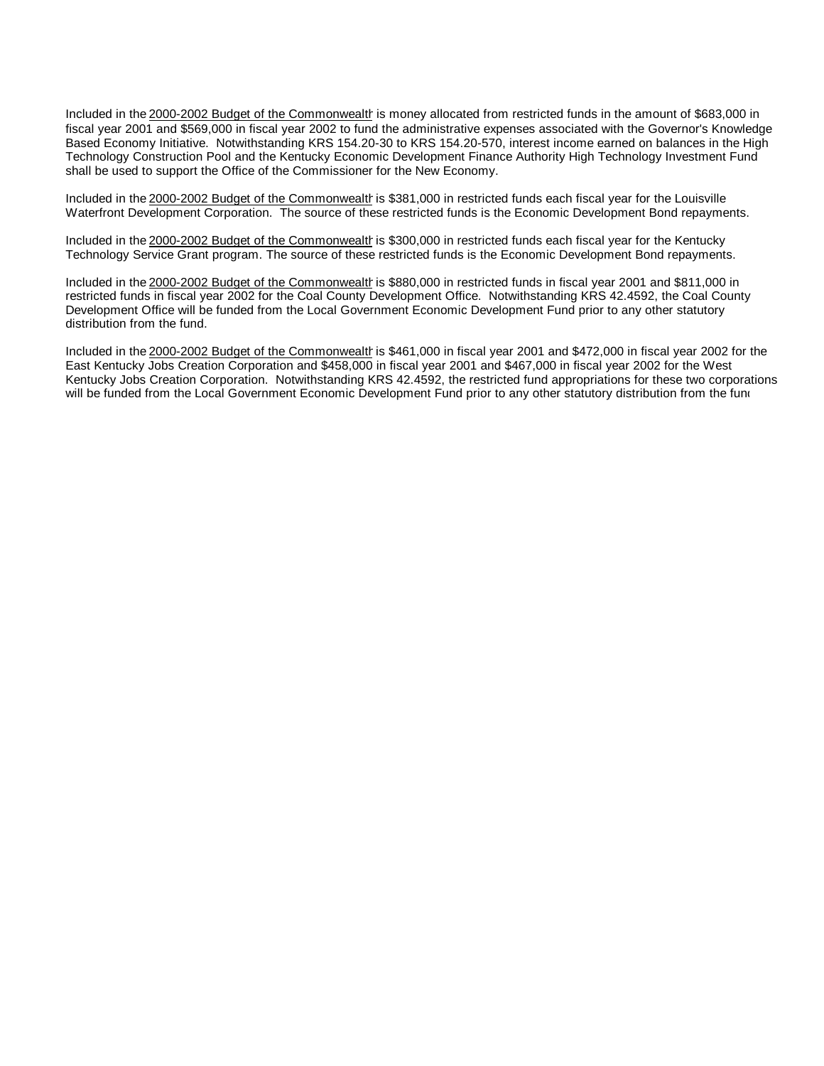Included in the 2000-2002 Budget of the Commonwealth is money allocated from restricted funds in the amount of $683,000 in fiscal year 2001 and $569,000 in fiscal year 2002 to fund the administrative expenses associated with the Governor's Knowledge Based Economy Initiative. Notwithstanding KRS 154.20-30 to KRS 154.20-570, interest income earned on balances in the High Technology Construction Pool and the Kentucky Economic Development Finance Authority High Technology Investment Fund shall be used to support the Office of the Commissioner for the New Economy.

Included in the 2000-2002 Budget of the Commonwealth is $381,000 in restricted funds each fiscal year for the Louisville Waterfront Development Corporation. The source of these restricted funds is the Economic Development Bond repayments.

Included in the 2000-2002 Budget of the Commonwealth is $300,000 in restricted funds each fiscal year for the Kentucky Technology Service Grant program. The source of these restricted funds is the Economic Development Bond repayments.

Included in the 2000-2002 Budget of the Commonwealth is $880,000 in restricted funds in fiscal year 2001 and $811,000 in restricted funds in fiscal year 2002 for the Coal County Development Office. Notwithstanding KRS 42.4592, the Coal County Development Office will be funded from the Local Government Economic Development Fund prior to any other statutory distribution from the fund.

Included in the 2000-2002 Budget of the Commonwealth is $461,000 in fiscal year 2001 and $472,000 in fiscal year 2002 for the East Kentucky Jobs Creation Corporation and $458,000 in fiscal year 2001 and $467,000 in fiscal year 2002 for the West Kentucky Jobs Creation Corporation. Notwithstanding KRS 42.4592, the restricted fund appropriations for these two corporations will be funded from the Local Government Economic Development Fund prior to any other statutory distribution from the fund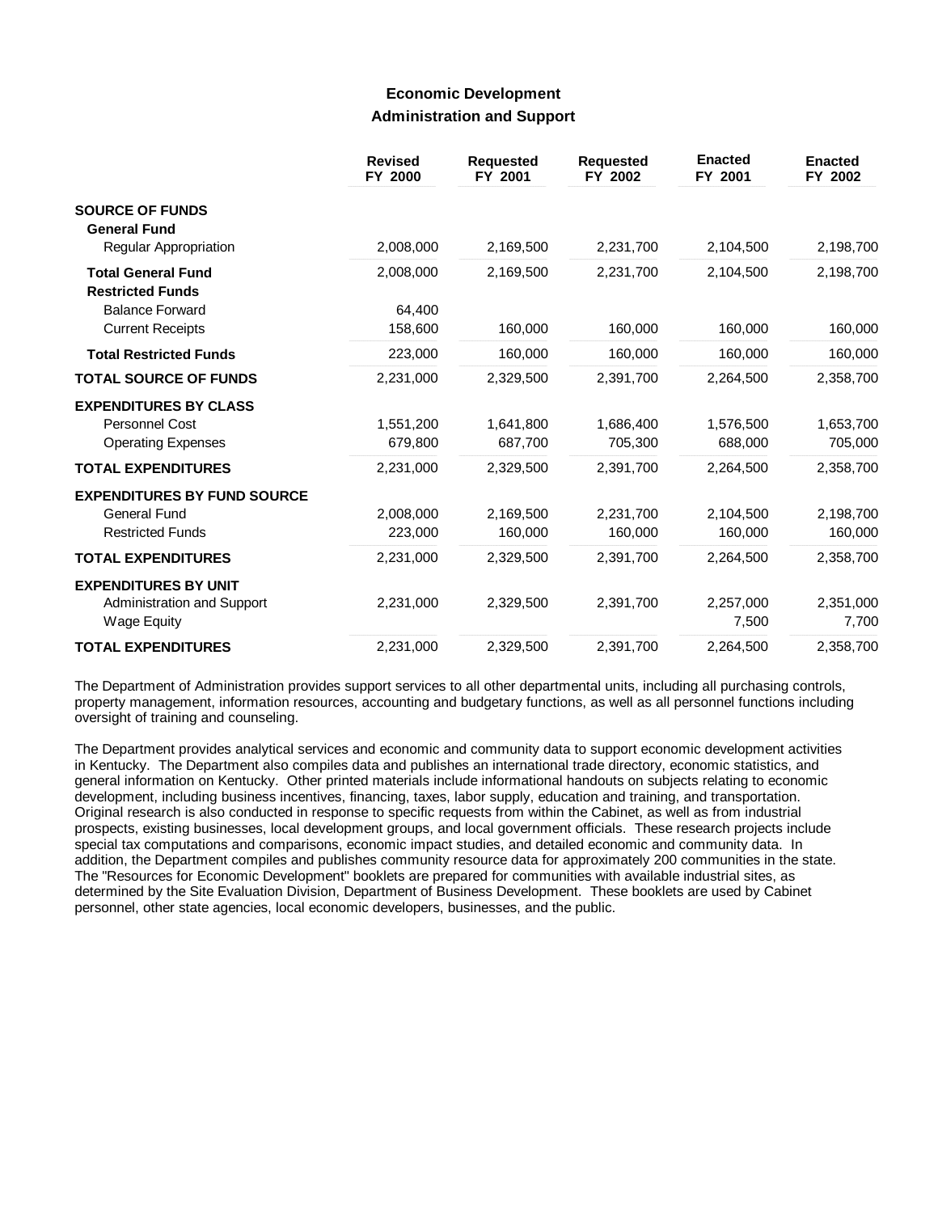## Economic Development

### Administration and Support

| | Revised FY 2000 | Requested FY 2001 | Requested FY 2002 | Enacted FY 2001 | Enacted FY 2002 |
|---|---|---|---|---|---|
| **SOURCE OF FUNDS** | | | | | |
| **General Fund** | | | | | |
| Regular Appropriation | 2,008,000 | 2,169,500 | 2,231,700 | 2,104,500 | 2,198,700 |
| **Total General Fund** | 2,008,000 | 2,169,500 | 2,231,700 | 2,104,500 | 2,198,700 |
| **Restricted Funds** | | | | | |
| Balance Forward | 64,400 | | | | |
| Current Receipts | 158,600 | 160,000 | 160,000 | 160,000 | 160,000 |
| **Total Restricted Funds** | 223,000 | 160,000 | 160,000 | 160,000 | 160,000 |
| **TOTAL SOURCE OF FUNDS** | 2,231,000 | 2,329,500 | 2,391,700 | 2,264,500 | 2,358,700 |
| **EXPENDITURES BY CLASS** | | | | | |
| Personnel Cost | 1,551,200 | 1,641,800 | 1,686,400 | 1,576,500 | 1,653,700 |
| Operating Expenses | 679,800 | 687,700 | 705,300 | 688,000 | 705,000 |
| **TOTAL EXPENDITURES** | 2,231,000 | 2,329,500 | 2,391,700 | 2,264,500 | 2,358,700 |
| **EXPENDITURES BY FUND SOURCE** | | | | | |
| General Fund | 2,008,000 | 2,169,500 | 2,231,700 | 2,104,500 | 2,198,700 |
| Restricted Funds | 223,000 | 160,000 | 160,000 | 160,000 | 160,000 |
| **TOTAL EXPENDITURES** | 2,231,000 | 2,329,500 | 2,391,700 | 2,264,500 | 2,358,700 |
| **EXPENDITURES BY UNIT** | | | | | |
| Administration and Support | 2,231,000 | 2,329,500 | 2,391,700 | 2,257,000 | 2,351,000 |
| Wage Equity | | | | 7,500 | 7,700 |
| **TOTAL EXPENDITURES** | 2,231,000 | 2,329,500 | 2,391,700 | 2,264,500 | 2,358,700 |

The Department of Administration provides support services to all other departmental units, including all purchasing controls, property management, information resources, accounting and budgetary functions, as well as all personnel functions including oversight of training and counseling.

The Department provides analytical services and economic and community data to support economic development activities in Kentucky. The Department also compiles data and publishes an international trade directory, economic statistics, and general information on Kentucky. Other printed materials include informational handouts on subjects relating to economic development, including business incentives, financing, taxes, labor supply, education and training, and transportation. Original research is also conducted in response to specific requests from within the Cabinet, as well as from industrial prospects, existing businesses, local development groups, and local government officials. These research projects include special tax computations and comparisons, economic impact studies, and detailed economic and community data. In addition, the Department compiles and publishes community resource data for approximately 200 communities in the state. The "Resources for Economic Development" booklets are prepared for communities with available industrial sites, as determined by the Site Evaluation Division, Department of Business Development. These booklets are used by Cabinet personnel, other state agencies, local economic developers, businesses, and the public.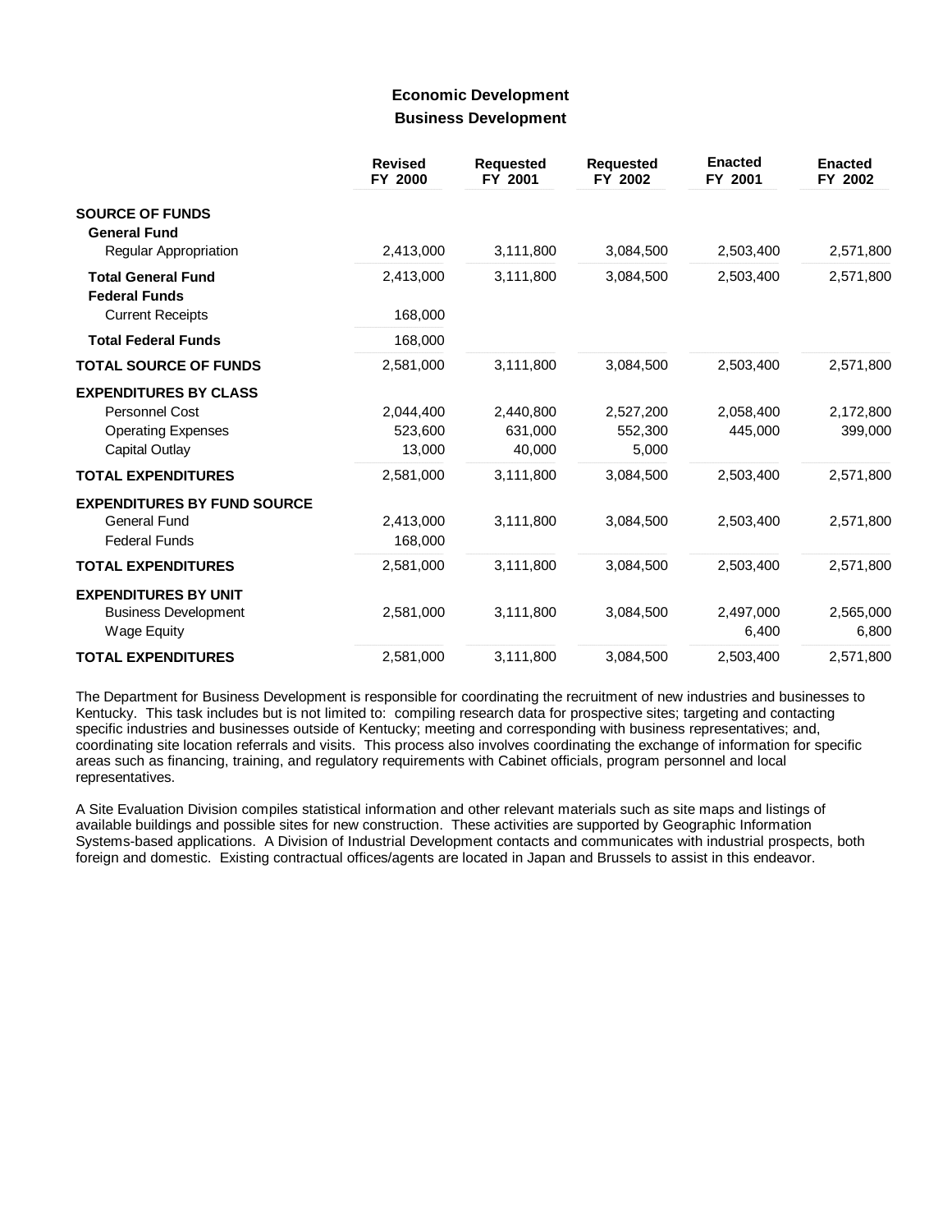# Economic Development

## Business Development

| | Revised FY 2000 | Requested FY 2001 | Requested FY 2002 | Enacted FY 2001 | Enacted FY 2002 |
|---|---|---|---|---|---|
| **SOURCE OF FUNDS** | | | | | |
| **General Fund** | | | | | |
| Regular Appropriation | 2,413,000 | 3,111,800 | 3,084,500 | 2,503,400 | 2,571,800 |
| **Total General Fund** | 2,413,000 | 3,111,800 | 3,084,500 | 2,503,400 | 2,571,800 |
| **Federal Funds** | | | | | |
| Current Receipts | 168,000 | | | | |
| **Total Federal Funds** | 168,000 | | | | |
| **TOTAL SOURCE OF FUNDS** | 2,581,000 | 3,111,800 | 3,084,500 | 2,503,400 | 2,571,800 |
| **EXPENDITURES BY CLASS** | | | | | |
| Personnel Cost | 2,044,400 | 2,440,800 | 2,527,200 | 2,058,400 | 2,172,800 |
| Operating Expenses | 523,600 | 631,000 | 552,300 | 445,000 | 399,000 |
| Capital Outlay | 13,000 | 40,000 | 5,000 | | |
| **TOTAL EXPENDITURES** | 2,581,000 | 3,111,800 | 3,084,500 | 2,503,400 | 2,571,800 |
| **EXPENDITURES BY FUND SOURCE** | | | | | |
| General Fund | 2,413,000 | 3,111,800 | 3,084,500 | 2,503,400 | 2,571,800 |
| Federal Funds | 168,000 | | | | |
| **TOTAL EXPENDITURES** | 2,581,000 | 3,111,800 | 3,084,500 | 2,503,400 | 2,571,800 |
| **EXPENDITURES BY UNIT** | | | | | |
| Business Development | 2,581,000 | 3,111,800 | 3,084,500 | 2,497,000 | 2,565,000 |
| Wage Equity | | | | 6,400 | 6,800 |
| **TOTAL EXPENDITURES** | 2,581,000 | 3,111,800 | 3,084,500 | 2,503,400 | 2,571,800 |

The Department for Business Development is responsible for coordinating the recruitment of new industries and businesses to Kentucky. This task includes but is not limited to: compiling research data for prospective sites; targeting and contacting specific industries and businesses outside of Kentucky; meeting and corresponding with business representatives; and, coordinating site location referrals and visits. This process also involves coordinating the exchange of information for specific areas such as financing, training, and regulatory requirements with Cabinet officials, program personnel and local representatives.

A Site Evaluation Division compiles statistical information and other relevant materials such as site maps and listings of available buildings and possible sites for new construction. These activities are supported by Geographic Information Systems-based applications. A Division of Industrial Development contacts and communicates with industrial prospects, both foreign and domestic. Existing contractual offices/agents are located in Japan and Brussels to assist in this endeavor.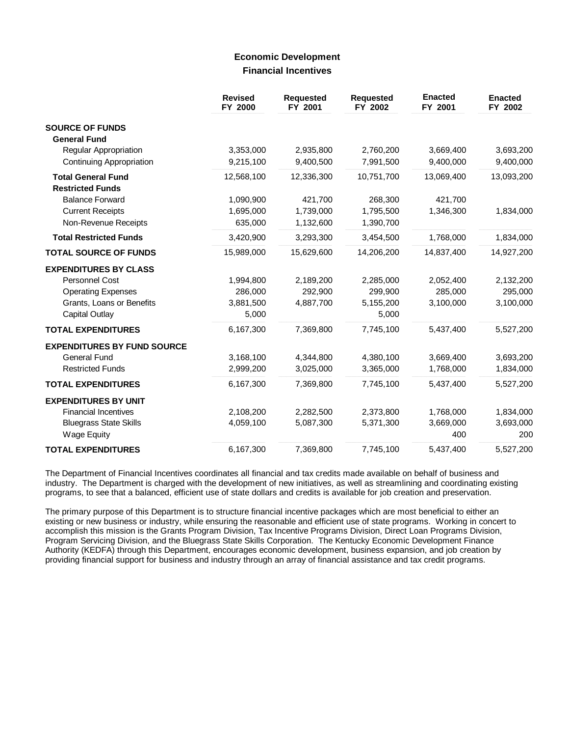## Economic Development
### Financial Incentives

| | Revised FY 2000 | Requested FY 2001 | Requested FY 2002 | Enacted FY 2001 | Enacted FY 2002 |
|---|---|---|---|---|---|
| **SOURCE OF FUNDS** | | | | | |
| **General Fund** | | | | | |
| Regular Appropriation | 3,353,000 | 2,935,800 | 2,760,200 | 3,669,400 | 3,693,200 |
| Continuing Appropriation | 9,215,100 | 9,400,500 | 7,991,500 | 9,400,000 | 9,400,000 |
| **Total General Fund** | 12,568,100 | 12,336,300 | 10,751,700 | 13,069,400 | 13,093,200 |
| **Restricted Funds** | | | | | |
| Balance Forward | 1,090,900 | 421,700 | 268,300 | 421,700 | |
| Current Receipts | 1,695,000 | 1,739,000 | 1,795,500 | 1,346,300 | 1,834,000 |
| Non-Revenue Receipts | 635,000 | 1,132,600 | 1,390,700 | | |
| **Total Restricted Funds** | 3,420,900 | 3,293,300 | 3,454,500 | 1,768,000 | 1,834,000 |
| **TOTAL SOURCE OF FUNDS** | 15,989,000 | 15,629,600 | 14,206,200 | 14,837,400 | 14,927,200 |
| **EXPENDITURES BY CLASS** | | | | | |
| Personnel Cost | 1,994,800 | 2,189,200 | 2,285,000 | 2,052,400 | 2,132,200 |
| Operating Expenses | 286,000 | 292,900 | 299,900 | 285,000 | 295,000 |
| Grants, Loans or Benefits | 3,881,500 | 4,887,700 | 5,155,200 | 3,100,000 | 3,100,000 |
| Capital Outlay | 5,000 | | 5,000 | | |
| **TOTAL EXPENDITURES** | 6,167,300 | 7,369,800 | 7,745,100 | 5,437,400 | 5,527,200 |
| **EXPENDITURES BY FUND SOURCE** | | | | | |
| General Fund | 3,168,100 | 4,344,800 | 4,380,100 | 3,669,400 | 3,693,200 |
| Restricted Funds | 2,999,200 | 3,025,000 | 3,365,000 | 1,768,000 | 1,834,000 |
| **TOTAL EXPENDITURES** | 6,167,300 | 7,369,800 | 7,745,100 | 5,437,400 | 5,527,200 |
| **EXPENDITURES BY UNIT** | | | | | |
| Financial Incentives | 2,108,200 | 2,282,500 | 2,373,800 | 1,768,000 | 1,834,000 |
| Bluegrass State Skills | 4,059,100 | 5,087,300 | 5,371,300 | 3,669,000 | 3,693,000 |
| Wage Equity | | | | 400 | 200 |
| **TOTAL EXPENDITURES** | 6,167,300 | 7,369,800 | 7,745,100 | 5,437,400 | 5,527,200 |

The Department of Financial Incentives coordinates all financial and tax credits made available on behalf of business and industry. The Department is charged with the development of new initiatives, as well as streamlining and coordinating existing programs, to see that a balanced, efficient use of state dollars and credits is available for job creation and preservation.

The primary purpose of this Department is to structure financial incentive packages which are most beneficial to either an existing or new business or industry, while ensuring the reasonable and efficient use of state programs. Working in concert to accomplish this mission is the Grants Program Division, Tax Incentive Programs Division, Direct Loan Programs Division, Program Servicing Division, and the Bluegrass State Skills Corporation. The Kentucky Economic Development Finance Authority (KEDFA) through this Department, encourages economic development, business expansion, and job creation by providing financial support for business and industry through an array of financial assistance and tax credit programs.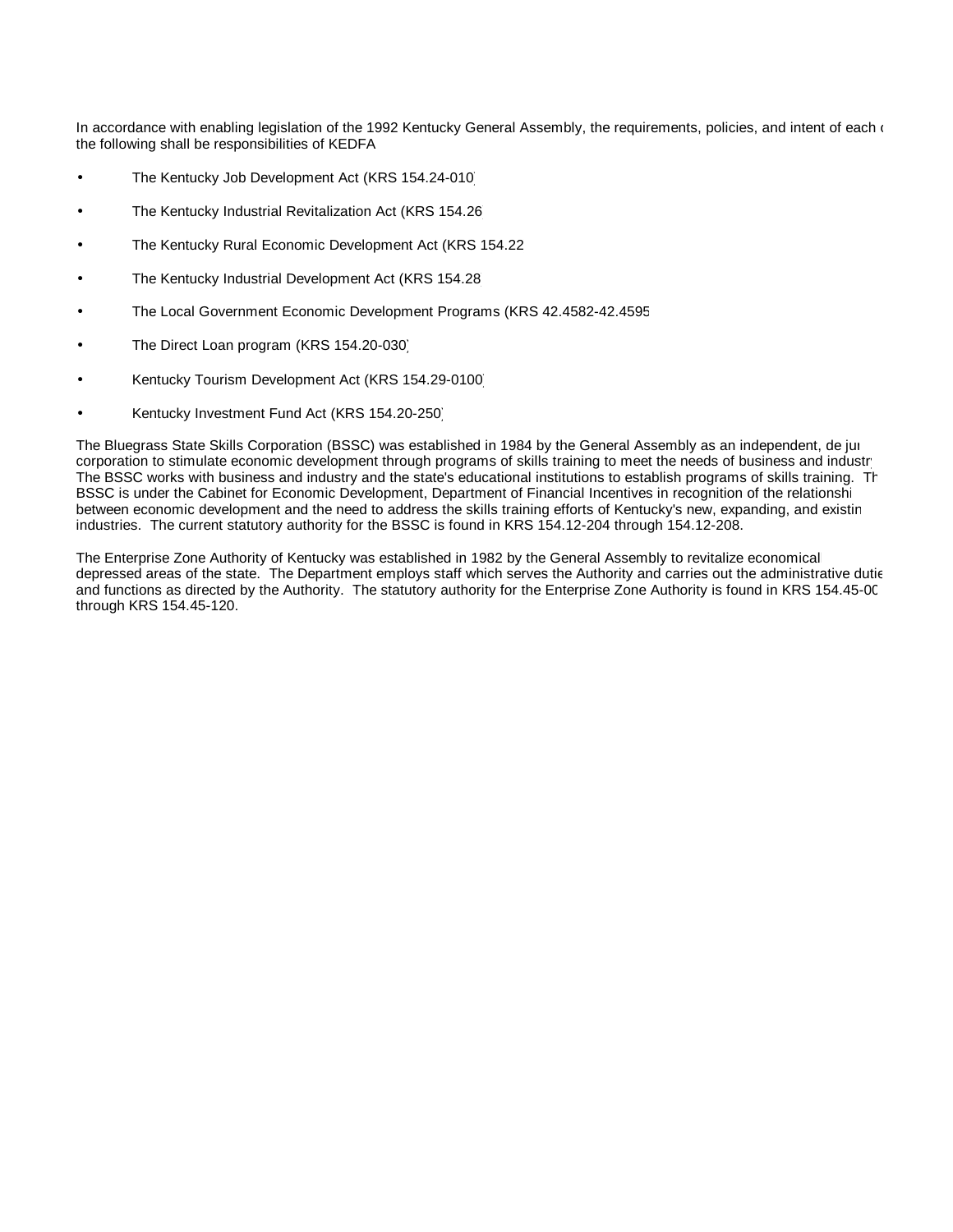In accordance with enabling legislation of the 1992 Kentucky General Assembly, the requirements, policies, and intent of each of the following shall be responsibilities of KEDFA

- The Kentucky Job Development Act (KRS 154.24-010)
- The Kentucky Industrial Revitalization Act (KRS 154.26
- The Kentucky Rural Economic Development Act (KRS 154.22
- The Kentucky Industrial Development Act (KRS 154.28
- The Local Government Economic Development Programs (KRS 42.4582-42.4595
- The Direct Loan program (KRS 154.20-030)
- Kentucky Tourism Development Act (KRS 154.29-0100)
- Kentucky Investment Fund Act (KRS 154.20-250)

The Bluegrass State Skills Corporation (BSSC) was established in 1984 by the General Assembly as an independent, de jure corporation to stimulate economic development through programs of skills training to meet the needs of business and industry. The BSSC works with business and industry and the state's educational institutions to establish programs of skills training. The BSSC is under the Cabinet for Economic Development, Department of Financial Incentives in recognition of the relationship between economic development and the need to address the skills training efforts of Kentucky's new, expanding, and existing industries. The current statutory authority for the BSSC is found in KRS 154.12-204 through 154.12-208.

The Enterprise Zone Authority of Kentucky was established in 1982 by the General Assembly to revitalize economically depressed areas of the state. The Department employs staff which serves the Authority and carries out the administrative duties and functions as directed by the Authority. The statutory authority for the Enterprise Zone Authority is found in KRS 154.45-00 through KRS 154.45-120.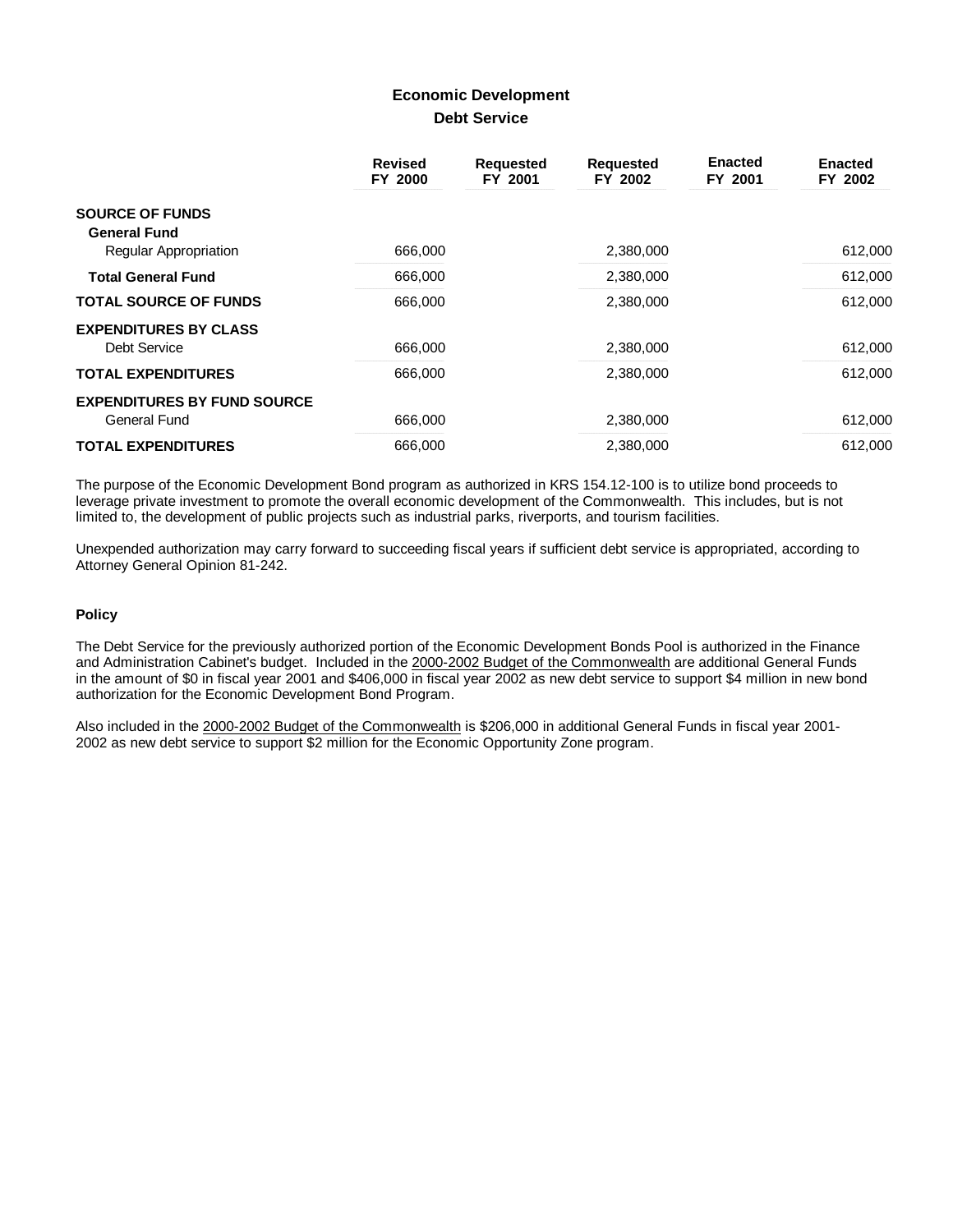# Economic Development

## Debt Service

| | Revised FY 2000 | Requested FY 2001 | Requested FY 2002 | Enacted FY 2001 | Enacted FY 2002 |
|---|---|---|---|---|---|
| **SOURCE OF FUNDS** | | | | | |
| **General Fund** | | | | | |
| Regular Appropriation | 666,000 | | 2,380,000 | | 612,000 |
| **Total General Fund** | 666,000 | | 2,380,000 | | 612,000 |
| **TOTAL SOURCE OF FUNDS** | 666,000 | | 2,380,000 | | 612,000 |
| **EXPENDITURES BY CLASS** | | | | | |
| Debt Service | 666,000 | | 2,380,000 | | 612,000 |
| **TOTAL EXPENDITURES** | 666,000 | | 2,380,000 | | 612,000 |
| **EXPENDITURES BY FUND SOURCE** | | | | | |
| General Fund | 666,000 | | 2,380,000 | | 612,000 |
| **TOTAL EXPENDITURES** | 666,000 | | 2,380,000 | | 612,000 |

The purpose of the Economic Development Bond program as authorized in KRS 154.12-100 is to utilize bond proceeds to leverage private investment to promote the overall economic development of the Commonwealth. This includes, but is not limited to, the development of public projects such as industrial parks, riverports, and tourism facilities.

Unexpended authorization may carry forward to succeeding fiscal years if sufficient debt service is appropriated, according to Attorney General Opinion 81-242.

### Policy

The Debt Service for the previously authorized portion of the Economic Development Bonds Pool is authorized in the Finance and Administration Cabinet's budget. Included in the 2000-2002 Budget of the Commonwealth are additional General Funds in the amount of $0 in fiscal year 2001 and $406,000 in fiscal year 2002 as new debt service to support $4 million in new bond authorization for the Economic Development Bond Program.

Also included in the 2000-2002 Budget of the Commonwealth is $206,000 in additional General Funds in fiscal year 2001-2002 as new debt service to support $2 million for the Economic Opportunity Zone program.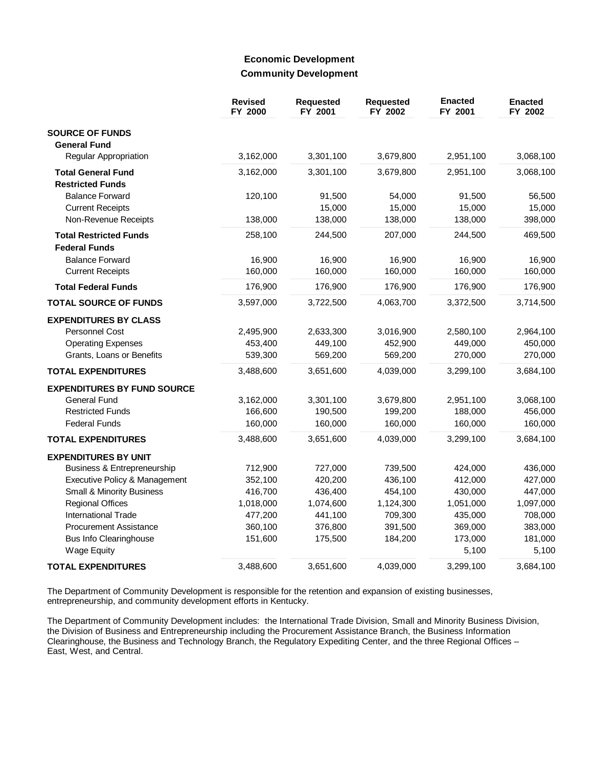## Economic Development

### Community Development

| | Revised FY 2000 | Requested FY 2001 | Requested FY 2002 | Enacted FY 2001 | Enacted FY 2002 |
|---|---|---|---|---|---|
| **SOURCE OF FUNDS** | | | | | |
| **General Fund** | | | | | |
| Regular Appropriation | 3,162,000 | 3,301,100 | 3,679,800 | 2,951,100 | 3,068,100 |
| **Total General Fund** | 3,162,000 | 3,301,100 | 3,679,800 | 2,951,100 | 3,068,100 |
| **Restricted Funds** | | | | | |
| Balance Forward | 120,100 | 91,500 | 54,000 | 91,500 | 56,500 |
| Current Receipts | | 15,000 | 15,000 | 15,000 | 15,000 |
| Non-Revenue Receipts | 138,000 | 138,000 | 138,000 | 138,000 | 398,000 |
| **Total Restricted Funds** | 258,100 | 244,500 | 207,000 | 244,500 | 469,500 |
| **Federal Funds** | | | | | |
| Balance Forward | 16,900 | 16,900 | 16,900 | 16,900 | 16,900 |
| Current Receipts | 160,000 | 160,000 | 160,000 | 160,000 | 160,000 |
| **Total Federal Funds** | 176,900 | 176,900 | 176,900 | 176,900 | 176,900 |
| **TOTAL SOURCE OF FUNDS** | 3,597,000 | 3,722,500 | 4,063,700 | 3,372,500 | 3,714,500 |
| **EXPENDITURES BY CLASS** | | | | | |
| Personnel Cost | 2,495,900 | 2,633,300 | 3,016,900 | 2,580,100 | 2,964,100 |
| Operating Expenses | 453,400 | 449,100 | 452,900 | 449,000 | 450,000 |
| Grants, Loans or Benefits | 539,300 | 569,200 | 569,200 | 270,000 | 270,000 |
| **TOTAL EXPENDITURES** | 3,488,600 | 3,651,600 | 4,039,000 | 3,299,100 | 3,684,100 |
| **EXPENDITURES BY FUND SOURCE** | | | | | |
| General Fund | 3,162,000 | 3,301,100 | 3,679,800 | 2,951,100 | 3,068,100 |
| Restricted Funds | 166,600 | 190,500 | 199,200 | 188,000 | 456,000 |
| Federal Funds | 160,000 | 160,000 | 160,000 | 160,000 | 160,000 |
| **TOTAL EXPENDITURES** | 3,488,600 | 3,651,600 | 4,039,000 | 3,299,100 | 3,684,100 |
| **EXPENDITURES BY UNIT** | | | | | |
| Business & Entrepreneurship | 712,900 | 727,000 | 739,500 | 424,000 | 436,000 |
| Executive Policy & Management | 352,100 | 420,200 | 436,100 | 412,000 | 427,000 |
| Small & Minority Business | 416,700 | 436,400 | 454,100 | 430,000 | 447,000 |
| Regional Offices | 1,018,000 | 1,074,600 | 1,124,300 | 1,051,000 | 1,097,000 |
| International Trade | 477,200 | 441,100 | 709,300 | 435,000 | 708,000 |
| Procurement Assistance | 360,100 | 376,800 | 391,500 | 369,000 | 383,000 |
| Bus Info Clearinghouse | 151,600 | 175,500 | 184,200 | 173,000 | 181,000 |
| Wage Equity | | | | 5,100 | 5,100 |
| **TOTAL EXPENDITURES** | 3,488,600 | 3,651,600 | 4,039,000 | 3,299,100 | 3,684,100 |

The Department of Community Development is responsible for the retention and expansion of existing businesses, entrepreneurship, and community development efforts in Kentucky.

The Department of Community Development includes: the International Trade Division, Small and Minority Business Division, the Division of Business and Entrepreneurship including the Procurement Assistance Branch, the Business Information Clearinghouse, the Business and Technology Branch, the Regulatory Expediting Center, and the three Regional Offices – East, West, and Central.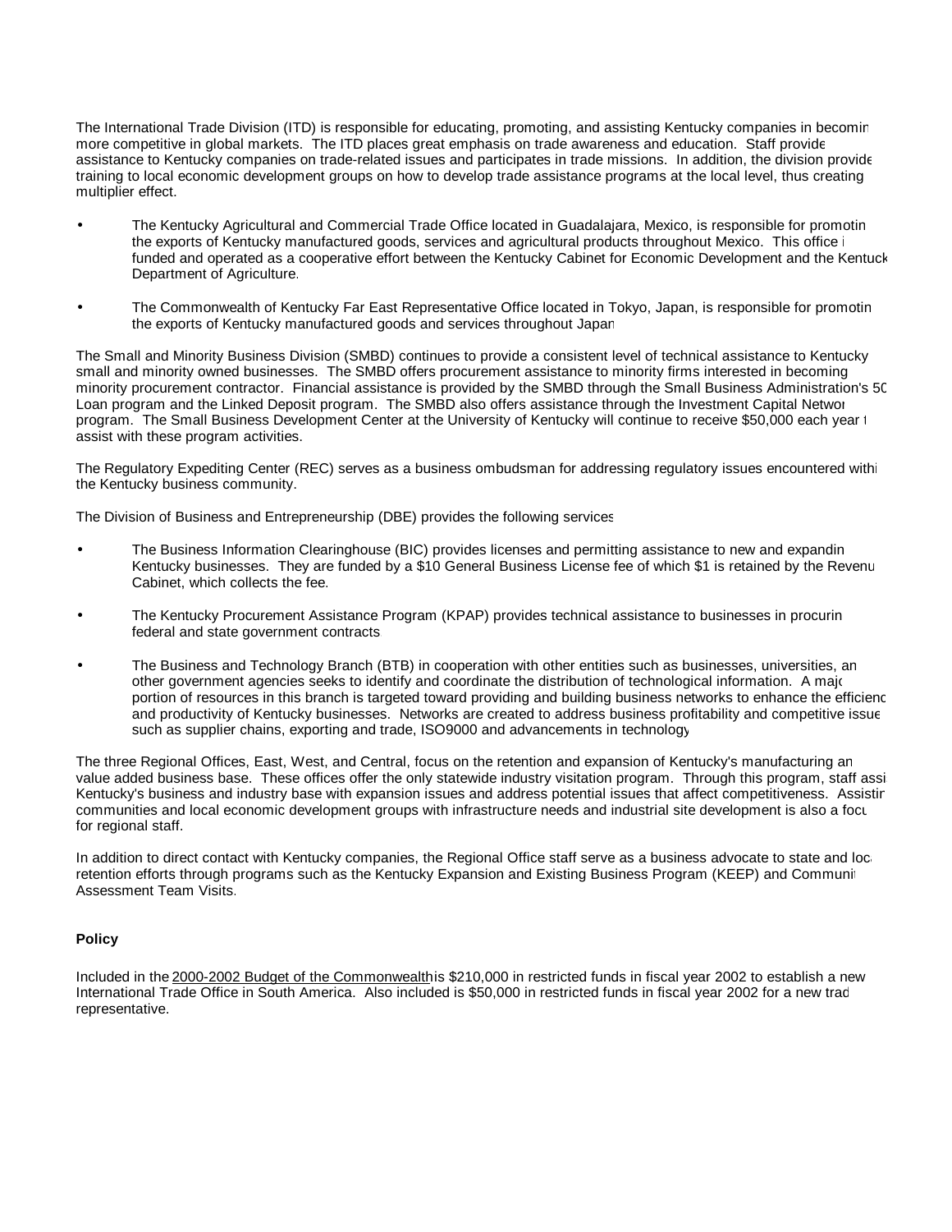The International Trade Division (ITD) is responsible for educating, promoting, and assisting Kentucky companies in becoming more competitive in global markets. The ITD places great emphasis on trade awareness and education. Staff provide assistance to Kentucky companies on trade-related issues and participates in trade missions. In addition, the division provides training to local economic development groups on how to develop trade assistance programs at the local level, thus creating a multiplier effect.

- The Kentucky Agricultural and Commercial Trade Office located in Guadalajara, Mexico, is responsible for promoting the exports of Kentucky manufactured goods, services and agricultural products throughout Mexico. This office is funded and operated as a cooperative effort between the Kentucky Cabinet for Economic Development and the Kentucky Department of Agriculture.

- The Commonwealth of Kentucky Far East Representative Office located in Tokyo, Japan, is responsible for promoting the exports of Kentucky manufactured goods and services throughout Japan.

The Small and Minority Business Division (SMBD) continues to provide a consistent level of technical assistance to Kentucky small and minority owned businesses. The SMBD offers procurement assistance to minority firms interested in becoming a minority procurement contractor. Financial assistance is provided by the SMBD through the Small Business Administration's 504 Loan program and the Linked Deposit program. The SMBD also offers assistance through the Investment Capital Network program. The Small Business Development Center at the University of Kentucky will continue to receive $50,000 each year to assist with these program activities.

The Regulatory Expediting Center (REC) serves as a business ombudsman for addressing regulatory issues encountered within the Kentucky business community.

The Division of Business and Entrepreneurship (DBE) provides the following services:

- The Business Information Clearinghouse (BIC) provides licenses and permitting assistance to new and expanding Kentucky businesses. They are funded by a $10 General Business License fee of which $1 is retained by the Revenue Cabinet, which collects the fee.

- The Kentucky Procurement Assistance Program (KPAP) provides technical assistance to businesses in procuring federal and state government contracts.

- The Business and Technology Branch (BTB) in cooperation with other entities such as businesses, universities, and other government agencies seeks to identify and coordinate the distribution of technological information. A major portion of resources in this branch is targeted toward providing and building business networks to enhance the efficiency and productivity of Kentucky businesses. Networks are created to address business profitability and competitive issues such as supplier chains, exporting and trade, ISO9000 and advancements in technology.

The three Regional Offices, East, West, and Central, focus on the retention and expansion of Kentucky's manufacturing and value added business base. These offices offer the only statewide industry visitation program. Through this program, staff assist Kentucky's business and industry base with expansion issues and address potential issues that affect competitiveness. Assisting communities and local economic development groups with infrastructure needs and industrial site development is also a focus for regional staff.

In addition to direct contact with Kentucky companies, the Regional Office staff serve as a business advocate to state and local retention efforts through programs such as the Kentucky Expansion and Existing Business Program (KEEP) and Community Assessment Team Visits.

**Policy**

Included in the 2000-2002 Budget of the Commonwealth is $210,000 in restricted funds in fiscal year 2002 to establish a new International Trade Office in South America. Also included is $50,000 in restricted funds in fiscal year 2002 for a new trade representative.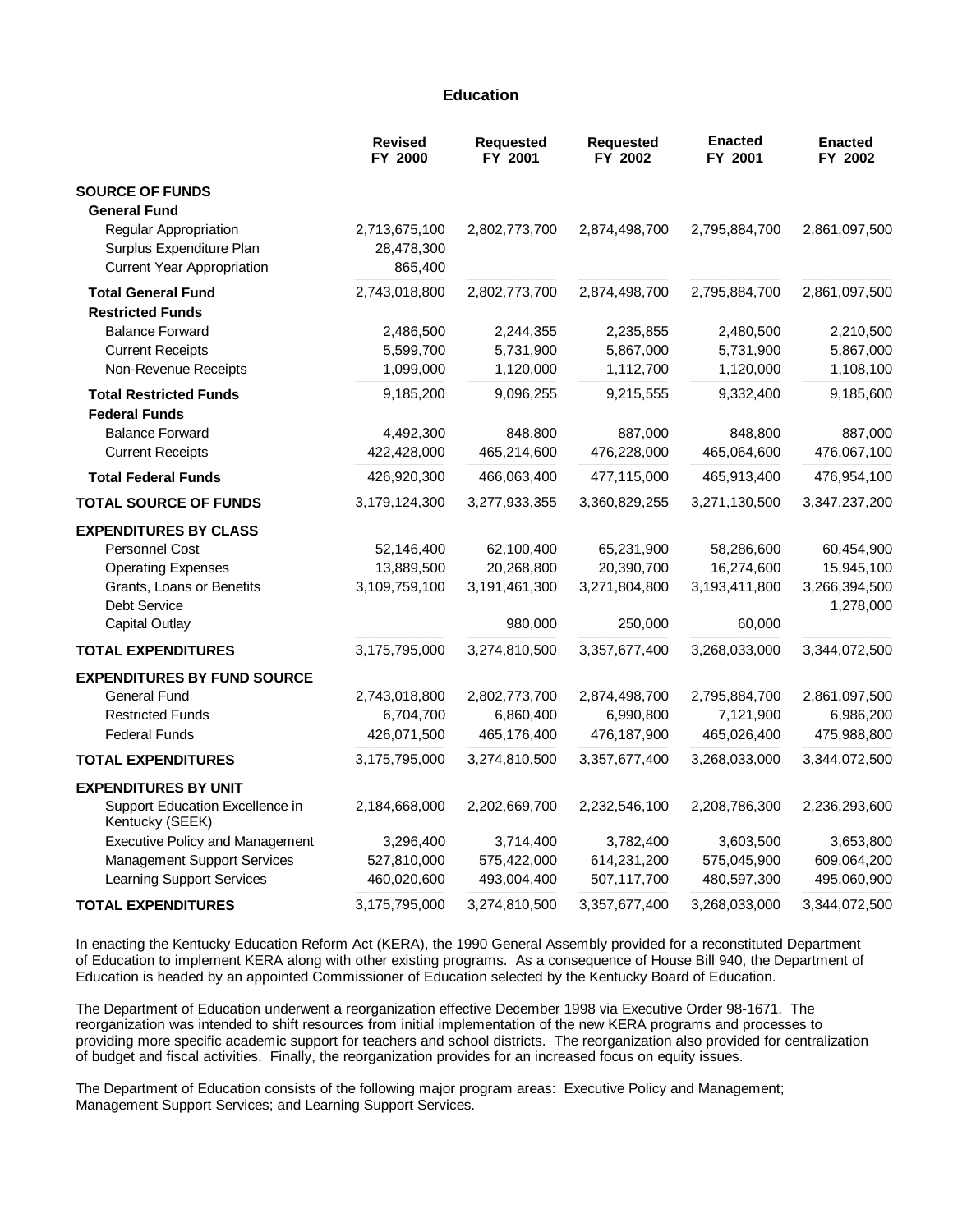# Education

| | Revised FY 2000 | Requested FY 2001 | Requested FY 2002 | Enacted FY 2001 | Enacted FY 2002 |
|---|---|---|---|---|---|
| **SOURCE OF FUNDS** | | | | | |
| **General Fund** | | | | | |
| Regular Appropriation | 2,713,675,100 | 2,802,773,700 | 2,874,498,700 | 2,795,884,700 | 2,861,097,500 |
| Surplus Expenditure Plan | 28,478,300 | | | | |
| Current Year Appropriation | 865,400 | | | | |
| **Total General Fund** | 2,743,018,800 | 2,802,773,700 | 2,874,498,700 | 2,795,884,700 | 2,861,097,500 |
| **Restricted Funds** | | | | | |
| Balance Forward | 2,486,500 | 2,244,355 | 2,235,855 | 2,480,500 | 2,210,500 |
| Current Receipts | 5,599,700 | 5,731,900 | 5,867,000 | 5,731,900 | 5,867,000 |
| Non-Revenue Receipts | 1,099,000 | 1,120,000 | 1,112,700 | 1,120,000 | 1,108,100 |
| **Total Restricted Funds** | 9,185,200 | 9,096,255 | 9,215,555 | 9,332,400 | 9,185,600 |
| **Federal Funds** | | | | | |
| Balance Forward | 4,492,300 | 848,800 | 887,000 | 848,800 | 887,000 |
| Current Receipts | 422,428,000 | 465,214,600 | 476,228,000 | 465,064,600 | 476,067,100 |
| **Total Federal Funds** | 426,920,300 | 466,063,400 | 477,115,000 | 465,913,400 | 476,954,100 |
| **TOTAL SOURCE OF FUNDS** | 3,179,124,300 | 3,277,933,355 | 3,360,829,255 | 3,271,130,500 | 3,347,237,200 |
| **EXPENDITURES BY CLASS** | | | | | |
| Personnel Cost | 52,146,400 | 62,100,400 | 65,231,900 | 58,286,600 | 60,454,900 |
| Operating Expenses | 13,889,500 | 20,268,800 | 20,390,700 | 16,274,600 | 15,945,100 |
| Grants, Loans or Benefits | 3,109,759,100 | 3,191,461,300 | 3,271,804,800 | 3,193,411,800 | 3,266,394,500 |
| Debt Service | | | | | 1,278,000 |
| Capital Outlay | | 980,000 | 250,000 | 60,000 | |
| **TOTAL EXPENDITURES** | 3,175,795,000 | 3,274,810,500 | 3,357,677,400 | 3,268,033,000 | 3,344,072,500 |
| **EXPENDITURES BY FUND SOURCE** | | | | | |
| General Fund | 2,743,018,800 | 2,802,773,700 | 2,874,498,700 | 2,795,884,700 | 2,861,097,500 |
| Restricted Funds | 6,704,700 | 6,860,400 | 6,990,800 | 7,121,900 | 6,986,200 |
| Federal Funds | 426,071,500 | 465,176,400 | 476,187,900 | 465,026,400 | 475,988,800 |
| **TOTAL EXPENDITURES** | 3,175,795,000 | 3,274,810,500 | 3,357,677,400 | 3,268,033,000 | 3,344,072,500 |
| **EXPENDITURES BY UNIT** | | | | | |
| Support Education Excellence in Kentucky (SEEK) | 2,184,668,000 | 2,202,669,700 | 2,232,546,100 | 2,208,786,300 | 2,236,293,600 |
| Executive Policy and Management | 3,296,400 | 3,714,400 | 3,782,400 | 3,603,500 | 3,653,800 |
| Management Support Services | 527,810,000 | 575,422,000 | 614,231,200 | 575,045,900 | 609,064,200 |
| Learning Support Services | 460,020,600 | 493,004,400 | 507,117,700 | 480,597,300 | 495,060,900 |
| **TOTAL EXPENDITURES** | 3,175,795,000 | 3,274,810,500 | 3,357,677,400 | 3,268,033,000 | 3,344,072,500 |

In enacting the Kentucky Education Reform Act (KERA), the 1990 General Assembly provided for a reconstituted Department of Education to implement KERA along with other existing programs. As a consequence of House Bill 940, the Department of Education is headed by an appointed Commissioner of Education selected by the Kentucky Board of Education.

The Department of Education underwent a reorganization effective December 1998 via Executive Order 98-1671. The reorganization was intended to shift resources from initial implementation of the new KERA programs and processes to providing more specific academic support for teachers and school districts. The reorganization also provided for centralization of budget and fiscal activities. Finally, the reorganization provides for an increased focus on equity issues.

The Department of Education consists of the following major program areas: Executive Policy and Management; Management Support Services; and Learning Support Services.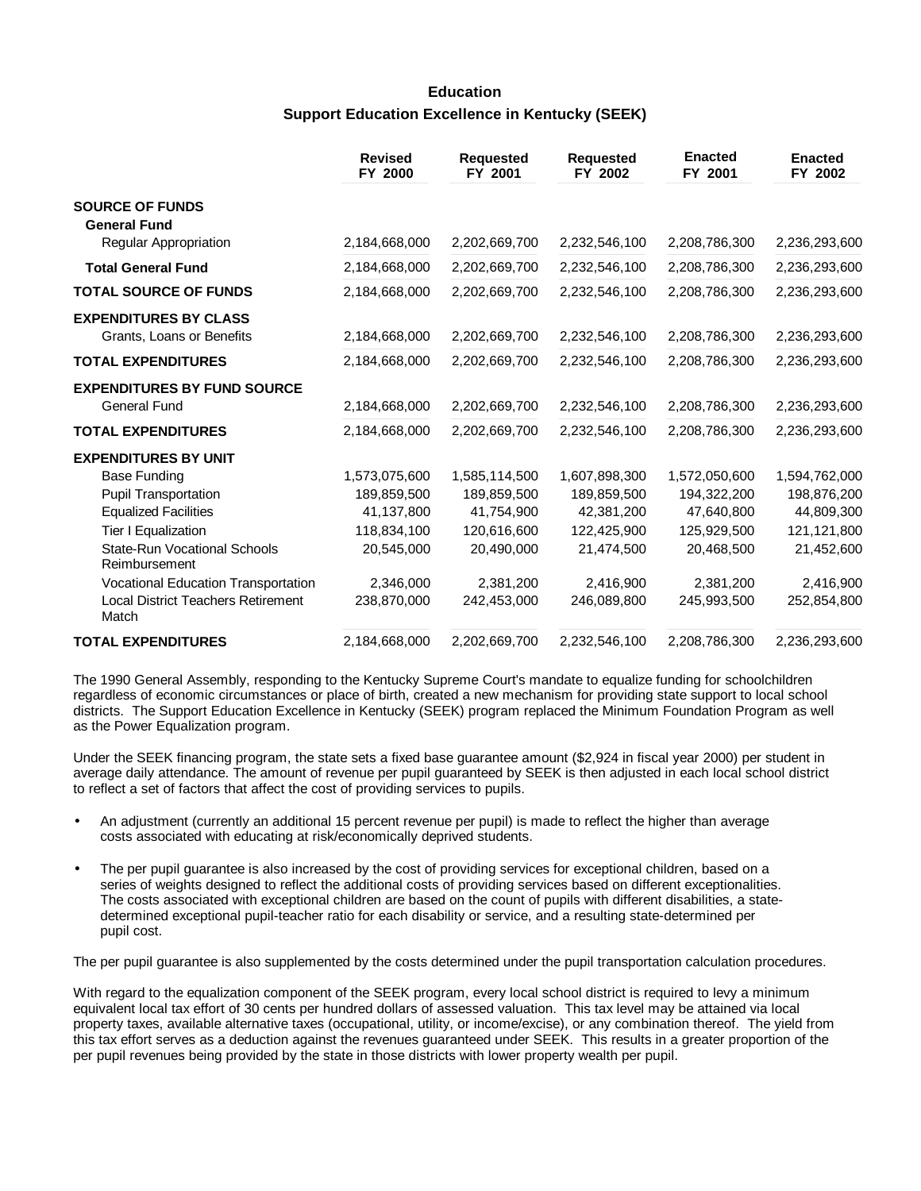# Education

## Support Education Excellence in Kentucky (SEEK)

| | Revised FY 2000 | Requested FY 2001 | Requested FY 2002 | Enacted FY 2001 | Enacted FY 2002 |
|---|---|---|---|---|---|
| **SOURCE OF FUNDS** | | | | | |
| **General Fund** | | | | | |
| Regular Appropriation | 2,184,668,000 | 2,202,669,700 | 2,232,546,100 | 2,208,786,300 | 2,236,293,600 |
| **Total General Fund** | 2,184,668,000 | 2,202,669,700 | 2,232,546,100 | 2,208,786,300 | 2,236,293,600 |
| **TOTAL SOURCE OF FUNDS** | 2,184,668,000 | 2,202,669,700 | 2,232,546,100 | 2,208,786,300 | 2,236,293,600 |
| **EXPENDITURES BY CLASS** | | | | | |
| Grants, Loans or Benefits | 2,184,668,000 | 2,202,669,700 | 2,232,546,100 | 2,208,786,300 | 2,236,293,600 |
| **TOTAL EXPENDITURES** | 2,184,668,000 | 2,202,669,700 | 2,232,546,100 | 2,208,786,300 | 2,236,293,600 |
| **EXPENDITURES BY FUND SOURCE** | | | | | |
| General Fund | 2,184,668,000 | 2,202,669,700 | 2,232,546,100 | 2,208,786,300 | 2,236,293,600 |
| **TOTAL EXPENDITURES** | 2,184,668,000 | 2,202,669,700 | 2,232,546,100 | 2,208,786,300 | 2,236,293,600 |
| **EXPENDITURES BY UNIT** | | | | | |
| Base Funding | 1,573,075,600 | 1,585,114,500 | 1,607,898,300 | 1,572,050,600 | 1,594,762,000 |
| Pupil Transportation | 189,859,500 | 189,859,500 | 189,859,500 | 194,322,200 | 198,876,200 |
| Equalized Facilities | 41,137,800 | 41,754,900 | 42,381,200 | 47,640,800 | 44,809,300 |
| Tier I Equalization | 118,834,100 | 120,616,600 | 122,425,900 | 125,929,500 | 121,121,800 |
| State-Run Vocational Schools Reimbursement | 20,545,000 | 20,490,000 | 21,474,500 | 20,468,500 | 21,452,600 |
| Vocational Education Transportation | 2,346,000 | 2,381,200 | 2,416,900 | 2,381,200 | 2,416,900 |
| Local District Teachers Retirement Match | 238,870,000 | 242,453,000 | 246,089,800 | 245,993,500 | 252,854,800 |
| **TOTAL EXPENDITURES** | 2,184,668,000 | 2,202,669,700 | 2,232,546,100 | 2,208,786,300 | 2,236,293,600 |

The 1990 General Assembly, responding to the Kentucky Supreme Court's mandate to equalize funding for schoolchildren regardless of economic circumstances or place of birth, created a new mechanism for providing state support to local school districts. The Support Education Excellence in Kentucky (SEEK) program replaced the Minimum Foundation Program as well as the Power Equalization program.

Under the SEEK financing program, the state sets a fixed base guarantee amount ($2,924 in fiscal year 2000) per student in average daily attendance. The amount of revenue per pupil guaranteed by SEEK is then adjusted in each local school district to reflect a set of factors that affect the cost of providing services to pupils.

- An adjustment (currently an additional 15 percent revenue per pupil) is made to reflect the higher than average costs associated with educating at risk/economically deprived students.
- The per pupil guarantee is also increased by the cost of providing services for exceptional children, based on a series of weights designed to reflect the additional costs of providing services based on different exceptionalities. The costs associated with exceptional children are based on the count of pupils with different disabilities, a state-determined exceptional pupil-teacher ratio for each disability or service, and a resulting state-determined per pupil cost.

The per pupil guarantee is also supplemented by the costs determined under the pupil transportation calculation procedures.

With regard to the equalization component of the SEEK program, every local school district is required to levy a minimum equivalent local tax effort of 30 cents per hundred dollars of assessed valuation. This tax level may be attained via local property taxes, available alternative taxes (occupational, utility, or income/excise), or any combination thereof. The yield from this tax effort serves as a deduction against the revenues guaranteed under SEEK. This results in a greater proportion of the per pupil revenues being provided by the state in those districts with lower property wealth per pupil.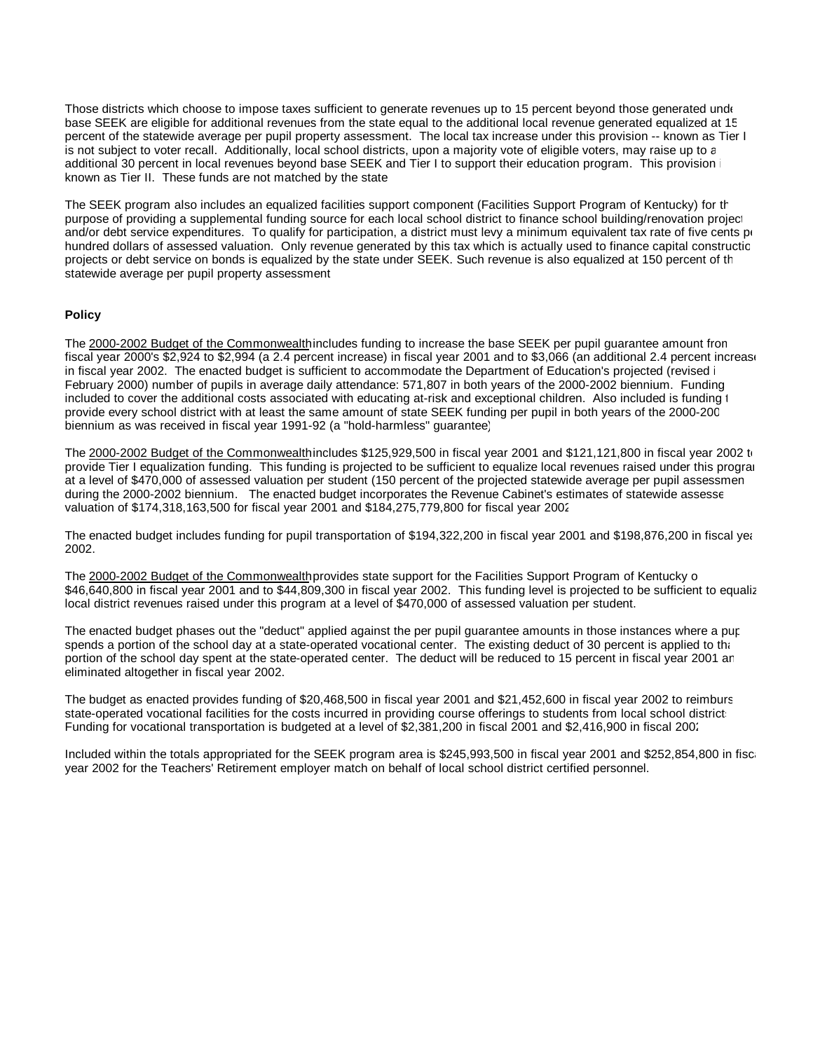Those districts which choose to impose taxes sufficient to generate revenues up to 15 percent beyond those generated under base SEEK are eligible for additional revenues from the state equal to the additional local revenue generated equalized at 150 percent of the statewide average per pupil property assessment. The local tax increase under this provision -- known as Tier I -- is not subject to voter recall. Additionally, local school districts, upon a majority vote of eligible voters, may raise up to an additional 30 percent in local revenues beyond base SEEK and Tier I to support their education program. This provision is known as Tier II. These funds are not matched by the state.

The SEEK program also includes an equalized facilities support component (Facilities Support Program of Kentucky) for the purpose of providing a supplemental funding source for each local school district to finance school building/renovation projects and/or debt service expenditures. To qualify for participation, a district must levy a minimum equivalent tax rate of five cents per hundred dollars of assessed valuation. Only revenue generated by this tax which is actually used to finance capital construction projects or debt service on bonds is equalized by the state under SEEK. Such revenue is also equalized at 150 percent of the statewide average per pupil property assessment.

**Policy**

The 2000-2002 Budget of the Commonwealth includes funding to increase the base SEEK per pupil guarantee amount from fiscal year 2000's $2,924 to $2,994 (a 2.4 percent increase) in fiscal year 2001 and to $3,066 (an additional 2.4 percent increase) in fiscal year 2002. The enacted budget is sufficient to accommodate the Department of Education's projected (revised in February 2000) number of pupils in average daily attendance: 571,807 in both years of the 2000-2002 biennium. Funding is included to cover the additional costs associated with educating at-risk and exceptional children. Also included is funding to provide every school district with at least the same amount of state SEEK funding per pupil in both years of the 2000-2002 biennium as was received in fiscal year 1991-92 (a "hold-harmless" guarantee).

The 2000-2002 Budget of the Commonwealth includes $125,929,500 in fiscal year 2001 and $121,121,800 in fiscal year 2002 to provide Tier I equalization funding. This funding is projected to be sufficient to equalize local revenues raised under this program at a level of $470,000 of assessed valuation per student (150 percent of the projected statewide average per pupil assessment during the 2000-2002 biennium. The enacted budget incorporates the Revenue Cabinet's estimates of statewide assessed valuation of $174,318,163,500 for fiscal year 2001 and $184,275,779,800 for fiscal year 2002.

The enacted budget includes funding for pupil transportation of $194,322,200 in fiscal year 2001 and $198,876,200 in fiscal year 2002.

The 2000-2002 Budget of the Commonwealth provides state support for the Facilities Support Program of Kentucky of $46,640,800 in fiscal year 2001 and to $44,809,300 in fiscal year 2002. This funding level is projected to be sufficient to equalize local district revenues raised under this program at a level of $470,000 of assessed valuation per student.

The enacted budget phases out the "deduct" applied against the per pupil guarantee amounts in those instances where a pupil spends a portion of the school day at a state-operated vocational center. The existing deduct of 30 percent is applied to that portion of the school day spent at the state-operated center. The deduct will be reduced to 15 percent in fiscal year 2001 and eliminated altogether in fiscal year 2002.

The budget as enacted provides funding of $20,468,500 in fiscal year 2001 and $21,452,600 in fiscal year 2002 to reimburse state-operated vocational facilities for the costs incurred in providing course offerings to students from local school districts. Funding for vocational transportation is budgeted at a level of $2,381,200 in fiscal 2001 and $2,416,900 in fiscal 2002.

Included within the totals appropriated for the SEEK program area is $245,993,500 in fiscal year 2001 and $252,854,800 in fiscal year 2002 for the Teachers' Retirement employer match on behalf of local school district certified personnel.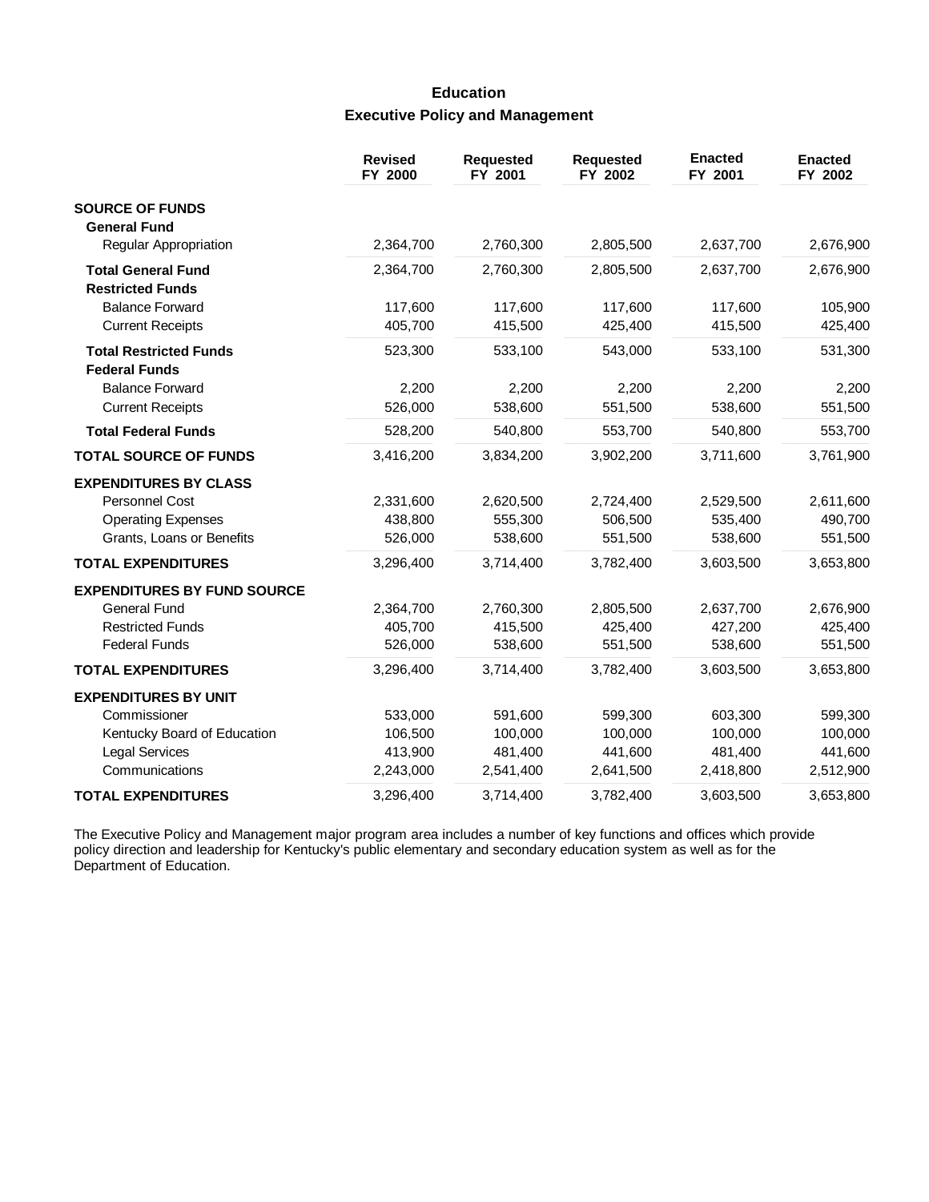## Education

### Executive Policy and Management

| | Revised FY 2000 | Requested FY 2001 | Requested FY 2002 | Enacted FY 2001 | Enacted FY 2002 |
|---|---|---|---|---|---|
| **SOURCE OF FUNDS** | | | | | |
| **General Fund** | | | | | |
| Regular Appropriation | 2,364,700 | 2,760,300 | 2,805,500 | 2,637,700 | 2,676,900 |
| **Total General Fund** | 2,364,700 | 2,760,300 | 2,805,500 | 2,637,700 | 2,676,900 |
| **Restricted Funds** | | | | | |
| Balance Forward | 117,600 | 117,600 | 117,600 | 117,600 | 105,900 |
| Current Receipts | 405,700 | 415,500 | 425,400 | 415,500 | 425,400 |
| **Total Restricted Funds** | 523,300 | 533,100 | 543,000 | 533,100 | 531,300 |
| **Federal Funds** | | | | | |
| Balance Forward | 2,200 | 2,200 | 2,200 | 2,200 | 2,200 |
| Current Receipts | 526,000 | 538,600 | 551,500 | 538,600 | 551,500 |
| **Total Federal Funds** | 528,200 | 540,800 | 553,700 | 540,800 | 553,700 |
| **TOTAL SOURCE OF FUNDS** | 3,416,200 | 3,834,200 | 3,902,200 | 3,711,600 | 3,761,900 |
| **EXPENDITURES BY CLASS** | | | | | |
| Personnel Cost | 2,331,600 | 2,620,500 | 2,724,400 | 2,529,500 | 2,611,600 |
| Operating Expenses | 438,800 | 555,300 | 506,500 | 535,400 | 490,700 |
| Grants, Loans or Benefits | 526,000 | 538,600 | 551,500 | 538,600 | 551,500 |
| **TOTAL EXPENDITURES** | 3,296,400 | 3,714,400 | 3,782,400 | 3,603,500 | 3,653,800 |
| **EXPENDITURES BY FUND SOURCE** | | | | | |
| General Fund | 2,364,700 | 2,760,300 | 2,805,500 | 2,637,700 | 2,676,900 |
| Restricted Funds | 405,700 | 415,500 | 425,400 | 427,200 | 425,400 |
| Federal Funds | 526,000 | 538,600 | 551,500 | 538,600 | 551,500 |
| **TOTAL EXPENDITURES** | 3,296,400 | 3,714,400 | 3,782,400 | 3,603,500 | 3,653,800 |
| **EXPENDITURES BY UNIT** | | | | | |
| Commissioner | 533,000 | 591,600 | 599,300 | 603,300 | 599,300 |
| Kentucky Board of Education | 106,500 | 100,000 | 100,000 | 100,000 | 100,000 |
| Legal Services | 413,900 | 481,400 | 441,600 | 481,400 | 441,600 |
| Communications | 2,243,000 | 2,541,400 | 2,641,500 | 2,418,800 | 2,512,900 |
| **TOTAL EXPENDITURES** | 3,296,400 | 3,714,400 | 3,782,400 | 3,603,500 | 3,653,800 |

The Executive Policy and Management major program area includes a number of key functions and offices which provide policy direction and leadership for Kentucky's public elementary and secondary education system as well as for the Department of Education.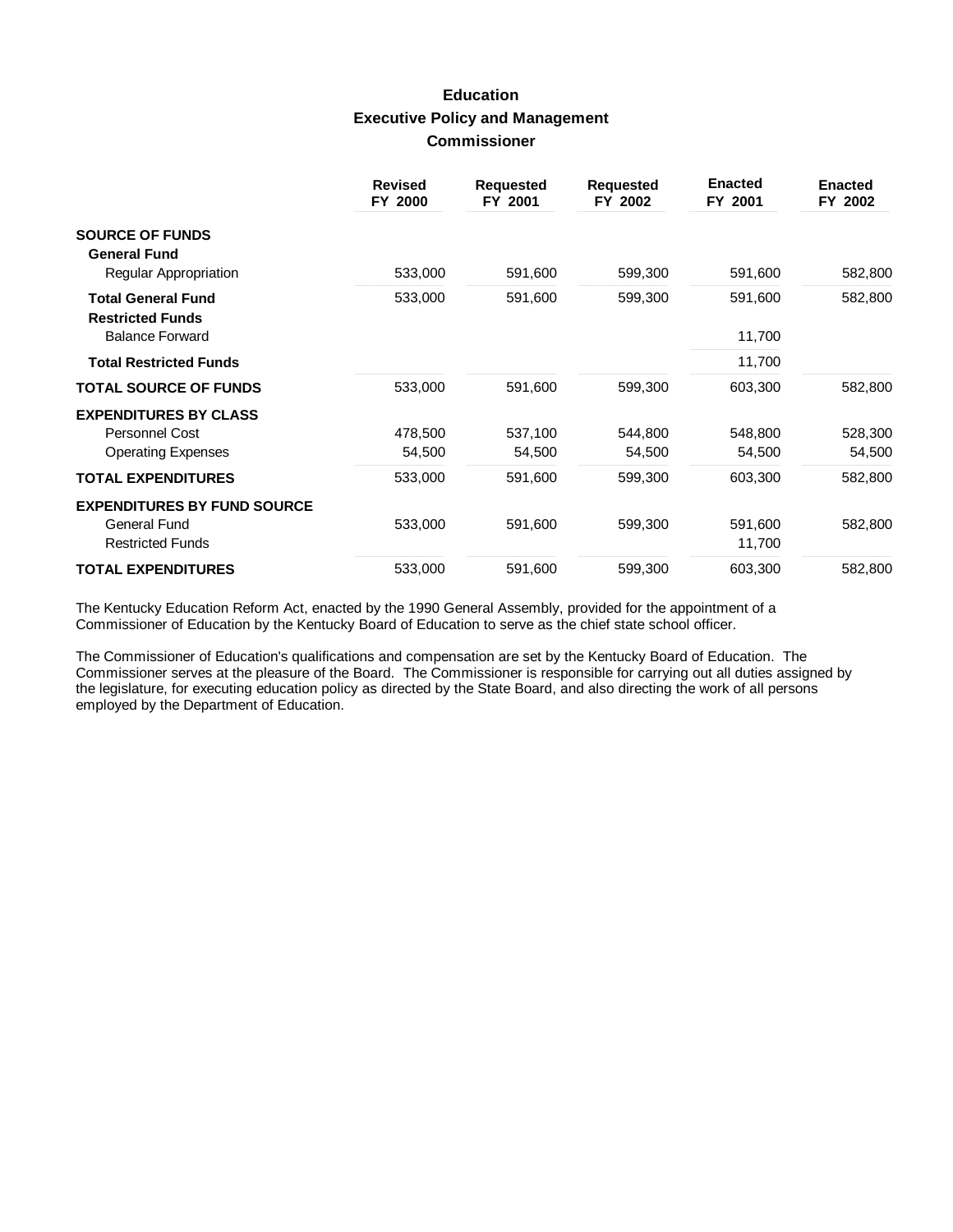# Education
## Executive Policy and Management
### Commissioner

| | Revised FY 2000 | Requested FY 2001 | Requested FY 2002 | Enacted FY 2001 | Enacted FY 2002 |
|---|---|---|---|---|---|
| **SOURCE OF FUNDS** | | | | | |
| **General Fund** | | | | | |
| Regular Appropriation | 533,000 | 591,600 | 599,300 | 591,600 | 582,800 |
| **Total General Fund** | 533,000 | 591,600 | 599,300 | 591,600 | 582,800 |
| **Restricted Funds** | | | | | |
| Balance Forward | | | | 11,700 | |
| **Total Restricted Funds** | | | | 11,700 | |
| **TOTAL SOURCE OF FUNDS** | 533,000 | 591,600 | 599,300 | 603,300 | 582,800 |
| **EXPENDITURES BY CLASS** | | | | | |
| Personnel Cost | 478,500 | 537,100 | 544,800 | 548,800 | 528,300 |
| Operating Expenses | 54,500 | 54,500 | 54,500 | 54,500 | 54,500 |
| **TOTAL EXPENDITURES** | 533,000 | 591,600 | 599,300 | 603,300 | 582,800 |
| **EXPENDITURES BY FUND SOURCE** | | | | | |
| General Fund | 533,000 | 591,600 | 599,300 | 591,600 | 582,800 |
| Restricted Funds | | | | 11,700 | |
| **TOTAL EXPENDITURES** | 533,000 | 591,600 | 599,300 | 603,300 | 582,800 |

The Kentucky Education Reform Act, enacted by the 1990 General Assembly, provided for the appointment of a Commissioner of Education by the Kentucky Board of Education to serve as the chief state school officer.

The Commissioner of Education's qualifications and compensation are set by the Kentucky Board of Education. The Commissioner serves at the pleasure of the Board. The Commissioner is responsible for carrying out all duties assigned by the legislature, for executing education policy as directed by the State Board, and also directing the work of all persons employed by the Department of Education.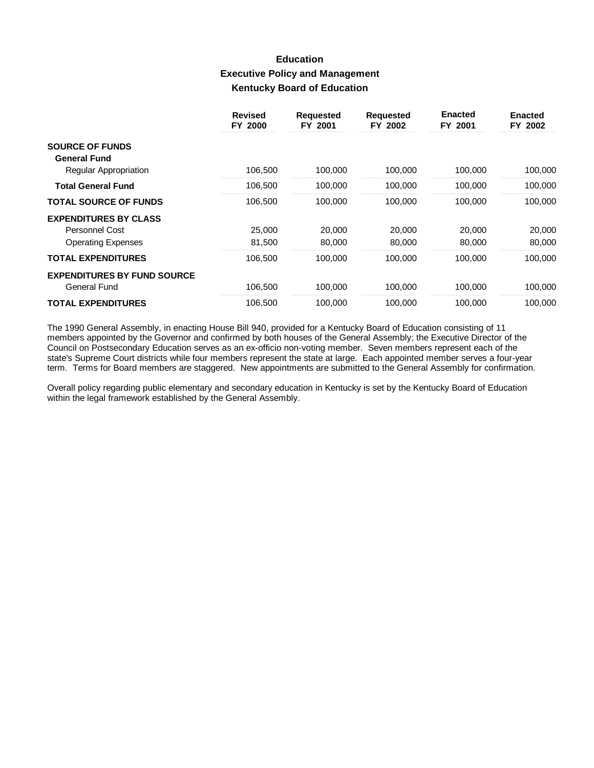# Education

## Executive Policy and Management

### Kentucky Board of Education

| | Revised FY 2000 | Requested FY 2001 | Requested FY 2002 | Enacted FY 2001 | Enacted FY 2002 |
|---|---|---|---|---|---|
| **SOURCE OF FUNDS** | | | | | |
| **General Fund** | | | | | |
| Regular Appropriation | 106,500 | 100,000 | 100,000 | 100,000 | 100,000 |
| **Total General Fund** | 106,500 | 100,000 | 100,000 | 100,000 | 100,000 |
| **TOTAL SOURCE OF FUNDS** | 106,500 | 100,000 | 100,000 | 100,000 | 100,000 |
| **EXPENDITURES BY CLASS** | | | | | |
| Personnel Cost | 25,000 | 20,000 | 20,000 | 20,000 | 20,000 |
| Operating Expenses | 81,500 | 80,000 | 80,000 | 80,000 | 80,000 |
| **TOTAL EXPENDITURES** | 106,500 | 100,000 | 100,000 | 100,000 | 100,000 |
| **EXPENDITURES BY FUND SOURCE** | | | | | |
| General Fund | 106,500 | 100,000 | 100,000 | 100,000 | 100,000 |
| **TOTAL EXPENDITURES** | 106,500 | 100,000 | 100,000 | 100,000 | 100,000 |

The 1990 General Assembly, in enacting House Bill 940, provided for a Kentucky Board of Education consisting of 11 members appointed by the Governor and confirmed by both houses of the General Assembly; the Executive Director of the Council on Postsecondary Education serves as an ex-officio non-voting member. Seven members represent each of the state's Supreme Court districts while four members represent the state at large. Each appointed member serves a four-year term. Terms for Board members are staggered. New appointments are submitted to the General Assembly for confirmation.

Overall policy regarding public elementary and secondary education in Kentucky is set by the Kentucky Board of Education within the legal framework established by the General Assembly.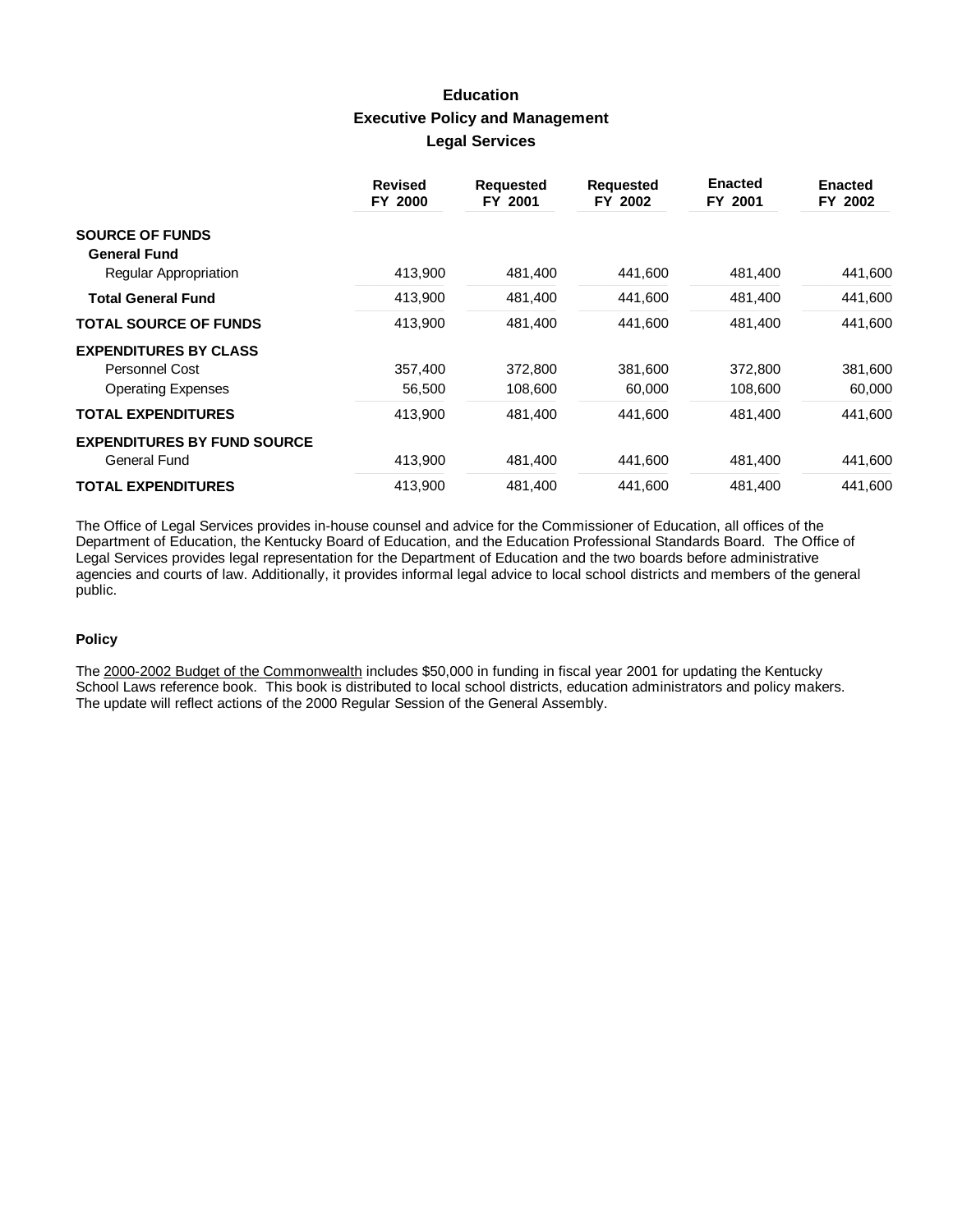# Education
## Executive Policy and Management
### Legal Services

| | Revised FY 2000 | Requested FY 2001 | Requested FY 2002 | Enacted FY 2001 | Enacted FY 2002 |
|---|---|---|---|---|---|
| **SOURCE OF FUNDS** | | | | | |
| **General Fund** | | | | | |
| Regular Appropriation | 413,900 | 481,400 | 441,600 | 481,400 | 441,600 |
| **Total General Fund** | 413,900 | 481,400 | 441,600 | 481,400 | 441,600 |
| **TOTAL SOURCE OF FUNDS** | 413,900 | 481,400 | 441,600 | 481,400 | 441,600 |
| **EXPENDITURES BY CLASS** | | | | | |
| Personnel Cost | 357,400 | 372,800 | 381,600 | 372,800 | 381,600 |
| Operating Expenses | 56,500 | 108,600 | 60,000 | 108,600 | 60,000 |
| **TOTAL EXPENDITURES** | 413,900 | 481,400 | 441,600 | 481,400 | 441,600 |
| **EXPENDITURES BY FUND SOURCE** | | | | | |
| General Fund | 413,900 | 481,400 | 441,600 | 481,400 | 441,600 |
| **TOTAL EXPENDITURES** | 413,900 | 481,400 | 441,600 | 481,400 | 441,600 |

The Office of Legal Services provides in-house counsel and advice for the Commissioner of Education, all offices of the Department of Education, the Kentucky Board of Education, and the Education Professional Standards Board. The Office of Legal Services provides legal representation for the Department of Education and the two boards before administrative agencies and courts of law. Additionally, it provides informal legal advice to local school districts and members of the general public.

**Policy**

The 2000-2002 Budget of the Commonwealth includes $50,000 in funding in fiscal year 2001 for updating the Kentucky School Laws reference book. This book is distributed to local school districts, education administrators and policy makers. The update will reflect actions of the 2000 Regular Session of the General Assembly.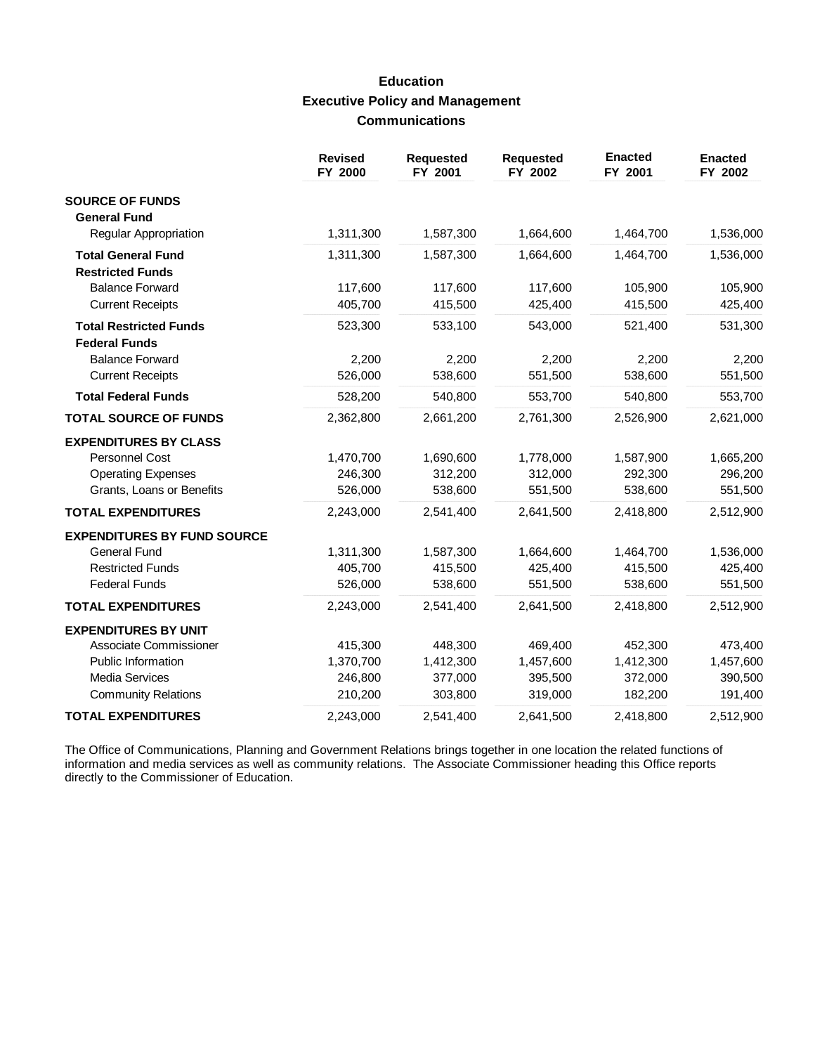# Education
## Executive Policy and Management
### Communications

| | Revised FY 2000 | Requested FY 2001 | Requested FY 2002 | Enacted FY 2001 | Enacted FY 2002 |
|---|---|---|---|---|---|
| **SOURCE OF FUNDS** | | | | | |
| **General Fund** | | | | | |
| Regular Appropriation | 1,311,300 | 1,587,300 | 1,664,600 | 1,464,700 | 1,536,000 |
| **Total General Fund** | 1,311,300 | 1,587,300 | 1,664,600 | 1,464,700 | 1,536,000 |
| **Restricted Funds** | | | | | |
| Balance Forward | 117,600 | 117,600 | 117,600 | 105,900 | 105,900 |
| Current Receipts | 405,700 | 415,500 | 425,400 | 415,500 | 425,400 |
| **Total Restricted Funds** | 523,300 | 533,100 | 543,000 | 521,400 | 531,300 |
| **Federal Funds** | | | | | |
| Balance Forward | 2,200 | 2,200 | 2,200 | 2,200 | 2,200 |
| Current Receipts | 526,000 | 538,600 | 551,500 | 538,600 | 551,500 |
| **Total Federal Funds** | 528,200 | 540,800 | 553,700 | 540,800 | 553,700 |
| **TOTAL SOURCE OF FUNDS** | 2,362,800 | 2,661,200 | 2,761,300 | 2,526,900 | 2,621,000 |
| **EXPENDITURES BY CLASS** | | | | | |
| Personnel Cost | 1,470,700 | 1,690,600 | 1,778,000 | 1,587,900 | 1,665,200 |
| Operating Expenses | 246,300 | 312,200 | 312,000 | 292,300 | 296,200 |
| Grants, Loans or Benefits | 526,000 | 538,600 | 551,500 | 538,600 | 551,500 |
| **TOTAL EXPENDITURES** | 2,243,000 | 2,541,400 | 2,641,500 | 2,418,800 | 2,512,900 |
| **EXPENDITURES BY FUND SOURCE** | | | | | |
| General Fund | 1,311,300 | 1,587,300 | 1,664,600 | 1,464,700 | 1,536,000 |
| Restricted Funds | 405,700 | 415,500 | 425,400 | 415,500 | 425,400 |
| Federal Funds | 526,000 | 538,600 | 551,500 | 538,600 | 551,500 |
| **TOTAL EXPENDITURES** | 2,243,000 | 2,541,400 | 2,641,500 | 2,418,800 | 2,512,900 |
| **EXPENDITURES BY UNIT** | | | | | |
| Associate Commissioner | 415,300 | 448,300 | 469,400 | 452,300 | 473,400 |
| Public Information | 1,370,700 | 1,412,300 | 1,457,600 | 1,412,300 | 1,457,600 |
| Media Services | 246,800 | 377,000 | 395,500 | 372,000 | 390,500 |
| Community Relations | 210,200 | 303,800 | 319,000 | 182,200 | 191,400 |
| **TOTAL EXPENDITURES** | 2,243,000 | 2,541,400 | 2,641,500 | 2,418,800 | 2,512,900 |

The Office of Communications, Planning and Government Relations brings together in one location the related functions of information and media services as well as community relations. The Associate Commissioner heading this Office reports directly to the Commissioner of Education.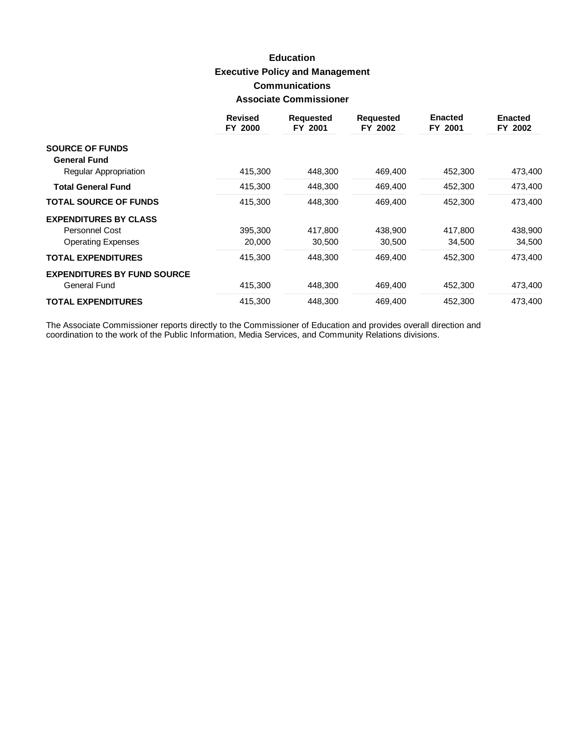# Education

## Executive Policy and Management

### Communications

### Associate Commissioner

| | Revised FY 2000 | Requested FY 2001 | Requested FY 2002 | Enacted FY 2001 | Enacted FY 2002 |
|---|---|---|---|---|---|
| **SOURCE OF FUNDS** | | | | | |
| **General Fund** | | | | | |
| Regular Appropriation | 415,300 | 448,300 | 469,400 | 452,300 | 473,400 |
| **Total General Fund** | 415,300 | 448,300 | 469,400 | 452,300 | 473,400 |
| **TOTAL SOURCE OF FUNDS** | 415,300 | 448,300 | 469,400 | 452,300 | 473,400 |
| **EXPENDITURES BY CLASS** | | | | | |
| Personnel Cost | 395,300 | 417,800 | 438,900 | 417,800 | 438,900 |
| Operating Expenses | 20,000 | 30,500 | 30,500 | 34,500 | 34,500 |
| **TOTAL EXPENDITURES** | 415,300 | 448,300 | 469,400 | 452,300 | 473,400 |
| **EXPENDITURES BY FUND SOURCE** | | | | | |
| General Fund | 415,300 | 448,300 | 469,400 | 452,300 | 473,400 |
| **TOTAL EXPENDITURES** | 415,300 | 448,300 | 469,400 | 452,300 | 473,400 |

The Associate Commissioner reports directly to the Commissioner of Education and provides overall direction and coordination to the work of the Public Information, Media Services, and Community Relations divisions.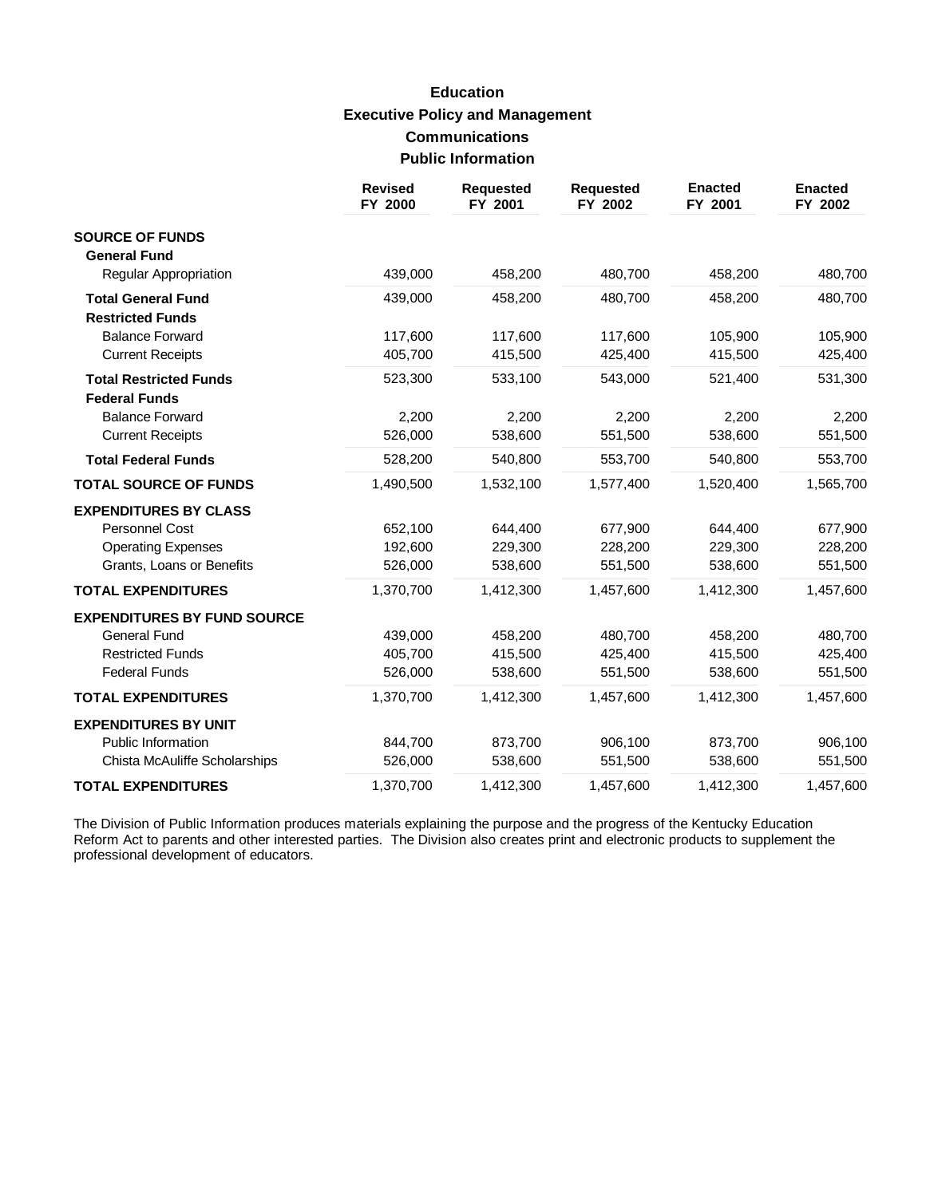# Education
## Executive Policy and Management
### Communications
### Public Information

| | Revised FY 2000 | Requested FY 2001 | Requested FY 2002 | Enacted FY 2001 | Enacted FY 2002 |
|---|---|---|---|---|---|
| **SOURCE OF FUNDS** | | | | | |
| **General Fund** | | | | | |
| Regular Appropriation | 439,000 | 458,200 | 480,700 | 458,200 | 480,700 |
| **Total General Fund** | 439,000 | 458,200 | 480,700 | 458,200 | 480,700 |
| **Restricted Funds** | | | | | |
| Balance Forward | 117,600 | 117,600 | 117,600 | 105,900 | 105,900 |
| Current Receipts | 405,700 | 415,500 | 425,400 | 415,500 | 425,400 |
| **Total Restricted Funds** | 523,300 | 533,100 | 543,000 | 521,400 | 531,300 |
| **Federal Funds** | | | | | |
| Balance Forward | 2,200 | 2,200 | 2,200 | 2,200 | 2,200 |
| Current Receipts | 526,000 | 538,600 | 551,500 | 538,600 | 551,500 |
| **Total Federal Funds** | 528,200 | 540,800 | 553,700 | 540,800 | 553,700 |
| **TOTAL SOURCE OF FUNDS** | 1,490,500 | 1,532,100 | 1,577,400 | 1,520,400 | 1,565,700 |
| **EXPENDITURES BY CLASS** | | | | | |
| Personnel Cost | 652,100 | 644,400 | 677,900 | 644,400 | 677,900 |
| Operating Expenses | 192,600 | 229,300 | 228,200 | 229,300 | 228,200 |
| Grants, Loans or Benefits | 526,000 | 538,600 | 551,500 | 538,600 | 551,500 |
| **TOTAL EXPENDITURES** | 1,370,700 | 1,412,300 | 1,457,600 | 1,412,300 | 1,457,600 |
| **EXPENDITURES BY FUND SOURCE** | | | | | |
| General Fund | 439,000 | 458,200 | 480,700 | 458,200 | 480,700 |
| Restricted Funds | 405,700 | 415,500 | 425,400 | 415,500 | 425,400 |
| Federal Funds | 526,000 | 538,600 | 551,500 | 538,600 | 551,500 |
| **TOTAL EXPENDITURES** | 1,370,700 | 1,412,300 | 1,457,600 | 1,412,300 | 1,457,600 |
| **EXPENDITURES BY UNIT** | | | | | |
| Public Information | 844,700 | 873,700 | 906,100 | 873,700 | 906,100 |
| Chista McAuliffe Scholarships | 526,000 | 538,600 | 551,500 | 538,600 | 551,500 |
| **TOTAL EXPENDITURES** | 1,370,700 | 1,412,300 | 1,457,600 | 1,412,300 | 1,457,600 |

The Division of Public Information produces materials explaining the purpose and the progress of the Kentucky Education Reform Act to parents and other interested parties. The Division also creates print and electronic products to supplement the professional development of educators.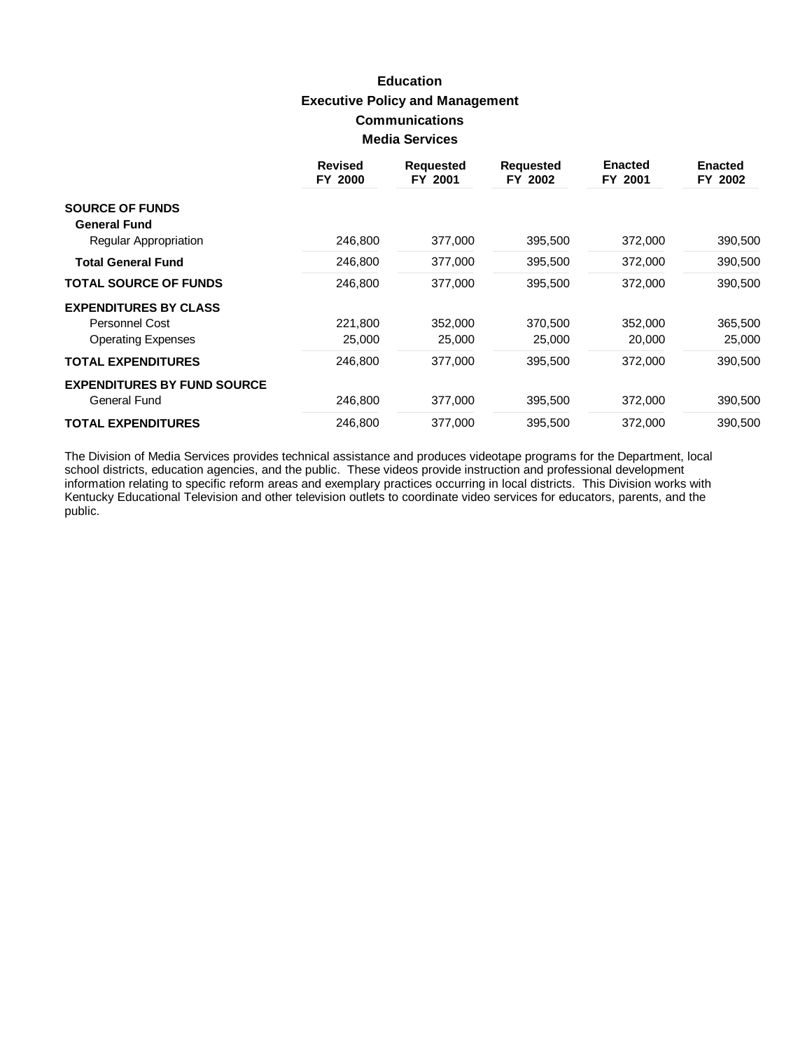# Education
## Executive Policy and Management
### Communications
### Media Services

| | Revised FY 2000 | Requested FY 2001 | Requested FY 2002 | Enacted FY 2001 | Enacted FY 2002 |
|---|---|---|---|---|---|
| **SOURCE OF FUNDS** | | | | | |
| **General Fund** | | | | | |
| Regular Appropriation | 246,800 | 377,000 | 395,500 | 372,000 | 390,500 |
| **Total General Fund** | 246,800 | 377,000 | 395,500 | 372,000 | 390,500 |
| **TOTAL SOURCE OF FUNDS** | 246,800 | 377,000 | 395,500 | 372,000 | 390,500 |
| **EXPENDITURES BY CLASS** | | | | | |
| Personnel Cost | 221,800 | 352,000 | 370,500 | 352,000 | 365,500 |
| Operating Expenses | 25,000 | 25,000 | 25,000 | 20,000 | 25,000 |
| **TOTAL EXPENDITURES** | 246,800 | 377,000 | 395,500 | 372,000 | 390,500 |
| **EXPENDITURES BY FUND SOURCE** | | | | | |
| General Fund | 246,800 | 377,000 | 395,500 | 372,000 | 390,500 |
| **TOTAL EXPENDITURES** | 246,800 | 377,000 | 395,500 | 372,000 | 390,500 |

The Division of Media Services provides technical assistance and produces videotape programs for the Department, local school districts, education agencies, and the public. These videos provide instruction and professional development information relating to specific reform areas and exemplary practices occurring in local districts. This Division works with Kentucky Educational Television and other television outlets to coordinate video services for educators, parents, and the public.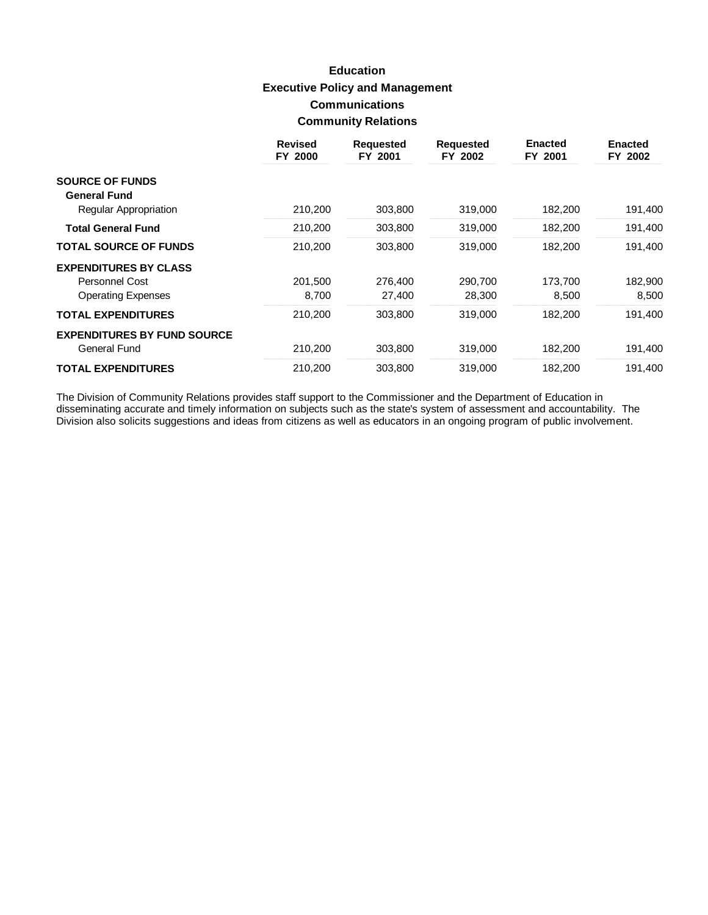# Education
## Executive Policy and Management
### Communications
### Community Relations

| | Revised FY 2000 | Requested FY 2001 | Requested FY 2002 | Enacted FY 2001 | Enacted FY 2002 |
|---|---|---|---|---|---|
| **SOURCE OF FUNDS** | | | | | |
| **General Fund** | | | | | |
| Regular Appropriation | 210,200 | 303,800 | 319,000 | 182,200 | 191,400 |
| **Total General Fund** | 210,200 | 303,800 | 319,000 | 182,200 | 191,400 |
| **TOTAL SOURCE OF FUNDS** | 210,200 | 303,800 | 319,000 | 182,200 | 191,400 |
| **EXPENDITURES BY CLASS** | | | | | |
| Personnel Cost | 201,500 | 276,400 | 290,700 | 173,700 | 182,900 |
| Operating Expenses | 8,700 | 27,400 | 28,300 | 8,500 | 8,500 |
| **TOTAL EXPENDITURES** | 210,200 | 303,800 | 319,000 | 182,200 | 191,400 |
| **EXPENDITURES BY FUND SOURCE** | | | | | |
| General Fund | 210,200 | 303,800 | 319,000 | 182,200 | 191,400 |
| **TOTAL EXPENDITURES** | 210,200 | 303,800 | 319,000 | 182,200 | 191,400 |

The Division of Community Relations provides staff support to the Commissioner and the Department of Education in disseminating accurate and timely information on subjects such as the state's system of assessment and accountability. The Division also solicits suggestions and ideas from citizens as well as educators in an ongoing program of public involvement.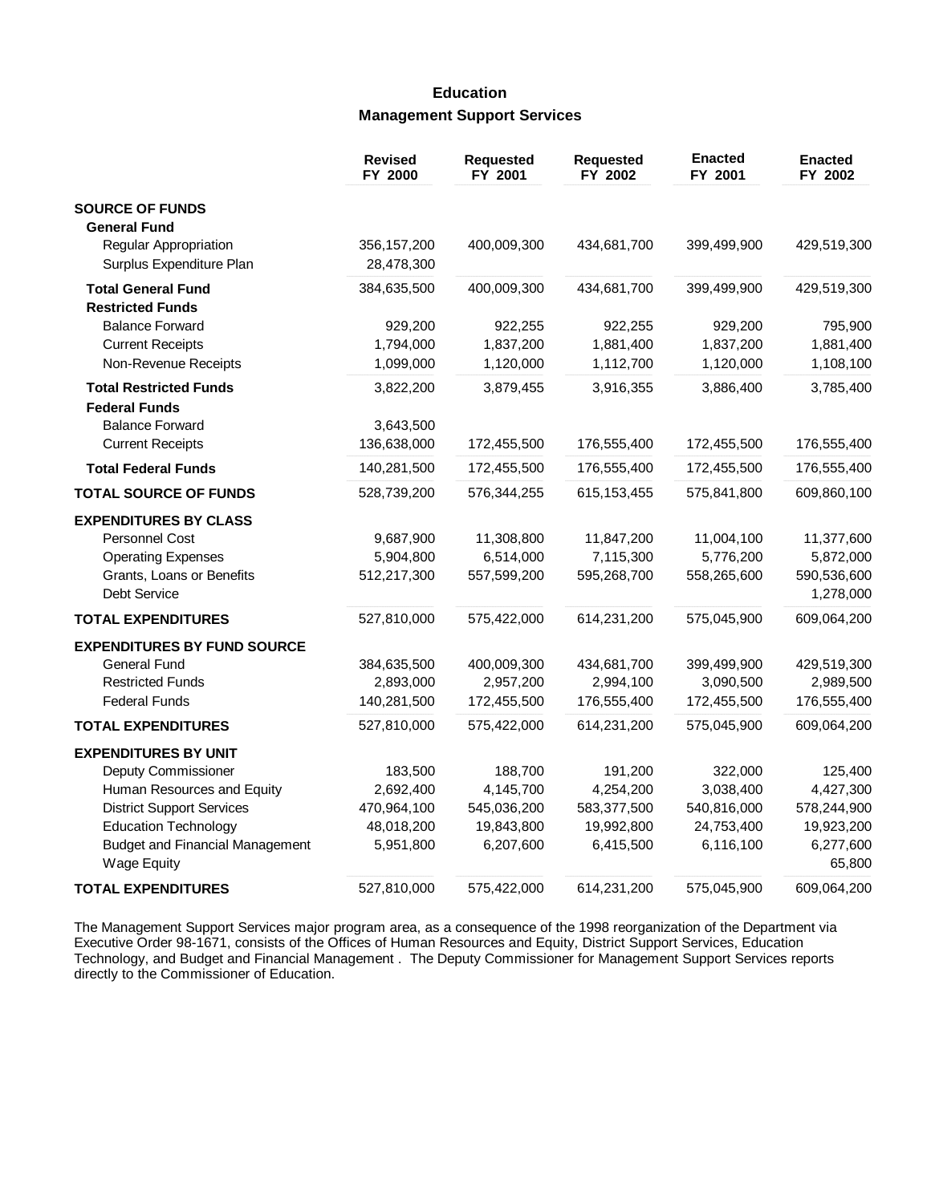# Education

## Management Support Services

| | Revised FY 2000 | Requested FY 2001 | Requested FY 2002 | Enacted FY 2001 | Enacted FY 2002 |
|---|---|---|---|---|---|
| **SOURCE OF FUNDS** | | | | | |
| **General Fund** | | | | | |
| Regular Appropriation | 356,157,200 | 400,009,300 | 434,681,700 | 399,499,900 | 429,519,300 |
| Surplus Expenditure Plan | 28,478,300 | | | | |
| **Total General Fund** | 384,635,500 | 400,009,300 | 434,681,700 | 399,499,900 | 429,519,300 |
| **Restricted Funds** | | | | | |
| Balance Forward | 929,200 | 922,255 | 922,255 | 929,200 | 795,900 |
| Current Receipts | 1,794,000 | 1,837,200 | 1,881,400 | 1,837,200 | 1,881,400 |
| Non-Revenue Receipts | 1,099,000 | 1,120,000 | 1,112,700 | 1,120,000 | 1,108,100 |
| **Total Restricted Funds** | 3,822,200 | 3,879,455 | 3,916,355 | 3,886,400 | 3,785,400 |
| **Federal Funds** | | | | | |
| Balance Forward | 3,643,500 | | | | |
| Current Receipts | 136,638,000 | 172,455,500 | 176,555,400 | 172,455,500 | 176,555,400 |
| **Total Federal Funds** | 140,281,500 | 172,455,500 | 176,555,400 | 172,455,500 | 176,555,400 |
| **TOTAL SOURCE OF FUNDS** | 528,739,200 | 576,344,255 | 615,153,455 | 575,841,800 | 609,860,100 |
| **EXPENDITURES BY CLASS** | | | | | |
| Personnel Cost | 9,687,900 | 11,308,800 | 11,847,200 | 11,004,100 | 11,377,600 |
| Operating Expenses | 5,904,800 | 6,514,000 | 7,115,300 | 5,776,200 | 5,872,000 |
| Grants, Loans or Benefits | 512,217,300 | 557,599,200 | 595,268,700 | 558,265,600 | 590,536,600 |
| Debt Service | | | | | 1,278,000 |
| **TOTAL EXPENDITURES** | 527,810,000 | 575,422,000 | 614,231,200 | 575,045,900 | 609,064,200 |
| **EXPENDITURES BY FUND SOURCE** | | | | | |
| General Fund | 384,635,500 | 400,009,300 | 434,681,700 | 399,499,900 | 429,519,300 |
| Restricted Funds | 2,893,000 | 2,957,200 | 2,994,100 | 3,090,500 | 2,989,500 |
| Federal Funds | 140,281,500 | 172,455,500 | 176,555,400 | 172,455,500 | 176,555,400 |
| **TOTAL EXPENDITURES** | 527,810,000 | 575,422,000 | 614,231,200 | 575,045,900 | 609,064,200 |
| **EXPENDITURES BY UNIT** | | | | | |
| Deputy Commissioner | 183,500 | 188,700 | 191,200 | 322,000 | 125,400 |
| Human Resources and Equity | 2,692,400 | 4,145,700 | 4,254,200 | 3,038,400 | 4,427,300 |
| District Support Services | 470,964,100 | 545,036,200 | 583,377,500 | 540,816,000 | 578,244,900 |
| Education Technology | 48,018,200 | 19,843,800 | 19,992,800 | 24,753,400 | 19,923,200 |
| Budget and Financial Management | 5,951,800 | 6,207,600 | 6,415,500 | 6,116,100 | 6,277,600 |
| Wage Equity | | | | | 65,800 |
| **TOTAL EXPENDITURES** | 527,810,000 | 575,422,000 | 614,231,200 | 575,045,900 | 609,064,200 |

The Management Support Services major program area, as a consequence of the 1998 reorganization of the Department via Executive Order 98-1671, consists of the Offices of Human Resources and Equity, District Support Services, Education Technology, and Budget and Financial Management . The Deputy Commissioner for Management Support Services reports directly to the Commissioner of Education.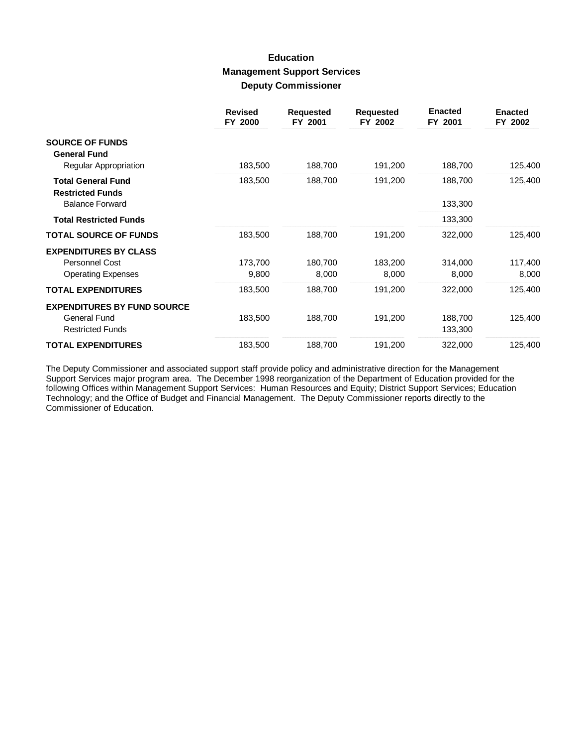# Education
## Management Support Services
### Deputy Commissioner

| | Revised FY 2000 | Requested FY 2001 | Requested FY 2002 | Enacted FY 2001 | Enacted FY 2002 |
|---|---|---|---|---|---|
| **SOURCE OF FUNDS** | | | | | |
| **General Fund** | | | | | |
| Regular Appropriation | 183,500 | 188,700 | 191,200 | 188,700 | 125,400 |
| **Total General Fund** | 183,500 | 188,700 | 191,200 | 188,700 | 125,400 |
| **Restricted Funds** | | | | | |
| Balance Forward | | | | 133,300 | |
| **Total Restricted Funds** | | | | 133,300 | |
| **TOTAL SOURCE OF FUNDS** | 183,500 | 188,700 | 191,200 | 322,000 | 125,400 |
| **EXPENDITURES BY CLASS** | | | | | |
| Personnel Cost | 173,700 | 180,700 | 183,200 | 314,000 | 117,400 |
| Operating Expenses | 9,800 | 8,000 | 8,000 | 8,000 | 8,000 |
| **TOTAL EXPENDITURES** | 183,500 | 188,700 | 191,200 | 322,000 | 125,400 |
| **EXPENDITURES BY FUND SOURCE** | | | | | |
| General Fund | 183,500 | 188,700 | 191,200 | 188,700 | 125,400 |
| Restricted Funds | | | | 133,300 | |
| **TOTAL EXPENDITURES** | 183,500 | 188,700 | 191,200 | 322,000 | 125,400 |

The Deputy Commissioner and associated support staff provide policy and administrative direction for the Management Support Services major program area. The December 1998 reorganization of the Department of Education provided for the following Offices within Management Support Services: Human Resources and Equity; District Support Services; Education Technology; and the Office of Budget and Financial Management. The Deputy Commissioner reports directly to the Commissioner of Education.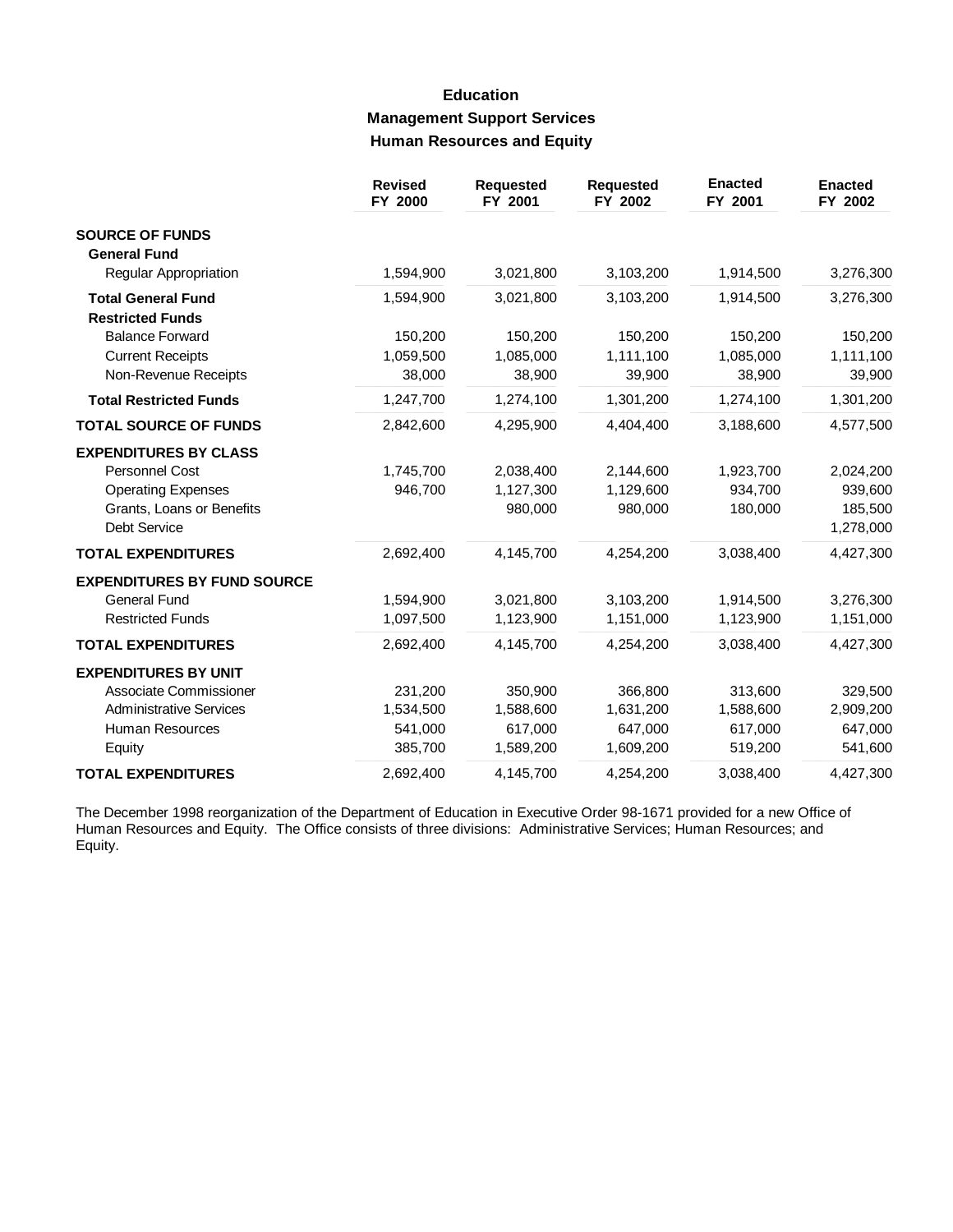# Education
## Management Support Services
### Human Resources and Equity

| | Revised FY 2000 | Requested FY 2001 | Requested FY 2002 | Enacted FY 2001 | Enacted FY 2002 |
|---|---|---|---|---|---|
| **SOURCE OF FUNDS** | | | | | |
| **General Fund** | | | | | |
| Regular Appropriation | 1,594,900 | 3,021,800 | 3,103,200 | 1,914,500 | 3,276,300 |
| **Total General Fund** | 1,594,900 | 3,021,800 | 3,103,200 | 1,914,500 | 3,276,300 |
| **Restricted Funds** | | | | | |
| Balance Forward | 150,200 | 150,200 | 150,200 | 150,200 | 150,200 |
| Current Receipts | 1,059,500 | 1,085,000 | 1,111,100 | 1,085,000 | 1,111,100 |
| Non-Revenue Receipts | 38,000 | 38,900 | 39,900 | 38,900 | 39,900 |
| **Total Restricted Funds** | 1,247,700 | 1,274,100 | 1,301,200 | 1,274,100 | 1,301,200 |
| **TOTAL SOURCE OF FUNDS** | 2,842,600 | 4,295,900 | 4,404,400 | 3,188,600 | 4,577,500 |
| **EXPENDITURES BY CLASS** | | | | | |
| Personnel Cost | 1,745,700 | 2,038,400 | 2,144,600 | 1,923,700 | 2,024,200 |
| Operating Expenses | 946,700 | 1,127,300 | 1,129,600 | 934,700 | 939,600 |
| Grants, Loans or Benefits | | 980,000 | 980,000 | 180,000 | 185,500 |
| Debt Service | | | | | 1,278,000 |
| **TOTAL EXPENDITURES** | 2,692,400 | 4,145,700 | 4,254,200 | 3,038,400 | 4,427,300 |
| **EXPENDITURES BY FUND SOURCE** | | | | | |
| General Fund | 1,594,900 | 3,021,800 | 3,103,200 | 1,914,500 | 3,276,300 |
| Restricted Funds | 1,097,500 | 1,123,900 | 1,151,000 | 1,123,900 | 1,151,000 |
| **TOTAL EXPENDITURES** | 2,692,400 | 4,145,700 | 4,254,200 | 3,038,400 | 4,427,300 |
| **EXPENDITURES BY UNIT** | | | | | |
| Associate Commissioner | 231,200 | 350,900 | 366,800 | 313,600 | 329,500 |
| Administrative Services | 1,534,500 | 1,588,600 | 1,631,200 | 1,588,600 | 2,909,200 |
| Human Resources | 541,000 | 617,000 | 647,000 | 617,000 | 647,000 |
| Equity | 385,700 | 1,589,200 | 1,609,200 | 519,200 | 541,600 |
| **TOTAL EXPENDITURES** | 2,692,400 | 4,145,700 | 4,254,200 | 3,038,400 | 4,427,300 |

The December 1998 reorganization of the Department of Education in Executive Order 98-1671 provided for a new Office of Human Resources and Equity. The Office consists of three divisions: Administrative Services; Human Resources; and Equity.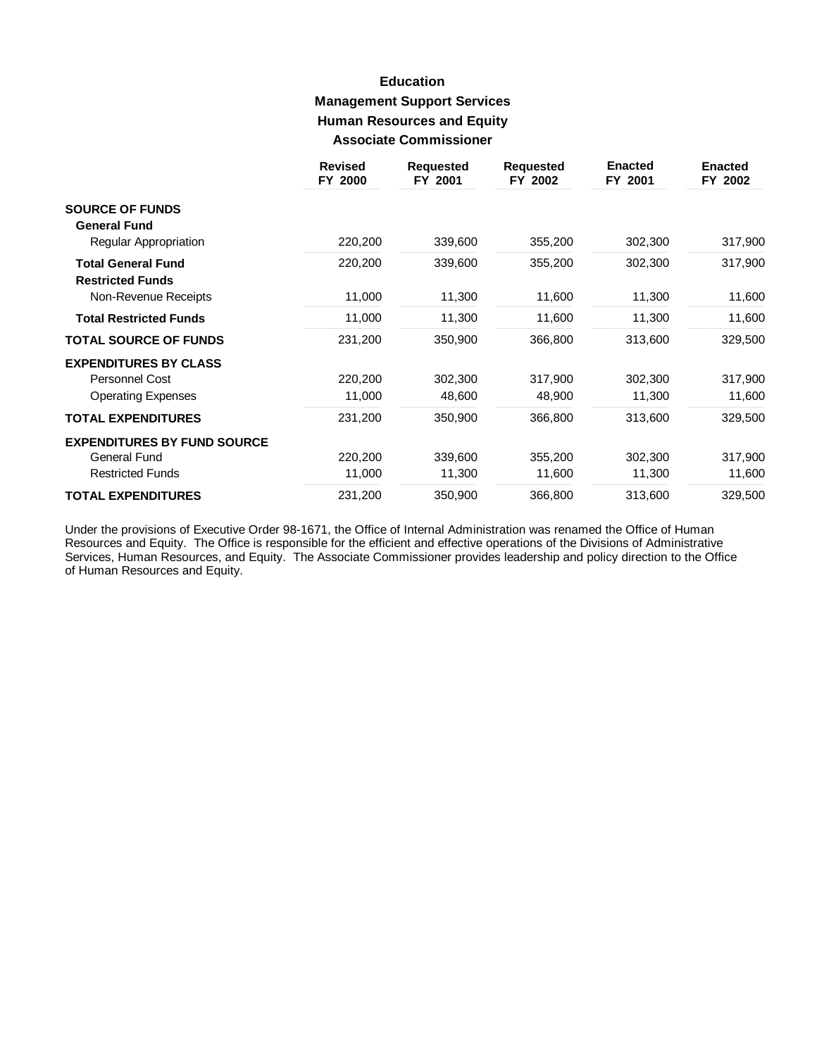# Education

## Management Support Services

### Human Resources and Equity

### Associate Commissioner

| | Revised FY 2000 | Requested FY 2001 | Requested FY 2002 | Enacted FY 2001 | Enacted FY 2002 |
|---|---|---|---|---|---|
| **SOURCE OF FUNDS** | | | | | |
| **General Fund** | | | | | |
| Regular Appropriation | 220,200 | 339,600 | 355,200 | 302,300 | 317,900 |
| **Total General Fund** | 220,200 | 339,600 | 355,200 | 302,300 | 317,900 |
| **Restricted Funds** | | | | | |
| Non-Revenue Receipts | 11,000 | 11,300 | 11,600 | 11,300 | 11,600 |
| **Total Restricted Funds** | 11,000 | 11,300 | 11,600 | 11,300 | 11,600 |
| **TOTAL SOURCE OF FUNDS** | 231,200 | 350,900 | 366,800 | 313,600 | 329,500 |
| **EXPENDITURES BY CLASS** | | | | | |
| Personnel Cost | 220,200 | 302,300 | 317,900 | 302,300 | 317,900 |
| Operating Expenses | 11,000 | 48,600 | 48,900 | 11,300 | 11,600 |
| **TOTAL EXPENDITURES** | 231,200 | 350,900 | 366,800 | 313,600 | 329,500 |
| **EXPENDITURES BY FUND SOURCE** | | | | | |
| General Fund | 220,200 | 339,600 | 355,200 | 302,300 | 317,900 |
| Restricted Funds | 11,000 | 11,300 | 11,600 | 11,300 | 11,600 |
| **TOTAL EXPENDITURES** | 231,200 | 350,900 | 366,800 | 313,600 | 329,500 |

Under the provisions of Executive Order 98-1671, the Office of Internal Administration was renamed the Office of Human Resources and Equity. The Office is responsible for the efficient and effective operations of the Divisions of Administrative Services, Human Resources, and Equity. The Associate Commissioner provides leadership and policy direction to the Office of Human Resources and Equity.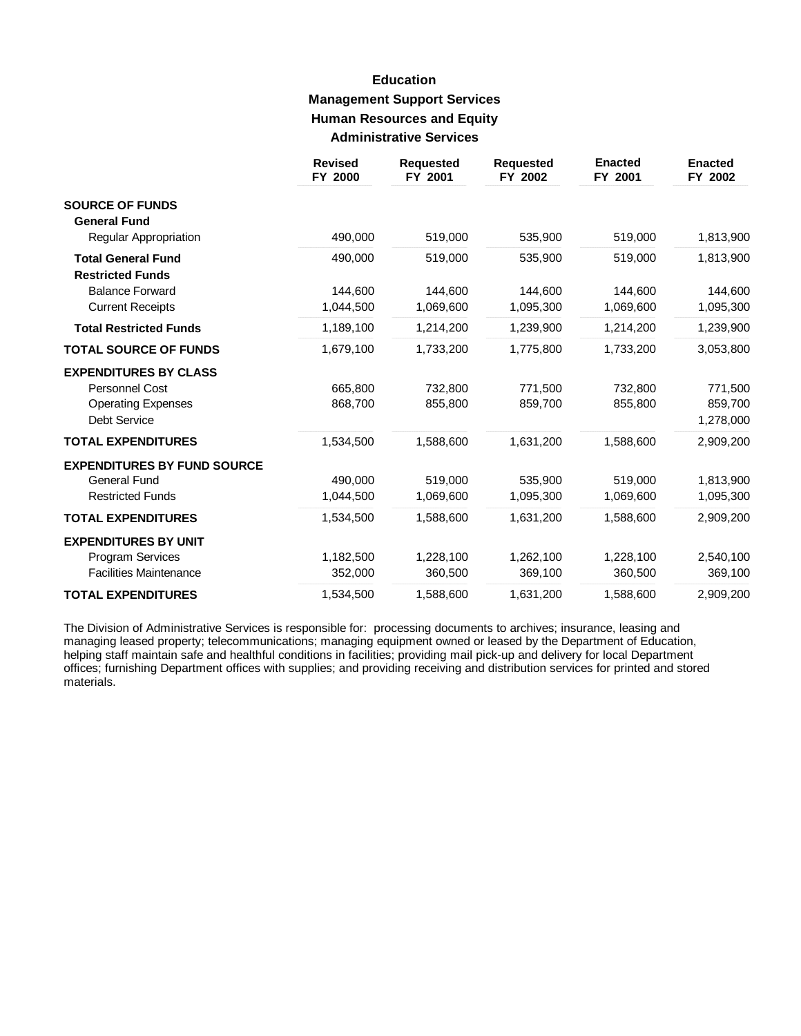# Education

## Management Support Services

### Human Resources and Equity

### Administrative Services

| | Revised FY 2000 | Requested FY 2001 | Requested FY 2002 | Enacted FY 2001 | Enacted FY 2002 |
|---|---|---|---|---|---|
| **SOURCE OF FUNDS** | | | | | |
| **General Fund** | | | | | |
| Regular Appropriation | 490,000 | 519,000 | 535,900 | 519,000 | 1,813,900 |
| **Total General Fund** | 490,000 | 519,000 | 535,900 | 519,000 | 1,813,900 |
| **Restricted Funds** | | | | | |
| Balance Forward | 144,600 | 144,600 | 144,600 | 144,600 | 144,600 |
| Current Receipts | 1,044,500 | 1,069,600 | 1,095,300 | 1,069,600 | 1,095,300 |
| **Total Restricted Funds** | 1,189,100 | 1,214,200 | 1,239,900 | 1,214,200 | 1,239,900 |
| **TOTAL SOURCE OF FUNDS** | 1,679,100 | 1,733,200 | 1,775,800 | 1,733,200 | 3,053,800 |
| **EXPENDITURES BY CLASS** | | | | | |
| Personnel Cost | 665,800 | 732,800 | 771,500 | 732,800 | 771,500 |
| Operating Expenses | 868,700 | 855,800 | 859,700 | 855,800 | 859,700 |
| Debt Service | | | | | 1,278,000 |
| **TOTAL EXPENDITURES** | 1,534,500 | 1,588,600 | 1,631,200 | 1,588,600 | 2,909,200 |
| **EXPENDITURES BY FUND SOURCE** | | | | | |
| General Fund | 490,000 | 519,000 | 535,900 | 519,000 | 1,813,900 |
| Restricted Funds | 1,044,500 | 1,069,600 | 1,095,300 | 1,069,600 | 1,095,300 |
| **TOTAL EXPENDITURES** | 1,534,500 | 1,588,600 | 1,631,200 | 1,588,600 | 2,909,200 |
| **EXPENDITURES BY UNIT** | | | | | |
| Program Services | 1,182,500 | 1,228,100 | 1,262,100 | 1,228,100 | 2,540,100 |
| Facilities Maintenance | 352,000 | 360,500 | 369,100 | 360,500 | 369,100 |
| **TOTAL EXPENDITURES** | 1,534,500 | 1,588,600 | 1,631,200 | 1,588,600 | 2,909,200 |

The Division of Administrative Services is responsible for: processing documents to archives; insurance, leasing and managing leased property; telecommunications; managing equipment owned or leased by the Department of Education, helping staff maintain safe and healthful conditions in facilities; providing mail pick-up and delivery for local Department offices; furnishing Department offices with supplies; and providing receiving and distribution services for printed and stored materials.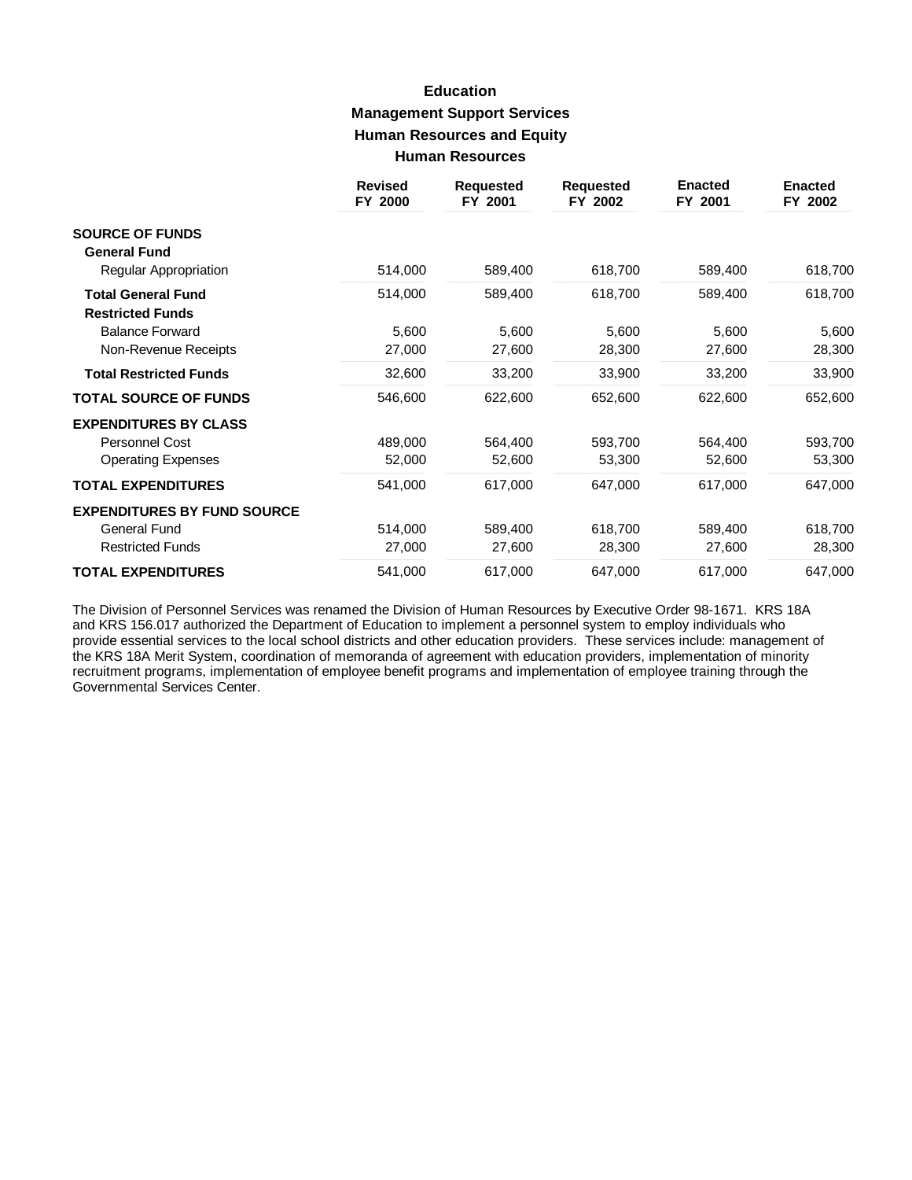# Education

## Management Support Services

### Human Resources and Equity

### Human Resources

| | Revised FY 2000 | Requested FY 2001 | Requested FY 2002 | Enacted FY 2001 | Enacted FY 2002 |
|---|---|---|---|---|---|
| **SOURCE OF FUNDS** | | | | | |
| **General Fund** | | | | | |
| Regular Appropriation | 514,000 | 589,400 | 618,700 | 589,400 | 618,700 |
| **Total General Fund** | 514,000 | 589,400 | 618,700 | 589,400 | 618,700 |
| **Restricted Funds** | | | | | |
| Balance Forward | 5,600 | 5,600 | 5,600 | 5,600 | 5,600 |
| Non-Revenue Receipts | 27,000 | 27,600 | 28,300 | 27,600 | 28,300 |
| **Total Restricted Funds** | 32,600 | 33,200 | 33,900 | 33,200 | 33,900 |
| **TOTAL SOURCE OF FUNDS** | 546,600 | 622,600 | 652,600 | 622,600 | 652,600 |
| **EXPENDITURES BY CLASS** | | | | | |
| Personnel Cost | 489,000 | 564,400 | 593,700 | 564,400 | 593,700 |
| Operating Expenses | 52,000 | 52,600 | 53,300 | 52,600 | 53,300 |
| **TOTAL EXPENDITURES** | 541,000 | 617,000 | 647,000 | 617,000 | 647,000 |
| **EXPENDITURES BY FUND SOURCE** | | | | | |
| General Fund | 514,000 | 589,400 | 618,700 | 589,400 | 618,700 |
| Restricted Funds | 27,000 | 27,600 | 28,300 | 27,600 | 28,300 |
| **TOTAL EXPENDITURES** | 541,000 | 617,000 | 647,000 | 617,000 | 647,000 |

The Division of Personnel Services was renamed the Division of Human Resources by Executive Order 98-1671. KRS 18A and KRS 156.017 authorized the Department of Education to implement a personnel system to employ individuals who provide essential services to the local school districts and other education providers. These services include: management of the KRS 18A Merit System, coordination of memoranda of agreement with education providers, implementation of minority recruitment programs, implementation of employee benefit programs and implementation of employee training through the Governmental Services Center.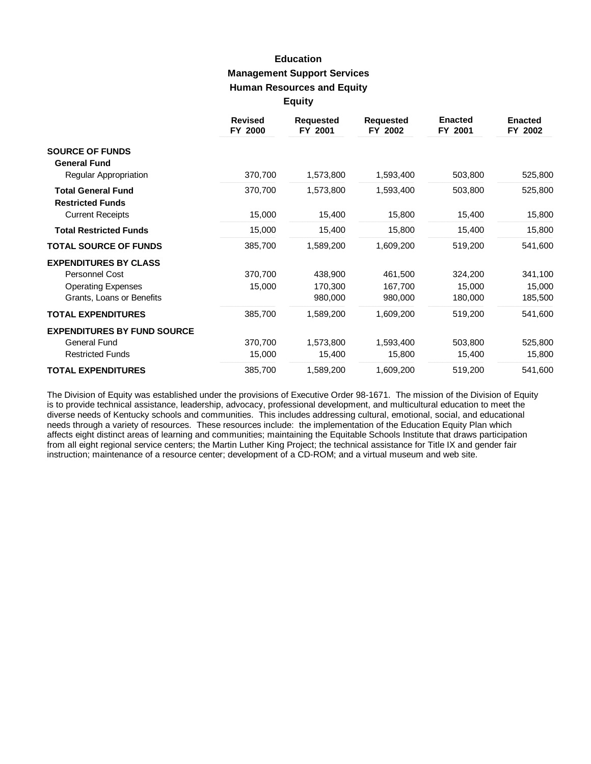# Education

## Management Support Services

### Human Resources and Equity

### Equity

| | Revised FY 2000 | Requested FY 2001 | Requested FY 2002 | Enacted FY 2001 | Enacted FY 2002 |
|---|---|---|---|---|---|
| **SOURCE OF FUNDS** | | | | | |
| **General Fund** | | | | | |
| Regular Appropriation | 370,700 | 1,573,800 | 1,593,400 | 503,800 | 525,800 |
| **Total General Fund** | 370,700 | 1,573,800 | 1,593,400 | 503,800 | 525,800 |
| **Restricted Funds** | | | | | |
| Current Receipts | 15,000 | 15,400 | 15,800 | 15,400 | 15,800 |
| **Total Restricted Funds** | 15,000 | 15,400 | 15,800 | 15,400 | 15,800 |
| **TOTAL SOURCE OF FUNDS** | 385,700 | 1,589,200 | 1,609,200 | 519,200 | 541,600 |
| **EXPENDITURES BY CLASS** | | | | | |
| Personnel Cost | 370,700 | 438,900 | 461,500 | 324,200 | 341,100 |
| Operating Expenses | 15,000 | 170,300 | 167,700 | 15,000 | 15,000 |
| Grants, Loans or Benefits | | 980,000 | 980,000 | 180,000 | 185,500 |
| **TOTAL EXPENDITURES** | 385,700 | 1,589,200 | 1,609,200 | 519,200 | 541,600 |
| **EXPENDITURES BY FUND SOURCE** | | | | | |
| General Fund | 370,700 | 1,573,800 | 1,593,400 | 503,800 | 525,800 |
| Restricted Funds | 15,000 | 15,400 | 15,800 | 15,400 | 15,800 |
| **TOTAL EXPENDITURES** | 385,700 | 1,589,200 | 1,609,200 | 519,200 | 541,600 |

The Division of Equity was established under the provisions of Executive Order 98-1671. The mission of the Division of Equity is to provide technical assistance, leadership, advocacy, professional development, and multicultural education to meet the diverse needs of Kentucky schools and communities. This includes addressing cultural, emotional, social, and educational needs through a variety of resources. These resources include: the implementation of the Education Equity Plan which affects eight distinct areas of learning and communities; maintaining the Equitable Schools Institute that draws participation from all eight regional service centers; the Martin Luther King Project; the technical assistance for Title IX and gender fair instruction; maintenance of a resource center; development of a CD-ROM; and a virtual museum and web site.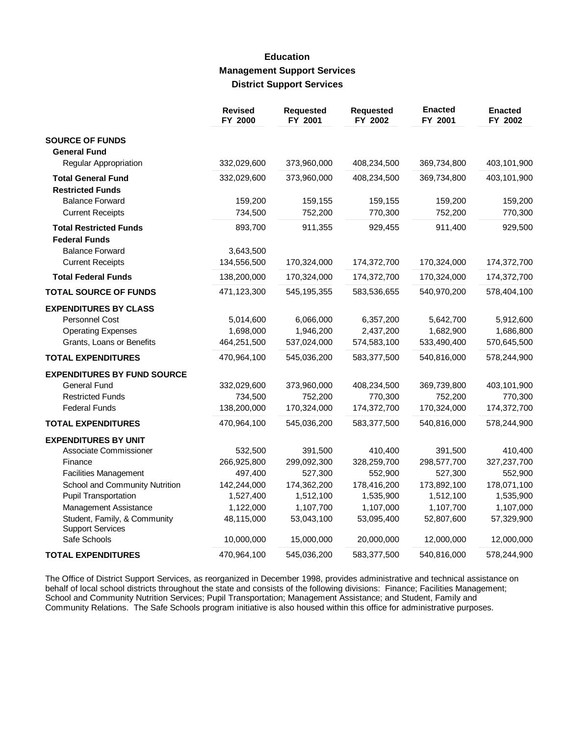# Education

## Management Support Services

### District Support Services

| | Revised FY 2000 | Requested FY 2001 | Requested FY 2002 | Enacted FY 2001 | Enacted FY 2002 |
|---|---|---|---|---|---|
| **SOURCE OF FUNDS** | | | | | |
| **General Fund** | | | | | |
| Regular Appropriation | 332,029,600 | 373,960,000 | 408,234,500 | 369,734,800 | 403,101,900 |
| **Total General Fund** | 332,029,600 | 373,960,000 | 408,234,500 | 369,734,800 | 403,101,900 |
| **Restricted Funds** | | | | | |
| Balance Forward | 159,200 | 159,155 | 159,155 | 159,200 | 159,200 |
| Current Receipts | 734,500 | 752,200 | 770,300 | 752,200 | 770,300 |
| **Total Restricted Funds** | 893,700 | 911,355 | 929,455 | 911,400 | 929,500 |
| **Federal Funds** | | | | | |
| Balance Forward | 3,643,500 | | | | |
| Current Receipts | 134,556,500 | 170,324,000 | 174,372,700 | 170,324,000 | 174,372,700 |
| **Total Federal Funds** | 138,200,000 | 170,324,000 | 174,372,700 | 170,324,000 | 174,372,700 |
| **TOTAL SOURCE OF FUNDS** | 471,123,300 | 545,195,355 | 583,536,655 | 540,970,200 | 578,404,100 |
| **EXPENDITURES BY CLASS** | | | | | |
| Personnel Cost | 5,014,600 | 6,066,000 | 6,357,200 | 5,642,700 | 5,912,600 |
| Operating Expenses | 1,698,000 | 1,946,200 | 2,437,200 | 1,682,900 | 1,686,800 |
| Grants, Loans or Benefits | 464,251,500 | 537,024,000 | 574,583,100 | 533,490,400 | 570,645,500 |
| **TOTAL EXPENDITURES** | 470,964,100 | 545,036,200 | 583,377,500 | 540,816,000 | 578,244,900 |
| **EXPENDITURES BY FUND SOURCE** | | | | | |
| General Fund | 332,029,600 | 373,960,000 | 408,234,500 | 369,739,800 | 403,101,900 |
| Restricted Funds | 734,500 | 752,200 | 770,300 | 752,200 | 770,300 |
| Federal Funds | 138,200,000 | 170,324,000 | 174,372,700 | 170,324,000 | 174,372,700 |
| **TOTAL EXPENDITURES** | 470,964,100 | 545,036,200 | 583,377,500 | 540,816,000 | 578,244,900 |
| **EXPENDITURES BY UNIT** | | | | | |
| Associate Commissioner | 532,500 | 391,500 | 410,400 | 391,500 | 410,400 |
| Finance | 266,925,800 | 299,092,300 | 328,259,700 | 298,577,700 | 327,237,700 |
| Facilities Management | 497,400 | 527,300 | 552,900 | 527,300 | 552,900 |
| School and Community Nutrition | 142,244,000 | 174,362,200 | 178,416,200 | 173,892,100 | 178,071,100 |
| Pupil Transportation | 1,527,400 | 1,512,100 | 1,535,900 | 1,512,100 | 1,535,900 |
| Management Assistance | 1,122,000 | 1,107,700 | 1,107,000 | 1,107,700 | 1,107,000 |
| Student, Family, & Community Support Services | 48,115,000 | 53,043,100 | 53,095,400 | 52,807,600 | 57,329,900 |
| Safe Schools | 10,000,000 | 15,000,000 | 20,000,000 | 12,000,000 | 12,000,000 |
| **TOTAL EXPENDITURES** | 470,964,100 | 545,036,200 | 583,377,500 | 540,816,000 | 578,244,900 |

The Office of District Support Services, as reorganized in December 1998, provides administrative and technical assistance on behalf of local school districts throughout the state and consists of the following divisions: Finance; Facilities Management; School and Community Nutrition Services; Pupil Transportation; Management Assistance; and Student, Family and Community Relations. The Safe Schools program initiative is also housed within this office for administrative purposes.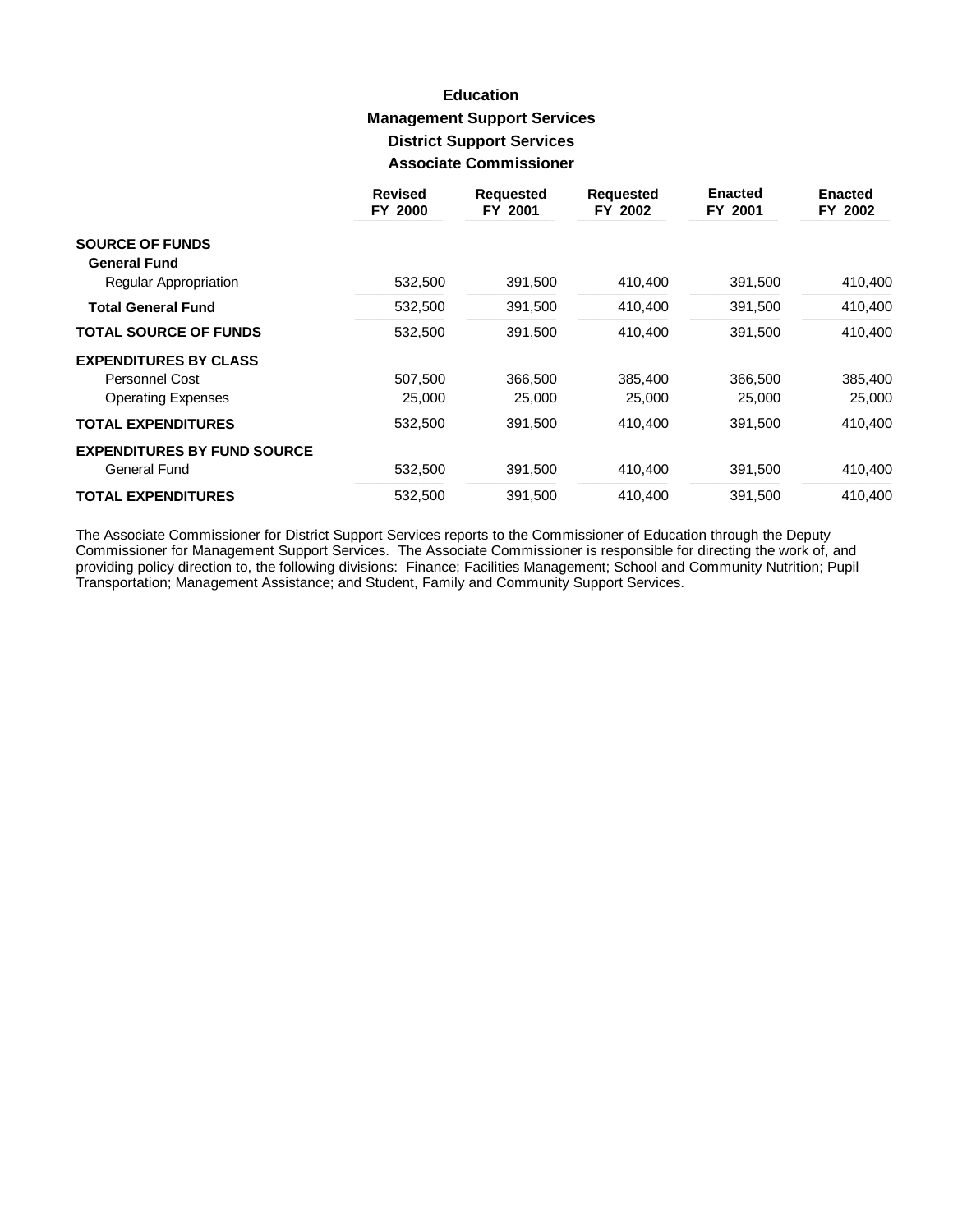# Education

## Management Support Services

### District Support Services

### Associate Commissioner

| | Revised FY 2000 | Requested FY 2001 | Requested FY 2002 | Enacted FY 2001 | Enacted FY 2002 |
|---|---|---|---|---|---|
| **SOURCE OF FUNDS** | | | | | |
| **General Fund** | | | | | |
| Regular Appropriation | 532,500 | 391,500 | 410,400 | 391,500 | 410,400 |
| **Total General Fund** | 532,500 | 391,500 | 410,400 | 391,500 | 410,400 |
| **TOTAL SOURCE OF FUNDS** | 532,500 | 391,500 | 410,400 | 391,500 | 410,400 |
| **EXPENDITURES BY CLASS** | | | | | |
| Personnel Cost | 507,500 | 366,500 | 385,400 | 366,500 | 385,400 |
| Operating Expenses | 25,000 | 25,000 | 25,000 | 25,000 | 25,000 |
| **TOTAL EXPENDITURES** | 532,500 | 391,500 | 410,400 | 391,500 | 410,400 |
| **EXPENDITURES BY FUND SOURCE** | | | | | |
| General Fund | 532,500 | 391,500 | 410,400 | 391,500 | 410,400 |
| **TOTAL EXPENDITURES** | 532,500 | 391,500 | 410,400 | 391,500 | 410,400 |

The Associate Commissioner for District Support Services reports to the Commissioner of Education through the Deputy Commissioner for Management Support Services. The Associate Commissioner is responsible for directing the work of, and providing policy direction to, the following divisions: Finance; Facilities Management; School and Community Nutrition; Pupil Transportation; Management Assistance; and Student, Family and Community Support Services.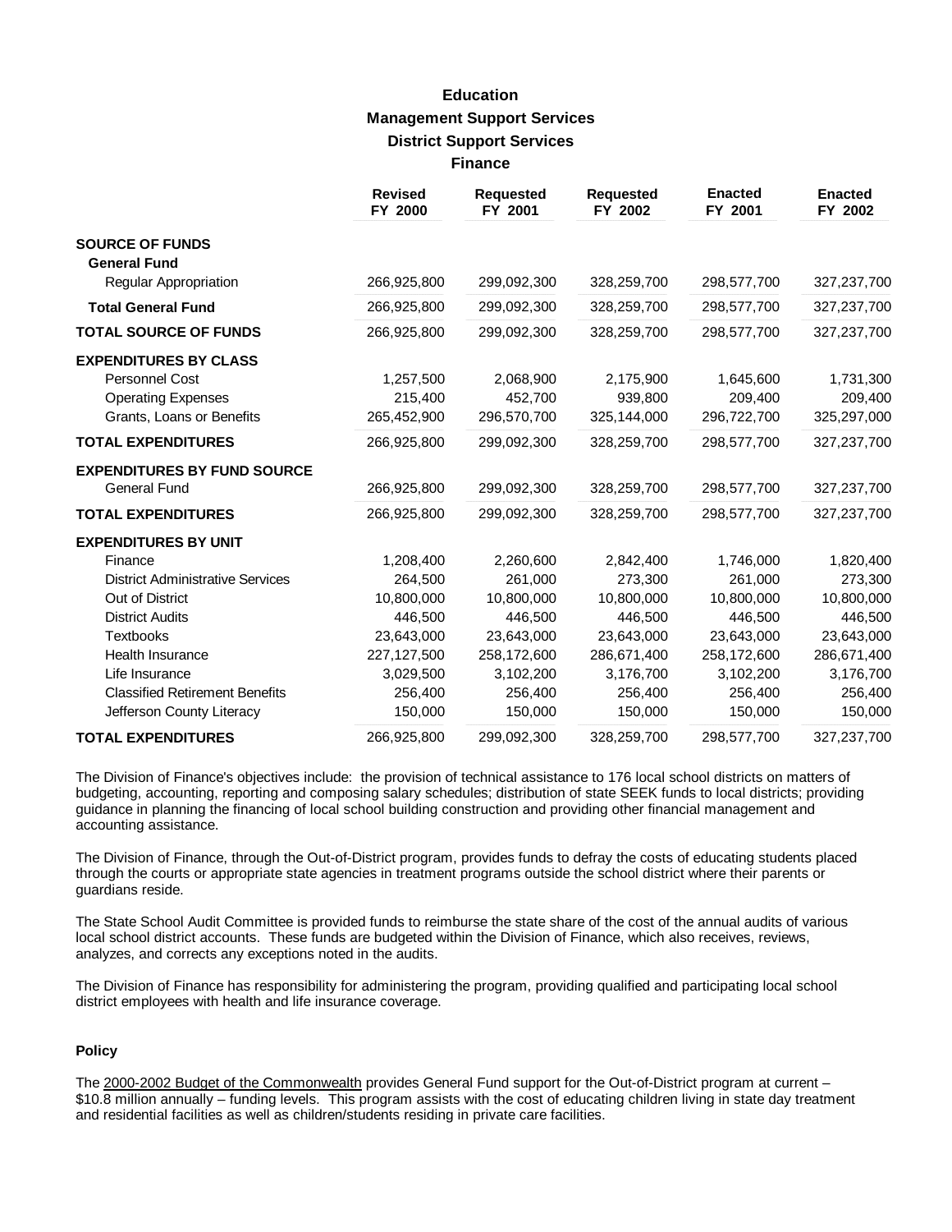# Education

## Management Support Services

### District Support Services

### Finance

| | Revised FY 2000 | Requested FY 2001 | Requested FY 2002 | Enacted FY 2001 | Enacted FY 2002 |
|---|---|---|---|---|---|
| **SOURCE OF FUNDS** | | | | | |
| **General Fund** | | | | | |
| Regular Appropriation | 266,925,800 | 299,092,300 | 328,259,700 | 298,577,700 | 327,237,700 |
| **Total General Fund** | 266,925,800 | 299,092,300 | 328,259,700 | 298,577,700 | 327,237,700 |
| **TOTAL SOURCE OF FUNDS** | 266,925,800 | 299,092,300 | 328,259,700 | 298,577,700 | 327,237,700 |
| **EXPENDITURES BY CLASS** | | | | | |
| Personnel Cost | 1,257,500 | 2,068,900 | 2,175,900 | 1,645,600 | 1,731,300 |
| Operating Expenses | 215,400 | 452,700 | 939,800 | 209,400 | 209,400 |
| Grants, Loans or Benefits | 265,452,900 | 296,570,700 | 325,144,000 | 296,722,700 | 325,297,000 |
| **TOTAL EXPENDITURES** | 266,925,800 | 299,092,300 | 328,259,700 | 298,577,700 | 327,237,700 |
| **EXPENDITURES BY FUND SOURCE** | | | | | |
| General Fund | 266,925,800 | 299,092,300 | 328,259,700 | 298,577,700 | 327,237,700 |
| **TOTAL EXPENDITURES** | 266,925,800 | 299,092,300 | 328,259,700 | 298,577,700 | 327,237,700 |
| **EXPENDITURES BY UNIT** | | | | | |
| Finance | 1,208,400 | 2,260,600 | 2,842,400 | 1,746,000 | 1,820,400 |
| District Administrative Services | 264,500 | 261,000 | 273,300 | 261,000 | 273,300 |
| Out of District | 10,800,000 | 10,800,000 | 10,800,000 | 10,800,000 | 10,800,000 |
| District Audits | 446,500 | 446,500 | 446,500 | 446,500 | 446,500 |
| Textbooks | 23,643,000 | 23,643,000 | 23,643,000 | 23,643,000 | 23,643,000 |
| Health Insurance | 227,127,500 | 258,172,600 | 286,671,400 | 258,172,600 | 286,671,400 |
| Life Insurance | 3,029,500 | 3,102,200 | 3,176,700 | 3,102,200 | 3,176,700 |
| Classified Retirement Benefits | 256,400 | 256,400 | 256,400 | 256,400 | 256,400 |
| Jefferson County Literacy | 150,000 | 150,000 | 150,000 | 150,000 | 150,000 |
| **TOTAL EXPENDITURES** | 266,925,800 | 299,092,300 | 328,259,700 | 298,577,700 | 327,237,700 |

The Division of Finance's objectives include: the provision of technical assistance to 176 local school districts on matters of budgeting, accounting, reporting and composing salary schedules; distribution of state SEEK funds to local districts; providing guidance in planning the financing of local school building construction and providing other financial management and accounting assistance.

The Division of Finance, through the Out-of-District program, provides funds to defray the costs of educating students placed through the courts or appropriate state agencies in treatment programs outside the school district where their parents or guardians reside.

The State School Audit Committee is provided funds to reimburse the state share of the cost of the annual audits of various local school district accounts. These funds are budgeted within the Division of Finance, which also receives, reviews, analyzes, and corrects any exceptions noted in the audits.

The Division of Finance has responsibility for administering the program, providing qualified and participating local school district employees with health and life insurance coverage.

#### Policy

The 2000-2002 Budget of the Commonwealth provides General Fund support for the Out-of-District program at current – $10.8 million annually – funding levels. This program assists with the cost of educating children living in state day treatment and residential facilities as well as children/students residing in private care facilities.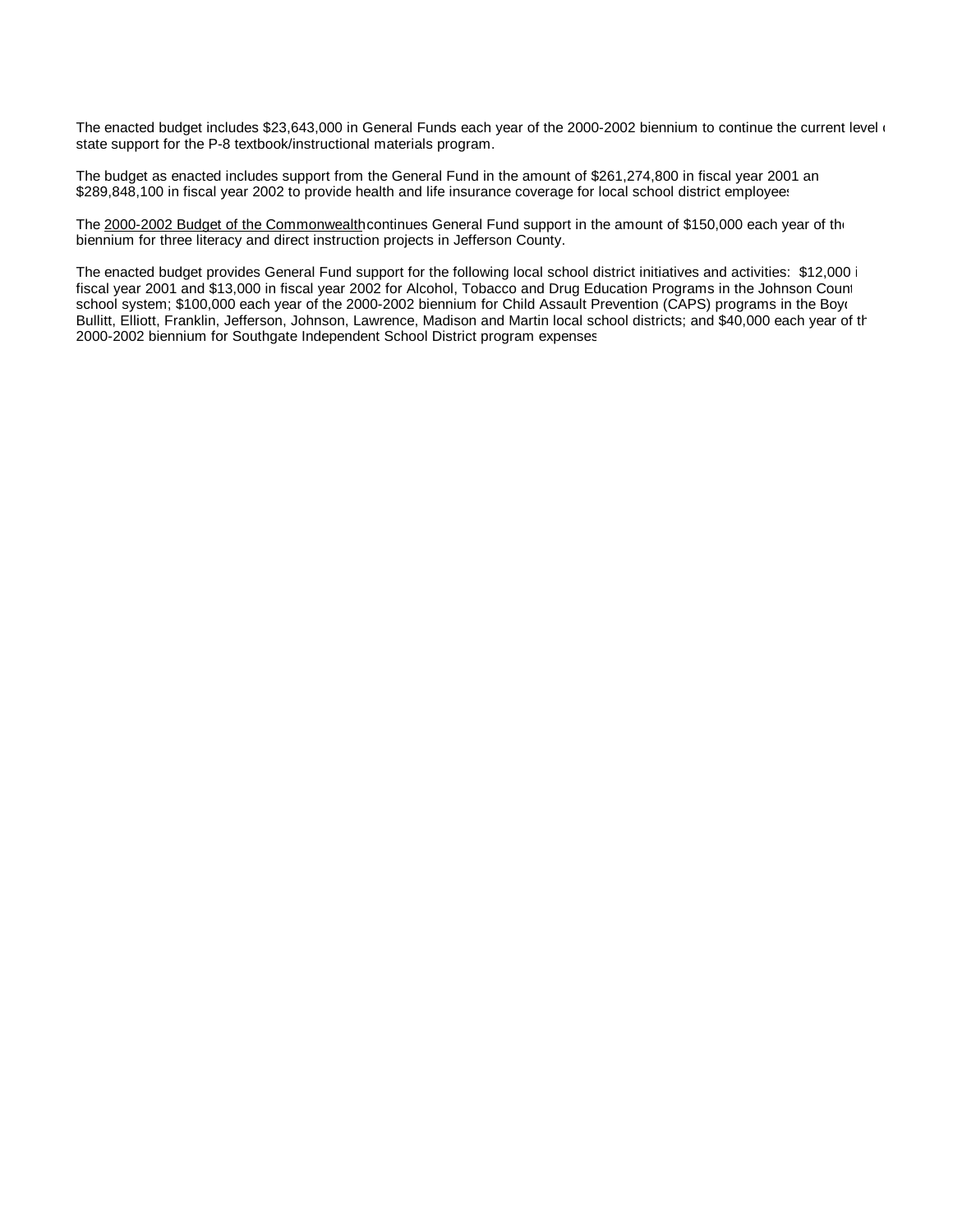The enacted budget includes $23,643,000 in General Funds each year of the 2000-2002 biennium to continue the current level of state support for the P-8 textbook/instructional materials program.

The budget as enacted includes support from the General Fund in the amount of $261,274,800 in fiscal year 2001 and $289,848,100 in fiscal year 2002 to provide health and life insurance coverage for local school district employees.

The 2000-2002 Budget of the Commonwealth continues General Fund support in the amount of $150,000 each year of the biennium for three literacy and direct instruction projects in Jefferson County.

The enacted budget provides General Fund support for the following local school district initiatives and activities: $12,000 in fiscal year 2001 and $13,000 in fiscal year 2002 for Alcohol, Tobacco and Drug Education Programs in the Johnson County school system; $100,000 each year of the 2000-2002 biennium for Child Assault Prevention (CAPS) programs in the Boyd, Bullitt, Elliott, Franklin, Jefferson, Johnson, Lawrence, Madison and Martin local school districts; and $40,000 each year of the 2000-2002 biennium for Southgate Independent School District program expenses.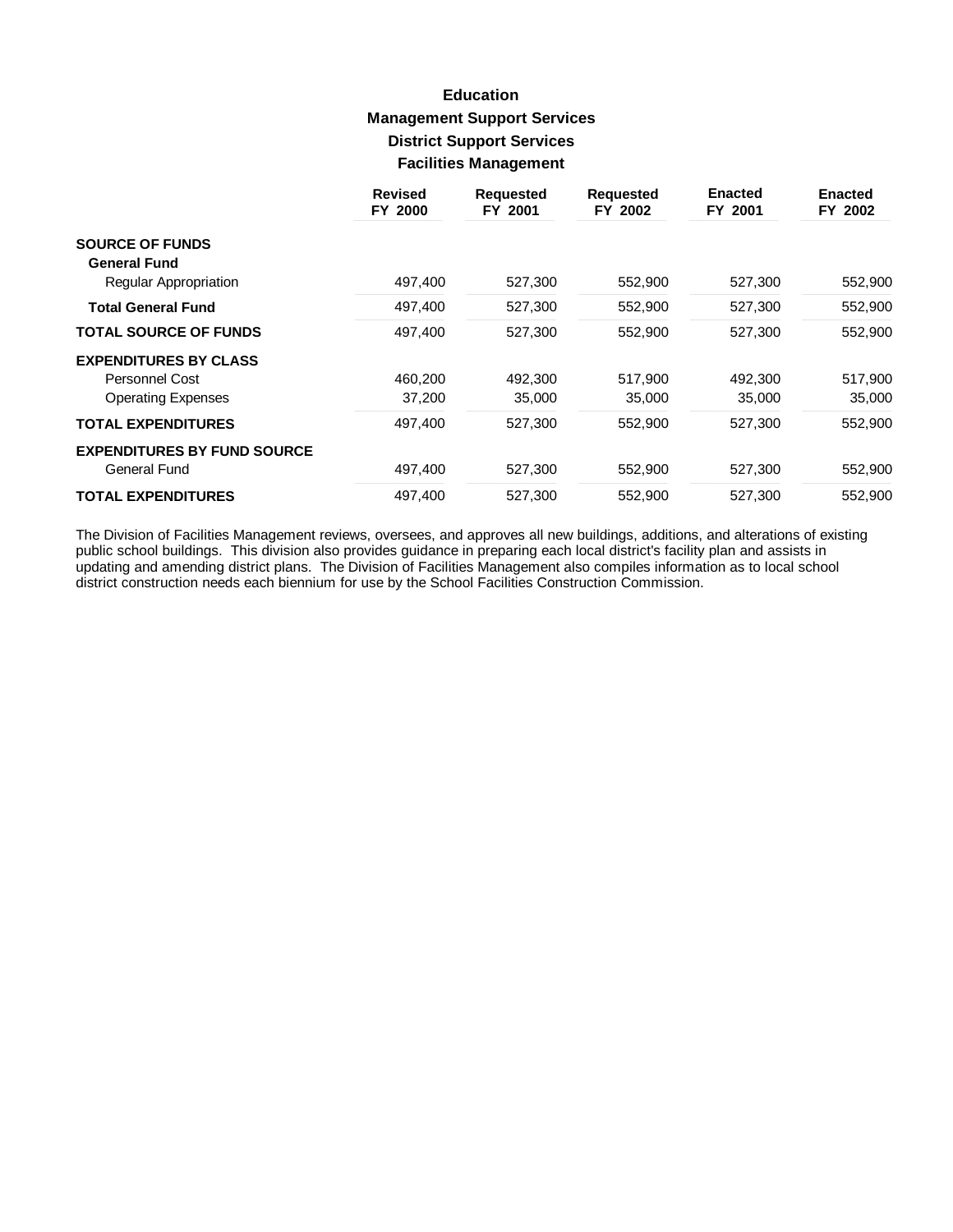# Education

## Management Support Services

### District Support Services

### Facilities Management

| | Revised FY 2000 | Requested FY 2001 | Requested FY 2002 | Enacted FY 2001 | Enacted FY 2002 |
|---|---|---|---|---|---|
| **SOURCE OF FUNDS** | | | | | |
| **General Fund** | | | | | |
| Regular Appropriation | 497,400 | 527,300 | 552,900 | 527,300 | 552,900 |
| **Total General Fund** | 497,400 | 527,300 | 552,900 | 527,300 | 552,900 |
| **TOTAL SOURCE OF FUNDS** | 497,400 | 527,300 | 552,900 | 527,300 | 552,900 |
| **EXPENDITURES BY CLASS** | | | | | |
| Personnel Cost | 460,200 | 492,300 | 517,900 | 492,300 | 517,900 |
| Operating Expenses | 37,200 | 35,000 | 35,000 | 35,000 | 35,000 |
| **TOTAL EXPENDITURES** | 497,400 | 527,300 | 552,900 | 527,300 | 552,900 |
| **EXPENDITURES BY FUND SOURCE** | | | | | |
| General Fund | 497,400 | 527,300 | 552,900 | 527,300 | 552,900 |
| **TOTAL EXPENDITURES** | 497,400 | 527,300 | 552,900 | 527,300 | 552,900 |

The Division of Facilities Management reviews, oversees, and approves all new buildings, additions, and alterations of existing public school buildings. This division also provides guidance in preparing each local district's facility plan and assists in updating and amending district plans. The Division of Facilities Management also compiles information as to local school district construction needs each biennium for use by the School Facilities Construction Commission.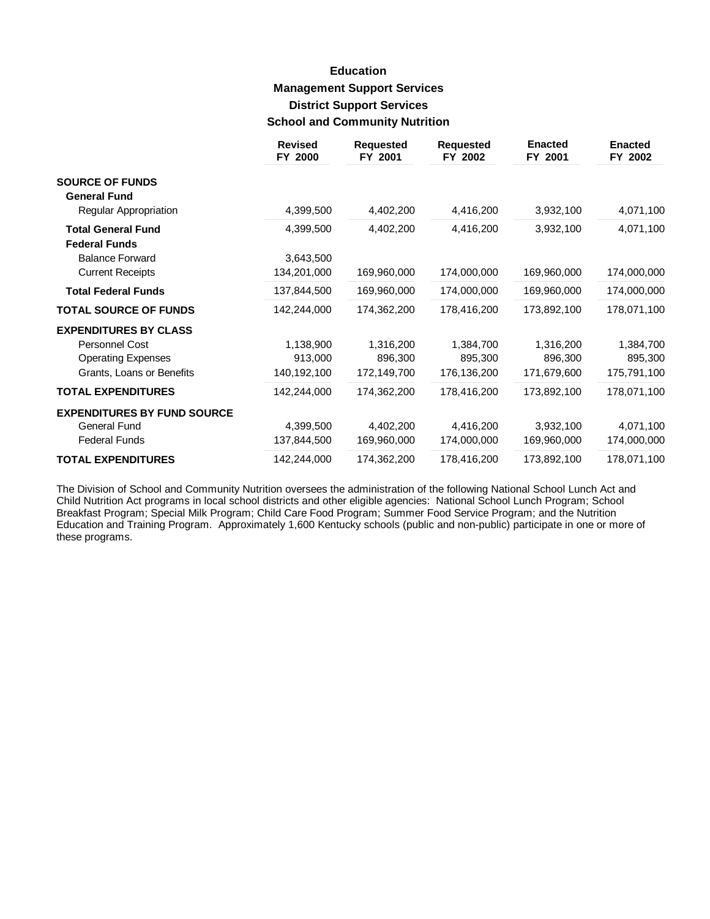# Education

## Management Support Services

### District Support Services

### School and Community Nutrition

| | Revised FY 2000 | Requested FY 2001 | Requested FY 2002 | Enacted FY 2001 | Enacted FY 2002 |
|---|---|---|---|---|---|
| **SOURCE OF FUNDS** | | | | | |
| **General Fund** | | | | | |
| Regular Appropriation | 4,399,500 | 4,402,200 | 4,416,200 | 3,932,100 | 4,071,100 |
| **Total General Fund** | 4,399,500 | 4,402,200 | 4,416,200 | 3,932,100 | 4,071,100 |
| **Federal Funds** | | | | | |
| Balance Forward | 3,643,500 | | | | |
| Current Receipts | 134,201,000 | 169,960,000 | 174,000,000 | 169,960,000 | 174,000,000 |
| **Total Federal Funds** | 137,844,500 | 169,960,000 | 174,000,000 | 169,960,000 | 174,000,000 |
| **TOTAL SOURCE OF FUNDS** | 142,244,000 | 174,362,200 | 178,416,200 | 173,892,100 | 178,071,100 |
| **EXPENDITURES BY CLASS** | | | | | |
| Personnel Cost | 1,138,900 | 1,316,200 | 1,384,700 | 1,316,200 | 1,384,700 |
| Operating Expenses | 913,000 | 896,300 | 895,300 | 896,300 | 895,300 |
| Grants, Loans or Benefits | 140,192,100 | 172,149,700 | 176,136,200 | 171,679,600 | 175,791,100 |
| **TOTAL EXPENDITURES** | 142,244,000 | 174,362,200 | 178,416,200 | 173,892,100 | 178,071,100 |
| **EXPENDITURES BY FUND SOURCE** | | | | | |
| General Fund | 4,399,500 | 4,402,200 | 4,416,200 | 3,932,100 | 4,071,100 |
| Federal Funds | 137,844,500 | 169,960,000 | 174,000,000 | 169,960,000 | 174,000,000 |
| **TOTAL EXPENDITURES** | 142,244,000 | 174,362,200 | 178,416,200 | 173,892,100 | 178,071,100 |

The Division of School and Community Nutrition oversees the administration of the following National School Lunch Act and Child Nutrition Act programs in local school districts and other eligible agencies: National School Lunch Program; School Breakfast Program; Special Milk Program; Child Care Food Program; Summer Food Service Program; and the Nutrition Education and Training Program. Approximately 1,600 Kentucky schools (public and non-public) participate in one or more of these programs.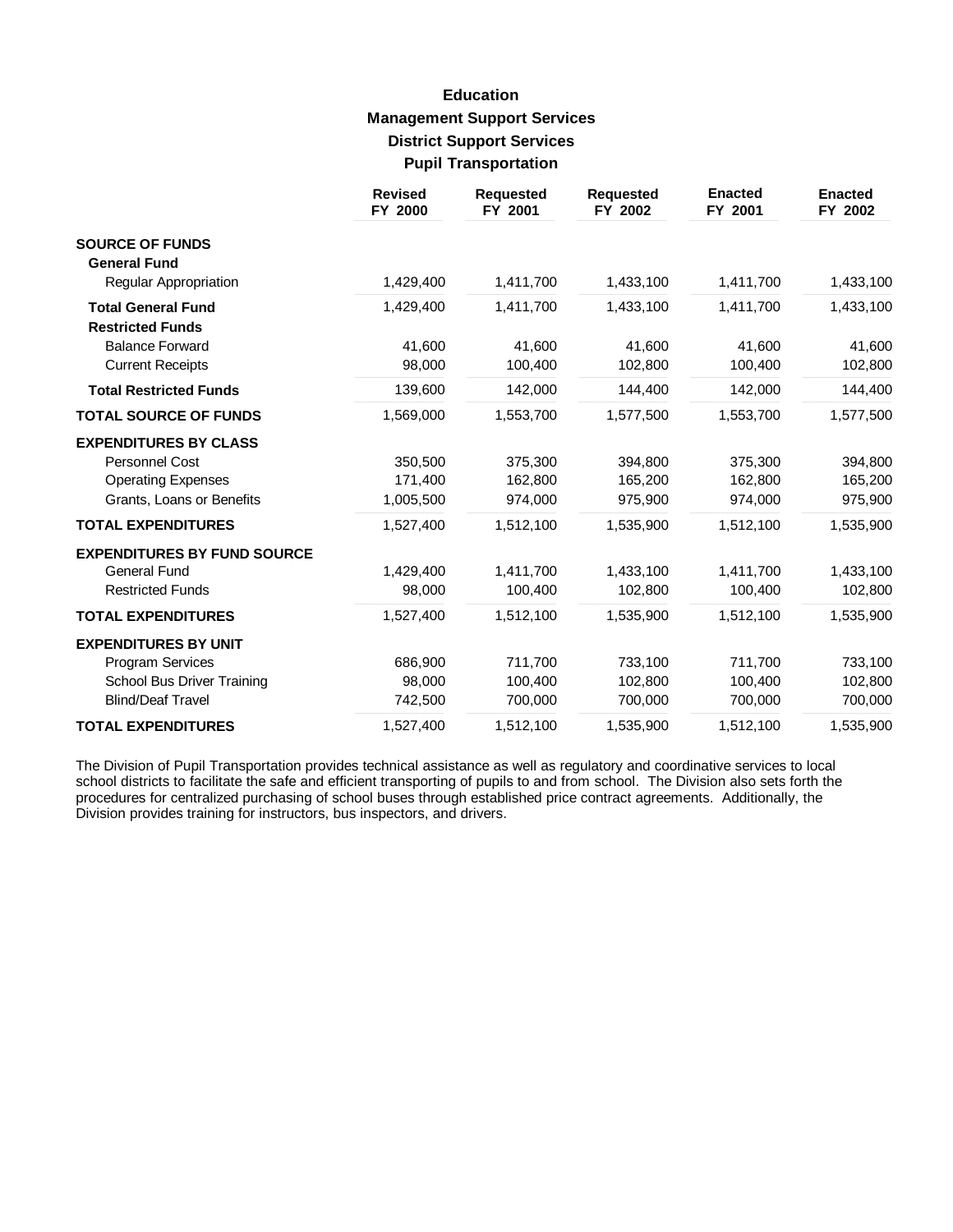# Education

## Management Support Services

### District Support Services

### Pupil Transportation

| | Revised FY 2000 | Requested FY 2001 | Requested FY 2002 | Enacted FY 2001 | Enacted FY 2002 |
|---|---|---|---|---|---|
| **SOURCE OF FUNDS** | | | | | |
| **General Fund** | | | | | |
| Regular Appropriation | 1,429,400 | 1,411,700 | 1,433,100 | 1,411,700 | 1,433,100 |
| **Total General Fund** | 1,429,400 | 1,411,700 | 1,433,100 | 1,411,700 | 1,433,100 |
| **Restricted Funds** | | | | | |
| Balance Forward | 41,600 | 41,600 | 41,600 | 41,600 | 41,600 |
| Current Receipts | 98,000 | 100,400 | 102,800 | 100,400 | 102,800 |
| **Total Restricted Funds** | 139,600 | 142,000 | 144,400 | 142,000 | 144,400 |
| **TOTAL SOURCE OF FUNDS** | 1,569,000 | 1,553,700 | 1,577,500 | 1,553,700 | 1,577,500 |
| **EXPENDITURES BY CLASS** | | | | | |
| Personnel Cost | 350,500 | 375,300 | 394,800 | 375,300 | 394,800 |
| Operating Expenses | 171,400 | 162,800 | 165,200 | 162,800 | 165,200 |
| Grants, Loans or Benefits | 1,005,500 | 974,000 | 975,900 | 974,000 | 975,900 |
| **TOTAL EXPENDITURES** | 1,527,400 | 1,512,100 | 1,535,900 | 1,512,100 | 1,535,900 |
| **EXPENDITURES BY FUND SOURCE** | | | | | |
| General Fund | 1,429,400 | 1,411,700 | 1,433,100 | 1,411,700 | 1,433,100 |
| Restricted Funds | 98,000 | 100,400 | 102,800 | 100,400 | 102,800 |
| **TOTAL EXPENDITURES** | 1,527,400 | 1,512,100 | 1,535,900 | 1,512,100 | 1,535,900 |
| **EXPENDITURES BY UNIT** | | | | | |
| Program Services | 686,900 | 711,700 | 733,100 | 711,700 | 733,100 |
| School Bus Driver Training | 98,000 | 100,400 | 102,800 | 100,400 | 102,800 |
| Blind/Deaf Travel | 742,500 | 700,000 | 700,000 | 700,000 | 700,000 |
| **TOTAL EXPENDITURES** | 1,527,400 | 1,512,100 | 1,535,900 | 1,512,100 | 1,535,900 |

The Division of Pupil Transportation provides technical assistance as well as regulatory and coordinative services to local school districts to facilitate the safe and efficient transporting of pupils to and from school. The Division also sets forth the procedures for centralized purchasing of school buses through established price contract agreements. Additionally, the Division provides training for instructors, bus inspectors, and drivers.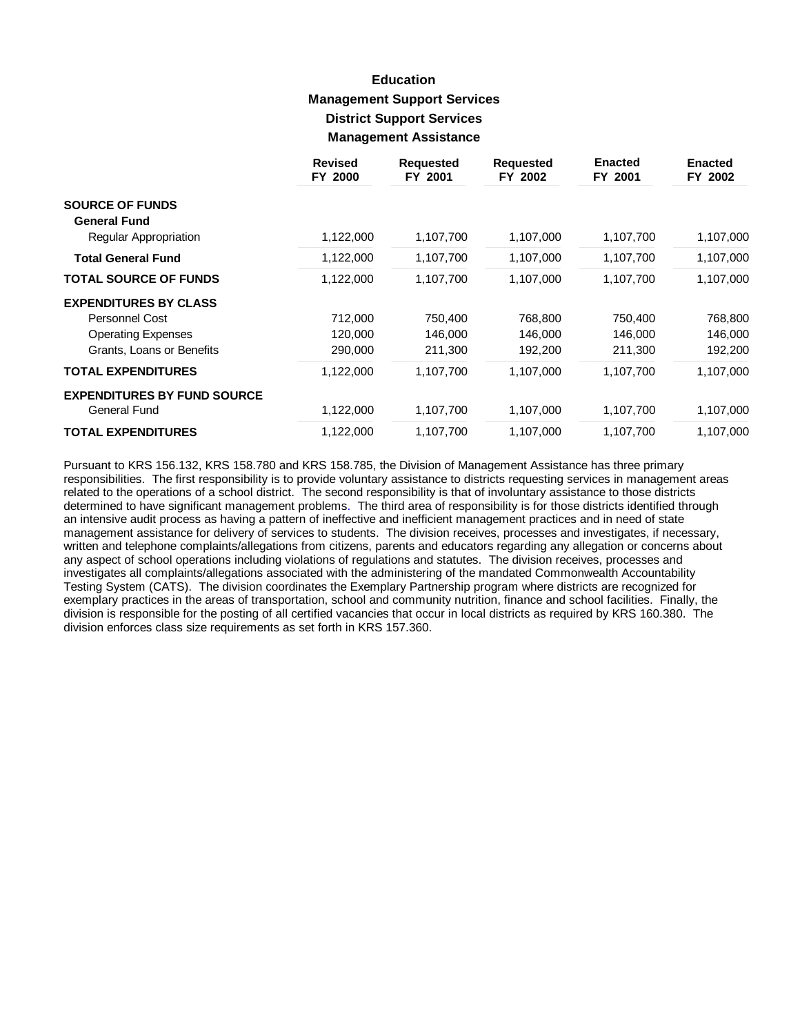# Education

## Management Support Services

### District Support Services

### Management Assistance

| | Revised FY 2000 | Requested FY 2001 | Requested FY 2002 | Enacted FY 2001 | Enacted FY 2002 |
|---|---|---|---|---|---|
| **SOURCE OF FUNDS** | | | | | |
| **General Fund** | | | | | |
| Regular Appropriation | 1,122,000 | 1,107,700 | 1,107,000 | 1,107,700 | 1,107,000 |
| **Total General Fund** | 1,122,000 | 1,107,700 | 1,107,000 | 1,107,700 | 1,107,000 |
| **TOTAL SOURCE OF FUNDS** | 1,122,000 | 1,107,700 | 1,107,000 | 1,107,700 | 1,107,000 |
| **EXPENDITURES BY CLASS** | | | | | |
| Personnel Cost | 712,000 | 750,400 | 768,800 | 750,400 | 768,800 |
| Operating Expenses | 120,000 | 146,000 | 146,000 | 146,000 | 146,000 |
| Grants, Loans or Benefits | 290,000 | 211,300 | 192,200 | 211,300 | 192,200 |
| **TOTAL EXPENDITURES** | 1,122,000 | 1,107,700 | 1,107,000 | 1,107,700 | 1,107,000 |
| **EXPENDITURES BY FUND SOURCE** | | | | | |
| General Fund | 1,122,000 | 1,107,700 | 1,107,000 | 1,107,700 | 1,107,000 |
| **TOTAL EXPENDITURES** | 1,122,000 | 1,107,700 | 1,107,000 | 1,107,700 | 1,107,000 |

Pursuant to KRS 156.132, KRS 158.780 and KRS 158.785, the Division of Management Assistance has three primary responsibilities. The first responsibility is to provide voluntary assistance to districts requesting services in management areas related to the operations of a school district. The second responsibility is that of involuntary assistance to those districts determined to have significant management problems. The third area of responsibility is for those districts identified through an intensive audit process as having a pattern of ineffective and inefficient management practices and in need of state management assistance for delivery of services to students. The division receives, processes and investigates, if necessary, written and telephone complaints/allegations from citizens, parents and educators regarding any allegation or concerns about any aspect of school operations including violations of regulations and statutes. The division receives, processes and investigates all complaints/allegations associated with the administering of the mandated Commonwealth Accountability Testing System (CATS). The division coordinates the Exemplary Partnership program where districts are recognized for exemplary practices in the areas of transportation, school and community nutrition, finance and school facilities. Finally, the division is responsible for the posting of all certified vacancies that occur in local districts as required by KRS 160.380. The division enforces class size requirements as set forth in KRS 157.360.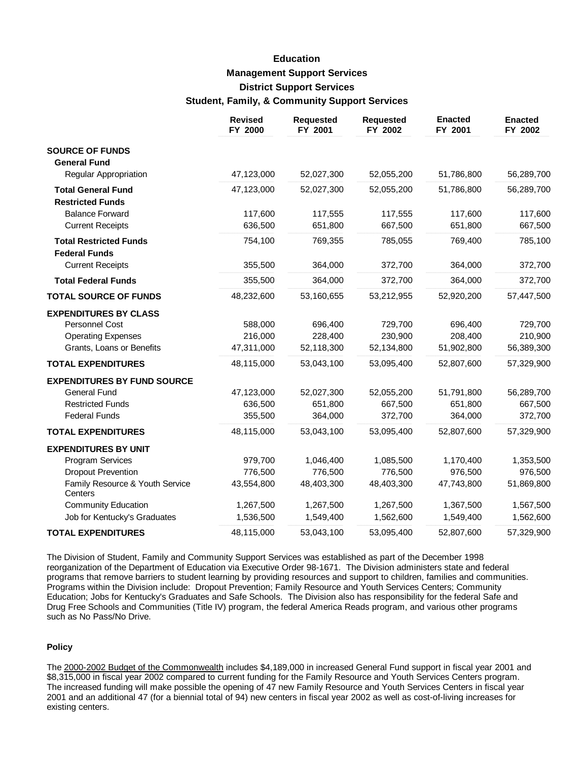# Education

## Management Support Services

## District Support Services

## Student, Family, & Community Support Services

| | Revised FY 2000 | Requested FY 2001 | Requested FY 2002 | Enacted FY 2001 | Enacted FY 2002 |
|---|---|---|---|---|---|
| **SOURCE OF FUNDS** | | | | | |
| **General Fund** | | | | | |
| Regular Appropriation | 47,123,000 | 52,027,300 | 52,055,200 | 51,786,800 | 56,289,700 |
| **Total General Fund** | 47,123,000 | 52,027,300 | 52,055,200 | 51,786,800 | 56,289,700 |
| **Restricted Funds** | | | | | |
| Balance Forward | 117,600 | 117,555 | 117,555 | 117,600 | 117,600 |
| Current Receipts | 636,500 | 651,800 | 667,500 | 651,800 | 667,500 |
| **Total Restricted Funds** | 754,100 | 769,355 | 785,055 | 769,400 | 785,100 |
| **Federal Funds** | | | | | |
| Current Receipts | 355,500 | 364,000 | 372,700 | 364,000 | 372,700 |
| **Total Federal Funds** | 355,500 | 364,000 | 372,700 | 364,000 | 372,700 |
| **TOTAL SOURCE OF FUNDS** | 48,232,600 | 53,160,655 | 53,212,955 | 52,920,200 | 57,447,500 |
| **EXPENDITURES BY CLASS** | | | | | |
| Personnel Cost | 588,000 | 696,400 | 729,700 | 696,400 | 729,700 |
| Operating Expenses | 216,000 | 228,400 | 230,900 | 208,400 | 210,900 |
| Grants, Loans or Benefits | 47,311,000 | 52,118,300 | 52,134,800 | 51,902,800 | 56,389,300 |
| **TOTAL EXPENDITURES** | 48,115,000 | 53,043,100 | 53,095,400 | 52,807,600 | 57,329,900 |
| **EXPENDITURES BY FUND SOURCE** | | | | | |
| General Fund | 47,123,000 | 52,027,300 | 52,055,200 | 51,791,800 | 56,289,700 |
| Restricted Funds | 636,500 | 651,800 | 667,500 | 651,800 | 667,500 |
| Federal Funds | 355,500 | 364,000 | 372,700 | 364,000 | 372,700 |
| **TOTAL EXPENDITURES** | 48,115,000 | 53,043,100 | 53,095,400 | 52,807,600 | 57,329,900 |
| **EXPENDITURES BY UNIT** | | | | | |
| Program Services | 979,700 | 1,046,400 | 1,085,500 | 1,170,400 | 1,353,500 |
| Dropout Prevention | 776,500 | 776,500 | 776,500 | 976,500 | 976,500 |
| Family Resource & Youth Service Centers | 43,554,800 | 48,403,300 | 48,403,300 | 47,743,800 | 51,869,800 |
| Community Education | 1,267,500 | 1,267,500 | 1,267,500 | 1,367,500 | 1,567,500 |
| Job for Kentucky's Graduates | 1,536,500 | 1,549,400 | 1,562,600 | 1,549,400 | 1,562,600 |
| **TOTAL EXPENDITURES** | 48,115,000 | 53,043,100 | 53,095,400 | 52,807,600 | 57,329,900 |

The Division of Student, Family and Community Support Services was established as part of the December 1998 reorganization of the Department of Education via Executive Order 98-1671. The Division administers state and federal programs that remove barriers to student learning by providing resources and support to children, families and communities. Programs within the Division include: Dropout Prevention; Family Resource and Youth Services Centers; Community Education; Jobs for Kentucky's Graduates and Safe Schools. The Division also has responsibility for the federal Safe and Drug Free Schools and Communities (Title IV) program, the federal America Reads program, and various other programs such as No Pass/No Drive.

#### Policy

The 2000-2002 Budget of the Commonwealth includes $4,189,000 in increased General Fund support in fiscal year 2001 and $8,315,000 in fiscal year 2002 compared to current funding for the Family Resource and Youth Services Centers program. The increased funding will make possible the opening of 47 new Family Resource and Youth Services Centers in fiscal year 2001 and an additional 47 (for a biennial total of 94) new centers in fiscal year 2002 as well as cost-of-living increases for existing centers.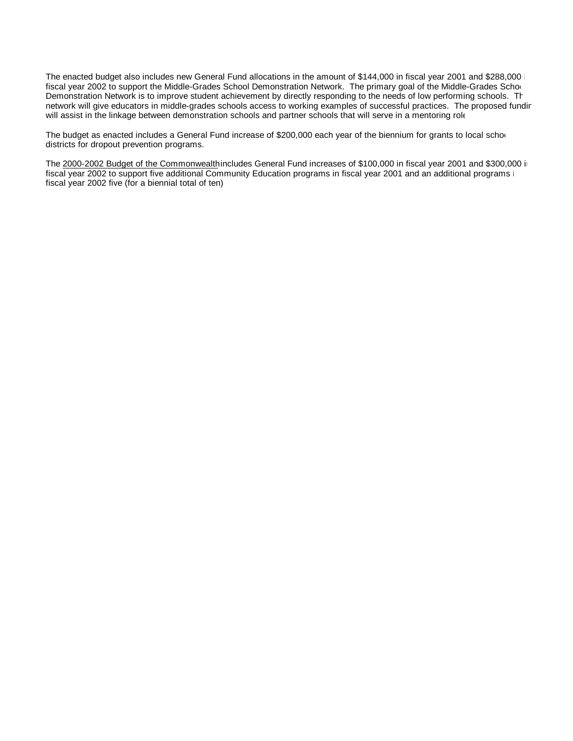The enacted budget also includes new General Fund allocations in the amount of $144,000 in fiscal year 2001 and $288,000 i fiscal year 2002 to support the Middle-Grades School Demonstration Network. The primary goal of the Middle-Grades Scho Demonstration Network is to improve student achievement by directly responding to the needs of low performing schools. Th network will give educators in middle-grades schools access to working examples of successful practices. The proposed fundin will assist in the linkage between demonstration schools and partner schools that will serve in a mentoring role

The budget as enacted includes a General Fund increase of $200,000 each year of the biennium for grants to local scho districts for dropout prevention programs.

The 2000-2002 Budget of the Commonwealth includes General Fund increases of $100,000 in fiscal year 2001 and $300,000 i fiscal year 2002 to support five additional Community Education programs in fiscal year 2001 and an additional programs i fiscal year 2002 five (for a biennial total of ten)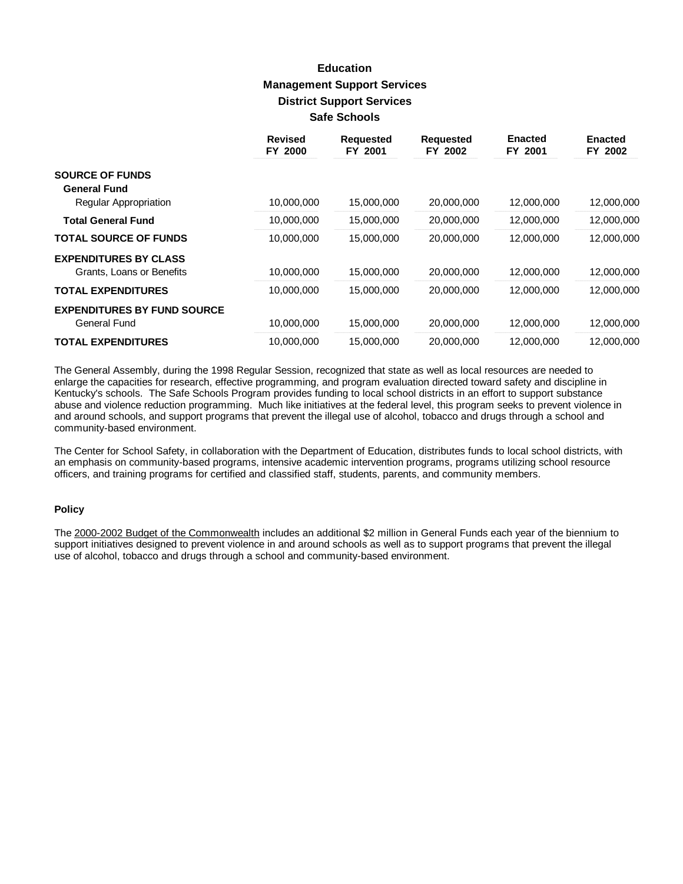# Education

## Management Support Services

### District Support Services

### Safe Schools

| | Revised FY 2000 | Requested FY 2001 | Requested FY 2002 | Enacted FY 2001 | Enacted FY 2002 |
|---|---|---|---|---|---|
| **SOURCE OF FUNDS** | | | | | |
| **General Fund** | | | | | |
| Regular Appropriation | 10,000,000 | 15,000,000 | 20,000,000 | 12,000,000 | 12,000,000 |
| **Total General Fund** | 10,000,000 | 15,000,000 | 20,000,000 | 12,000,000 | 12,000,000 |
| **TOTAL SOURCE OF FUNDS** | 10,000,000 | 15,000,000 | 20,000,000 | 12,000,000 | 12,000,000 |
| **EXPENDITURES BY CLASS** | | | | | |
| Grants, Loans or Benefits | 10,000,000 | 15,000,000 | 20,000,000 | 12,000,000 | 12,000,000 |
| **TOTAL EXPENDITURES** | 10,000,000 | 15,000,000 | 20,000,000 | 12,000,000 | 12,000,000 |
| **EXPENDITURES BY FUND SOURCE** | | | | | |
| General Fund | 10,000,000 | 15,000,000 | 20,000,000 | 12,000,000 | 12,000,000 |
| **TOTAL EXPENDITURES** | 10,000,000 | 15,000,000 | 20,000,000 | 12,000,000 | 12,000,000 |

The General Assembly, during the 1998 Regular Session, recognized that state as well as local resources are needed to enlarge the capacities for research, effective programming, and program evaluation directed toward safety and discipline in Kentucky's schools. The Safe Schools Program provides funding to local school districts in an effort to support substance abuse and violence reduction programming. Much like initiatives at the federal level, this program seeks to prevent violence in and around schools, and support programs that prevent the illegal use of alcohol, tobacco and drugs through a school and community-based environment.

The Center for School Safety, in collaboration with the Department of Education, distributes funds to local school districts, with an emphasis on community-based programs, intensive academic intervention programs, programs utilizing school resource officers, and training programs for certified and classified staff, students, parents, and community members.

#### Policy

The 2000-2002 Budget of the Commonwealth includes an additional $2 million in General Funds each year of the biennium to support initiatives designed to prevent violence in and around schools as well as to support programs that prevent the illegal use of alcohol, tobacco and drugs through a school and community-based environment.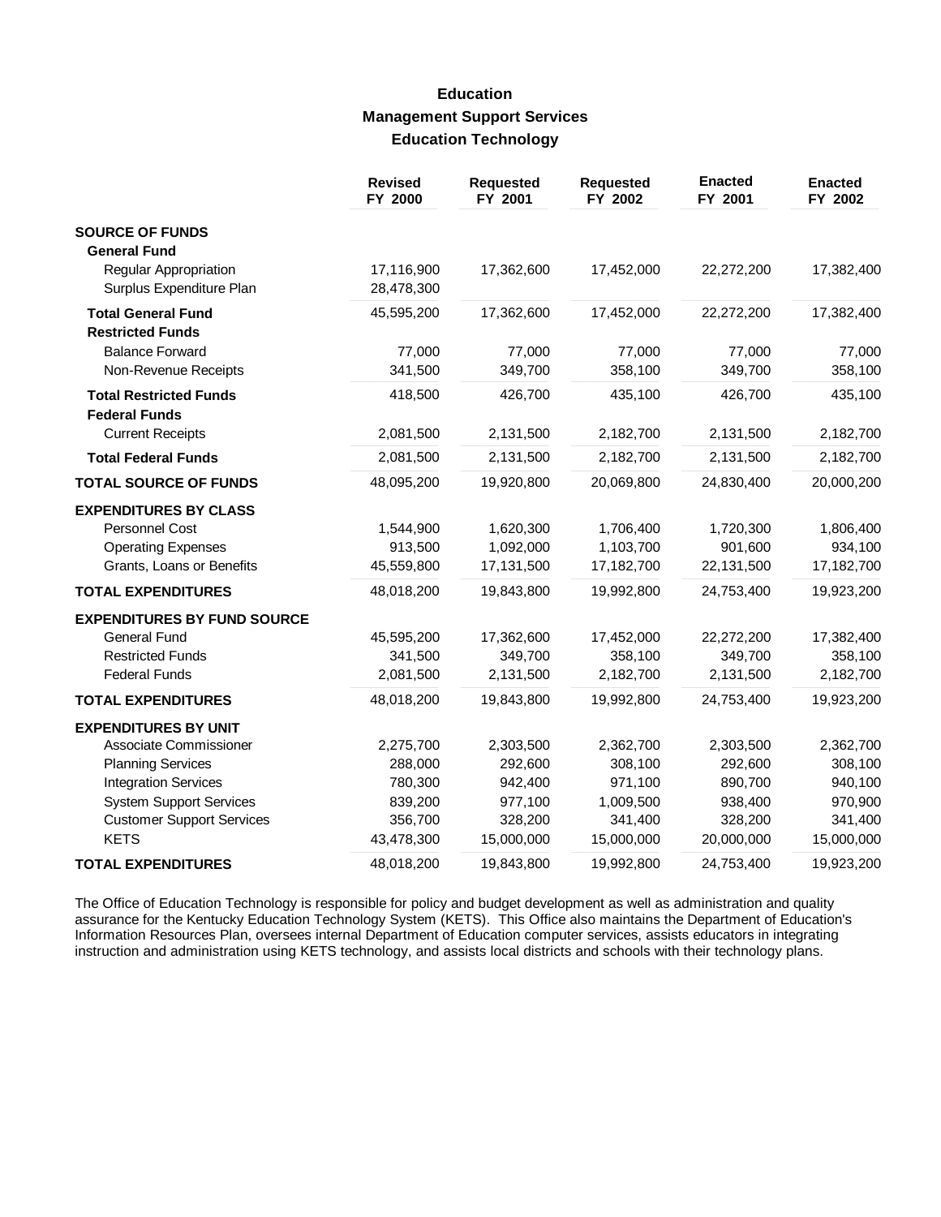# Education
## Management Support Services
### Education Technology

| | Revised FY 2000 | Requested FY 2001 | Requested FY 2002 | Enacted FY 2001 | Enacted FY 2002 |
|---|---|---|---|---|---|
| **SOURCE OF FUNDS** | | | | | |
| **General Fund** | | | | | |
| Regular Appropriation | 17,116,900 | 17,362,600 | 17,452,000 | 22,272,200 | 17,382,400 |
| Surplus Expenditure Plan | 28,478,300 | | | | |
| **Total General Fund** | 45,595,200 | 17,362,600 | 17,452,000 | 22,272,200 | 17,382,400 |
| **Restricted Funds** | | | | | |
| Balance Forward | 77,000 | 77,000 | 77,000 | 77,000 | 77,000 |
| Non-Revenue Receipts | 341,500 | 349,700 | 358,100 | 349,700 | 358,100 |
| **Total Restricted Funds** | 418,500 | 426,700 | 435,100 | 426,700 | 435,100 |
| **Federal Funds** | | | | | |
| Current Receipts | 2,081,500 | 2,131,500 | 2,182,700 | 2,131,500 | 2,182,700 |
| **Total Federal Funds** | 2,081,500 | 2,131,500 | 2,182,700 | 2,131,500 | 2,182,700 |
| **TOTAL SOURCE OF FUNDS** | 48,095,200 | 19,920,800 | 20,069,800 | 24,830,400 | 20,000,200 |
| **EXPENDITURES BY CLASS** | | | | | |
| Personnel Cost | 1,544,900 | 1,620,300 | 1,706,400 | 1,720,300 | 1,806,400 |
| Operating Expenses | 913,500 | 1,092,000 | 1,103,700 | 901,600 | 934,100 |
| Grants, Loans or Benefits | 45,559,800 | 17,131,500 | 17,182,700 | 22,131,500 | 17,182,700 |
| **TOTAL EXPENDITURES** | 48,018,200 | 19,843,800 | 19,992,800 | 24,753,400 | 19,923,200 |
| **EXPENDITURES BY FUND SOURCE** | | | | | |
| General Fund | 45,595,200 | 17,362,600 | 17,452,000 | 22,272,200 | 17,382,400 |
| Restricted Funds | 341,500 | 349,700 | 358,100 | 349,700 | 358,100 |
| Federal Funds | 2,081,500 | 2,131,500 | 2,182,700 | 2,131,500 | 2,182,700 |
| **TOTAL EXPENDITURES** | 48,018,200 | 19,843,800 | 19,992,800 | 24,753,400 | 19,923,200 |
| **EXPENDITURES BY UNIT** | | | | | |
| Associate Commissioner | 2,275,700 | 2,303,500 | 2,362,700 | 2,303,500 | 2,362,700 |
| Planning Services | 288,000 | 292,600 | 308,100 | 292,600 | 308,100 |
| Integration Services | 780,300 | 942,400 | 971,100 | 890,700 | 940,100 |
| System Support Services | 839,200 | 977,100 | 1,009,500 | 938,400 | 970,900 |
| Customer Support Services | 356,700 | 328,200 | 341,400 | 328,200 | 341,400 |
| KETS | 43,478,300 | 15,000,000 | 15,000,000 | 20,000,000 | 15,000,000 |
| **TOTAL EXPENDITURES** | 48,018,200 | 19,843,800 | 19,992,800 | 24,753,400 | 19,923,200 |

The Office of Education Technology is responsible for policy and budget development as well as administration and quality assurance for the Kentucky Education Technology System (KETS). This Office also maintains the Department of Education's Information Resources Plan, oversees internal Department of Education computer services, assists educators in integrating instruction and administration using KETS technology, and assists local districts and schools with their technology plans.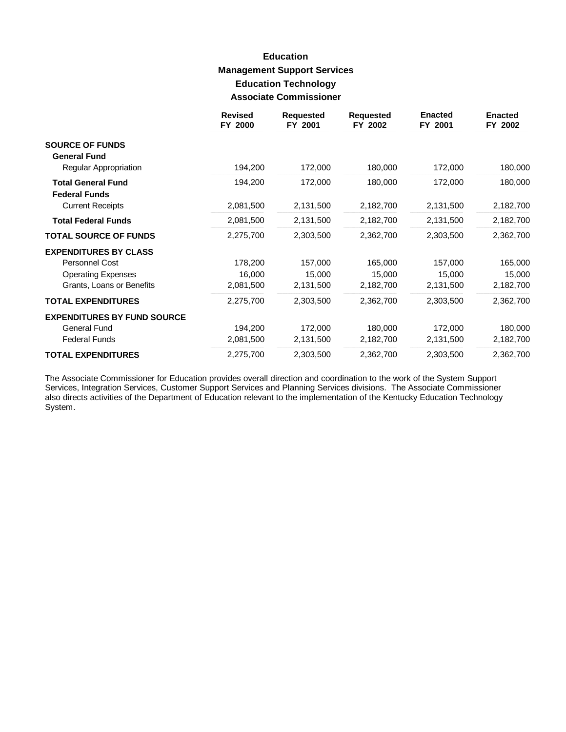# Education

## Management Support Services

### Education Technology

### Associate Commissioner

| | Revised FY 2000 | Requested FY 2001 | Requested FY 2002 | Enacted FY 2001 | Enacted FY 2002 |
|---|---|---|---|---|---|
| **SOURCE OF FUNDS** | | | | | |
| **General Fund** | | | | | |
| Regular Appropriation | 194,200 | 172,000 | 180,000 | 172,000 | 180,000 |
| **Total General Fund** | 194,200 | 172,000 | 180,000 | 172,000 | 180,000 |
| **Federal Funds** | | | | | |
| Current Receipts | 2,081,500 | 2,131,500 | 2,182,700 | 2,131,500 | 2,182,700 |
| **Total Federal Funds** | 2,081,500 | 2,131,500 | 2,182,700 | 2,131,500 | 2,182,700 |
| **TOTAL SOURCE OF FUNDS** | 2,275,700 | 2,303,500 | 2,362,700 | 2,303,500 | 2,362,700 |
| **EXPENDITURES BY CLASS** | | | | | |
| Personnel Cost | 178,200 | 157,000 | 165,000 | 157,000 | 165,000 |
| Operating Expenses | 16,000 | 15,000 | 15,000 | 15,000 | 15,000 |
| Grants, Loans or Benefits | 2,081,500 | 2,131,500 | 2,182,700 | 2,131,500 | 2,182,700 |
| **TOTAL EXPENDITURES** | 2,275,700 | 2,303,500 | 2,362,700 | 2,303,500 | 2,362,700 |
| **EXPENDITURES BY FUND SOURCE** | | | | | |
| General Fund | 194,200 | 172,000 | 180,000 | 172,000 | 180,000 |
| Federal Funds | 2,081,500 | 2,131,500 | 2,182,700 | 2,131,500 | 2,182,700 |
| **TOTAL EXPENDITURES** | 2,275,700 | 2,303,500 | 2,362,700 | 2,303,500 | 2,362,700 |

The Associate Commissioner for Education provides overall direction and coordination to the work of the System Support Services, Integration Services, Customer Support Services and Planning Services divisions. The Associate Commissioner also directs activities of the Department of Education relevant to the implementation of the Kentucky Education Technology System.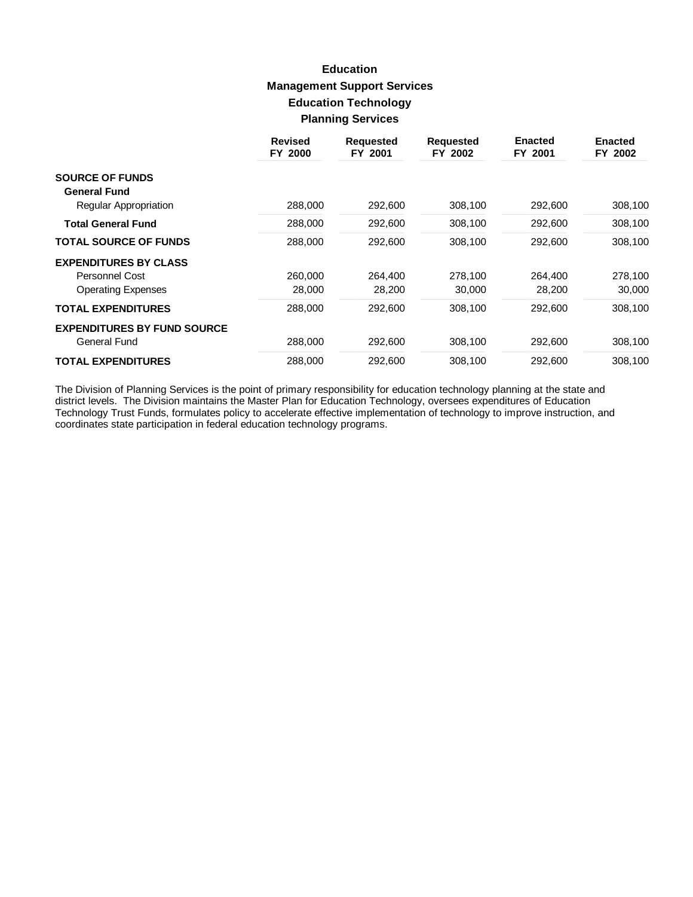# Education

## Management Support Services

## Education Technology

## Planning Services

| | Revised FY 2000 | Requested FY 2001 | Requested FY 2002 | Enacted FY 2001 | Enacted FY 2002 |
|---|---|---|---|---|---|
| **SOURCE OF FUNDS** | | | | | |
| **General Fund** | | | | | |
| Regular Appropriation | 288,000 | 292,600 | 308,100 | 292,600 | 308,100 |
| **Total General Fund** | 288,000 | 292,600 | 308,100 | 292,600 | 308,100 |
| **TOTAL SOURCE OF FUNDS** | 288,000 | 292,600 | 308,100 | 292,600 | 308,100 |
| **EXPENDITURES BY CLASS** | | | | | |
| Personnel Cost | 260,000 | 264,400 | 278,100 | 264,400 | 278,100 |
| Operating Expenses | 28,000 | 28,200 | 30,000 | 28,200 | 30,000 |
| **TOTAL EXPENDITURES** | 288,000 | 292,600 | 308,100 | 292,600 | 308,100 |
| **EXPENDITURES BY FUND SOURCE** | | | | | |
| General Fund | 288,000 | 292,600 | 308,100 | 292,600 | 308,100 |
| **TOTAL EXPENDITURES** | 288,000 | 292,600 | 308,100 | 292,600 | 308,100 |

The Division of Planning Services is the point of primary responsibility for education technology planning at the state and district levels. The Division maintains the Master Plan for Education Technology, oversees expenditures of Education Technology Trust Funds, formulates policy to accelerate effective implementation of technology to improve instruction, and coordinates state participation in federal education technology programs.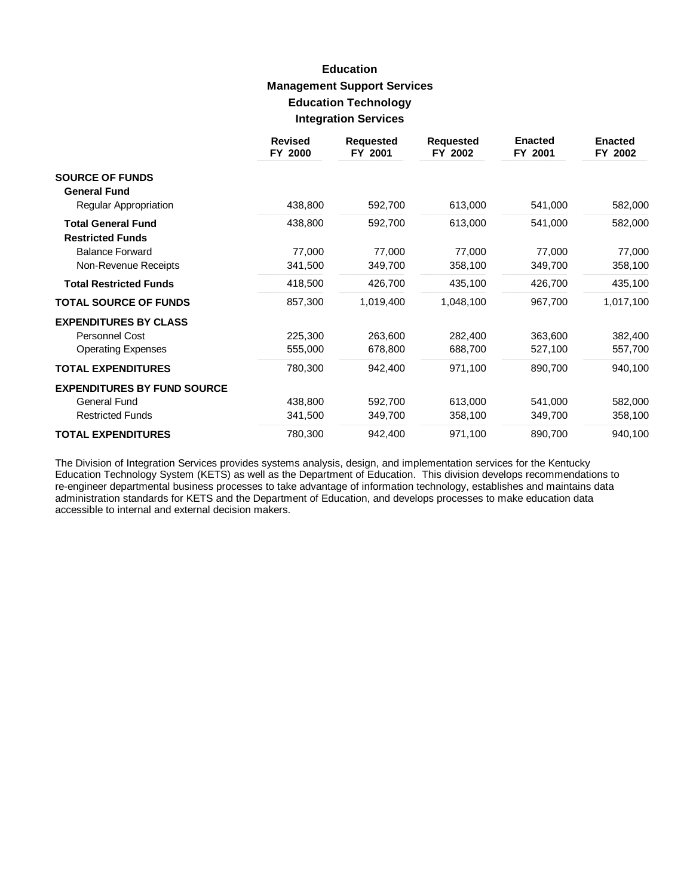# Education
## Management Support Services
### Education Technology
### Integration Services

| | Revised FY 2000 | Requested FY 2001 | Requested FY 2002 | Enacted FY 2001 | Enacted FY 2002 |
|---|---|---|---|---|---|
| **SOURCE OF FUNDS** | | | | | |
| **General Fund** | | | | | |
| Regular Appropriation | 438,800 | 592,700 | 613,000 | 541,000 | 582,000 |
| **Total General Fund** | 438,800 | 592,700 | 613,000 | 541,000 | 582,000 |
| **Restricted Funds** | | | | | |
| Balance Forward | 77,000 | 77,000 | 77,000 | 77,000 | 77,000 |
| Non-Revenue Receipts | 341,500 | 349,700 | 358,100 | 349,700 | 358,100 |
| **Total Restricted Funds** | 418,500 | 426,700 | 435,100 | 426,700 | 435,100 |
| **TOTAL SOURCE OF FUNDS** | 857,300 | 1,019,400 | 1,048,100 | 967,700 | 1,017,100 |
| **EXPENDITURES BY CLASS** | | | | | |
| Personnel Cost | 225,300 | 263,600 | 282,400 | 363,600 | 382,400 |
| Operating Expenses | 555,000 | 678,800 | 688,700 | 527,100 | 557,700 |
| **TOTAL EXPENDITURES** | 780,300 | 942,400 | 971,100 | 890,700 | 940,100 |
| **EXPENDITURES BY FUND SOURCE** | | | | | |
| General Fund | 438,800 | 592,700 | 613,000 | 541,000 | 582,000 |
| Restricted Funds | 341,500 | 349,700 | 358,100 | 349,700 | 358,100 |
| **TOTAL EXPENDITURES** | 780,300 | 942,400 | 971,100 | 890,700 | 940,100 |

The Division of Integration Services provides systems analysis, design, and implementation services for the Kentucky Education Technology System (KETS) as well as the Department of Education. This division develops recommendations to re-engineer departmental business processes to take advantage of information technology, establishes and maintains data administration standards for KETS and the Department of Education, and develops processes to make education data accessible to internal and external decision makers.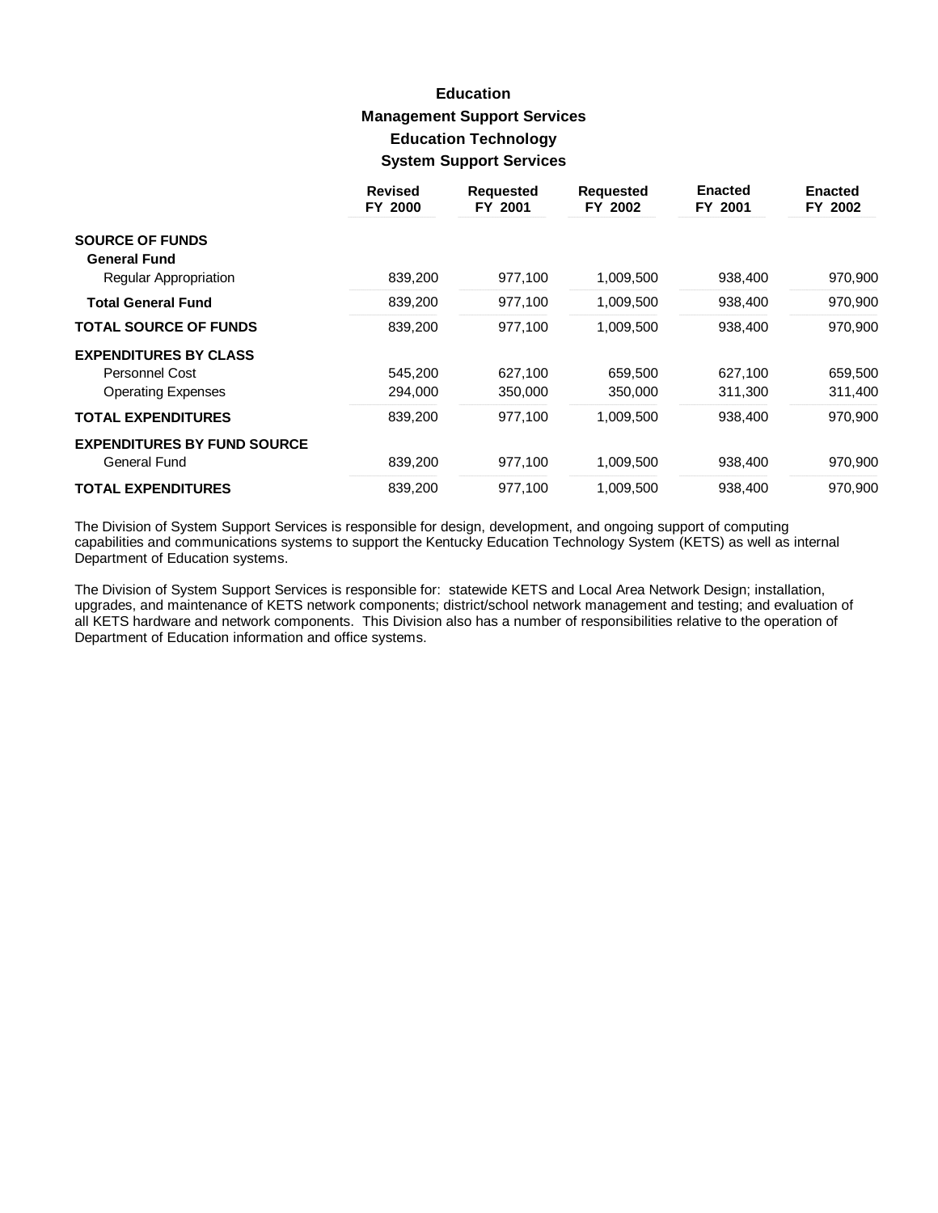# Education

## Management Support Services

### Education Technology

### System Support Services

| | Revised FY 2000 | Requested FY 2001 | Requested FY 2002 | Enacted FY 2001 | Enacted FY 2002 |
|---|---|---|---|---|---|
| **SOURCE OF FUNDS** | | | | | |
| **General Fund** | | | | | |
| Regular Appropriation | 839,200 | 977,100 | 1,009,500 | 938,400 | 970,900 |
| **Total General Fund** | 839,200 | 977,100 | 1,009,500 | 938,400 | 970,900 |
| **TOTAL SOURCE OF FUNDS** | 839,200 | 977,100 | 1,009,500 | 938,400 | 970,900 |
| **EXPENDITURES BY CLASS** | | | | | |
| Personnel Cost | 545,200 | 627,100 | 659,500 | 627,100 | 659,500 |
| Operating Expenses | 294,000 | 350,000 | 350,000 | 311,300 | 311,400 |
| **TOTAL EXPENDITURES** | 839,200 | 977,100 | 1,009,500 | 938,400 | 970,900 |
| **EXPENDITURES BY FUND SOURCE** | | | | | |
| General Fund | 839,200 | 977,100 | 1,009,500 | 938,400 | 970,900 |
| **TOTAL EXPENDITURES** | 839,200 | 977,100 | 1,009,500 | 938,400 | 970,900 |

The Division of System Support Services is responsible for design, development, and ongoing support of computing capabilities and communications systems to support the Kentucky Education Technology System (KETS) as well as internal Department of Education systems.

The Division of System Support Services is responsible for: statewide KETS and Local Area Network Design; installation, upgrades, and maintenance of KETS network components; district/school network management and testing; and evaluation of all KETS hardware and network components. This Division also has a number of responsibilities relative to the operation of Department of Education information and office systems.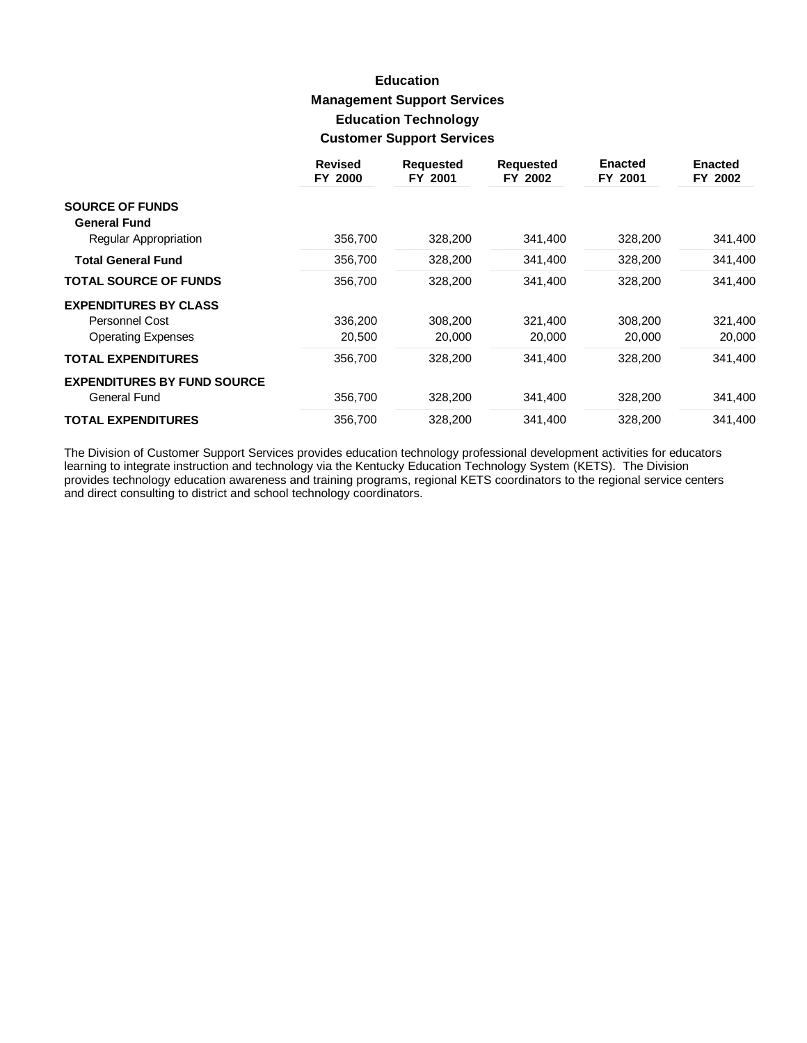# Education
## Management Support Services
### Education Technology
### Customer Support Services

| | Revised FY 2000 | Requested FY 2001 | Requested FY 2002 | Enacted FY 2001 | Enacted FY 2002 |
|---|---|---|---|---|---|
| **SOURCE OF FUNDS** | | | | | |
| **General Fund** | | | | | |
| Regular Appropriation | 356,700 | 328,200 | 341,400 | 328,200 | 341,400 |
| **Total General Fund** | 356,700 | 328,200 | 341,400 | 328,200 | 341,400 |
| **TOTAL SOURCE OF FUNDS** | 356,700 | 328,200 | 341,400 | 328,200 | 341,400 |
| **EXPENDITURES BY CLASS** | | | | | |
| Personnel Cost | 336,200 | 308,200 | 321,400 | 308,200 | 321,400 |
| Operating Expenses | 20,500 | 20,000 | 20,000 | 20,000 | 20,000 |
| **TOTAL EXPENDITURES** | 356,700 | 328,200 | 341,400 | 328,200 | 341,400 |
| **EXPENDITURES BY FUND SOURCE** | | | | | |
| General Fund | 356,700 | 328,200 | 341,400 | 328,200 | 341,400 |
| **TOTAL EXPENDITURES** | 356,700 | 328,200 | 341,400 | 328,200 | 341,400 |

The Division of Customer Support Services provides education technology professional development activities for educators learning to integrate instruction and technology via the Kentucky Education Technology System (KETS). The Division provides technology education awareness and training programs, regional KETS coordinators to the regional service centers and direct consulting to district and school technology coordinators.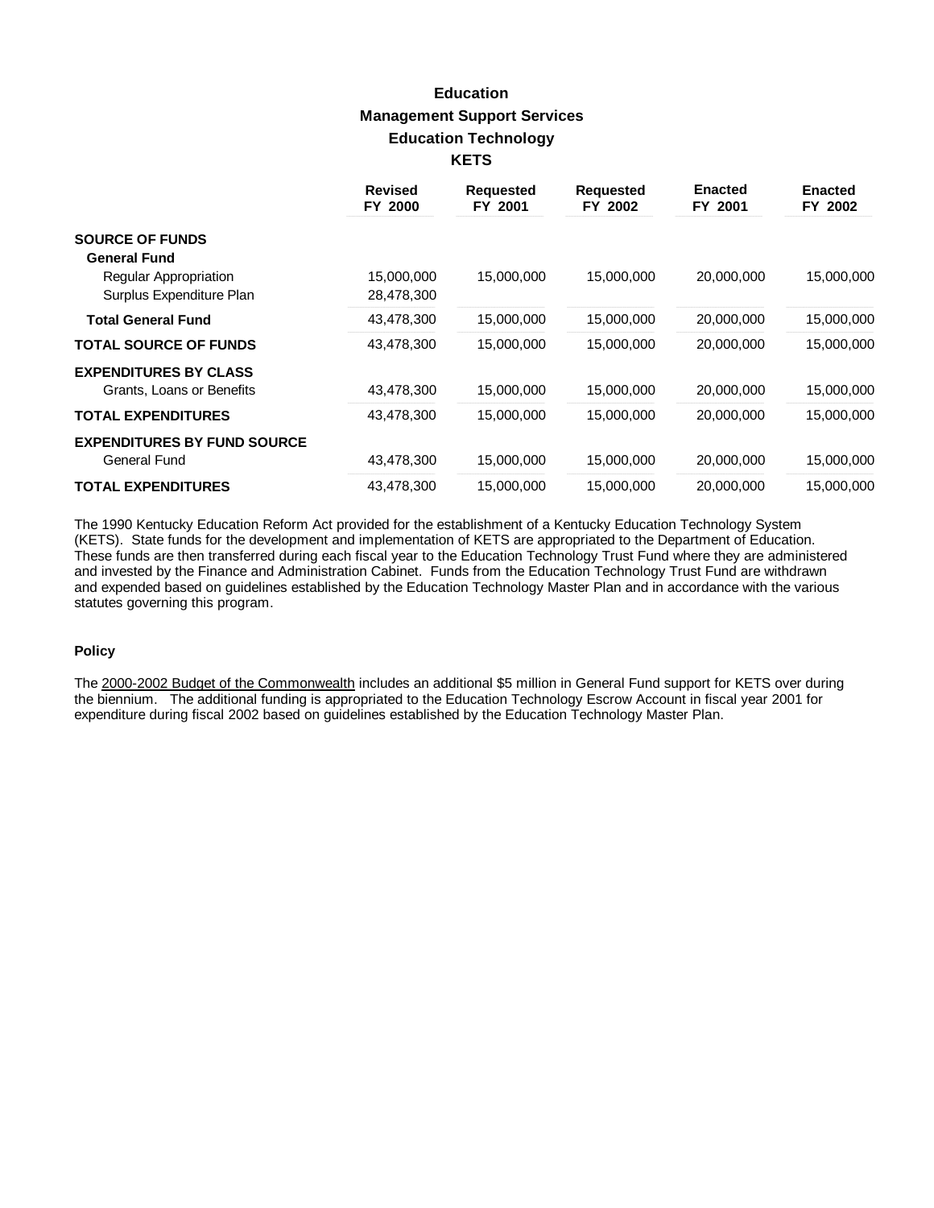# Education

## Management Support Services

### Education Technology

### KETS

| | Revised FY 2000 | Requested FY 2001 | Requested FY 2002 | Enacted FY 2001 | Enacted FY 2002 |
|---|---|---|---|---|---|
| **SOURCE OF FUNDS** | | | | | |
| **General Fund** | | | | | |
| Regular Appropriation | 15,000,000 | 15,000,000 | 15,000,000 | 20,000,000 | 15,000,000 |
| Surplus Expenditure Plan | 28,478,300 | | | | |
| **Total General Fund** | 43,478,300 | 15,000,000 | 15,000,000 | 20,000,000 | 15,000,000 |
| **TOTAL SOURCE OF FUNDS** | 43,478,300 | 15,000,000 | 15,000,000 | 20,000,000 | 15,000,000 |
| **EXPENDITURES BY CLASS** | | | | | |
| Grants, Loans or Benefits | 43,478,300 | 15,000,000 | 15,000,000 | 20,000,000 | 15,000,000 |
| **TOTAL EXPENDITURES** | 43,478,300 | 15,000,000 | 15,000,000 | 20,000,000 | 15,000,000 |
| **EXPENDITURES BY FUND SOURCE** | | | | | |
| General Fund | 43,478,300 | 15,000,000 | 15,000,000 | 20,000,000 | 15,000,000 |
| **TOTAL EXPENDITURES** | 43,478,300 | 15,000,000 | 15,000,000 | 20,000,000 | 15,000,000 |

The 1990 Kentucky Education Reform Act provided for the establishment of a Kentucky Education Technology System (KETS). State funds for the development and implementation of KETS are appropriated to the Department of Education. These funds are then transferred during each fiscal year to the Education Technology Trust Fund where they are administered and invested by the Finance and Administration Cabinet. Funds from the Education Technology Trust Fund are withdrawn and expended based on guidelines established by the Education Technology Master Plan and in accordance with the various statutes governing this program.

**Policy**

The 2000-2002 Budget of the Commonwealth includes an additional $5 million in General Fund support for KETS over during the biennium. The additional funding is appropriated to the Education Technology Escrow Account in fiscal year 2001 for expenditure during fiscal 2002 based on guidelines established by the Education Technology Master Plan.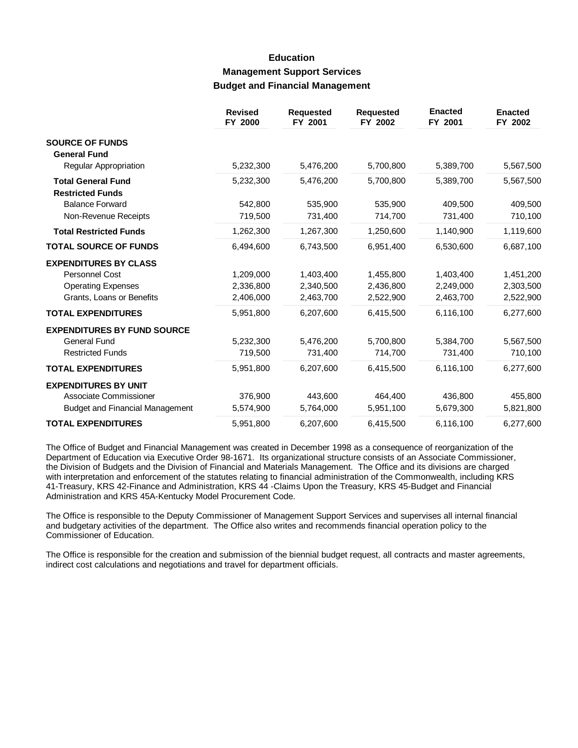# Education

## Management Support Services

### Budget and Financial Management

| | Revised FY 2000 | Requested FY 2001 | Requested FY 2002 | Enacted FY 2001 | Enacted FY 2002 |
|---|---|---|---|---|---|
| **SOURCE OF FUNDS** | | | | | |
| **General Fund** | | | | | |
| Regular Appropriation | 5,232,300 | 5,476,200 | 5,700,800 | 5,389,700 | 5,567,500 |
| **Total General Fund** | 5,232,300 | 5,476,200 | 5,700,800 | 5,389,700 | 5,567,500 |
| **Restricted Funds** | | | | | |
| Balance Forward | 542,800 | 535,900 | 535,900 | 409,500 | 409,500 |
| Non-Revenue Receipts | 719,500 | 731,400 | 714,700 | 731,400 | 710,100 |
| **Total Restricted Funds** | 1,262,300 | 1,267,300 | 1,250,600 | 1,140,900 | 1,119,600 |
| **TOTAL SOURCE OF FUNDS** | 6,494,600 | 6,743,500 | 6,951,400 | 6,530,600 | 6,687,100 |
| **EXPENDITURES BY CLASS** | | | | | |
| Personnel Cost | 1,209,000 | 1,403,400 | 1,455,800 | 1,403,400 | 1,451,200 |
| Operating Expenses | 2,336,800 | 2,340,500 | 2,436,800 | 2,249,000 | 2,303,500 |
| Grants, Loans or Benefits | 2,406,000 | 2,463,700 | 2,522,900 | 2,463,700 | 2,522,900 |
| **TOTAL EXPENDITURES** | 5,951,800 | 6,207,600 | 6,415,500 | 6,116,100 | 6,277,600 |
| **EXPENDITURES BY FUND SOURCE** | | | | | |
| General Fund | 5,232,300 | 5,476,200 | 5,700,800 | 5,384,700 | 5,567,500 |
| Restricted Funds | 719,500 | 731,400 | 714,700 | 731,400 | 710,100 |
| **TOTAL EXPENDITURES** | 5,951,800 | 6,207,600 | 6,415,500 | 6,116,100 | 6,277,600 |
| **EXPENDITURES BY UNIT** | | | | | |
| Associate Commissioner | 376,900 | 443,600 | 464,400 | 436,800 | 455,800 |
| Budget and Financial Management | 5,574,900 | 5,764,000 | 5,951,100 | 5,679,300 | 5,821,800 |
| **TOTAL EXPENDITURES** | 5,951,800 | 6,207,600 | 6,415,500 | 6,116,100 | 6,277,600 |

The Office of Budget and Financial Management was created in December 1998 as a consequence of reorganization of the Department of Education via Executive Order 98-1671. Its organizational structure consists of an Associate Commissioner, the Division of Budgets and the Division of Financial and Materials Management. The Office and its divisions are charged with interpretation and enforcement of the statutes relating to financial administration of the Commonwealth, including KRS 41-Treasury, KRS 42-Finance and Administration, KRS 44 -Claims Upon the Treasury, KRS 45-Budget and Financial Administration and KRS 45A-Kentucky Model Procurement Code.

The Office is responsible to the Deputy Commissioner of Management Support Services and supervises all internal financial and budgetary activities of the department. The Office also writes and recommends financial operation policy to the Commissioner of Education.

The Office is responsible for the creation and submission of the biennial budget request, all contracts and master agreements, indirect cost calculations and negotiations and travel for department officials.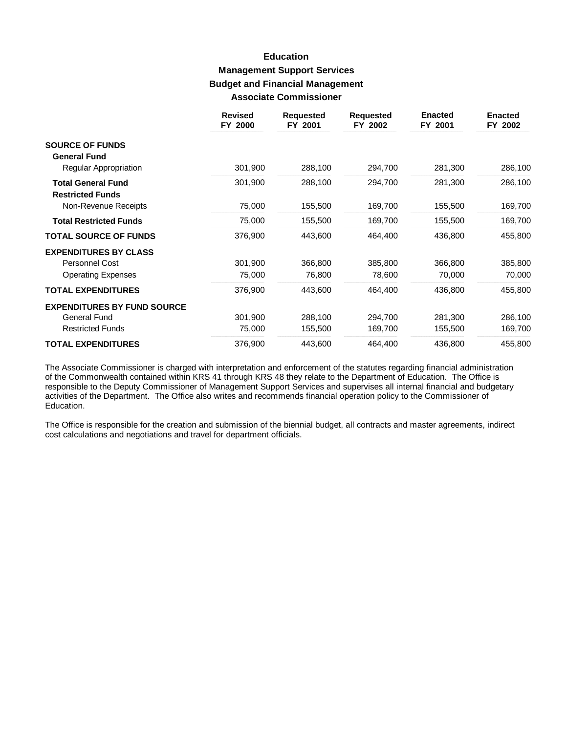# Education

## Management Support Services

## Budget and Financial Management

## Associate Commissioner

| | Revised FY 2000 | Requested FY 2001 | Requested FY 2002 | Enacted FY 2001 | Enacted FY 2002 |
|---|---|---|---|---|---|
| **SOURCE OF FUNDS** | | | | | |
| **General Fund** | | | | | |
| Regular Appropriation | 301,900 | 288,100 | 294,700 | 281,300 | 286,100 |
| **Total General Fund** | 301,900 | 288,100 | 294,700 | 281,300 | 286,100 |
| **Restricted Funds** | | | | | |
| Non-Revenue Receipts | 75,000 | 155,500 | 169,700 | 155,500 | 169,700 |
| **Total Restricted Funds** | 75,000 | 155,500 | 169,700 | 155,500 | 169,700 |
| **TOTAL SOURCE OF FUNDS** | 376,900 | 443,600 | 464,400 | 436,800 | 455,800 |
| **EXPENDITURES BY CLASS** | | | | | |
| Personnel Cost | 301,900 | 366,800 | 385,800 | 366,800 | 385,800 |
| Operating Expenses | 75,000 | 76,800 | 78,600 | 70,000 | 70,000 |
| **TOTAL EXPENDITURES** | 376,900 | 443,600 | 464,400 | 436,800 | 455,800 |
| **EXPENDITURES BY FUND SOURCE** | | | | | |
| General Fund | 301,900 | 288,100 | 294,700 | 281,300 | 286,100 |
| Restricted Funds | 75,000 | 155,500 | 169,700 | 155,500 | 169,700 |
| **TOTAL EXPENDITURES** | 376,900 | 443,600 | 464,400 | 436,800 | 455,800 |

The Associate Commissioner is charged with interpretation and enforcement of the statutes regarding financial administration of the Commonwealth contained within KRS 41 through KRS 48 they relate to the Department of Education. The Office is responsible to the Deputy Commissioner of Management Support Services and supervises all internal financial and budgetary activities of the Department. The Office also writes and recommends financial operation policy to the Commissioner of Education.

The Office is responsible for the creation and submission of the biennial budget, all contracts and master agreements, indirect cost calculations and negotiations and travel for department officials.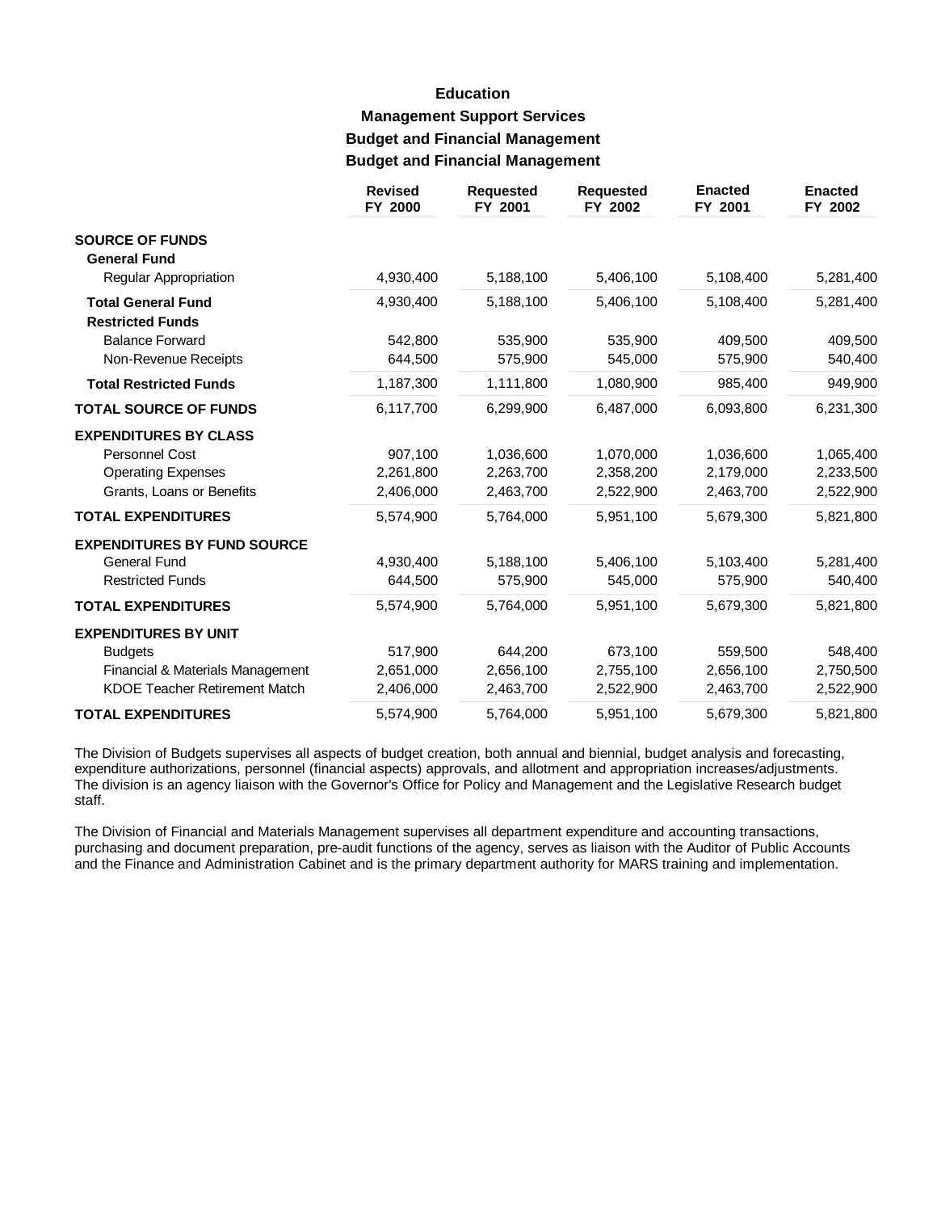# Education

## Management Support Services

### Budget and Financial Management

### Budget and Financial Management

| | Revised FY 2000 | Requested FY 2001 | Requested FY 2002 | Enacted FY 2001 | Enacted FY 2002 |
|---|---|---|---|---|---|
| **SOURCE OF FUNDS** | | | | | |
| **General Fund** | | | | | |
| Regular Appropriation | 4,930,400 | 5,188,100 | 5,406,100 | 5,108,400 | 5,281,400 |
| **Total General Fund** | 4,930,400 | 5,188,100 | 5,406,100 | 5,108,400 | 5,281,400 |
| **Restricted Funds** | | | | | |
| Balance Forward | 542,800 | 535,900 | 535,900 | 409,500 | 409,500 |
| Non-Revenue Receipts | 644,500 | 575,900 | 545,000 | 575,900 | 540,400 |
| **Total Restricted Funds** | 1,187,300 | 1,111,800 | 1,080,900 | 985,400 | 949,900 |
| **TOTAL SOURCE OF FUNDS** | 6,117,700 | 6,299,900 | 6,487,000 | 6,093,800 | 6,231,300 |
| **EXPENDITURES BY CLASS** | | | | | |
| Personnel Cost | 907,100 | 1,036,600 | 1,070,000 | 1,036,600 | 1,065,400 |
| Operating Expenses | 2,261,800 | 2,263,700 | 2,358,200 | 2,179,000 | 2,233,500 |
| Grants, Loans or Benefits | 2,406,000 | 2,463,700 | 2,522,900 | 2,463,700 | 2,522,900 |
| **TOTAL EXPENDITURES** | 5,574,900 | 5,764,000 | 5,951,100 | 5,679,300 | 5,821,800 |
| **EXPENDITURES BY FUND SOURCE** | | | | | |
| General Fund | 4,930,400 | 5,188,100 | 5,406,100 | 5,103,400 | 5,281,400 |
| Restricted Funds | 644,500 | 575,900 | 545,000 | 575,900 | 540,400 |
| **TOTAL EXPENDITURES** | 5,574,900 | 5,764,000 | 5,951,100 | 5,679,300 | 5,821,800 |
| **EXPENDITURES BY UNIT** | | | | | |
| Budgets | 517,900 | 644,200 | 673,100 | 559,500 | 548,400 |
| Financial & Materials Management | 2,651,000 | 2,656,100 | 2,755,100 | 2,656,100 | 2,750,500 |
| KDOE Teacher Retirement Match | 2,406,000 | 2,463,700 | 2,522,900 | 2,463,700 | 2,522,900 |
| **TOTAL EXPENDITURES** | 5,574,900 | 5,764,000 | 5,951,100 | 5,679,300 | 5,821,800 |

The Division of Budgets supervises all aspects of budget creation, both annual and biennial, budget analysis and forecasting, expenditure authorizations, personnel (financial aspects) approvals, and allotment and appropriation increases/adjustments. The division is an agency liaison with the Governor's Office for Policy and Management and the Legislative Research budget staff.

The Division of Financial and Materials Management supervises all department expenditure and accounting transactions, purchasing and document preparation, pre-audit functions of the agency, serves as liaison with the Auditor of Public Accounts and the Finance and Administration Cabinet and is the primary department authority for MARS training and implementation.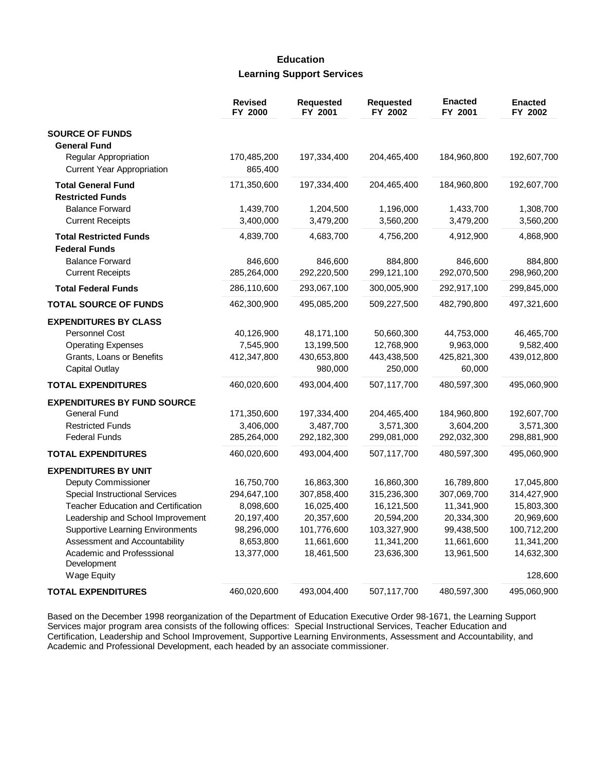# Education

## Learning Support Services

| | Revised FY 2000 | Requested FY 2001 | Requested FY 2002 | Enacted FY 2001 | Enacted FY 2002 |
|---|---|---|---|---|---|
| **SOURCE OF FUNDS** | | | | | |
| **General Fund** | | | | | |
| Regular Appropriation | 170,485,200 | 197,334,400 | 204,465,400 | 184,960,800 | 192,607,700 |
| Current Year Appropriation | 865,400 | | | | |
| **Total General Fund** | 171,350,600 | 197,334,400 | 204,465,400 | 184,960,800 | 192,607,700 |
| **Restricted Funds** | | | | | |
| Balance Forward | 1,439,700 | 1,204,500 | 1,196,000 | 1,433,700 | 1,308,700 |
| Current Receipts | 3,400,000 | 3,479,200 | 3,560,200 | 3,479,200 | 3,560,200 |
| **Total Restricted Funds** | 4,839,700 | 4,683,700 | 4,756,200 | 4,912,900 | 4,868,900 |
| **Federal Funds** | | | | | |
| Balance Forward | 846,600 | 846,600 | 884,800 | 846,600 | 884,800 |
| Current Receipts | 285,264,000 | 292,220,500 | 299,121,100 | 292,070,500 | 298,960,200 |
| **Total Federal Funds** | 286,110,600 | 293,067,100 | 300,005,900 | 292,917,100 | 299,845,000 |
| **TOTAL SOURCE OF FUNDS** | 462,300,900 | 495,085,200 | 509,227,500 | 482,790,800 | 497,321,600 |
| **EXPENDITURES BY CLASS** | | | | | |
| Personnel Cost | 40,126,900 | 48,171,100 | 50,660,300 | 44,753,000 | 46,465,700 |
| Operating Expenses | 7,545,900 | 13,199,500 | 12,768,900 | 9,963,000 | 9,582,400 |
| Grants, Loans or Benefits | 412,347,800 | 430,653,800 | 443,438,500 | 425,821,300 | 439,012,800 |
| Capital Outlay | | 980,000 | 250,000 | 60,000 | |
| **TOTAL EXPENDITURES** | 460,020,600 | 493,004,400 | 507,117,700 | 480,597,300 | 495,060,900 |
| **EXPENDITURES BY FUND SOURCE** | | | | | |
| General Fund | 171,350,600 | 197,334,400 | 204,465,400 | 184,960,800 | 192,607,700 |
| Restricted Funds | 3,406,000 | 3,487,700 | 3,571,300 | 3,604,200 | 3,571,300 |
| Federal Funds | 285,264,000 | 292,182,300 | 299,081,000 | 292,032,300 | 298,881,900 |
| **TOTAL EXPENDITURES** | 460,020,600 | 493,004,400 | 507,117,700 | 480,597,300 | 495,060,900 |
| **EXPENDITURES BY UNIT** | | | | | |
| Deputy Commissioner | 16,750,700 | 16,863,300 | 16,860,300 | 16,789,800 | 17,045,800 |
| Special Instructional Services | 294,647,100 | 307,858,400 | 315,236,300 | 307,069,700 | 314,427,900 |
| Teacher Education and Certification | 8,098,600 | 16,025,400 | 16,121,500 | 11,341,900 | 15,803,300 |
| Leadership and School Improvement | 20,197,400 | 20,357,600 | 20,594,200 | 20,334,300 | 20,969,600 |
| Supportive Learning Environments | 98,296,000 | 101,776,600 | 103,327,900 | 99,438,500 | 100,712,200 |
| Assessment and Accountability | 8,653,800 | 11,661,600 | 11,341,200 | 11,661,600 | 11,341,200 |
| Academic and Professsional Development | 13,377,000 | 18,461,500 | 23,636,300 | 13,961,500 | 14,632,300 |
| Wage Equity | | | | | 128,600 |
| **TOTAL EXPENDITURES** | 460,020,600 | 493,004,400 | 507,117,700 | 480,597,300 | 495,060,900 |

Based on the December 1998 reorganization of the Department of Education Executive Order 98-1671, the Learning Support Services major program area consists of the following offices: Special Instructional Services, Teacher Education and Certification, Leadership and School Improvement, Supportive Learning Environments, Assessment and Accountability, and Academic and Professional Development, each headed by an associate commissioner.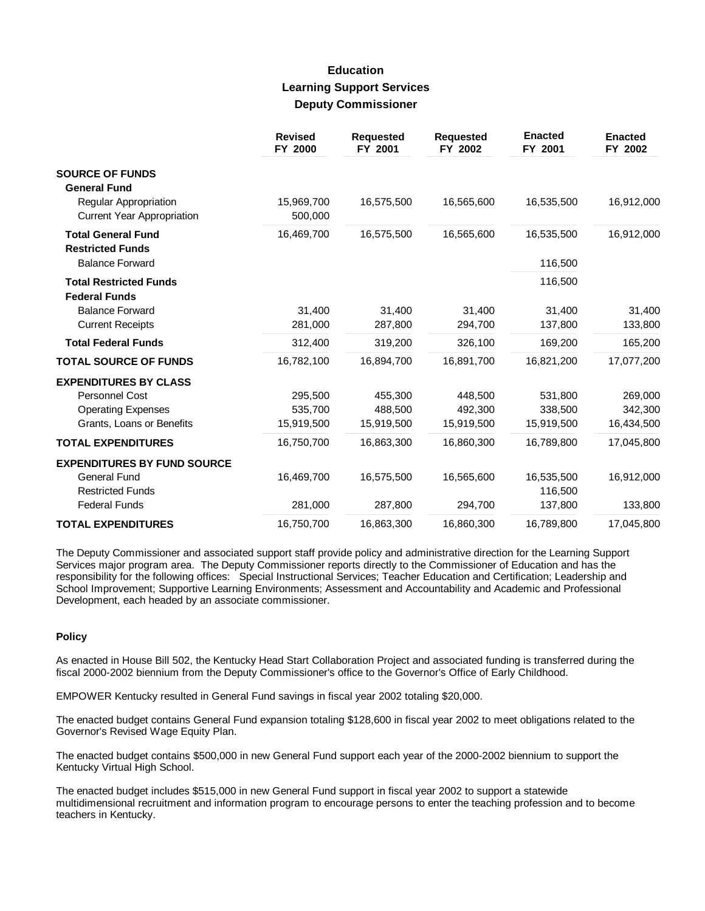# Education
## Learning Support Services
### Deputy Commissioner

| | Revised FY 2000 | Requested FY 2001 | Requested FY 2002 | Enacted FY 2001 | Enacted FY 2002 |
|---|---|---|---|---|---|
| **SOURCE OF FUNDS** | | | | | |
| **General Fund** | | | | | |
| Regular Appropriation | 15,969,700 | 16,575,500 | 16,565,600 | 16,535,500 | 16,912,000 |
| Current Year Appropriation | 500,000 | | | | |
| **Total General Fund** | 16,469,700 | 16,575,500 | 16,565,600 | 16,535,500 | 16,912,000 |
| **Restricted Funds** | | | | | |
| Balance Forward | | | | 116,500 | |
| **Total Restricted Funds** | | | | 116,500 | |
| **Federal Funds** | | | | | |
| Balance Forward | 31,400 | 31,400 | 31,400 | 31,400 | 31,400 |
| Current Receipts | 281,000 | 287,800 | 294,700 | 137,800 | 133,800 |
| **Total Federal Funds** | 312,400 | 319,200 | 326,100 | 169,200 | 165,200 |
| **TOTAL SOURCE OF FUNDS** | 16,782,100 | 16,894,700 | 16,891,700 | 16,821,200 | 17,077,200 |
| **EXPENDITURES BY CLASS** | | | | | |
| Personnel Cost | 295,500 | 455,300 | 448,500 | 531,800 | 269,000 |
| Operating Expenses | 535,700 | 488,500 | 492,300 | 338,500 | 342,300 |
| Grants, Loans or Benefits | 15,919,500 | 15,919,500 | 15,919,500 | 15,919,500 | 16,434,500 |
| **TOTAL EXPENDITURES** | 16,750,700 | 16,863,300 | 16,860,300 | 16,789,800 | 17,045,800 |
| **EXPENDITURES BY FUND SOURCE** | | | | | |
| General Fund | 16,469,700 | 16,575,500 | 16,565,600 | 16,535,500 | 16,912,000 |
| Restricted Funds | | | | 116,500 | |
| Federal Funds | 281,000 | 287,800 | 294,700 | 137,800 | 133,800 |
| **TOTAL EXPENDITURES** | 16,750,700 | 16,863,300 | 16,860,300 | 16,789,800 | 17,045,800 |

The Deputy Commissioner and associated support staff provide policy and administrative direction for the Learning Support Services major program area. The Deputy Commissioner reports directly to the Commissioner of Education and has the responsibility for the following offices: Special Instructional Services; Teacher Education and Certification; Leadership and School Improvement; Supportive Learning Environments; Assessment and Accountability and Academic and Professional Development, each headed by an associate commissioner.

#### Policy

As enacted in House Bill 502, the Kentucky Head Start Collaboration Project and associated funding is transferred during the fiscal 2000-2002 biennium from the Deputy Commissioner's office to the Governor's Office of Early Childhood.

EMPOWER Kentucky resulted in General Fund savings in fiscal year 2002 totaling $20,000.

The enacted budget contains General Fund expansion totaling $128,600 in fiscal year 2002 to meet obligations related to the Governor's Revised Wage Equity Plan.

The enacted budget contains $500,000 in new General Fund support each year of the 2000-2002 biennium to support the Kentucky Virtual High School.

The enacted budget includes $515,000 in new General Fund support in fiscal year 2002 to support a statewide multidimensional recruitment and information program to encourage persons to enter the teaching profession and to become teachers in Kentucky.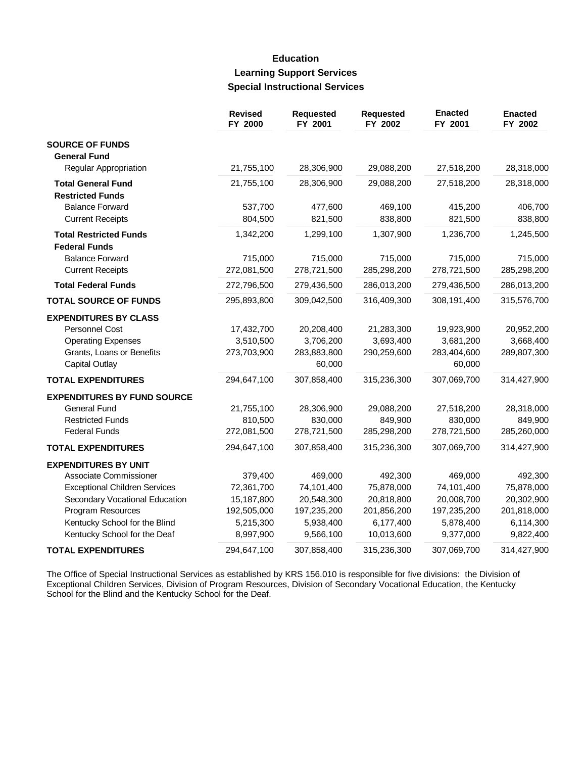# Education

## Learning Support Services

### Special Instructional Services

| | Revised FY 2000 | Requested FY 2001 | Requested FY 2002 | Enacted FY 2001 | Enacted FY 2002 |
|---|---|---|---|---|---|
| **SOURCE OF FUNDS** | | | | | |
| **General Fund** | | | | | |
| Regular Appropriation | 21,755,100 | 28,306,900 | 29,088,200 | 27,518,200 | 28,318,000 |
| **Total General Fund** | 21,755,100 | 28,306,900 | 29,088,200 | 27,518,200 | 28,318,000 |
| **Restricted Funds** | | | | | |
| Balance Forward | 537,700 | 477,600 | 469,100 | 415,200 | 406,700 |
| Current Receipts | 804,500 | 821,500 | 838,800 | 821,500 | 838,800 |
| **Total Restricted Funds** | 1,342,200 | 1,299,100 | 1,307,900 | 1,236,700 | 1,245,500 |
| **Federal Funds** | | | | | |
| Balance Forward | 715,000 | 715,000 | 715,000 | 715,000 | 715,000 |
| Current Receipts | 272,081,500 | 278,721,500 | 285,298,200 | 278,721,500 | 285,298,200 |
| **Total Federal Funds** | 272,796,500 | 279,436,500 | 286,013,200 | 279,436,500 | 286,013,200 |
| **TOTAL SOURCE OF FUNDS** | 295,893,800 | 309,042,500 | 316,409,300 | 308,191,400 | 315,576,700 |
| **EXPENDITURES BY CLASS** | | | | | |
| Personnel Cost | 17,432,700 | 20,208,400 | 21,283,300 | 19,923,900 | 20,952,200 |
| Operating Expenses | 3,510,500 | 3,706,200 | 3,693,400 | 3,681,200 | 3,668,400 |
| Grants, Loans or Benefits | 273,703,900 | 283,883,800 | 290,259,600 | 283,404,600 | 289,807,300 |
| Capital Outlay | | 60,000 | | 60,000 | |
| **TOTAL EXPENDITURES** | 294,647,100 | 307,858,400 | 315,236,300 | 307,069,700 | 314,427,900 |
| **EXPENDITURES BY FUND SOURCE** | | | | | |
| General Fund | 21,755,100 | 28,306,900 | 29,088,200 | 27,518,200 | 28,318,000 |
| Restricted Funds | 810,500 | 830,000 | 849,900 | 830,000 | 849,900 |
| Federal Funds | 272,081,500 | 278,721,500 | 285,298,200 | 278,721,500 | 285,260,000 |
| **TOTAL EXPENDITURES** | 294,647,100 | 307,858,400 | 315,236,300 | 307,069,700 | 314,427,900 |
| **EXPENDITURES BY UNIT** | | | | | |
| Associate Commissioner | 379,400 | 469,000 | 492,300 | 469,000 | 492,300 |
| Exceptional Children Services | 72,361,700 | 74,101,400 | 75,878,000 | 74,101,400 | 75,878,000 |
| Secondary Vocational Education | 15,187,800 | 20,548,300 | 20,818,800 | 20,008,700 | 20,302,900 |
| Program Resources | 192,505,000 | 197,235,200 | 201,856,200 | 197,235,200 | 201,818,000 |
| Kentucky School for the Blind | 5,215,300 | 5,938,400 | 6,177,400 | 5,878,400 | 6,114,300 |
| Kentucky School for the Deaf | 8,997,900 | 9,566,100 | 10,013,600 | 9,377,000 | 9,822,400 |
| **TOTAL EXPENDITURES** | 294,647,100 | 307,858,400 | 315,236,300 | 307,069,700 | 314,427,900 |

The Office of Special Instructional Services as established by KRS 156.010 is responsible for five divisions: the Division of Exceptional Children Services, Division of Program Resources, Division of Secondary Vocational Education, the Kentucky School for the Blind and the Kentucky School for the Deaf.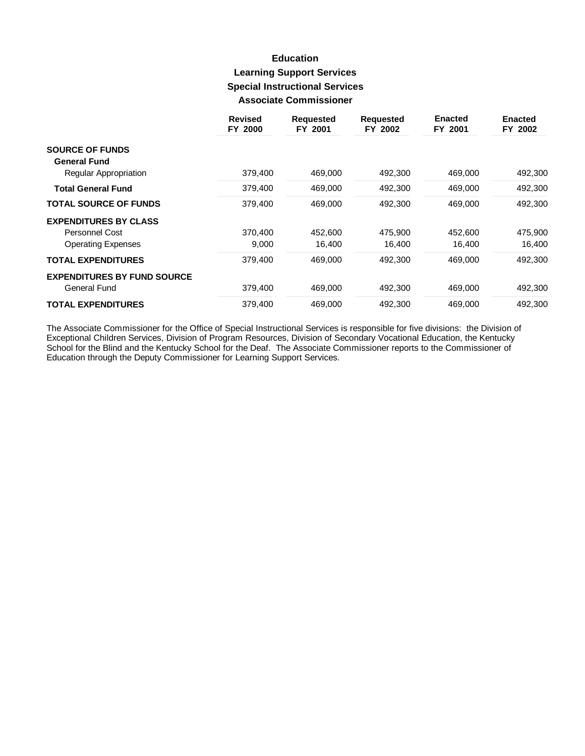# Education

## Learning Support Services

## Special Instructional Services

## Associate Commissioner

| | Revised FY 2000 | Requested FY 2001 | Requested FY 2002 | Enacted FY 2001 | Enacted FY 2002 |
|---|---|---|---|---|---|
| **SOURCE OF FUNDS** | | | | | |
| **General Fund** | | | | | |
| Regular Appropriation | 379,400 | 469,000 | 492,300 | 469,000 | 492,300 |
| **Total General Fund** | 379,400 | 469,000 | 492,300 | 469,000 | 492,300 |
| **TOTAL SOURCE OF FUNDS** | 379,400 | 469,000 | 492,300 | 469,000 | 492,300 |
| **EXPENDITURES BY CLASS** | | | | | |
| Personnel Cost | 370,400 | 452,600 | 475,900 | 452,600 | 475,900 |
| Operating Expenses | 9,000 | 16,400 | 16,400 | 16,400 | 16,400 |
| **TOTAL EXPENDITURES** | 379,400 | 469,000 | 492,300 | 469,000 | 492,300 |
| **EXPENDITURES BY FUND SOURCE** | | | | | |
| General Fund | 379,400 | 469,000 | 492,300 | 469,000 | 492,300 |
| **TOTAL EXPENDITURES** | 379,400 | 469,000 | 492,300 | 469,000 | 492,300 |

The Associate Commissioner for the Office of Special Instructional Services is responsible for five divisions: the Division of Exceptional Children Services, Division of Program Resources, Division of Secondary Vocational Education, the Kentucky School for the Blind and the Kentucky School for the Deaf. The Associate Commissioner reports to the Commissioner of Education through the Deputy Commissioner for Learning Support Services.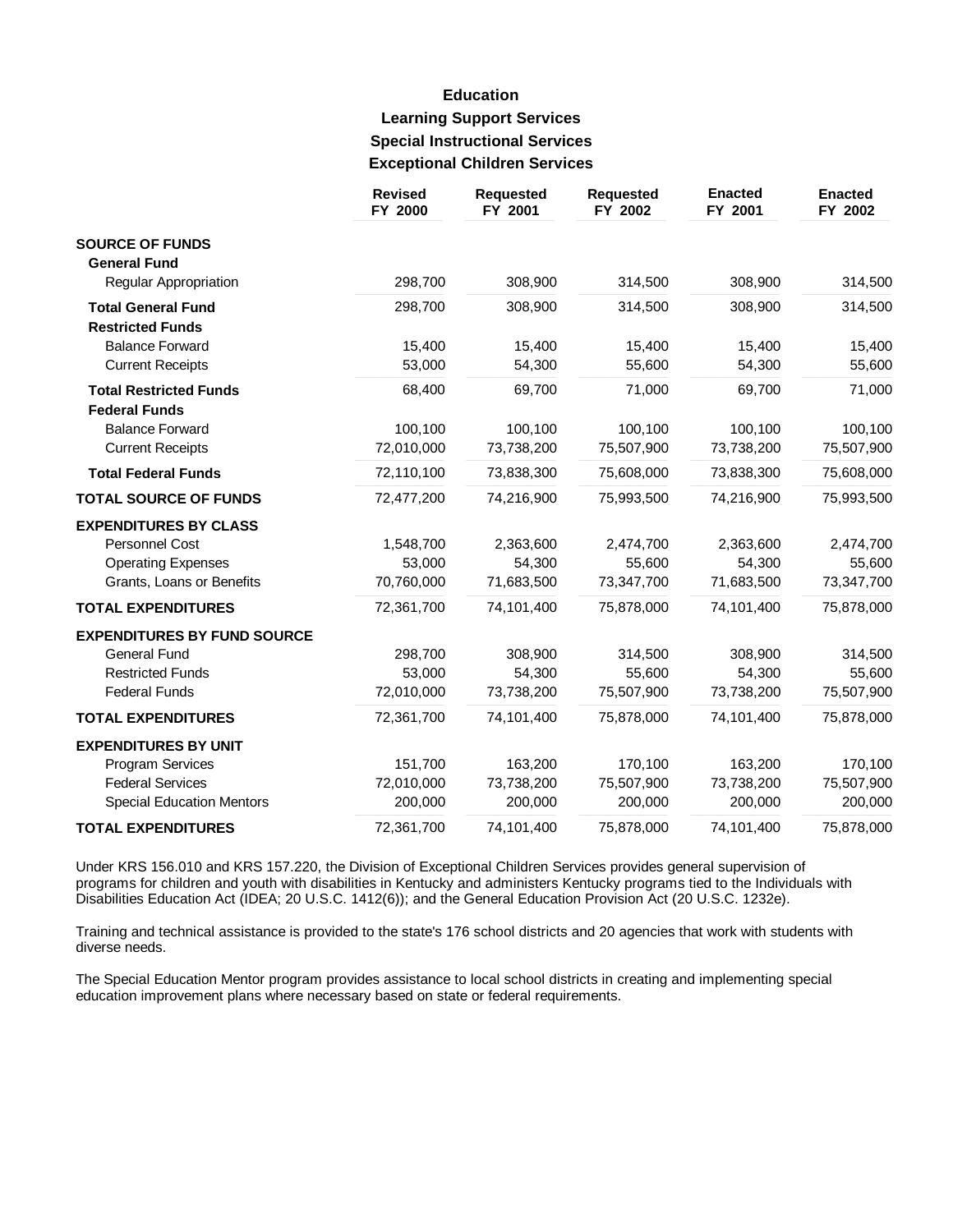# Education

## Learning Support Services

## Special Instructional Services

## Exceptional Children Services

| | Revised FY 2000 | Requested FY 2001 | Requested FY 2002 | Enacted FY 2001 | Enacted FY 2002 |
|---|---|---|---|---|---|
| **SOURCE OF FUNDS** | | | | | |
| **General Fund** | | | | | |
| Regular Appropriation | 298,700 | 308,900 | 314,500 | 308,900 | 314,500 |
| **Total General Fund** | 298,700 | 308,900 | 314,500 | 308,900 | 314,500 |
| **Restricted Funds** | | | | | |
| Balance Forward | 15,400 | 15,400 | 15,400 | 15,400 | 15,400 |
| Current Receipts | 53,000 | 54,300 | 55,600 | 54,300 | 55,600 |
| **Total Restricted Funds** | 68,400 | 69,700 | 71,000 | 69,700 | 71,000 |
| **Federal Funds** | | | | | |
| Balance Forward | 100,100 | 100,100 | 100,100 | 100,100 | 100,100 |
| Current Receipts | 72,010,000 | 73,738,200 | 75,507,900 | 73,738,200 | 75,507,900 |
| **Total Federal Funds** | 72,110,100 | 73,838,300 | 75,608,000 | 73,838,300 | 75,608,000 |
| **TOTAL SOURCE OF FUNDS** | 72,477,200 | 74,216,900 | 75,993,500 | 74,216,900 | 75,993,500 |
| **EXPENDITURES BY CLASS** | | | | | |
| Personnel Cost | 1,548,700 | 2,363,600 | 2,474,700 | 2,363,600 | 2,474,700 |
| Operating Expenses | 53,000 | 54,300 | 55,600 | 54,300 | 55,600 |
| Grants, Loans or Benefits | 70,760,000 | 71,683,500 | 73,347,700 | 71,683,500 | 73,347,700 |
| **TOTAL EXPENDITURES** | 72,361,700 | 74,101,400 | 75,878,000 | 74,101,400 | 75,878,000 |
| **EXPENDITURES BY FUND SOURCE** | | | | | |
| General Fund | 298,700 | 308,900 | 314,500 | 308,900 | 314,500 |
| Restricted Funds | 53,000 | 54,300 | 55,600 | 54,300 | 55,600 |
| Federal Funds | 72,010,000 | 73,738,200 | 75,507,900 | 73,738,200 | 75,507,900 |
| **TOTAL EXPENDITURES** | 72,361,700 | 74,101,400 | 75,878,000 | 74,101,400 | 75,878,000 |
| **EXPENDITURES BY UNIT** | | | | | |
| Program Services | 151,700 | 163,200 | 170,100 | 163,200 | 170,100 |
| Federal Services | 72,010,000 | 73,738,200 | 75,507,900 | 73,738,200 | 75,507,900 |
| Special Education Mentors | 200,000 | 200,000 | 200,000 | 200,000 | 200,000 |
| **TOTAL EXPENDITURES** | 72,361,700 | 74,101,400 | 75,878,000 | 74,101,400 | 75,878,000 |

Under KRS 156.010 and KRS 157.220, the Division of Exceptional Children Services provides general supervision of programs for children and youth with disabilities in Kentucky and administers Kentucky programs tied to the Individuals with Disabilities Education Act (IDEA; 20 U.S.C. 1412(6)); and the General Education Provision Act (20 U.S.C. 1232e).

Training and technical assistance is provided to the state's 176 school districts and 20 agencies that work with students with diverse needs.

The Special Education Mentor program provides assistance to local school districts in creating and implementing special education improvement plans where necessary based on state or federal requirements.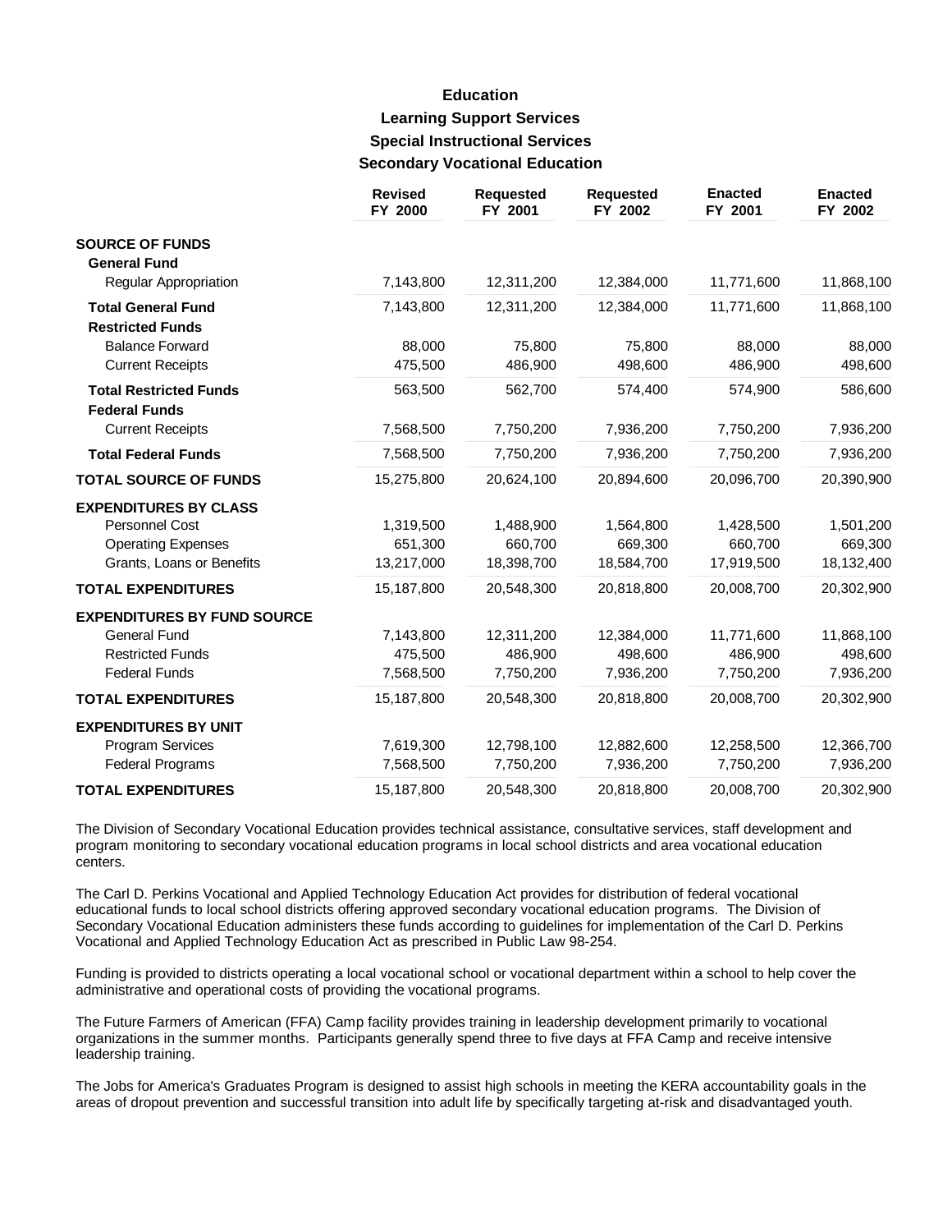# Education

## Learning Support Services

## Special Instructional Services

## Secondary Vocational Education

| | Revised FY 2000 | Requested FY 2001 | Requested FY 2002 | Enacted FY 2001 | Enacted FY 2002 |
|---|---|---|---|---|---|
| **SOURCE OF FUNDS** | | | | | |
| **General Fund** | | | | | |
| Regular Appropriation | 7,143,800 | 12,311,200 | 12,384,000 | 11,771,600 | 11,868,100 |
| **Total General Fund** | 7,143,800 | 12,311,200 | 12,384,000 | 11,771,600 | 11,868,100 |
| **Restricted Funds** | | | | | |
| Balance Forward | 88,000 | 75,800 | 75,800 | 88,000 | 88,000 |
| Current Receipts | 475,500 | 486,900 | 498,600 | 486,900 | 498,600 |
| **Total Restricted Funds** | 563,500 | 562,700 | 574,400 | 574,900 | 586,600 |
| **Federal Funds** | | | | | |
| Current Receipts | 7,568,500 | 7,750,200 | 7,936,200 | 7,750,200 | 7,936,200 |
| **Total Federal Funds** | 7,568,500 | 7,750,200 | 7,936,200 | 7,750,200 | 7,936,200 |
| **TOTAL SOURCE OF FUNDS** | 15,275,800 | 20,624,100 | 20,894,600 | 20,096,700 | 20,390,900 |
| **EXPENDITURES BY CLASS** | | | | | |
| Personnel Cost | 1,319,500 | 1,488,900 | 1,564,800 | 1,428,500 | 1,501,200 |
| Operating Expenses | 651,300 | 660,700 | 669,300 | 660,700 | 669,300 |
| Grants, Loans or Benefits | 13,217,000 | 18,398,700 | 18,584,700 | 17,919,500 | 18,132,400 |
| **TOTAL EXPENDITURES** | 15,187,800 | 20,548,300 | 20,818,800 | 20,008,700 | 20,302,900 |
| **EXPENDITURES BY FUND SOURCE** | | | | | |
| General Fund | 7,143,800 | 12,311,200 | 12,384,000 | 11,771,600 | 11,868,100 |
| Restricted Funds | 475,500 | 486,900 | 498,600 | 486,900 | 498,600 |
| Federal Funds | 7,568,500 | 7,750,200 | 7,936,200 | 7,750,200 | 7,936,200 |
| **TOTAL EXPENDITURES** | 15,187,800 | 20,548,300 | 20,818,800 | 20,008,700 | 20,302,900 |
| **EXPENDITURES BY UNIT** | | | | | |
| Program Services | 7,619,300 | 12,798,100 | 12,882,600 | 12,258,500 | 12,366,700 |
| Federal Programs | 7,568,500 | 7,750,200 | 7,936,200 | 7,750,200 | 7,936,200 |
| **TOTAL EXPENDITURES** | 15,187,800 | 20,548,300 | 20,818,800 | 20,008,700 | 20,302,900 |

The Division of Secondary Vocational Education provides technical assistance, consultative services, staff development and program monitoring to secondary vocational education programs in local school districts and area vocational education centers.

The Carl D. Perkins Vocational and Applied Technology Education Act provides for distribution of federal vocational educational funds to local school districts offering approved secondary vocational education programs. The Division of Secondary Vocational Education administers these funds according to guidelines for implementation of the Carl D. Perkins Vocational and Applied Technology Education Act as prescribed in Public Law 98-254.

Funding is provided to districts operating a local vocational school or vocational department within a school to help cover the administrative and operational costs of providing the vocational programs.

The Future Farmers of American (FFA) Camp facility provides training in leadership development primarily to vocational organizations in the summer months. Participants generally spend three to five days at FFA Camp and receive intensive leadership training.

The Jobs for America's Graduates Program is designed to assist high schools in meeting the KERA accountability goals in the areas of dropout prevention and successful transition into adult life by specifically targeting at-risk and disadvantaged youth.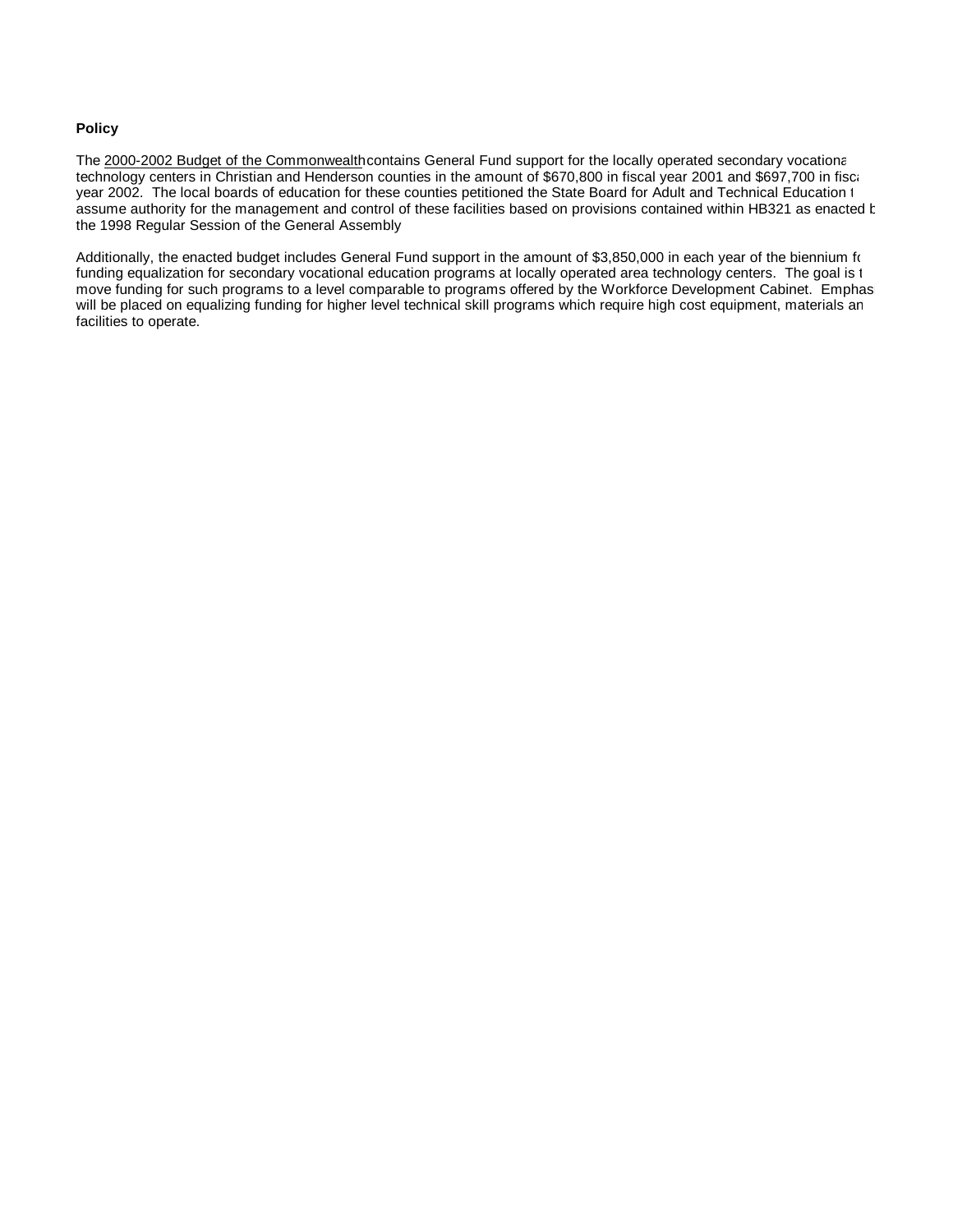**Policy**

The 2000-2002 Budget of the Commonwealth contains General Fund support for the locally operated secondary vocational technology centers in Christian and Henderson counties in the amount of $670,800 in fiscal year 2001 and $697,700 in fiscal year 2002. The local boards of education for these counties petitioned the State Board for Adult and Technical Education to assume authority for the management and control of these facilities based on provisions contained within HB321 as enacted by the 1998 Regular Session of the General Assembly

Additionally, the enacted budget includes General Fund support in the amount of $3,850,000 in each year of the biennium for funding equalization for secondary vocational education programs at locally operated area technology centers. The goal is to move funding for such programs to a level comparable to programs offered by the Workforce Development Cabinet. Emphasis will be placed on equalizing funding for higher level technical skill programs which require high cost equipment, materials and facilities to operate.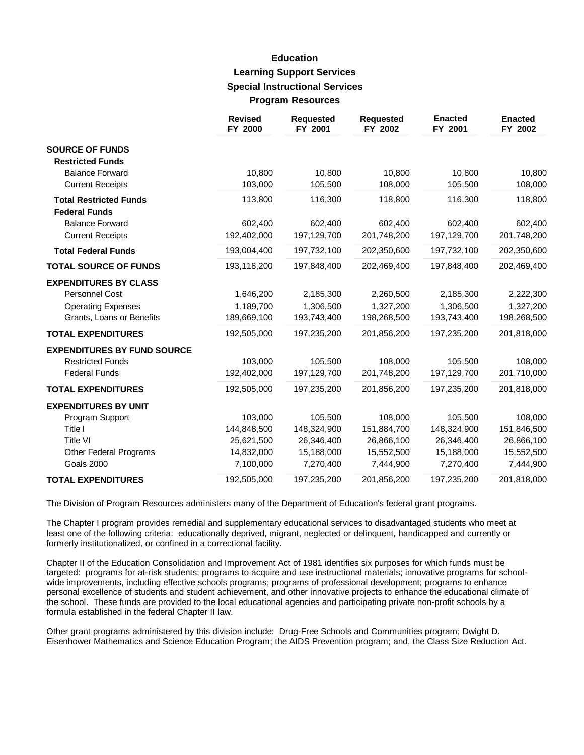# Education
## Learning Support Services
### Special Instructional Services
### Program Resources

| | Revised FY 2000 | Requested FY 2001 | Requested FY 2002 | Enacted FY 2001 | Enacted FY 2002 |
|---|---|---|---|---|---|
| **SOURCE OF FUNDS** | | | | | |
| **Restricted Funds** | | | | | |
| Balance Forward | 10,800 | 10,800 | 10,800 | 10,800 | 10,800 |
| Current Receipts | 103,000 | 105,500 | 108,000 | 105,500 | 108,000 |
| **Total Restricted Funds** | 113,800 | 116,300 | 118,800 | 116,300 | 118,800 |
| **Federal Funds** | | | | | |
| Balance Forward | 602,400 | 602,400 | 602,400 | 602,400 | 602,400 |
| Current Receipts | 192,402,000 | 197,129,700 | 201,748,200 | 197,129,700 | 201,748,200 |
| **Total Federal Funds** | 193,004,400 | 197,732,100 | 202,350,600 | 197,732,100 | 202,350,600 |
| **TOTAL SOURCE OF FUNDS** | 193,118,200 | 197,848,400 | 202,469,400 | 197,848,400 | 202,469,400 |
| **EXPENDITURES BY CLASS** | | | | | |
| Personnel Cost | 1,646,200 | 2,185,300 | 2,260,500 | 2,185,300 | 2,222,300 |
| Operating Expenses | 1,189,700 | 1,306,500 | 1,327,200 | 1,306,500 | 1,327,200 |
| Grants, Loans or Benefits | 189,669,100 | 193,743,400 | 198,268,500 | 193,743,400 | 198,268,500 |
| **TOTAL EXPENDITURES** | 192,505,000 | 197,235,200 | 201,856,200 | 197,235,200 | 201,818,000 |
| **EXPENDITURES BY FUND SOURCE** | | | | | |
| Restricted Funds | 103,000 | 105,500 | 108,000 | 105,500 | 108,000 |
| Federal Funds | 192,402,000 | 197,129,700 | 201,748,200 | 197,129,700 | 201,710,000 |
| **TOTAL EXPENDITURES** | 192,505,000 | 197,235,200 | 201,856,200 | 197,235,200 | 201,818,000 |
| **EXPENDITURES BY UNIT** | | | | | |
| Program Support | 103,000 | 105,500 | 108,000 | 105,500 | 108,000 |
| Title I | 144,848,500 | 148,324,900 | 151,884,700 | 148,324,900 | 151,846,500 |
| Title VI | 25,621,500 | 26,346,400 | 26,866,100 | 26,346,400 | 26,866,100 |
| Other Federal Programs | 14,832,000 | 15,188,000 | 15,552,500 | 15,188,000 | 15,552,500 |
| Goals 2000 | 7,100,000 | 7,270,400 | 7,444,900 | 7,270,400 | 7,444,900 |
| **TOTAL EXPENDITURES** | 192,505,000 | 197,235,200 | 201,856,200 | 197,235,200 | 201,818,000 |

The Division of Program Resources administers many of the Department of Education's federal grant programs.

The Chapter I program provides remedial and supplementary educational services to disadvantaged students who meet at least one of the following criteria: educationally deprived, migrant, neglected or delinquent, handicapped and currently or formerly institutionalized, or confined in a correctional facility.

Chapter II of the Education Consolidation and Improvement Act of 1981 identifies six purposes for which funds must be targeted: programs for at-risk students; programs to acquire and use instructional materials; innovative programs for school-wide improvements, including effective schools programs; programs of professional development; programs to enhance personal excellence of students and student achievement, and other innovative projects to enhance the educational climate of the school. These funds are provided to the local educational agencies and participating private non-profit schools by a formula established in the federal Chapter II law.

Other grant programs administered by this division include: Drug-Free Schools and Communities program; Dwight D. Eisenhower Mathematics and Science Education Program; the AIDS Prevention program; and, the Class Size Reduction Act.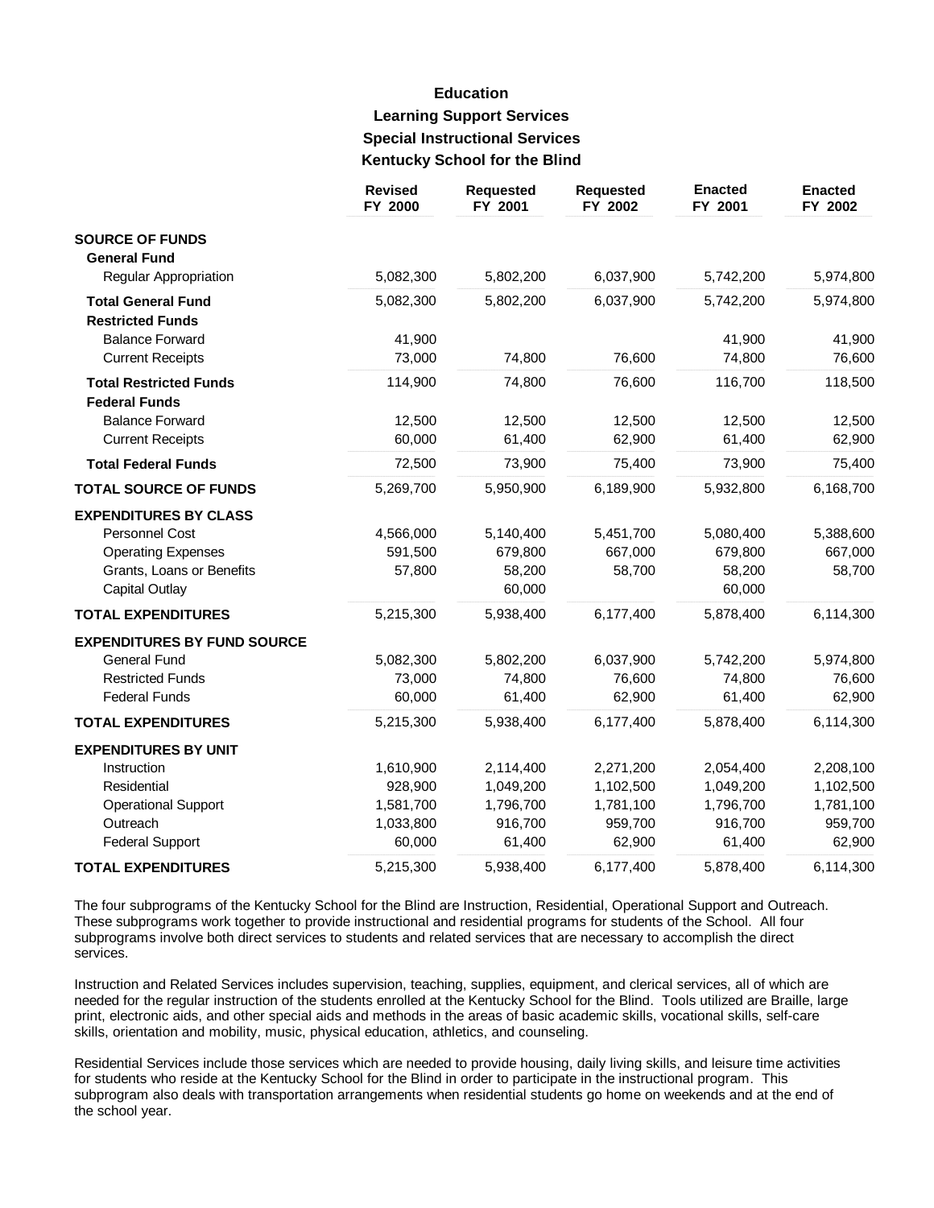# Education

## Learning Support Services

### Special Instructional Services

### Kentucky School for the Blind

| | Revised FY 2000 | Requested FY 2001 | Requested FY 2002 | Enacted FY 2001 | Enacted FY 2002 |
|---|---|---|---|---|---|
| **SOURCE OF FUNDS** | | | | | |
| **General Fund** | | | | | |
| Regular Appropriation | 5,082,300 | 5,802,200 | 6,037,900 | 5,742,200 | 5,974,800 |
| **Total General Fund** | 5,082,300 | 5,802,200 | 6,037,900 | 5,742,200 | 5,974,800 |
| **Restricted Funds** | | | | | |
| Balance Forward | 41,900 | | | 41,900 | 41,900 |
| Current Receipts | 73,000 | 74,800 | 76,600 | 74,800 | 76,600 |
| **Total Restricted Funds** | 114,900 | 74,800 | 76,600 | 116,700 | 118,500 |
| **Federal Funds** | | | | | |
| Balance Forward | 12,500 | 12,500 | 12,500 | 12,500 | 12,500 |
| Current Receipts | 60,000 | 61,400 | 62,900 | 61,400 | 62,900 |
| **Total Federal Funds** | 72,500 | 73,900 | 75,400 | 73,900 | 75,400 |
| **TOTAL SOURCE OF FUNDS** | 5,269,700 | 5,950,900 | 6,189,900 | 5,932,800 | 6,168,700 |
| **EXPENDITURES BY CLASS** | | | | | |
| Personnel Cost | 4,566,000 | 5,140,400 | 5,451,700 | 5,080,400 | 5,388,600 |
| Operating Expenses | 591,500 | 679,800 | 667,000 | 679,800 | 667,000 |
| Grants, Loans or Benefits | 57,800 | 58,200 | 58,700 | 58,200 | 58,700 |
| Capital Outlay | | 60,000 | | 60,000 | |
| **TOTAL EXPENDITURES** | 5,215,300 | 5,938,400 | 6,177,400 | 5,878,400 | 6,114,300 |
| **EXPENDITURES BY FUND SOURCE** | | | | | |
| General Fund | 5,082,300 | 5,802,200 | 6,037,900 | 5,742,200 | 5,974,800 |
| Restricted Funds | 73,000 | 74,800 | 76,600 | 74,800 | 76,600 |
| Federal Funds | 60,000 | 61,400 | 62,900 | 61,400 | 62,900 |
| **TOTAL EXPENDITURES** | 5,215,300 | 5,938,400 | 6,177,400 | 5,878,400 | 6,114,300 |
| **EXPENDITURES BY UNIT** | | | | | |
| Instruction | 1,610,900 | 2,114,400 | 2,271,200 | 2,054,400 | 2,208,100 |
| Residential | 928,900 | 1,049,200 | 1,102,500 | 1,049,200 | 1,102,500 |
| Operational Support | 1,581,700 | 1,796,700 | 1,781,100 | 1,796,700 | 1,781,100 |
| Outreach | 1,033,800 | 916,700 | 959,700 | 916,700 | 959,700 |
| Federal Support | 60,000 | 61,400 | 62,900 | 61,400 | 62,900 |
| **TOTAL EXPENDITURES** | 5,215,300 | 5,938,400 | 6,177,400 | 5,878,400 | 6,114,300 |

The four subprograms of the Kentucky School for the Blind are Instruction, Residential, Operational Support and Outreach. These subprograms work together to provide instructional and residential programs for students of the School. All four subprograms involve both direct services to students and related services that are necessary to accomplish the direct services.

Instruction and Related Services includes supervision, teaching, supplies, equipment, and clerical services, all of which are needed for the regular instruction of the students enrolled at the Kentucky School for the Blind. Tools utilized are Braille, large print, electronic aids, and other special aids and methods in the areas of basic academic skills, vocational skills, self-care skills, orientation and mobility, music, physical education, athletics, and counseling.

Residential Services include those services which are needed to provide housing, daily living skills, and leisure time activities for students who reside at the Kentucky School for the Blind in order to participate in the instructional program. This subprogram also deals with transportation arrangements when residential students go home on weekends and at the end of the school year.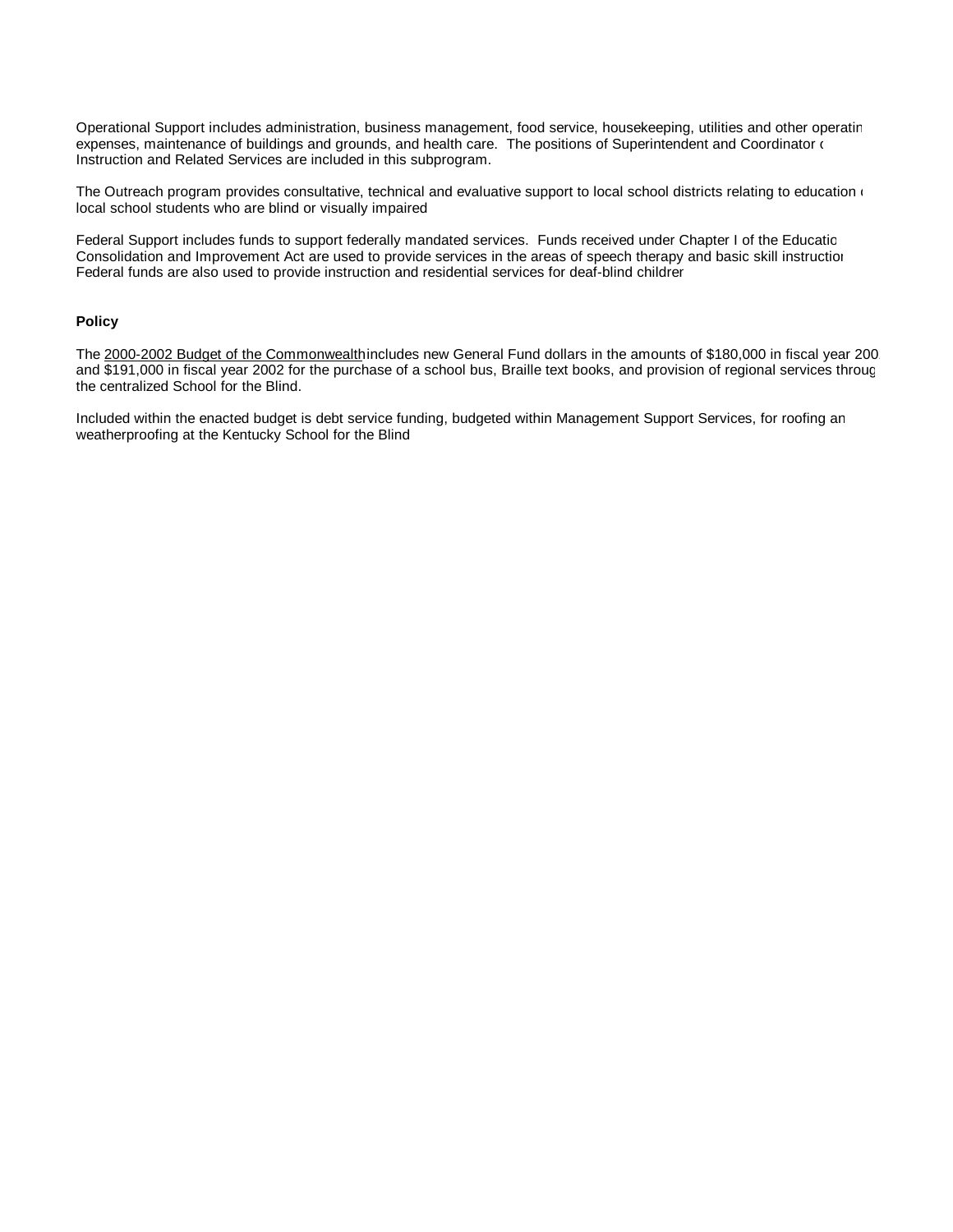Operational Support includes administration, business management, food service, housekeeping, utilities and other operating expenses, maintenance of buildings and grounds, and health care. The positions of Superintendent and Coordinator of Instruction and Related Services are included in this subprogram.

The Outreach program provides consultative, technical and evaluative support to local school districts relating to education of local school students who are blind or visually impaired

Federal Support includes funds to support federally mandated services. Funds received under Chapter I of the Education Consolidation and Improvement Act are used to provide services in the areas of speech therapy and basic skill instruction. Federal funds are also used to provide instruction and residential services for deaf-blind children

**Policy**

The 2000-2002 Budget of the Commonwealth includes new General Fund dollars in the amounts of $180,000 in fiscal year 2001 and $191,000 in fiscal year 2002 for the purchase of a school bus, Braille text books, and provision of regional services through the centralized School for the Blind.

Included within the enacted budget is debt service funding, budgeted within Management Support Services, for roofing and weatherproofing at the Kentucky School for the Blind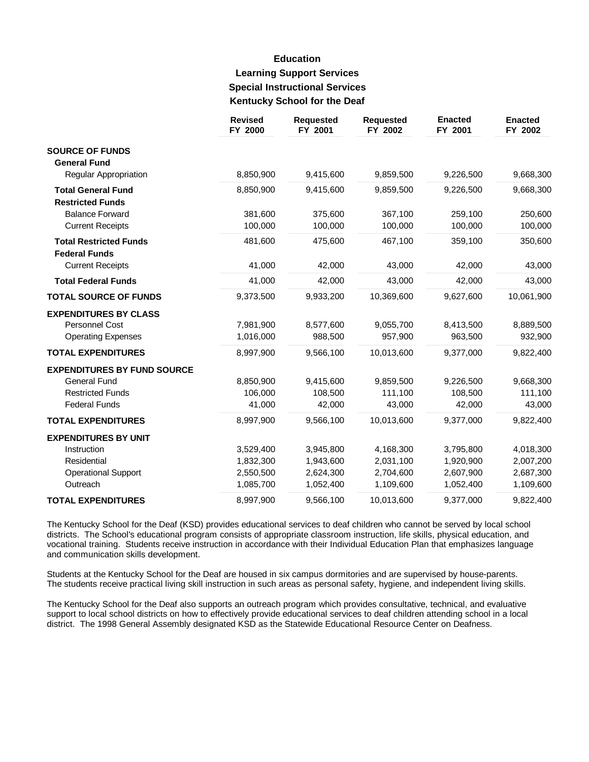# Education

## Learning Support Services

### Special Instructional Services

### Kentucky School for the Deaf

| | Revised FY 2000 | Requested FY 2001 | Requested FY 2002 | Enacted FY 2001 | Enacted FY 2002 |
|---|---|---|---|---|---|
| **SOURCE OF FUNDS** | | | | | |
| **General Fund** | | | | | |
| Regular Appropriation | 8,850,900 | 9,415,600 | 9,859,500 | 9,226,500 | 9,668,300 |
| **Total General Fund** | 8,850,900 | 9,415,600 | 9,859,500 | 9,226,500 | 9,668,300 |
| **Restricted Funds** | | | | | |
| Balance Forward | 381,600 | 375,600 | 367,100 | 259,100 | 250,600 |
| Current Receipts | 100,000 | 100,000 | 100,000 | 100,000 | 100,000 |
| **Total Restricted Funds** | 481,600 | 475,600 | 467,100 | 359,100 | 350,600 |
| **Federal Funds** | | | | | |
| Current Receipts | 41,000 | 42,000 | 43,000 | 42,000 | 43,000 |
| **Total Federal Funds** | 41,000 | 42,000 | 43,000 | 42,000 | 43,000 |
| **TOTAL SOURCE OF FUNDS** | 9,373,500 | 9,933,200 | 10,369,600 | 9,627,600 | 10,061,900 |
| **EXPENDITURES BY CLASS** | | | | | |
| Personnel Cost | 7,981,900 | 8,577,600 | 9,055,700 | 8,413,500 | 8,889,500 |
| Operating Expenses | 1,016,000 | 988,500 | 957,900 | 963,500 | 932,900 |
| **TOTAL EXPENDITURES** | 8,997,900 | 9,566,100 | 10,013,600 | 9,377,000 | 9,822,400 |
| **EXPENDITURES BY FUND SOURCE** | | | | | |
| General Fund | 8,850,900 | 9,415,600 | 9,859,500 | 9,226,500 | 9,668,300 |
| Restricted Funds | 106,000 | 108,500 | 111,100 | 108,500 | 111,100 |
| Federal Funds | 41,000 | 42,000 | 43,000 | 42,000 | 43,000 |
| **TOTAL EXPENDITURES** | 8,997,900 | 9,566,100 | 10,013,600 | 9,377,000 | 9,822,400 |
| **EXPENDITURES BY UNIT** | | | | | |
| Instruction | 3,529,400 | 3,945,800 | 4,168,300 | 3,795,800 | 4,018,300 |
| Residential | 1,832,300 | 1,943,600 | 2,031,100 | 1,920,900 | 2,007,200 |
| Operational Support | 2,550,500 | 2,624,300 | 2,704,600 | 2,607,900 | 2,687,300 |
| Outreach | 1,085,700 | 1,052,400 | 1,109,600 | 1,052,400 | 1,109,600 |
| **TOTAL EXPENDITURES** | 8,997,900 | 9,566,100 | 10,013,600 | 9,377,000 | 9,822,400 |

The Kentucky School for the Deaf (KSD) provides educational services to deaf children who cannot be served by local school districts. The School's educational program consists of appropriate classroom instruction, life skills, physical education, and vocational training. Students receive instruction in accordance with their Individual Education Plan that emphasizes language and communication skills development.

Students at the Kentucky School for the Deaf are housed in six campus dormitories and are supervised by house-parents. The students receive practical living skill instruction in such areas as personal safety, hygiene, and independent living skills.

The Kentucky School for the Deaf also supports an outreach program which provides consultative, technical, and evaluative support to local school districts on how to effectively provide educational services to deaf children attending school in a local district. The 1998 General Assembly designated KSD as the Statewide Educational Resource Center on Deafness.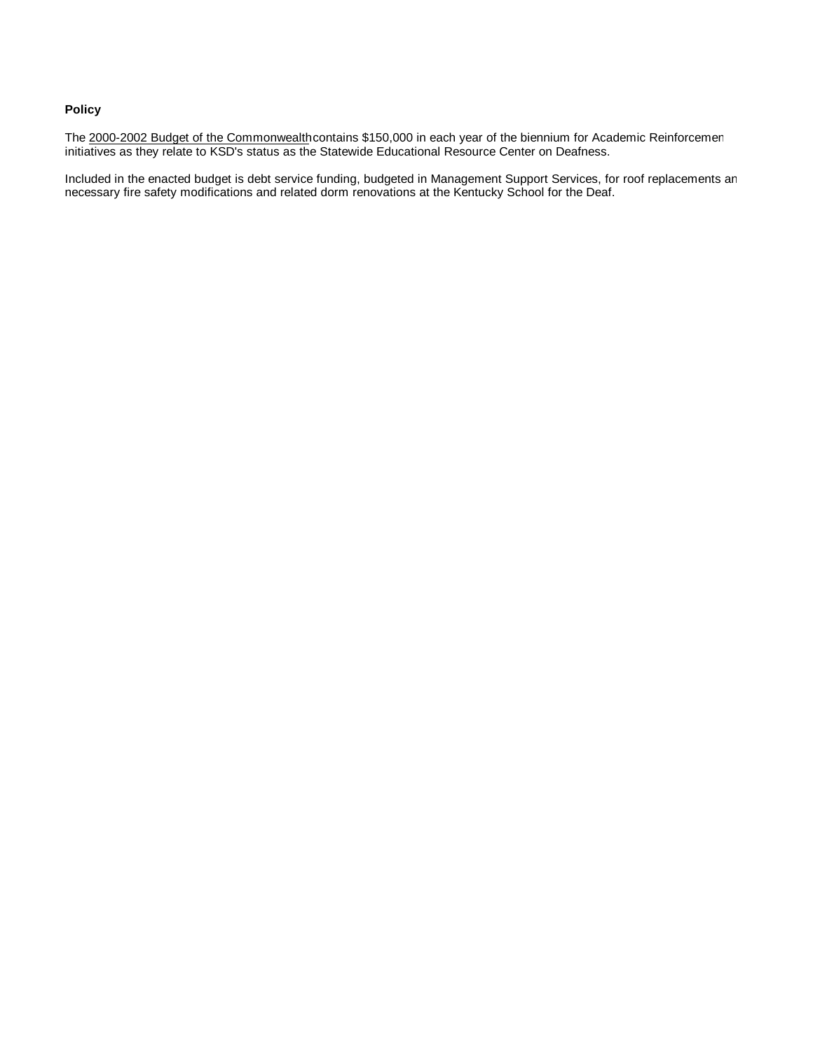**Policy**

The 2000-2002 Budget of the Commonwealth contains $150,000 in each year of the biennium for Academic Reinforcemen initiatives as they relate to KSD's status as the Statewide Educational Resource Center on Deafness.

Included in the enacted budget is debt service funding, budgeted in Management Support Services, for roof replacements an necessary fire safety modifications and related dorm renovations at the Kentucky School for the Deaf.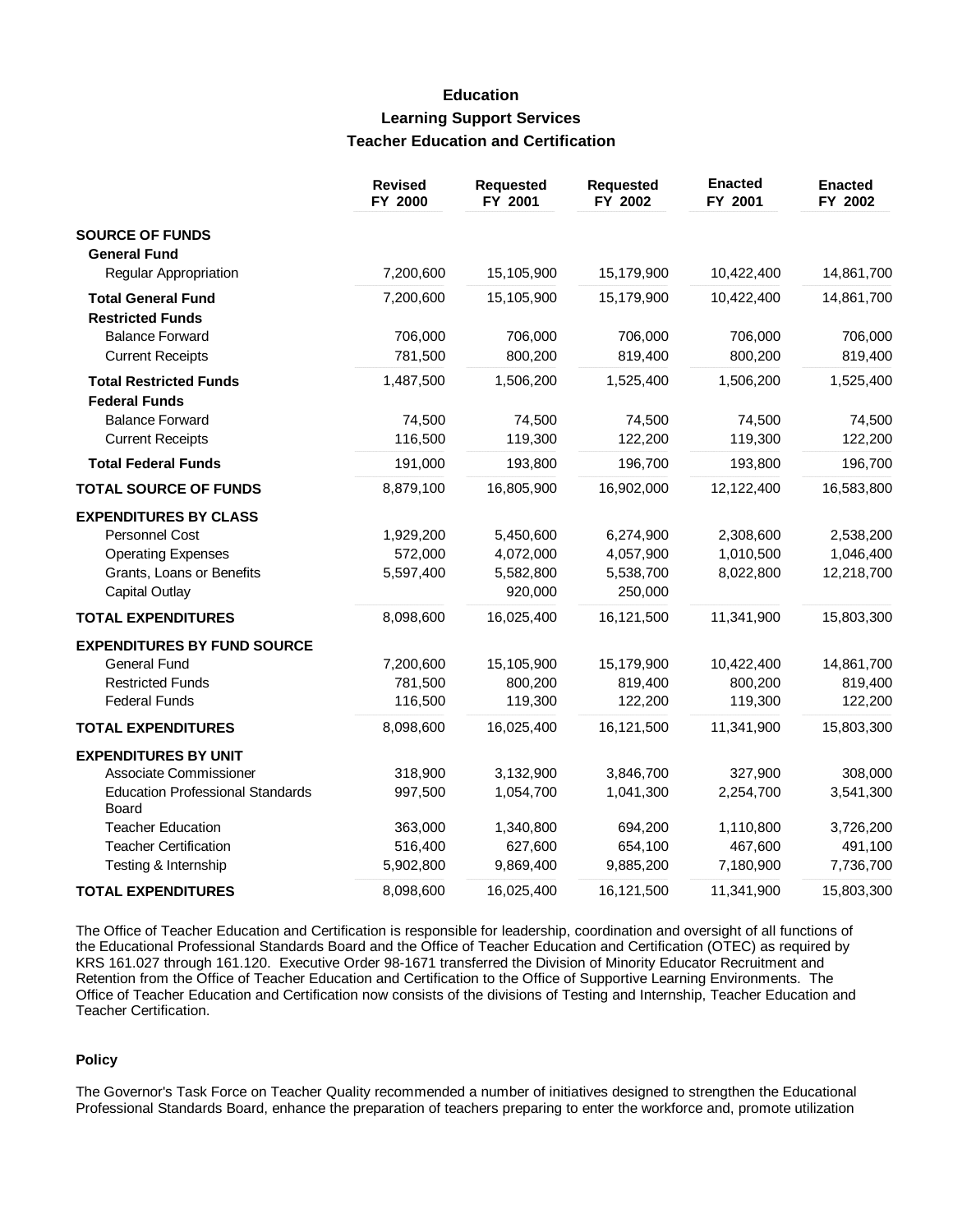# Education

## Learning Support Services

### Teacher Education and Certification

| | Revised FY 2000 | Requested FY 2001 | Requested FY 2002 | Enacted FY 2001 | Enacted FY 2002 |
|---|---|---|---|---|---|
| **SOURCE OF FUNDS** | | | | | |
| **General Fund** | | | | | |
| Regular Appropriation | 7,200,600 | 15,105,900 | 15,179,900 | 10,422,400 | 14,861,700 |
| **Total General Fund** | 7,200,600 | 15,105,900 | 15,179,900 | 10,422,400 | 14,861,700 |
| **Restricted Funds** | | | | | |
| Balance Forward | 706,000 | 706,000 | 706,000 | 706,000 | 706,000 |
| Current Receipts | 781,500 | 800,200 | 819,400 | 800,200 | 819,400 |
| **Total Restricted Funds** | 1,487,500 | 1,506,200 | 1,525,400 | 1,506,200 | 1,525,400 |
| **Federal Funds** | | | | | |
| Balance Forward | 74,500 | 74,500 | 74,500 | 74,500 | 74,500 |
| Current Receipts | 116,500 | 119,300 | 122,200 | 119,300 | 122,200 |
| **Total Federal Funds** | 191,000 | 193,800 | 196,700 | 193,800 | 196,700 |
| **TOTAL SOURCE OF FUNDS** | 8,879,100 | 16,805,900 | 16,902,000 | 12,122,400 | 16,583,800 |
| **EXPENDITURES BY CLASS** | | | | | |
| Personnel Cost | 1,929,200 | 5,450,600 | 6,274,900 | 2,308,600 | 2,538,200 |
| Operating Expenses | 572,000 | 4,072,000 | 4,057,900 | 1,010,500 | 1,046,400 |
| Grants, Loans or Benefits | 5,597,400 | 5,582,800 | 5,538,700 | 8,022,800 | 12,218,700 |
| Capital Outlay | | 920,000 | 250,000 | | |
| **TOTAL EXPENDITURES** | 8,098,600 | 16,025,400 | 16,121,500 | 11,341,900 | 15,803,300 |
| **EXPENDITURES BY FUND SOURCE** | | | | | |
| General Fund | 7,200,600 | 15,105,900 | 15,179,900 | 10,422,400 | 14,861,700 |
| Restricted Funds | 781,500 | 800,200 | 819,400 | 800,200 | 819,400 |
| Federal Funds | 116,500 | 119,300 | 122,200 | 119,300 | 122,200 |
| **TOTAL EXPENDITURES** | 8,098,600 | 16,025,400 | 16,121,500 | 11,341,900 | 15,803,300 |
| **EXPENDITURES BY UNIT** | | | | | |
| Associate Commissioner | 318,900 | 3,132,900 | 3,846,700 | 327,900 | 308,000 |
| Education Professional Standards Board | 997,500 | 1,054,700 | 1,041,300 | 2,254,700 | 3,541,300 |
| Teacher Education | 363,000 | 1,340,800 | 694,200 | 1,110,800 | 3,726,200 |
| Teacher Certification | 516,400 | 627,600 | 654,100 | 467,600 | 491,100 |
| Testing & Internship | 5,902,800 | 9,869,400 | 9,885,200 | 7,180,900 | 7,736,700 |
| **TOTAL EXPENDITURES** | 8,098,600 | 16,025,400 | 16,121,500 | 11,341,900 | 15,803,300 |

The Office of Teacher Education and Certification is responsible for leadership, coordination and oversight of all functions of the Educational Professional Standards Board and the Office of Teacher Education and Certification (OTEC) as required by KRS 161.027 through 161.120. Executive Order 98-1671 transferred the Division of Minority Educator Recruitment and Retention from the Office of Teacher Education and Certification to the Office of Supportive Learning Environments. The Office of Teacher Education and Certification now consists of the divisions of Testing and Internship, Teacher Education and Teacher Certification.

**Policy**

The Governor's Task Force on Teacher Quality recommended a number of initiatives designed to strengthen the Educational Professional Standards Board, enhance the preparation of teachers preparing to enter the workforce and, promote utilization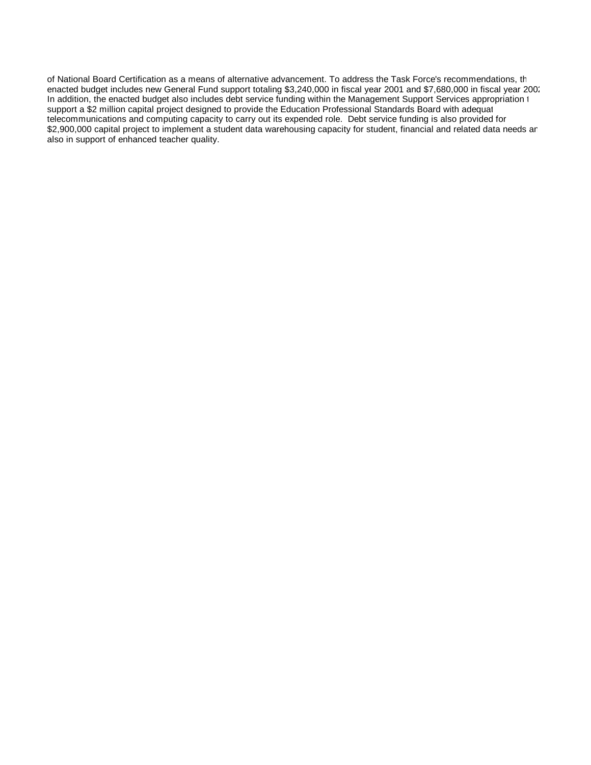of National Board Certification as a means of alternative advancement. To address the Task Force's recommendations, th enacted budget includes new General Fund support totaling $3,240,000 in fiscal year 2001 and $7,680,000 in fiscal year 2002. In addition, the enacted budget also includes debt service funding within the Management Support Services appropriation t support a $2 million capital project designed to provide the Education Professional Standards Board with adequat telecommunications and computing capacity to carry out its expended role. Debt service funding is also provided for $2,900,000 capital project to implement a student data warehousing capacity for student, financial and related data needs ar also in support of enhanced teacher quality.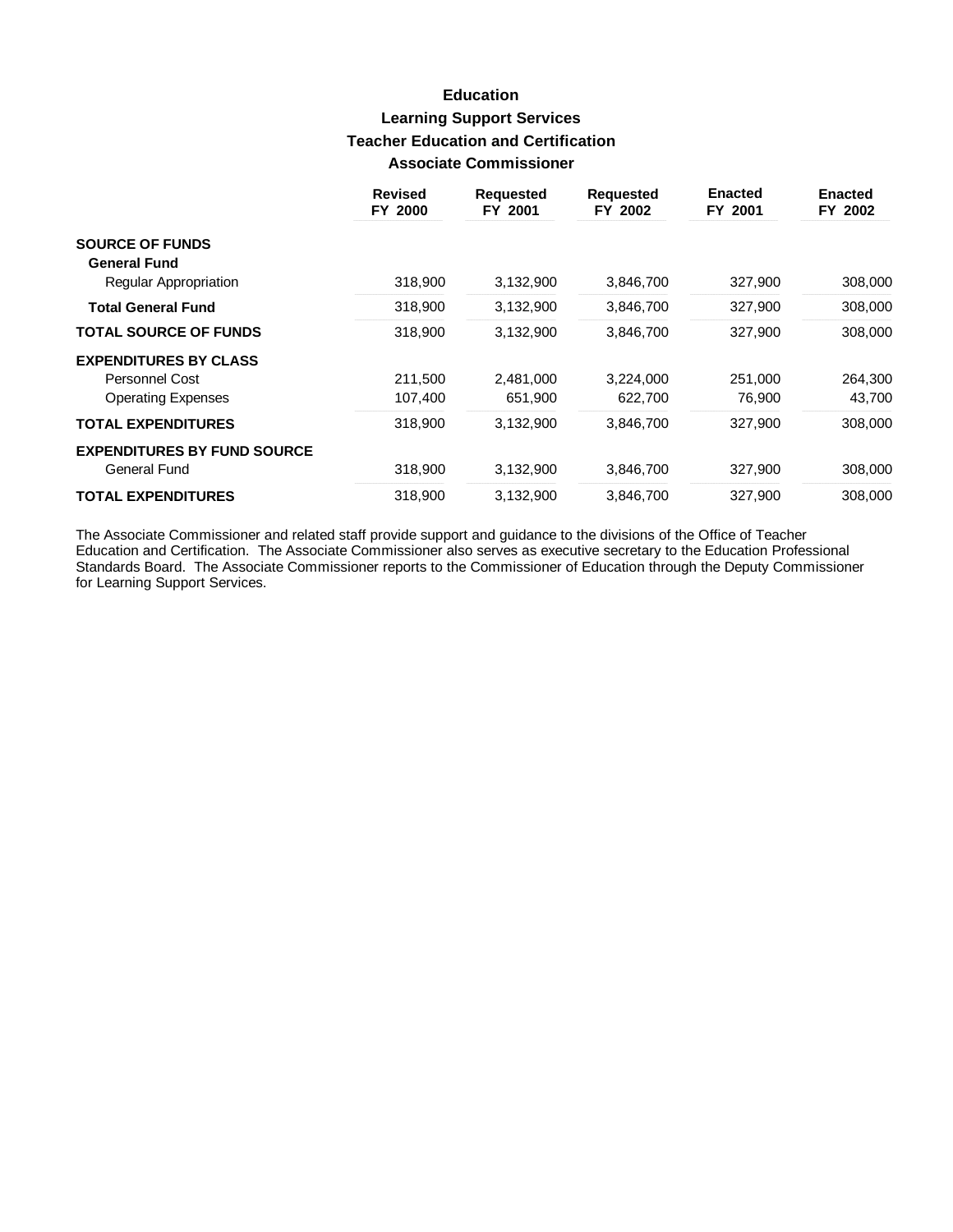# Education

## Learning Support Services

## Teacher Education and Certification

## Associate Commissioner

| | Revised FY 2000 | Requested FY 2001 | Requested FY 2002 | Enacted FY 2001 | Enacted FY 2002 |
|---|---|---|---|---|---|
| **SOURCE OF FUNDS** | | | | | |
| **General Fund** | | | | | |
| Regular Appropriation | 318,900 | 3,132,900 | 3,846,700 | 327,900 | 308,000 |
| **Total General Fund** | 318,900 | 3,132,900 | 3,846,700 | 327,900 | 308,000 |
| **TOTAL SOURCE OF FUNDS** | 318,900 | 3,132,900 | 3,846,700 | 327,900 | 308,000 |
| **EXPENDITURES BY CLASS** | | | | | |
| Personnel Cost | 211,500 | 2,481,000 | 3,224,000 | 251,000 | 264,300 |
| Operating Expenses | 107,400 | 651,900 | 622,700 | 76,900 | 43,700 |
| **TOTAL EXPENDITURES** | 318,900 | 3,132,900 | 3,846,700 | 327,900 | 308,000 |
| **EXPENDITURES BY FUND SOURCE** | | | | | |
| General Fund | 318,900 | 3,132,900 | 3,846,700 | 327,900 | 308,000 |
| **TOTAL EXPENDITURES** | 318,900 | 3,132,900 | 3,846,700 | 327,900 | 308,000 |

The Associate Commissioner and related staff provide support and guidance to the divisions of the Office of Teacher Education and Certification. The Associate Commissioner also serves as executive secretary to the Education Professional Standards Board. The Associate Commissioner reports to the Commissioner of Education through the Deputy Commissioner for Learning Support Services.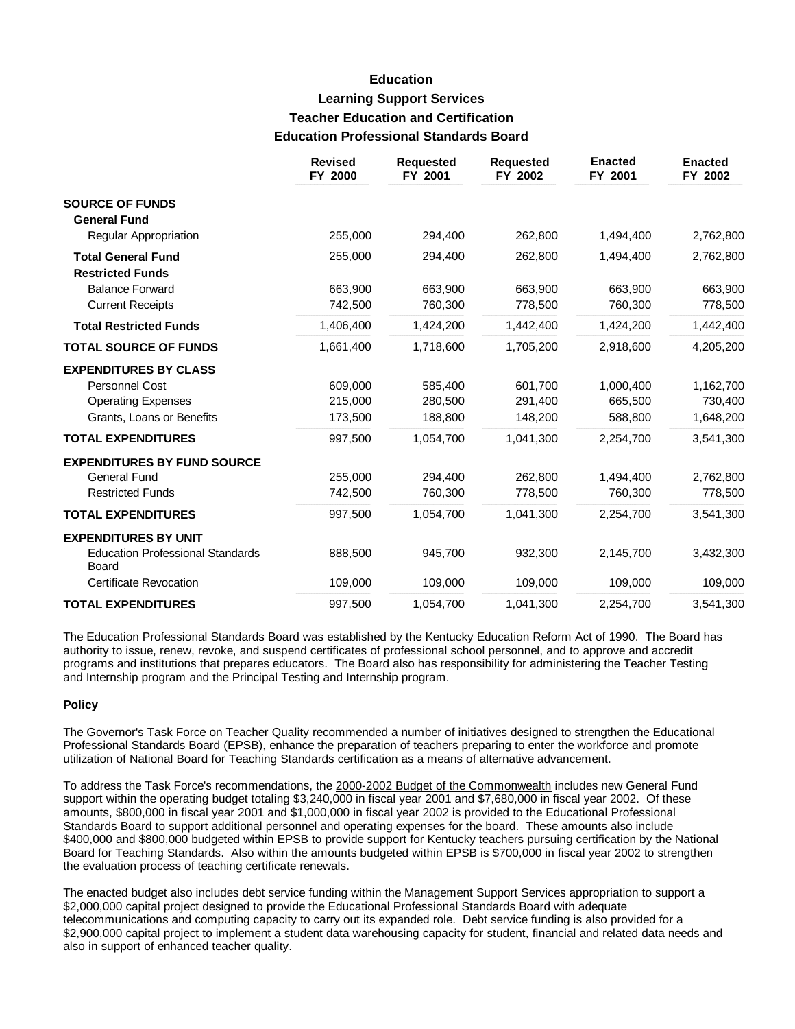# Education

## Learning Support Services

### Teacher Education and Certification

### Education Professional Standards Board

| | Revised FY 2000 | Requested FY 2001 | Requested FY 2002 | Enacted FY 2001 | Enacted FY 2002 |
|---|---|---|---|---|---|
| **SOURCE OF FUNDS** | | | | | |
| **General Fund** | | | | | |
| Regular Appropriation | 255,000 | 294,400 | 262,800 | 1,494,400 | 2,762,800 |
| **Total General Fund** | 255,000 | 294,400 | 262,800 | 1,494,400 | 2,762,800 |
| **Restricted Funds** | | | | | |
| Balance Forward | 663,900 | 663,900 | 663,900 | 663,900 | 663,900 |
| Current Receipts | 742,500 | 760,300 | 778,500 | 760,300 | 778,500 |
| **Total Restricted Funds** | 1,406,400 | 1,424,200 | 1,442,400 | 1,424,200 | 1,442,400 |
| **TOTAL SOURCE OF FUNDS** | 1,661,400 | 1,718,600 | 1,705,200 | 2,918,600 | 4,205,200 |
| **EXPENDITURES BY CLASS** | | | | | |
| Personnel Cost | 609,000 | 585,400 | 601,700 | 1,000,400 | 1,162,700 |
| Operating Expenses | 215,000 | 280,500 | 291,400 | 665,500 | 730,400 |
| Grants, Loans or Benefits | 173,500 | 188,800 | 148,200 | 588,800 | 1,648,200 |
| **TOTAL EXPENDITURES** | 997,500 | 1,054,700 | 1,041,300 | 2,254,700 | 3,541,300 |
| **EXPENDITURES BY FUND SOURCE** | | | | | |
| General Fund | 255,000 | 294,400 | 262,800 | 1,494,400 | 2,762,800 |
| Restricted Funds | 742,500 | 760,300 | 778,500 | 760,300 | 778,500 |
| **TOTAL EXPENDITURES** | 997,500 | 1,054,700 | 1,041,300 | 2,254,700 | 3,541,300 |
| **EXPENDITURES BY UNIT** | | | | | |
| Education Professional Standards Board | 888,500 | 945,700 | 932,300 | 2,145,700 | 3,432,300 |
| Certificate Revocation | 109,000 | 109,000 | 109,000 | 109,000 | 109,000 |
| **TOTAL EXPENDITURES** | 997,500 | 1,054,700 | 1,041,300 | 2,254,700 | 3,541,300 |

The Education Professional Standards Board was established by the Kentucky Education Reform Act of 1990. The Board has authority to issue, renew, revoke, and suspend certificates of professional school personnel, and to approve and accredit programs and institutions that prepares educators. The Board also has responsibility for administering the Teacher Testing and Internship program and the Principal Testing and Internship program.

**Policy**

The Governor's Task Force on Teacher Quality recommended a number of initiatives designed to strengthen the Educational Professional Standards Board (EPSB), enhance the preparation of teachers preparing to enter the workforce and promote utilization of National Board for Teaching Standards certification as a means of alternative advancement.

To address the Task Force's recommendations, the 2000-2002 Budget of the Commonwealth includes new General Fund support within the operating budget totaling $3,240,000 in fiscal year 2001 and $7,680,000 in fiscal year 2002. Of these amounts, $800,000 in fiscal year 2001 and $1,000,000 in fiscal year 2002 is provided to the Educational Professional Standards Board to support additional personnel and operating expenses for the board. These amounts also include $400,000 and $800,000 budgeted within EPSB to provide support for Kentucky teachers pursuing certification by the National Board for Teaching Standards. Also within the amounts budgeted within EPSB is $700,000 in fiscal year 2002 to strengthen the evaluation process of teaching certificate renewals.

The enacted budget also includes debt service funding within the Management Support Services appropriation to support a $2,000,000 capital project designed to provide the Educational Professional Standards Board with adequate telecommunications and computing capacity to carry out its expanded role. Debt service funding is also provided for a $2,900,000 capital project to implement a student data warehousing capacity for student, financial and related data needs and also in support of enhanced teacher quality.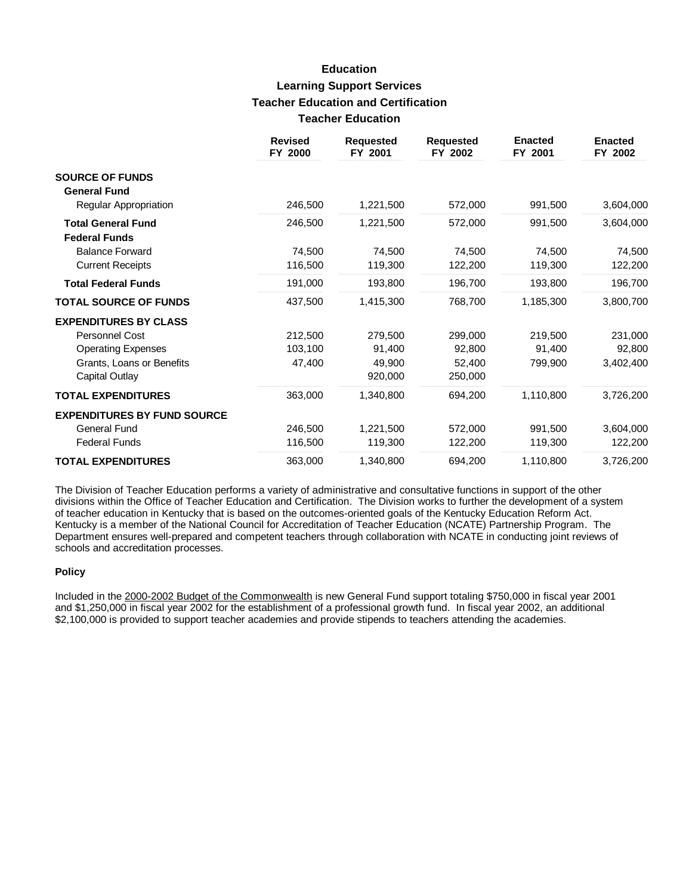# Education

## Learning Support Services

## Teacher Education and Certification

## Teacher Education

| | Revised FY 2000 | Requested FY 2001 | Requested FY 2002 | Enacted FY 2001 | Enacted FY 2002 |
|---|---|---|---|---|---|
| **SOURCE OF FUNDS** | | | | | |
| **General Fund** | | | | | |
| Regular Appropriation | 246,500 | 1,221,500 | 572,000 | 991,500 | 3,604,000 |
| **Total General Fund** | 246,500 | 1,221,500 | 572,000 | 991,500 | 3,604,000 |
| **Federal Funds** | | | | | |
| Balance Forward | 74,500 | 74,500 | 74,500 | 74,500 | 74,500 |
| Current Receipts | 116,500 | 119,300 | 122,200 | 119,300 | 122,200 |
| **Total Federal Funds** | 191,000 | 193,800 | 196,700 | 193,800 | 196,700 |
| **TOTAL SOURCE OF FUNDS** | 437,500 | 1,415,300 | 768,700 | 1,185,300 | 3,800,700 |
| **EXPENDITURES BY CLASS** | | | | | |
| Personnel Cost | 212,500 | 279,500 | 299,000 | 219,500 | 231,000 |
| Operating Expenses | 103,100 | 91,400 | 92,800 | 91,400 | 92,800 |
| Grants, Loans or Benefits | 47,400 | 49,900 | 52,400 | 799,900 | 3,402,400 |
| Capital Outlay | | 920,000 | 250,000 | | |
| **TOTAL EXPENDITURES** | 363,000 | 1,340,800 | 694,200 | 1,110,800 | 3,726,200 |
| **EXPENDITURES BY FUND SOURCE** | | | | | |
| General Fund | 246,500 | 1,221,500 | 572,000 | 991,500 | 3,604,000 |
| Federal Funds | 116,500 | 119,300 | 122,200 | 119,300 | 122,200 |
| **TOTAL EXPENDITURES** | 363,000 | 1,340,800 | 694,200 | 1,110,800 | 3,726,200 |

The Division of Teacher Education performs a variety of administrative and consultative functions in support of the other divisions within the Office of Teacher Education and Certification. The Division works to further the development of a system of teacher education in Kentucky that is based on the outcomes-oriented goals of the Kentucky Education Reform Act. Kentucky is a member of the National Council for Accreditation of Teacher Education (NCATE) Partnership Program. The Department ensures well-prepared and competent teachers through collaboration with NCATE in conducting joint reviews of schools and accreditation processes.

**Policy**

Included in the 2000-2002 Budget of the Commonwealth is new General Fund support totaling $750,000 in fiscal year 2001 and $1,250,000 in fiscal year 2002 for the establishment of a professional growth fund. In fiscal year 2002, an additional $2,100,000 is provided to support teacher academies and provide stipends to teachers attending the academies.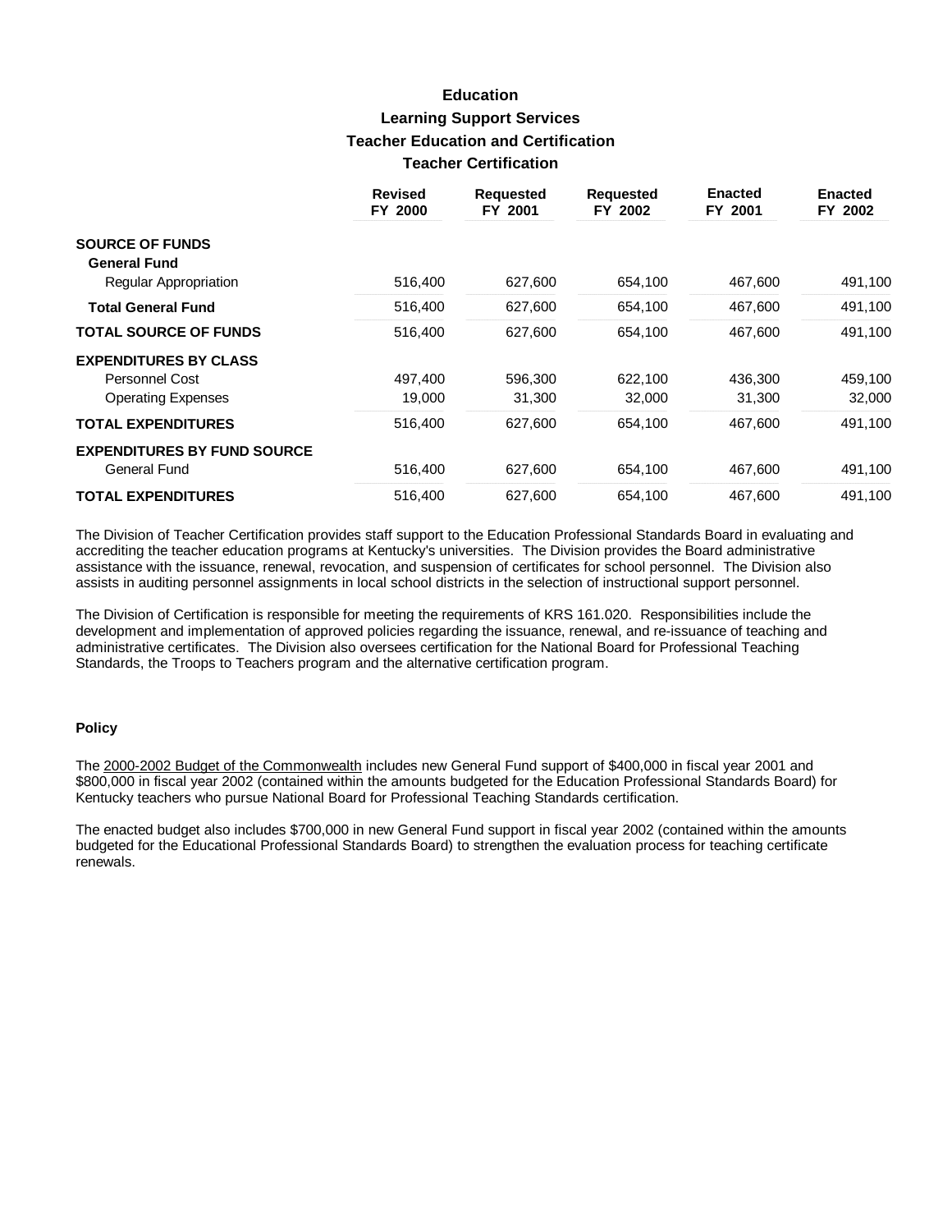# Education
## Learning Support Services
### Teacher Education and Certification
### Teacher Certification

| | Revised FY 2000 | Requested FY 2001 | Requested FY 2002 | Enacted FY 2001 | Enacted FY 2002 |
|---|---|---|---|---|---|
| **SOURCE OF FUNDS** | | | | | |
| **General Fund** | | | | | |
| Regular Appropriation | 516,400 | 627,600 | 654,100 | 467,600 | 491,100 |
| **Total General Fund** | 516,400 | 627,600 | 654,100 | 467,600 | 491,100 |
| **TOTAL SOURCE OF FUNDS** | 516,400 | 627,600 | 654,100 | 467,600 | 491,100 |
| **EXPENDITURES BY CLASS** | | | | | |
| Personnel Cost | 497,400 | 596,300 | 622,100 | 436,300 | 459,100 |
| Operating Expenses | 19,000 | 31,300 | 32,000 | 31,300 | 32,000 |
| **TOTAL EXPENDITURES** | 516,400 | 627,600 | 654,100 | 467,600 | 491,100 |
| **EXPENDITURES BY FUND SOURCE** | | | | | |
| General Fund | 516,400 | 627,600 | 654,100 | 467,600 | 491,100 |
| **TOTAL EXPENDITURES** | 516,400 | 627,600 | 654,100 | 467,600 | 491,100 |

The Division of Teacher Certification provides staff support to the Education Professional Standards Board in evaluating and accrediting the teacher education programs at Kentucky's universities. The Division provides the Board administrative assistance with the issuance, renewal, revocation, and suspension of certificates for school personnel. The Division also assists in auditing personnel assignments in local school districts in the selection of instructional support personnel.

The Division of Certification is responsible for meeting the requirements of KRS 161.020. Responsibilities include the development and implementation of approved policies regarding the issuance, renewal, and re-issuance of teaching and administrative certificates. The Division also oversees certification for the National Board for Professional Teaching Standards, the Troops to Teachers program and the alternative certification program.

**Policy**

The 2000-2002 Budget of the Commonwealth includes new General Fund support of $400,000 in fiscal year 2001 and $800,000 in fiscal year 2002 (contained within the amounts budgeted for the Education Professional Standards Board) for Kentucky teachers who pursue National Board for Professional Teaching Standards certification.

The enacted budget also includes $700,000 in new General Fund support in fiscal year 2002 (contained within the amounts budgeted for the Educational Professional Standards Board) to strengthen the evaluation process for teaching certificate renewals.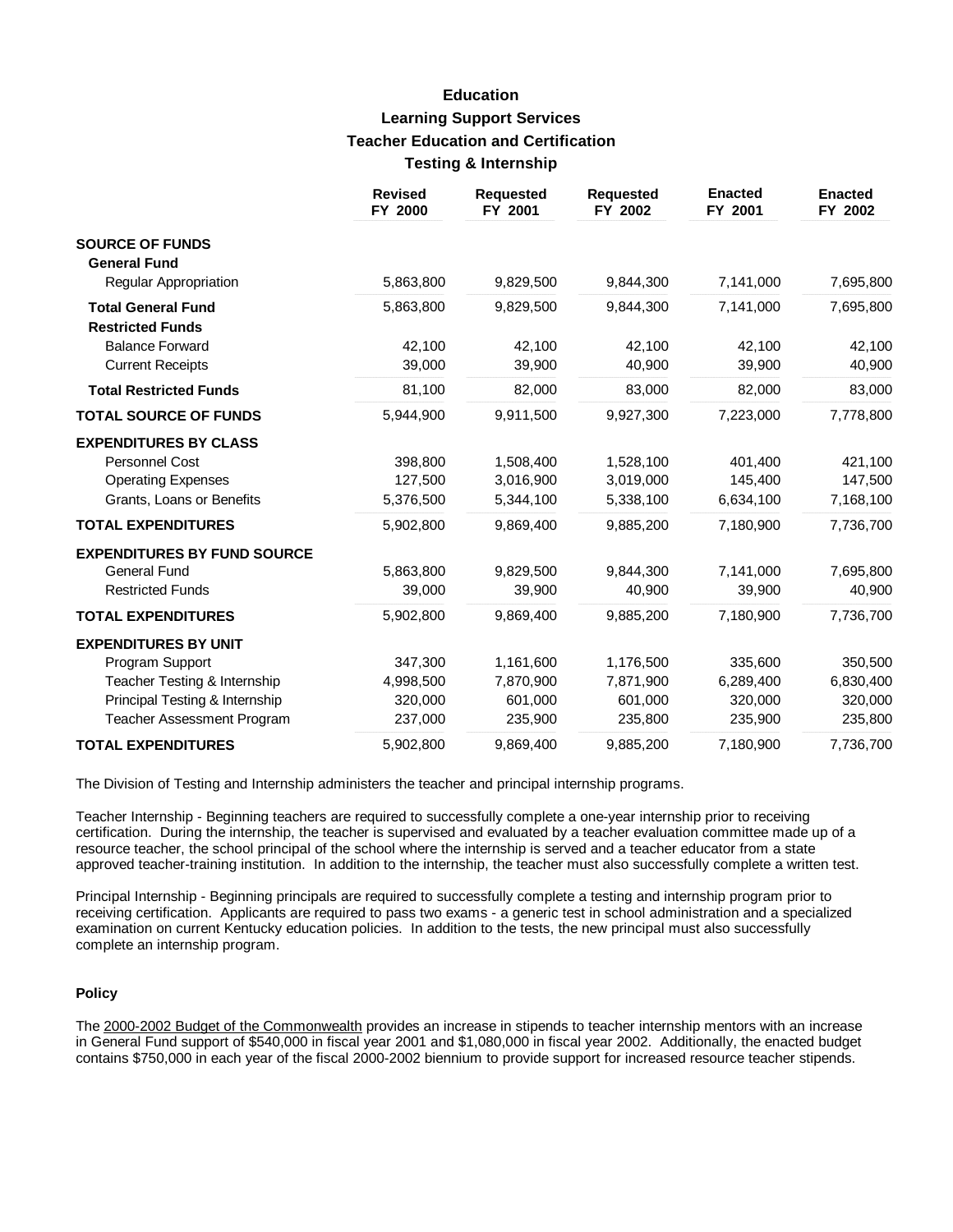# Education

## Learning Support Services

### Teacher Education and Certification

### Testing & Internship

| | Revised FY 2000 | Requested FY 2001 | Requested FY 2002 | Enacted FY 2001 | Enacted FY 2002 |
|---|---|---|---|---|---|
| **SOURCE OF FUNDS** | | | | | |
| **General Fund** | | | | | |
| Regular Appropriation | 5,863,800 | 9,829,500 | 9,844,300 | 7,141,000 | 7,695,800 |
| **Total General Fund** | 5,863,800 | 9,829,500 | 9,844,300 | 7,141,000 | 7,695,800 |
| **Restricted Funds** | | | | | |
| Balance Forward | 42,100 | 42,100 | 42,100 | 42,100 | 42,100 |
| Current Receipts | 39,000 | 39,900 | 40,900 | 39,900 | 40,900 |
| **Total Restricted Funds** | 81,100 | 82,000 | 83,000 | 82,000 | 83,000 |
| **TOTAL SOURCE OF FUNDS** | 5,944,900 | 9,911,500 | 9,927,300 | 7,223,000 | 7,778,800 |
| **EXPENDITURES BY CLASS** | | | | | |
| Personnel Cost | 398,800 | 1,508,400 | 1,528,100 | 401,400 | 421,100 |
| Operating Expenses | 127,500 | 3,016,900 | 3,019,000 | 145,400 | 147,500 |
| Grants, Loans or Benefits | 5,376,500 | 5,344,100 | 5,338,100 | 6,634,100 | 7,168,100 |
| **TOTAL EXPENDITURES** | 5,902,800 | 9,869,400 | 9,885,200 | 7,180,900 | 7,736,700 |
| **EXPENDITURES BY FUND SOURCE** | | | | | |
| General Fund | 5,863,800 | 9,829,500 | 9,844,300 | 7,141,000 | 7,695,800 |
| Restricted Funds | 39,000 | 39,900 | 40,900 | 39,900 | 40,900 |
| **TOTAL EXPENDITURES** | 5,902,800 | 9,869,400 | 9,885,200 | 7,180,900 | 7,736,700 |
| **EXPENDITURES BY UNIT** | | | | | |
| Program Support | 347,300 | 1,161,600 | 1,176,500 | 335,600 | 350,500 |
| Teacher Testing & Internship | 4,998,500 | 7,870,900 | 7,871,900 | 6,289,400 | 6,830,400 |
| Principal Testing & Internship | 320,000 | 601,000 | 601,000 | 320,000 | 320,000 |
| Teacher Assessment Program | 237,000 | 235,900 | 235,800 | 235,900 | 235,800 |
| **TOTAL EXPENDITURES** | 5,902,800 | 9,869,400 | 9,885,200 | 7,180,900 | 7,736,700 |

The Division of Testing and Internship administers the teacher and principal internship programs.

Teacher Internship - Beginning teachers are required to successfully complete a one-year internship prior to receiving certification. During the internship, the teacher is supervised and evaluated by a teacher evaluation committee made up of a resource teacher, the school principal of the school where the internship is served and a teacher educator from a state approved teacher-training institution. In addition to the internship, the teacher must also successfully complete a written test.

Principal Internship - Beginning principals are required to successfully complete a testing and internship program prior to receiving certification. Applicants are required to pass two exams - a generic test in school administration and a specialized examination on current Kentucky education policies. In addition to the tests, the new principal must also successfully complete an internship program.

#### Policy

The 2000-2002 Budget of the Commonwealth provides an increase in stipends to teacher internship mentors with an increase in General Fund support of $540,000 in fiscal year 2001 and $1,080,000 in fiscal year 2002. Additionally, the enacted budget contains $750,000 in each year of the fiscal 2000-2002 biennium to provide support for increased resource teacher stipends.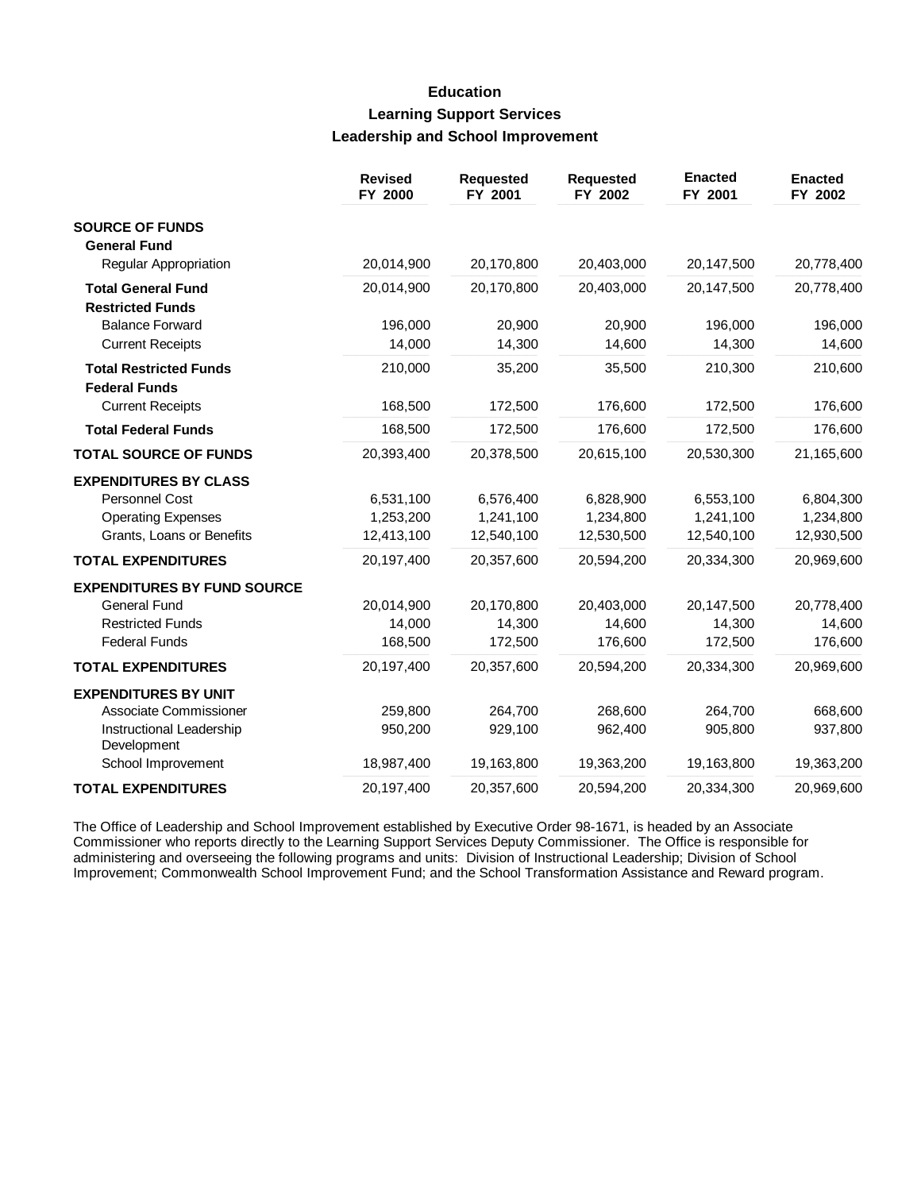# Education
## Learning Support Services
### Leadership and School Improvement

| | Revised FY 2000 | Requested FY 2001 | Requested FY 2002 | Enacted FY 2001 | Enacted FY 2002 |
|---|---|---|---|---|---|
| **SOURCE OF FUNDS** | | | | | |
| **General Fund** | | | | | |
| Regular Appropriation | 20,014,900 | 20,170,800 | 20,403,000 | 20,147,500 | 20,778,400 |
| **Total General Fund** | 20,014,900 | 20,170,800 | 20,403,000 | 20,147,500 | 20,778,400 |
| **Restricted Funds** | | | | | |
| Balance Forward | 196,000 | 20,900 | 20,900 | 196,000 | 196,000 |
| Current Receipts | 14,000 | 14,300 | 14,600 | 14,300 | 14,600 |
| **Total Restricted Funds** | 210,000 | 35,200 | 35,500 | 210,300 | 210,600 |
| **Federal Funds** | | | | | |
| Current Receipts | 168,500 | 172,500 | 176,600 | 172,500 | 176,600 |
| **Total Federal Funds** | 168,500 | 172,500 | 176,600 | 172,500 | 176,600 |
| **TOTAL SOURCE OF FUNDS** | 20,393,400 | 20,378,500 | 20,615,100 | 20,530,300 | 21,165,600 |
| **EXPENDITURES BY CLASS** | | | | | |
| Personnel Cost | 6,531,100 | 6,576,400 | 6,828,900 | 6,553,100 | 6,804,300 |
| Operating Expenses | 1,253,200 | 1,241,100 | 1,234,800 | 1,241,100 | 1,234,800 |
| Grants, Loans or Benefits | 12,413,100 | 12,540,100 | 12,530,500 | 12,540,100 | 12,930,500 |
| **TOTAL EXPENDITURES** | 20,197,400 | 20,357,600 | 20,594,200 | 20,334,300 | 20,969,600 |
| **EXPENDITURES BY FUND SOURCE** | | | | | |
| General Fund | 20,014,900 | 20,170,800 | 20,403,000 | 20,147,500 | 20,778,400 |
| Restricted Funds | 14,000 | 14,300 | 14,600 | 14,300 | 14,600 |
| Federal Funds | 168,500 | 172,500 | 176,600 | 172,500 | 176,600 |
| **TOTAL EXPENDITURES** | 20,197,400 | 20,357,600 | 20,594,200 | 20,334,300 | 20,969,600 |
| **EXPENDITURES BY UNIT** | | | | | |
| Associate Commissioner | 259,800 | 264,700 | 268,600 | 264,700 | 668,600 |
| Instructional Leadership Development | 950,200 | 929,100 | 962,400 | 905,800 | 937,800 |
| School Improvement | 18,987,400 | 19,163,800 | 19,363,200 | 19,163,800 | 19,363,200 |
| **TOTAL EXPENDITURES** | 20,197,400 | 20,357,600 | 20,594,200 | 20,334,300 | 20,969,600 |

The Office of Leadership and School Improvement established by Executive Order 98-1671, is headed by an Associate Commissioner who reports directly to the Learning Support Services Deputy Commissioner. The Office is responsible for administering and overseeing the following programs and units: Division of Instructional Leadership; Division of School Improvement; Commonwealth School Improvement Fund; and the School Transformation Assistance and Reward program.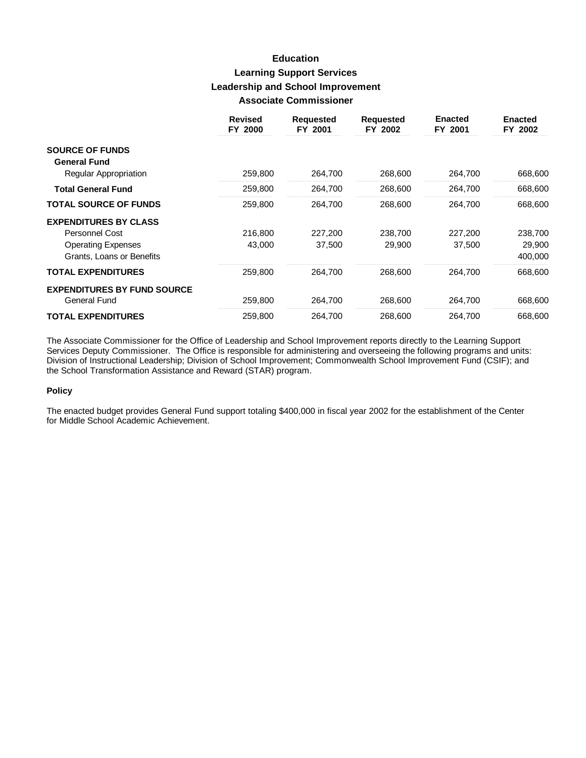# Education
## Learning Support Services
## Leadership and School Improvement
## Associate Commissioner

| | Revised FY 2000 | Requested FY 2001 | Requested FY 2002 | Enacted FY 2001 | Enacted FY 2002 |
|---|---|---|---|---|---|
| **SOURCE OF FUNDS** | | | | | |
| **General Fund** | | | | | |
| Regular Appropriation | 259,800 | 264,700 | 268,600 | 264,700 | 668,600 |
| **Total General Fund** | 259,800 | 264,700 | 268,600 | 264,700 | 668,600 |
| **TOTAL SOURCE OF FUNDS** | 259,800 | 264,700 | 268,600 | 264,700 | 668,600 |
| **EXPENDITURES BY CLASS** | | | | | |
| Personnel Cost | 216,800 | 227,200 | 238,700 | 227,200 | 238,700 |
| Operating Expenses | 43,000 | 37,500 | 29,900 | 37,500 | 29,900 |
| Grants, Loans or Benefits | | | | | 400,000 |
| **TOTAL EXPENDITURES** | 259,800 | 264,700 | 268,600 | 264,700 | 668,600 |
| **EXPENDITURES BY FUND SOURCE** | | | | | |
| General Fund | 259,800 | 264,700 | 268,600 | 264,700 | 668,600 |
| **TOTAL EXPENDITURES** | 259,800 | 264,700 | 268,600 | 264,700 | 668,600 |

The Associate Commissioner for the Office of Leadership and School Improvement reports directly to the Learning Support Services Deputy Commissioner. The Office is responsible for administering and overseeing the following programs and units: Division of Instructional Leadership; Division of School Improvement; Commonwealth School Improvement Fund (CSIF); and the School Transformation Assistance and Reward (STAR) program.

**Policy**

The enacted budget provides General Fund support totaling $400,000 in fiscal year 2002 for the establishment of the Center for Middle School Academic Achievement.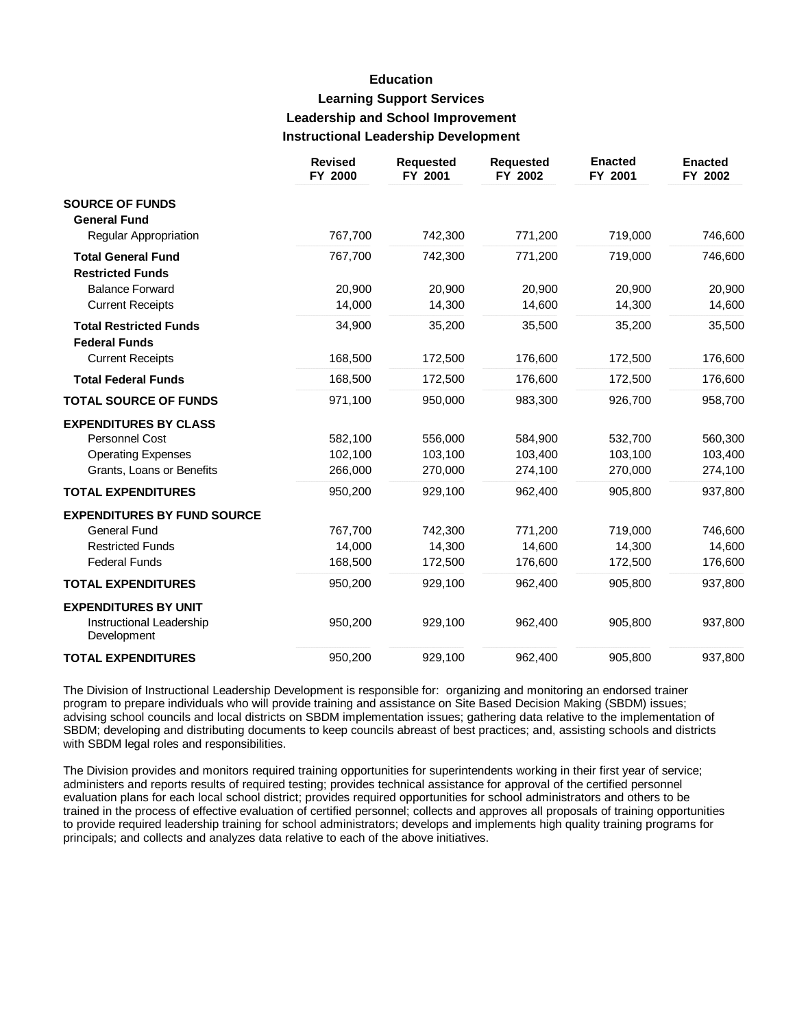# Education

## Learning Support Services

### Leadership and School Improvement

### Instructional Leadership Development

| | Revised FY 2000 | Requested FY 2001 | Requested FY 2002 | Enacted FY 2001 | Enacted FY 2002 |
|---|---|---|---|---|---|
| **SOURCE OF FUNDS** | | | | | |
| **General Fund** | | | | | |
| Regular Appropriation | 767,700 | 742,300 | 771,200 | 719,000 | 746,600 |
| **Total General Fund** | 767,700 | 742,300 | 771,200 | 719,000 | 746,600 |
| **Restricted Funds** | | | | | |
| Balance Forward | 20,900 | 20,900 | 20,900 | 20,900 | 20,900 |
| Current Receipts | 14,000 | 14,300 | 14,600 | 14,300 | 14,600 |
| **Total Restricted Funds** | 34,900 | 35,200 | 35,500 | 35,200 | 35,500 |
| **Federal Funds** | | | | | |
| Current Receipts | 168,500 | 172,500 | 176,600 | 172,500 | 176,600 |
| **Total Federal Funds** | 168,500 | 172,500 | 176,600 | 172,500 | 176,600 |
| **TOTAL SOURCE OF FUNDS** | 971,100 | 950,000 | 983,300 | 926,700 | 958,700 |
| **EXPENDITURES BY CLASS** | | | | | |
| Personnel Cost | 582,100 | 556,000 | 584,900 | 532,700 | 560,300 |
| Operating Expenses | 102,100 | 103,100 | 103,400 | 103,100 | 103,400 |
| Grants, Loans or Benefits | 266,000 | 270,000 | 274,100 | 270,000 | 274,100 |
| **TOTAL EXPENDITURES** | 950,200 | 929,100 | 962,400 | 905,800 | 937,800 |
| **EXPENDITURES BY FUND SOURCE** | | | | | |
| General Fund | 767,700 | 742,300 | 771,200 | 719,000 | 746,600 |
| Restricted Funds | 14,000 | 14,300 | 14,600 | 14,300 | 14,600 |
| Federal Funds | 168,500 | 172,500 | 176,600 | 172,500 | 176,600 |
| **TOTAL EXPENDITURES** | 950,200 | 929,100 | 962,400 | 905,800 | 937,800 |
| **EXPENDITURES BY UNIT** | | | | | |
| Instructional Leadership Development | 950,200 | 929,100 | 962,400 | 905,800 | 937,800 |
| **TOTAL EXPENDITURES** | 950,200 | 929,100 | 962,400 | 905,800 | 937,800 |

The Division of Instructional Leadership Development is responsible for: organizing and monitoring an endorsed trainer program to prepare individuals who will provide training and assistance on Site Based Decision Making (SBDM) issues; advising school councils and local districts on SBDM implementation issues; gathering data relative to the implementation of SBDM; developing and distributing documents to keep councils abreast of best practices; and, assisting schools and districts with SBDM legal roles and responsibilities.

The Division provides and monitors required training opportunities for superintendents working in their first year of service; administers and reports results of required testing; provides technical assistance for approval of the certified personnel evaluation plans for each local school district; provides required opportunities for school administrators and others to be trained in the process of effective evaluation of certified personnel; collects and approves all proposals of training opportunities to provide required leadership training for school administrators; develops and implements high quality training programs for principals; and collects and analyzes data relative to each of the above initiatives.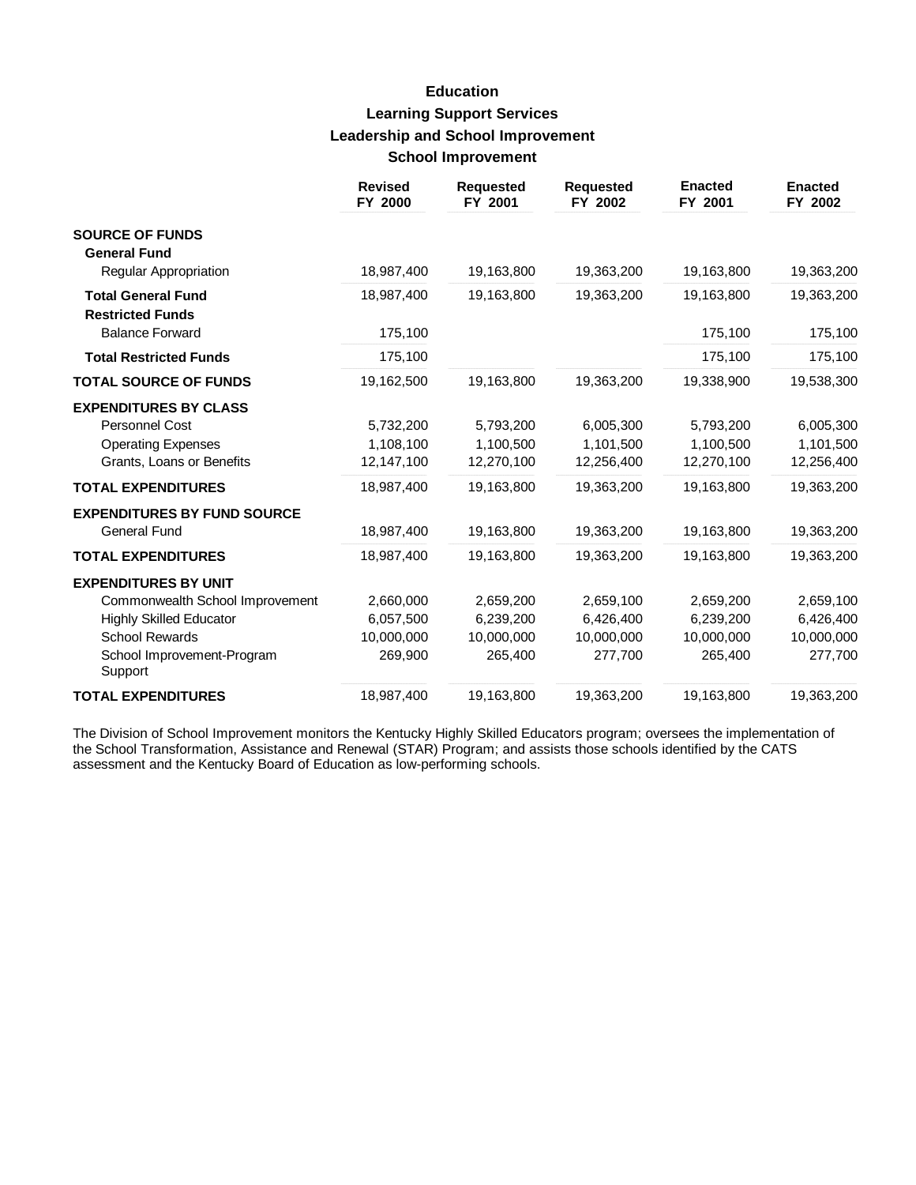# Education

## Learning Support Services

### Leadership and School Improvement

### School Improvement

| | Revised FY 2000 | Requested FY 2001 | Requested FY 2002 | Enacted FY 2001 | Enacted FY 2002 |
|---|---|---|---|---|---|
| **SOURCE OF FUNDS** | | | | | |
| **General Fund** | | | | | |
| Regular Appropriation | 18,987,400 | 19,163,800 | 19,363,200 | 19,163,800 | 19,363,200 |
| **Total General Fund** | 18,987,400 | 19,163,800 | 19,363,200 | 19,163,800 | 19,363,200 |
| **Restricted Funds** | | | | | |
| Balance Forward | 175,100 | | | 175,100 | 175,100 |
| **Total Restricted Funds** | 175,100 | | | 175,100 | 175,100 |
| **TOTAL SOURCE OF FUNDS** | 19,162,500 | 19,163,800 | 19,363,200 | 19,338,900 | 19,538,300 |
| **EXPENDITURES BY CLASS** | | | | | |
| Personnel Cost | 5,732,200 | 5,793,200 | 6,005,300 | 5,793,200 | 6,005,300 |
| Operating Expenses | 1,108,100 | 1,100,500 | 1,101,500 | 1,100,500 | 1,101,500 |
| Grants, Loans or Benefits | 12,147,100 | 12,270,100 | 12,256,400 | 12,270,100 | 12,256,400 |
| **TOTAL EXPENDITURES** | 18,987,400 | 19,163,800 | 19,363,200 | 19,163,800 | 19,363,200 |
| **EXPENDITURES BY FUND SOURCE** | | | | | |
| General Fund | 18,987,400 | 19,163,800 | 19,363,200 | 19,163,800 | 19,363,200 |
| **TOTAL EXPENDITURES** | 18,987,400 | 19,163,800 | 19,363,200 | 19,163,800 | 19,363,200 |
| **EXPENDITURES BY UNIT** | | | | | |
| Commonwealth School Improvement | 2,660,000 | 2,659,200 | 2,659,100 | 2,659,200 | 2,659,100 |
| Highly Skilled Educator | 6,057,500 | 6,239,200 | 6,426,400 | 6,239,200 | 6,426,400 |
| School Rewards | 10,000,000 | 10,000,000 | 10,000,000 | 10,000,000 | 10,000,000 |
| School Improvement-Program Support | 269,900 | 265,400 | 277,700 | 265,400 | 277,700 |
| **TOTAL EXPENDITURES** | 18,987,400 | 19,163,800 | 19,363,200 | 19,163,800 | 19,363,200 |

The Division of School Improvement monitors the Kentucky Highly Skilled Educators program; oversees the implementation of the School Transformation, Assistance and Renewal (STAR) Program; and assists those schools identified by the CATS assessment and the Kentucky Board of Education as low-performing schools.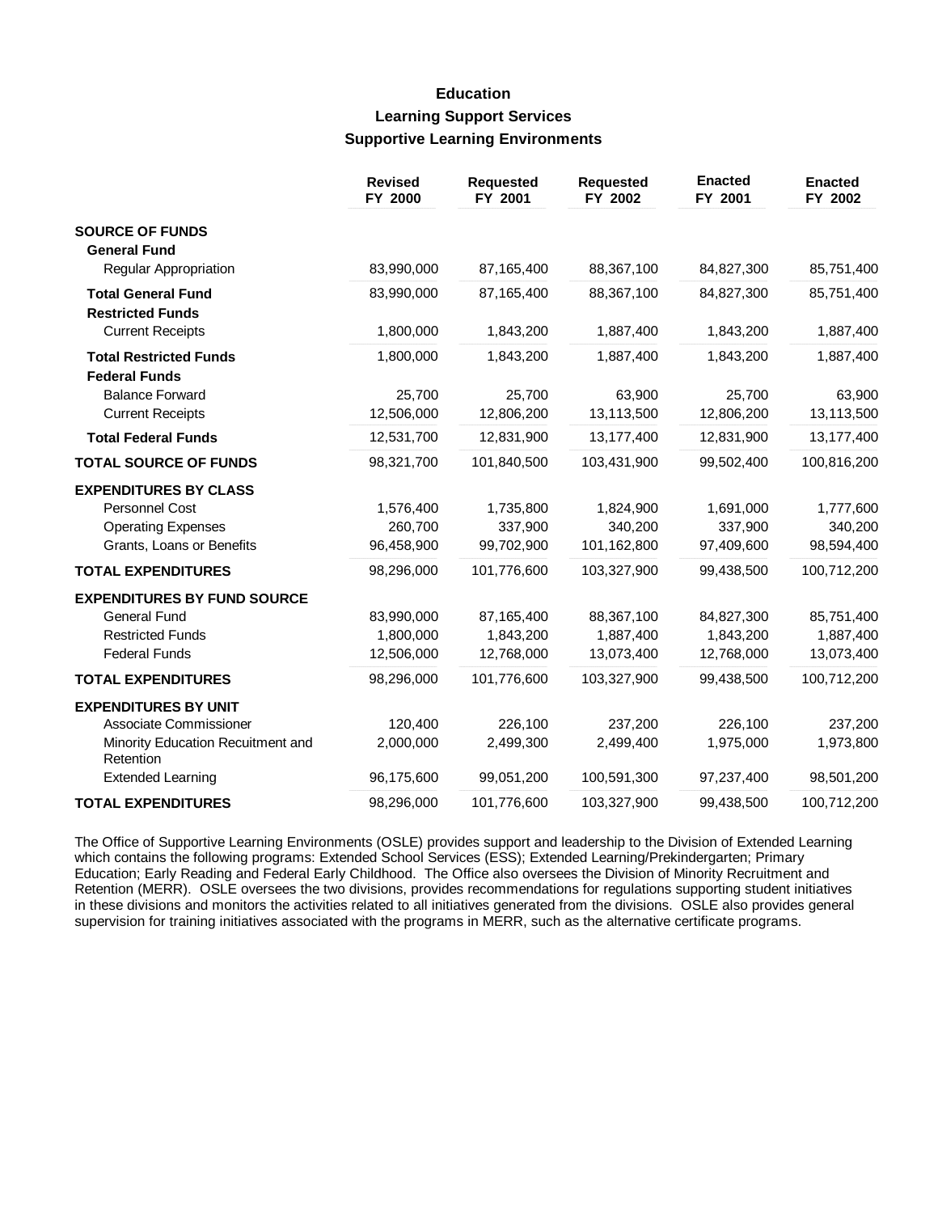# Education
## Learning Support Services
### Supportive Learning Environments

| | Revised FY 2000 | Requested FY 2001 | Requested FY 2002 | Enacted FY 2001 | Enacted FY 2002 |
|---|---|---|---|---|---|
| **SOURCE OF FUNDS** | | | | | |
| **General Fund** | | | | | |
| Regular Appropriation | 83,990,000 | 87,165,400 | 88,367,100 | 84,827,300 | 85,751,400 |
| **Total General Fund** | 83,990,000 | 87,165,400 | 88,367,100 | 84,827,300 | 85,751,400 |
| **Restricted Funds** | | | | | |
| Current Receipts | 1,800,000 | 1,843,200 | 1,887,400 | 1,843,200 | 1,887,400 |
| **Total Restricted Funds** | 1,800,000 | 1,843,200 | 1,887,400 | 1,843,200 | 1,887,400 |
| **Federal Funds** | | | | | |
| Balance Forward | 25,700 | 25,700 | 63,900 | 25,700 | 63,900 |
| Current Receipts | 12,506,000 | 12,806,200 | 13,113,500 | 12,806,200 | 13,113,500 |
| **Total Federal Funds** | 12,531,700 | 12,831,900 | 13,177,400 | 12,831,900 | 13,177,400 |
| **TOTAL SOURCE OF FUNDS** | 98,321,700 | 101,840,500 | 103,431,900 | 99,502,400 | 100,816,200 |
| **EXPENDITURES BY CLASS** | | | | | |
| Personnel Cost | 1,576,400 | 1,735,800 | 1,824,900 | 1,691,000 | 1,777,600 |
| Operating Expenses | 260,700 | 337,900 | 340,200 | 337,900 | 340,200 |
| Grants, Loans or Benefits | 96,458,900 | 99,702,900 | 101,162,800 | 97,409,600 | 98,594,400 |
| **TOTAL EXPENDITURES** | 98,296,000 | 101,776,600 | 103,327,900 | 99,438,500 | 100,712,200 |
| **EXPENDITURES BY FUND SOURCE** | | | | | |
| General Fund | 83,990,000 | 87,165,400 | 88,367,100 | 84,827,300 | 85,751,400 |
| Restricted Funds | 1,800,000 | 1,843,200 | 1,887,400 | 1,843,200 | 1,887,400 |
| Federal Funds | 12,506,000 | 12,768,000 | 13,073,400 | 12,768,000 | 13,073,400 |
| **TOTAL EXPENDITURES** | 98,296,000 | 101,776,600 | 103,327,900 | 99,438,500 | 100,712,200 |
| **EXPENDITURES BY UNIT** | | | | | |
| Associate Commissioner | 120,400 | 226,100 | 237,200 | 226,100 | 237,200 |
| Minority Education Recuitment and Retention | 2,000,000 | 2,499,300 | 2,499,400 | 1,975,000 | 1,973,800 |
| Extended Learning | 96,175,600 | 99,051,200 | 100,591,300 | 97,237,400 | 98,501,200 |
| **TOTAL EXPENDITURES** | 98,296,000 | 101,776,600 | 103,327,900 | 99,438,500 | 100,712,200 |

The Office of Supportive Learning Environments (OSLE) provides support and leadership to the Division of Extended Learning which contains the following programs: Extended School Services (ESS); Extended Learning/Prekindergarten; Primary Education; Early Reading and Federal Early Childhood. The Office also oversees the Division of Minority Recruitment and Retention (MERR). OSLE oversees the two divisions, provides recommendations for regulations supporting student initiatives in these divisions and monitors the activities related to all initiatives generated from the divisions. OSLE also provides general supervision for training initiatives associated with the programs in MERR, such as the alternative certificate programs.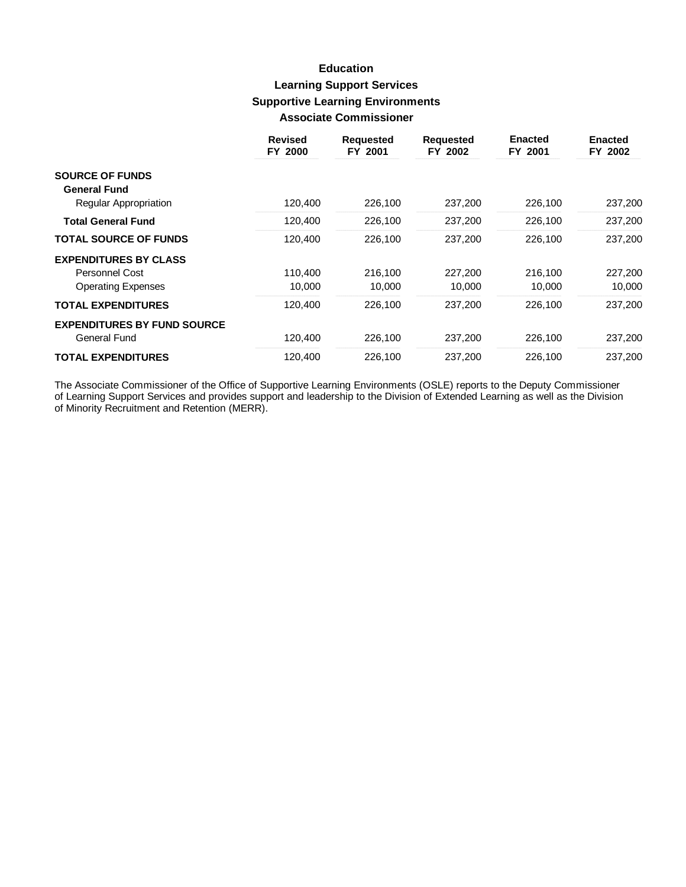# Education

## Learning Support Services

## Supportive Learning Environments

## Associate Commissioner

| | Revised FY 2000 | Requested FY 2001 | Requested FY 2002 | Enacted FY 2001 | Enacted FY 2002 |
|---|---|---|---|---|---|
| **SOURCE OF FUNDS** | | | | | |
| **General Fund** | | | | | |
| Regular Appropriation | 120,400 | 226,100 | 237,200 | 226,100 | 237,200 |
| **Total General Fund** | 120,400 | 226,100 | 237,200 | 226,100 | 237,200 |
| **TOTAL SOURCE OF FUNDS** | 120,400 | 226,100 | 237,200 | 226,100 | 237,200 |
| **EXPENDITURES BY CLASS** | | | | | |
| Personnel Cost | 110,400 | 216,100 | 227,200 | 216,100 | 227,200 |
| Operating Expenses | 10,000 | 10,000 | 10,000 | 10,000 | 10,000 |
| **TOTAL EXPENDITURES** | 120,400 | 226,100 | 237,200 | 226,100 | 237,200 |
| **EXPENDITURES BY FUND SOURCE** | | | | | |
| General Fund | 120,400 | 226,100 | 237,200 | 226,100 | 237,200 |
| **TOTAL EXPENDITURES** | 120,400 | 226,100 | 237,200 | 226,100 | 237,200 |

The Associate Commissioner of the Office of Supportive Learning Environments (OSLE) reports to the Deputy Commissioner of Learning Support Services and provides support and leadership to the Division of Extended Learning as well as the Division of Minority Recruitment and Retention (MERR).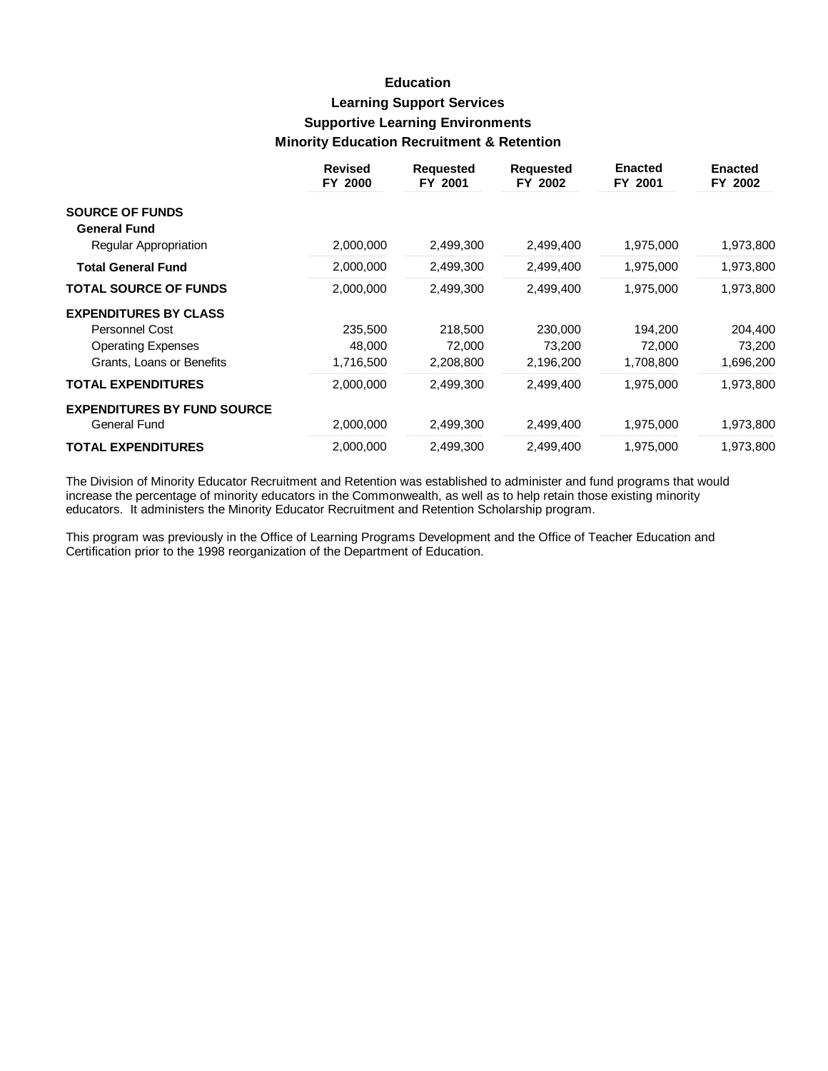# Education

## Learning Support Services

### Supportive Learning Environments

### Minority Education Recruitment & Retention

| | Revised FY 2000 | Requested FY 2001 | Requested FY 2002 | Enacted FY 2001 | Enacted FY 2002 |
|---|---|---|---|---|---|
| **SOURCE OF FUNDS** | | | | | |
| **General Fund** | | | | | |
| Regular Appropriation | 2,000,000 | 2,499,300 | 2,499,400 | 1,975,000 | 1,973,800 |
| **Total General Fund** | 2,000,000 | 2,499,300 | 2,499,400 | 1,975,000 | 1,973,800 |
| **TOTAL SOURCE OF FUNDS** | 2,000,000 | 2,499,300 | 2,499,400 | 1,975,000 | 1,973,800 |
| **EXPENDITURES BY CLASS** | | | | | |
| Personnel Cost | 235,500 | 218,500 | 230,000 | 194,200 | 204,400 |
| Operating Expenses | 48,000 | 72,000 | 73,200 | 72,000 | 73,200 |
| Grants, Loans or Benefits | 1,716,500 | 2,208,800 | 2,196,200 | 1,708,800 | 1,696,200 |
| **TOTAL EXPENDITURES** | 2,000,000 | 2,499,300 | 2,499,400 | 1,975,000 | 1,973,800 |
| **EXPENDITURES BY FUND SOURCE** | | | | | |
| General Fund | 2,000,000 | 2,499,300 | 2,499,400 | 1,975,000 | 1,973,800 |
| **TOTAL EXPENDITURES** | 2,000,000 | 2,499,300 | 2,499,400 | 1,975,000 | 1,973,800 |

The Division of Minority Educator Recruitment and Retention was established to administer and fund programs that would increase the percentage of minority educators in the Commonwealth, as well as to help retain those existing minority educators. It administers the Minority Educator Recruitment and Retention Scholarship program.

This program was previously in the Office of Learning Programs Development and the Office of Teacher Education and Certification prior to the 1998 reorganization of the Department of Education.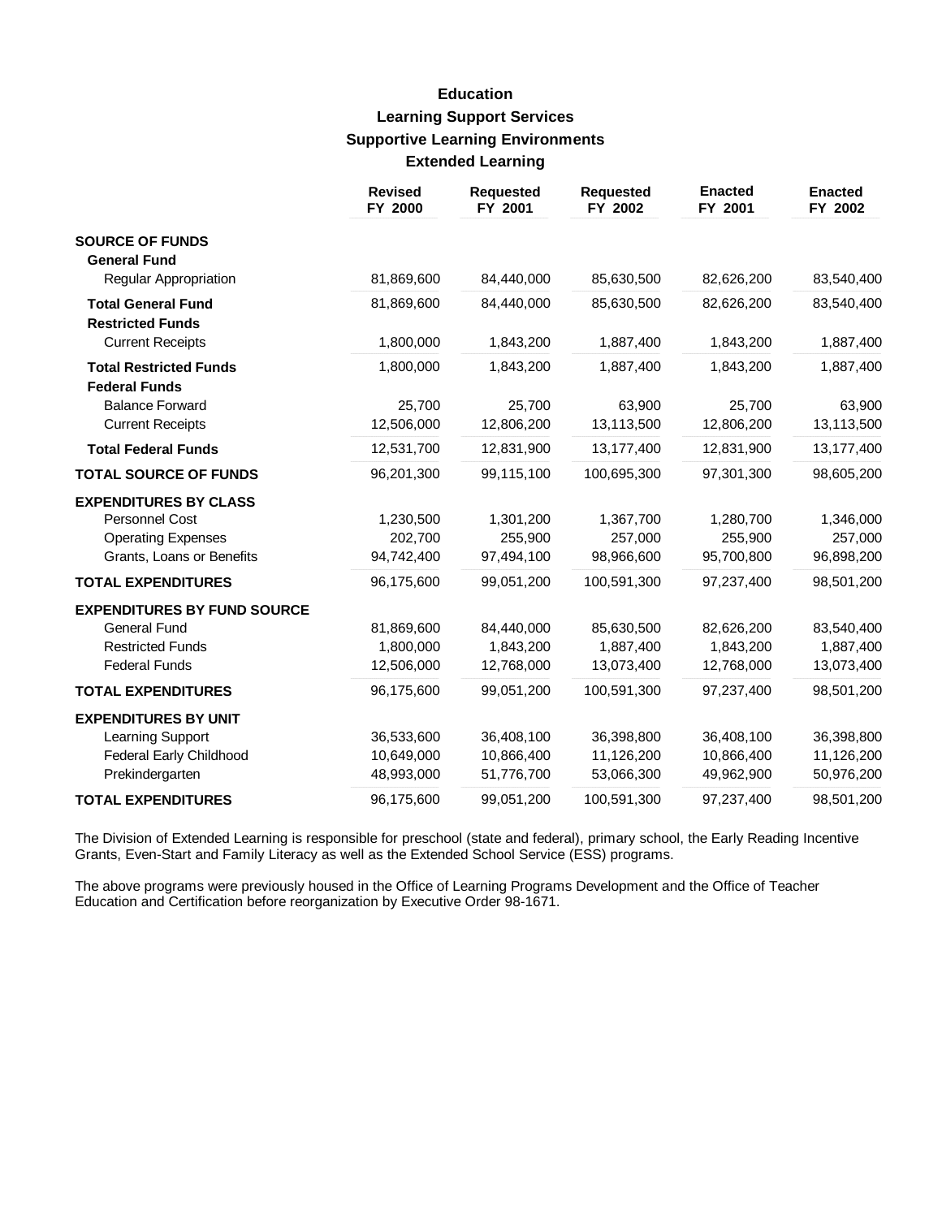# Education

## Learning Support Services

### Supportive Learning Environments

### Extended Learning

| | Revised FY 2000 | Requested FY 2001 | Requested FY 2002 | Enacted FY 2001 | Enacted FY 2002 |
|---|---|---|---|---|---|
| **SOURCE OF FUNDS** | | | | | |
| **General Fund** | | | | | |
| Regular Appropriation | 81,869,600 | 84,440,000 | 85,630,500 | 82,626,200 | 83,540,400 |
| **Total General Fund** | 81,869,600 | 84,440,000 | 85,630,500 | 82,626,200 | 83,540,400 |
| **Restricted Funds** | | | | | |
| Current Receipts | 1,800,000 | 1,843,200 | 1,887,400 | 1,843,200 | 1,887,400 |
| **Total Restricted Funds** | 1,800,000 | 1,843,200 | 1,887,400 | 1,843,200 | 1,887,400 |
| **Federal Funds** | | | | | |
| Balance Forward | 25,700 | 25,700 | 63,900 | 25,700 | 63,900 |
| Current Receipts | 12,506,000 | 12,806,200 | 13,113,500 | 12,806,200 | 13,113,500 |
| **Total Federal Funds** | 12,531,700 | 12,831,900 | 13,177,400 | 12,831,900 | 13,177,400 |
| **TOTAL SOURCE OF FUNDS** | 96,201,300 | 99,115,100 | 100,695,300 | 97,301,300 | 98,605,200 |
| **EXPENDITURES BY CLASS** | | | | | |
| Personnel Cost | 1,230,500 | 1,301,200 | 1,367,700 | 1,280,700 | 1,346,000 |
| Operating Expenses | 202,700 | 255,900 | 257,000 | 255,900 | 257,000 |
| Grants, Loans or Benefits | 94,742,400 | 97,494,100 | 98,966,600 | 95,700,800 | 96,898,200 |
| **TOTAL EXPENDITURES** | 96,175,600 | 99,051,200 | 100,591,300 | 97,237,400 | 98,501,200 |
| **EXPENDITURES BY FUND SOURCE** | | | | | |
| General Fund | 81,869,600 | 84,440,000 | 85,630,500 | 82,626,200 | 83,540,400 |
| Restricted Funds | 1,800,000 | 1,843,200 | 1,887,400 | 1,843,200 | 1,887,400 |
| Federal Funds | 12,506,000 | 12,768,000 | 13,073,400 | 12,768,000 | 13,073,400 |
| **TOTAL EXPENDITURES** | 96,175,600 | 99,051,200 | 100,591,300 | 97,237,400 | 98,501,200 |
| **EXPENDITURES BY UNIT** | | | | | |
| Learning Support | 36,533,600 | 36,408,100 | 36,398,800 | 36,408,100 | 36,398,800 |
| Federal Early Childhood | 10,649,000 | 10,866,400 | 11,126,200 | 10,866,400 | 11,126,200 |
| Prekindergarten | 48,993,000 | 51,776,700 | 53,066,300 | 49,962,900 | 50,976,200 |
| **TOTAL EXPENDITURES** | 96,175,600 | 99,051,200 | 100,591,300 | 97,237,400 | 98,501,200 |

The Division of Extended Learning is responsible for preschool (state and federal), primary school, the Early Reading Incentive Grants, Even-Start and Family Literacy as well as the Extended School Service (ESS) programs.

The above programs were previously housed in the Office of Learning Programs Development and the Office of Teacher Education and Certification before reorganization by Executive Order 98-1671.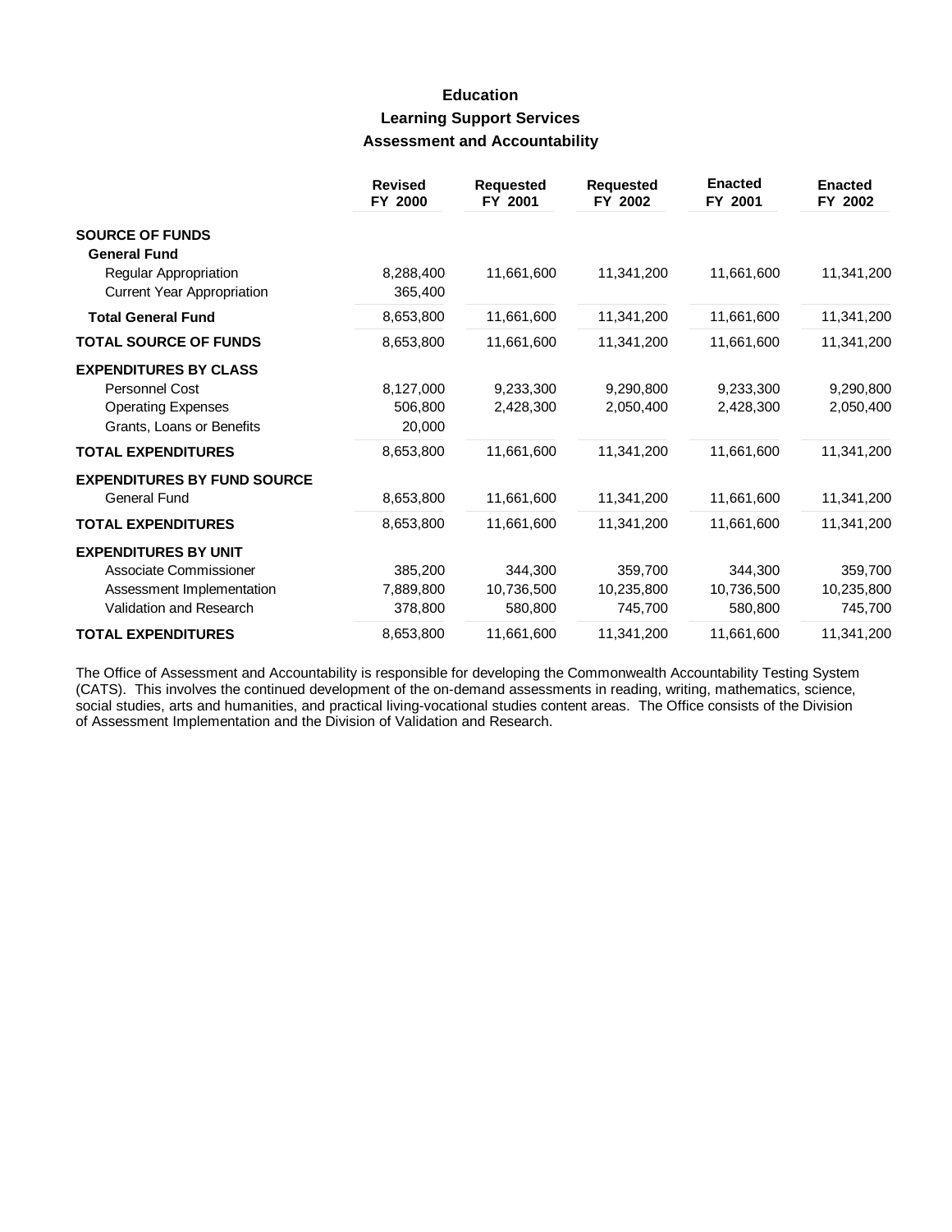# Education

## Learning Support Services

### Assessment and Accountability

| | Revised FY 2000 | Requested FY 2001 | Requested FY 2002 | Enacted FY 2001 | Enacted FY 2002 |
|---|---|---|---|---|---|
| **SOURCE OF FUNDS** | | | | | |
| **General Fund** | | | | | |
| Regular Appropriation | 8,288,400 | 11,661,600 | 11,341,200 | 11,661,600 | 11,341,200 |
| Current Year Appropriation | 365,400 | | | | |
| **Total General Fund** | 8,653,800 | 11,661,600 | 11,341,200 | 11,661,600 | 11,341,200 |
| **TOTAL SOURCE OF FUNDS** | 8,653,800 | 11,661,600 | 11,341,200 | 11,661,600 | 11,341,200 |
| **EXPENDITURES BY CLASS** | | | | | |
| Personnel Cost | 8,127,000 | 9,233,300 | 9,290,800 | 9,233,300 | 9,290,800 |
| Operating Expenses | 506,800 | 2,428,300 | 2,050,400 | 2,428,300 | 2,050,400 |
| Grants, Loans or Benefits | 20,000 | | | | |
| **TOTAL EXPENDITURES** | 8,653,800 | 11,661,600 | 11,341,200 | 11,661,600 | 11,341,200 |
| **EXPENDITURES BY FUND SOURCE** | | | | | |
| General Fund | 8,653,800 | 11,661,600 | 11,341,200 | 11,661,600 | 11,341,200 |
| **TOTAL EXPENDITURES** | 8,653,800 | 11,661,600 | 11,341,200 | 11,661,600 | 11,341,200 |
| **EXPENDITURES BY UNIT** | | | | | |
| Associate Commissioner | 385,200 | 344,300 | 359,700 | 344,300 | 359,700 |
| Assessment Implementation | 7,889,800 | 10,736,500 | 10,235,800 | 10,736,500 | 10,235,800 |
| Validation and Research | 378,800 | 580,800 | 745,700 | 580,800 | 745,700 |
| **TOTAL EXPENDITURES** | 8,653,800 | 11,661,600 | 11,341,200 | 11,661,600 | 11,341,200 |

The Office of Assessment and Accountability is responsible for developing the Commonwealth Accountability Testing System (CATS). This involves the continued development of the on-demand assessments in reading, writing, mathematics, science, social studies, arts and humanities, and practical living-vocational studies content areas. The Office consists of the Division of Assessment Implementation and the Division of Validation and Research.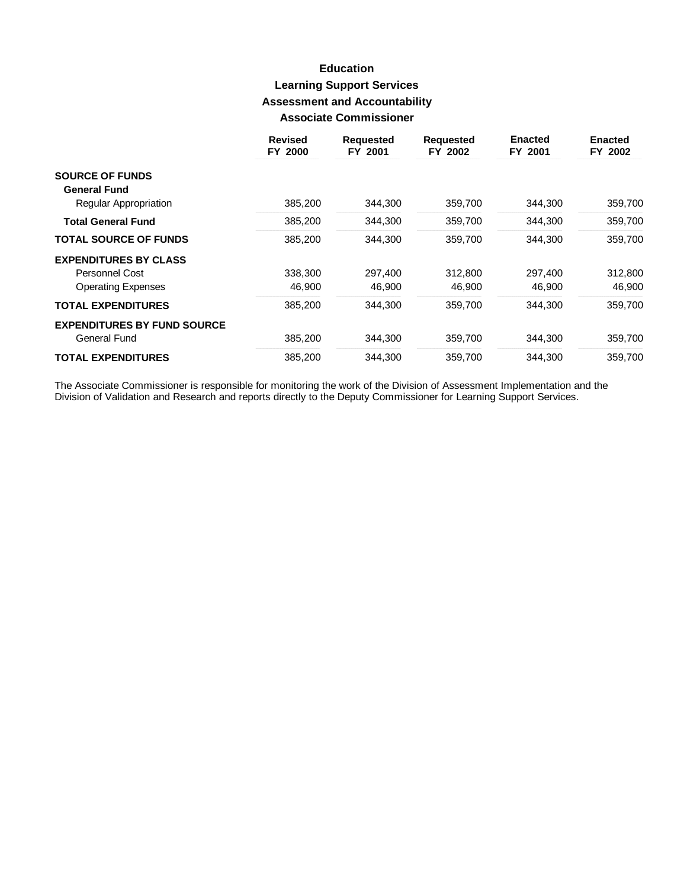# Education

## Learning Support Services

### Assessment and Accountability

### Associate Commissioner

| | Revised FY 2000 | Requested FY 2001 | Requested FY 2002 | Enacted FY 2001 | Enacted FY 2002 |
|---|---|---|---|---|---|
| **SOURCE OF FUNDS** | | | | | |
| **General Fund** | | | | | |
| Regular Appropriation | 385,200 | 344,300 | 359,700 | 344,300 | 359,700 |
| **Total General Fund** | 385,200 | 344,300 | 359,700 | 344,300 | 359,700 |
| **TOTAL SOURCE OF FUNDS** | 385,200 | 344,300 | 359,700 | 344,300 | 359,700 |
| **EXPENDITURES BY CLASS** | | | | | |
| Personnel Cost | 338,300 | 297,400 | 312,800 | 297,400 | 312,800 |
| Operating Expenses | 46,900 | 46,900 | 46,900 | 46,900 | 46,900 |
| **TOTAL EXPENDITURES** | 385,200 | 344,300 | 359,700 | 344,300 | 359,700 |
| **EXPENDITURES BY FUND SOURCE** | | | | | |
| General Fund | 385,200 | 344,300 | 359,700 | 344,300 | 359,700 |
| **TOTAL EXPENDITURES** | 385,200 | 344,300 | 359,700 | 344,300 | 359,700 |

The Associate Commissioner is responsible for monitoring the work of the Division of Assessment Implementation and the Division of Validation and Research and reports directly to the Deputy Commissioner for Learning Support Services.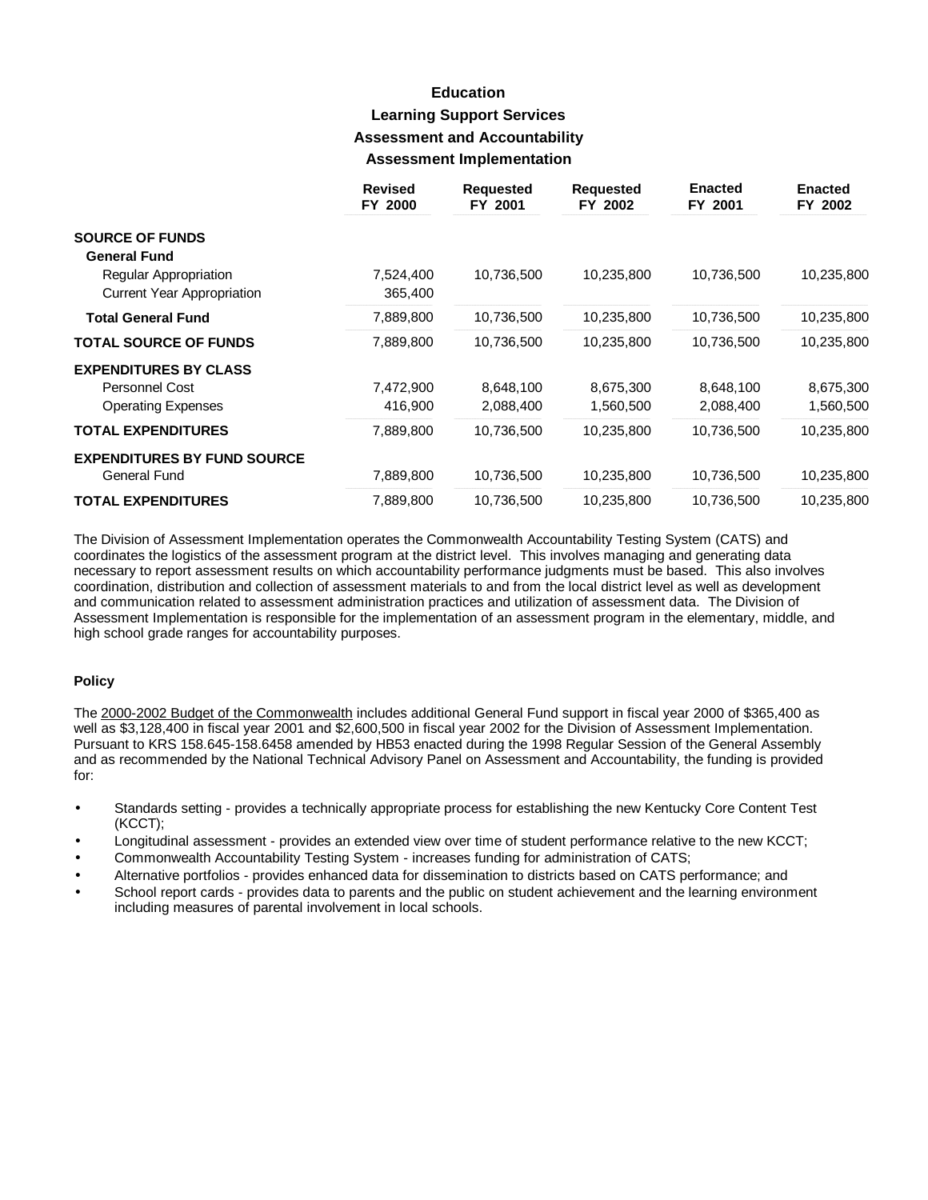# Education

## Learning Support Services

### Assessment and Accountability

### Assessment Implementation

| | Revised FY 2000 | Requested FY 2001 | Requested FY 2002 | Enacted FY 2001 | Enacted FY 2002 |
|---|---|---|---|---|---|
| **SOURCE OF FUNDS** | | | | | |
| **General Fund** | | | | | |
| Regular Appropriation | 7,524,400 | 10,736,500 | 10,235,800 | 10,736,500 | 10,235,800 |
| Current Year Appropriation | 365,400 | | | | |
| **Total General Fund** | 7,889,800 | 10,736,500 | 10,235,800 | 10,736,500 | 10,235,800 |
| **TOTAL SOURCE OF FUNDS** | 7,889,800 | 10,736,500 | 10,235,800 | 10,736,500 | 10,235,800 |
| **EXPENDITURES BY CLASS** | | | | | |
| Personnel Cost | 7,472,900 | 8,648,100 | 8,675,300 | 8,648,100 | 8,675,300 |
| Operating Expenses | 416,900 | 2,088,400 | 1,560,500 | 2,088,400 | 1,560,500 |
| **TOTAL EXPENDITURES** | 7,889,800 | 10,736,500 | 10,235,800 | 10,736,500 | 10,235,800 |
| **EXPENDITURES BY FUND SOURCE** | | | | | |
| General Fund | 7,889,800 | 10,736,500 | 10,235,800 | 10,736,500 | 10,235,800 |
| **TOTAL EXPENDITURES** | 7,889,800 | 10,736,500 | 10,235,800 | 10,736,500 | 10,235,800 |

The Division of Assessment Implementation operates the Commonwealth Accountability Testing System (CATS) and coordinates the logistics of the assessment program at the district level. This involves managing and generating data necessary to report assessment results on which accountability performance judgments must be based. This also involves coordination, distribution and collection of assessment materials to and from the local district level as well as development and communication related to assessment administration practices and utilization of assessment data. The Division of Assessment Implementation is responsible for the implementation of an assessment program in the elementary, middle, and high school grade ranges for accountability purposes.

#### Policy

The 2000-2002 Budget of the Commonwealth includes additional General Fund support in fiscal year 2000 of $365,400 as well as $3,128,400 in fiscal year 2001 and $2,600,500 in fiscal year 2002 for the Division of Assessment Implementation. Pursuant to KRS 158.645-158.6458 amended by HB53 enacted during the 1998 Regular Session of the General Assembly and as recommended by the National Technical Advisory Panel on Assessment and Accountability, the funding is provided for:

- Standards setting - provides a technically appropriate process for establishing the new Kentucky Core Content Test (KCCT);
- Longitudinal assessment - provides an extended view over time of student performance relative to the new KCCT;
- Commonwealth Accountability Testing System - increases funding for administration of CATS;
- Alternative portfolios - provides enhanced data for dissemination to districts based on CATS performance; and
- School report cards - provides data to parents and the public on student achievement and the learning environment including measures of parental involvement in local schools.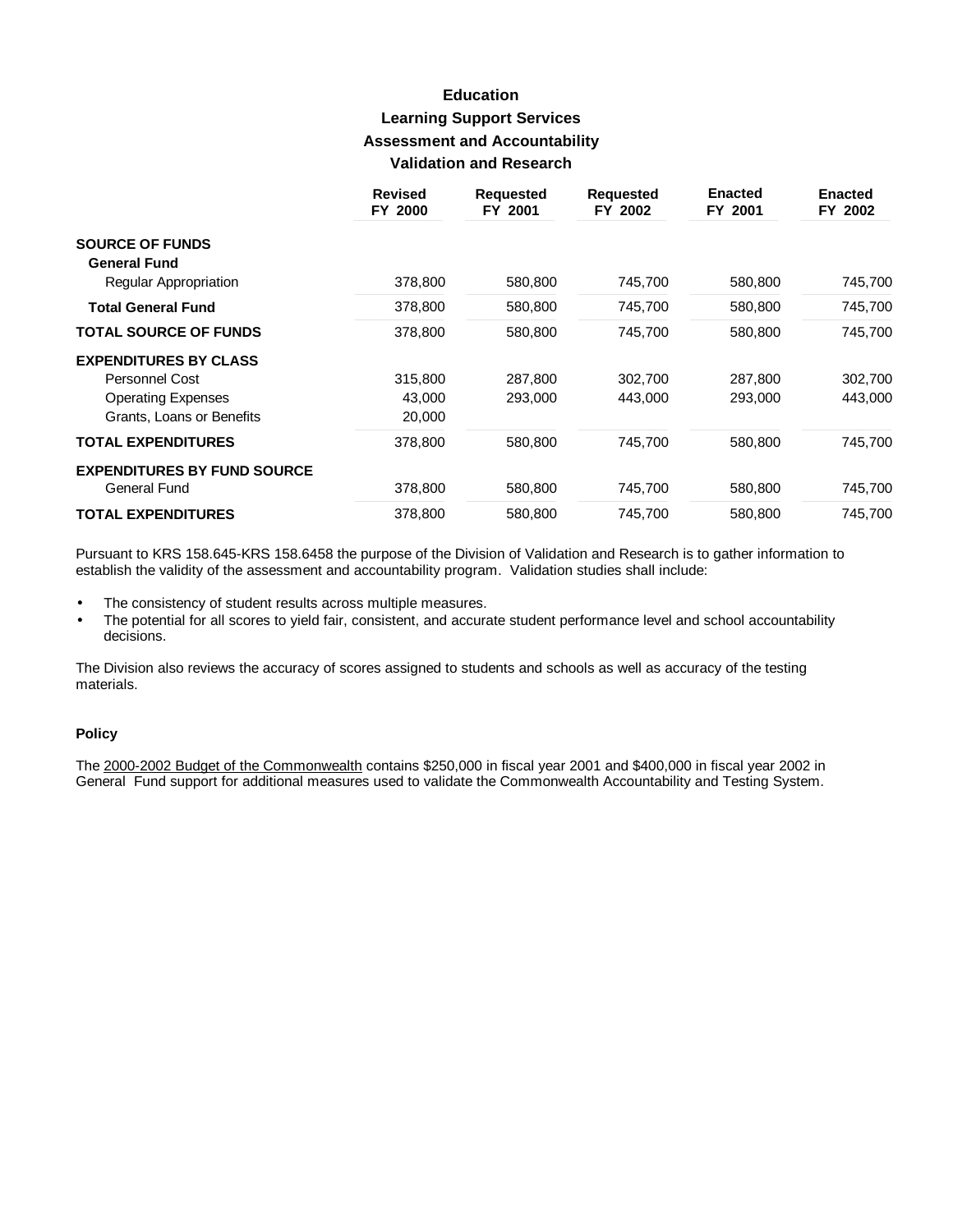# Education

## Learning Support Services

### Assessment and Accountability

### Validation and Research

| | Revised FY 2000 | Requested FY 2001 | Requested FY 2002 | Enacted FY 2001 | Enacted FY 2002 |
|---|---|---|---|---|---|
| **SOURCE OF FUNDS** | | | | | |
| **General Fund** | | | | | |
| Regular Appropriation | 378,800 | 580,800 | 745,700 | 580,800 | 745,700 |
| **Total General Fund** | 378,800 | 580,800 | 745,700 | 580,800 | 745,700 |
| **TOTAL SOURCE OF FUNDS** | 378,800 | 580,800 | 745,700 | 580,800 | 745,700 |
| **EXPENDITURES BY CLASS** | | | | | |
| Personnel Cost | 315,800 | 287,800 | 302,700 | 287,800 | 302,700 |
| Operating Expenses | 43,000 | 293,000 | 443,000 | 293,000 | 443,000 |
| Grants, Loans or Benefits | 20,000 | | | | |
| **TOTAL EXPENDITURES** | 378,800 | 580,800 | 745,700 | 580,800 | 745,700 |
| **EXPENDITURES BY FUND SOURCE** | | | | | |
| General Fund | 378,800 | 580,800 | 745,700 | 580,800 | 745,700 |
| **TOTAL EXPENDITURES** | 378,800 | 580,800 | 745,700 | 580,800 | 745,700 |

Pursuant to KRS 158.645-KRS 158.6458 the purpose of the Division of Validation and Research is to gather information to establish the validity of the assessment and accountability program. Validation studies shall include:

- The consistency of student results across multiple measures.
- The potential for all scores to yield fair, consistent, and accurate student performance level and school accountability decisions.

The Division also reviews the accuracy of scores assigned to students and schools as well as accuracy of the testing materials.

#### Policy

The 2000-2002 Budget of the Commonwealth contains $250,000 in fiscal year 2001 and $400,000 in fiscal year 2002 in General Fund support for additional measures used to validate the Commonwealth Accountability and Testing System.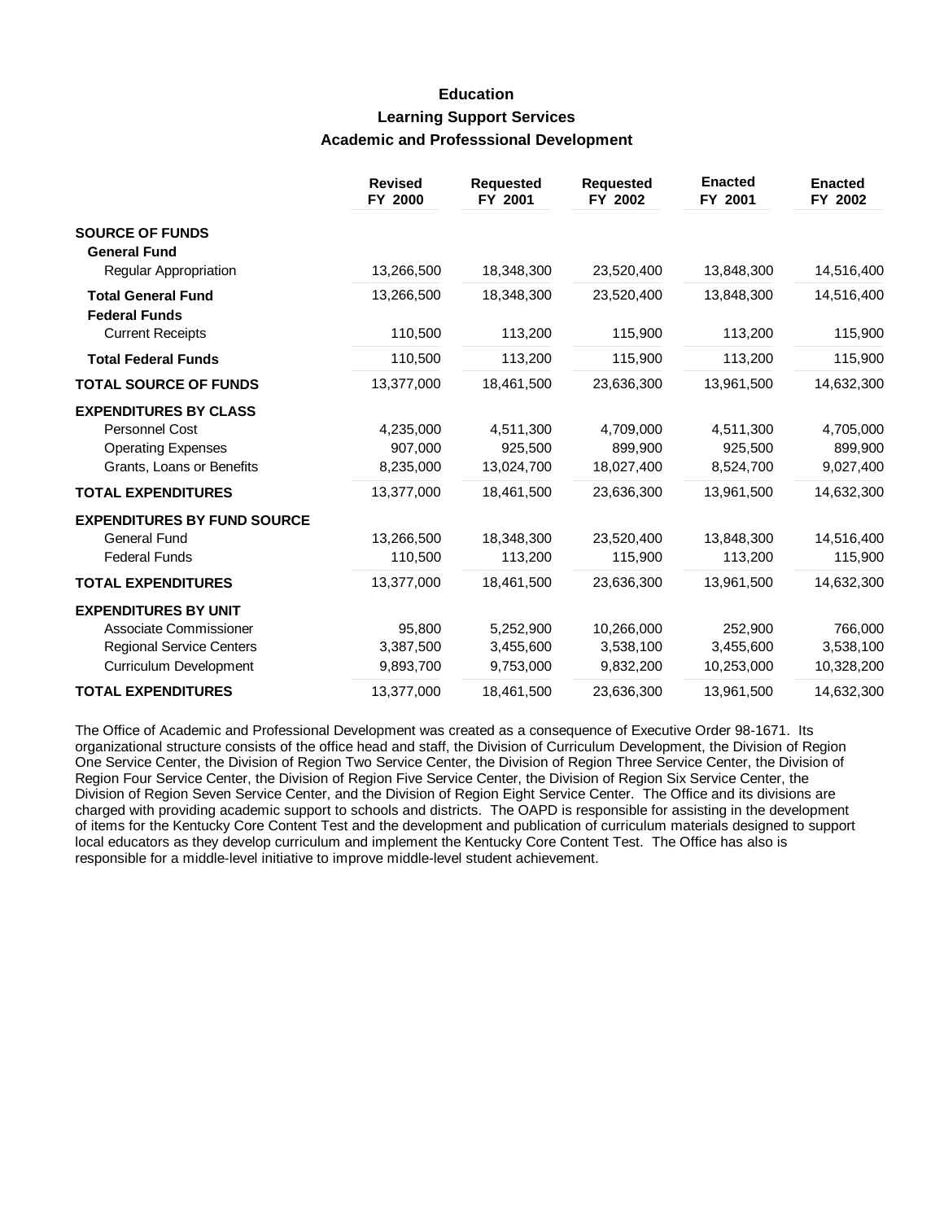# Education

## Learning Support Services

### Academic and Professsional Development

| | Revised FY 2000 | Requested FY 2001 | Requested FY 2002 | Enacted FY 2001 | Enacted FY 2002 |
|---|---|---|---|---|---|
| **SOURCE OF FUNDS** | | | | | |
| **General Fund** | | | | | |
| Regular Appropriation | 13,266,500 | 18,348,300 | 23,520,400 | 13,848,300 | 14,516,400 |
| **Total General Fund** | 13,266,500 | 18,348,300 | 23,520,400 | 13,848,300 | 14,516,400 |
| **Federal Funds** | | | | | |
| Current Receipts | 110,500 | 113,200 | 115,900 | 113,200 | 115,900 |
| **Total Federal Funds** | 110,500 | 113,200 | 115,900 | 113,200 | 115,900 |
| **TOTAL SOURCE OF FUNDS** | 13,377,000 | 18,461,500 | 23,636,300 | 13,961,500 | 14,632,300 |
| **EXPENDITURES BY CLASS** | | | | | |
| Personnel Cost | 4,235,000 | 4,511,300 | 4,709,000 | 4,511,300 | 4,705,000 |
| Operating Expenses | 907,000 | 925,500 | 899,900 | 925,500 | 899,900 |
| Grants, Loans or Benefits | 8,235,000 | 13,024,700 | 18,027,400 | 8,524,700 | 9,027,400 |
| **TOTAL EXPENDITURES** | 13,377,000 | 18,461,500 | 23,636,300 | 13,961,500 | 14,632,300 |
| **EXPENDITURES BY FUND SOURCE** | | | | | |
| General Fund | 13,266,500 | 18,348,300 | 23,520,400 | 13,848,300 | 14,516,400 |
| Federal Funds | 110,500 | 113,200 | 115,900 | 113,200 | 115,900 |
| **TOTAL EXPENDITURES** | 13,377,000 | 18,461,500 | 23,636,300 | 13,961,500 | 14,632,300 |
| **EXPENDITURES BY UNIT** | | | | | |
| Associate Commissioner | 95,800 | 5,252,900 | 10,266,000 | 252,900 | 766,000 |
| Regional Service Centers | 3,387,500 | 3,455,600 | 3,538,100 | 3,455,600 | 3,538,100 |
| Curriculum Development | 9,893,700 | 9,753,000 | 9,832,200 | 10,253,000 | 10,328,200 |
| **TOTAL EXPENDITURES** | 13,377,000 | 18,461,500 | 23,636,300 | 13,961,500 | 14,632,300 |

The Office of Academic and Professional Development was created as a consequence of Executive Order 98-1671. Its organizational structure consists of the office head and staff, the Division of Curriculum Development, the Division of Region One Service Center, the Division of Region Two Service Center, the Division of Region Three Service Center, the Division of Region Four Service Center, the Division of Region Five Service Center, the Division of Region Six Service Center, the Division of Region Seven Service Center, and the Division of Region Eight Service Center. The Office and its divisions are charged with providing academic support to schools and districts. The OAPD is responsible for assisting in the development of items for the Kentucky Core Content Test and the development and publication of curriculum materials designed to support local educators as they develop curriculum and implement the Kentucky Core Content Test. The Office has also is responsible for a middle-level initiative to improve middle-level student achievement.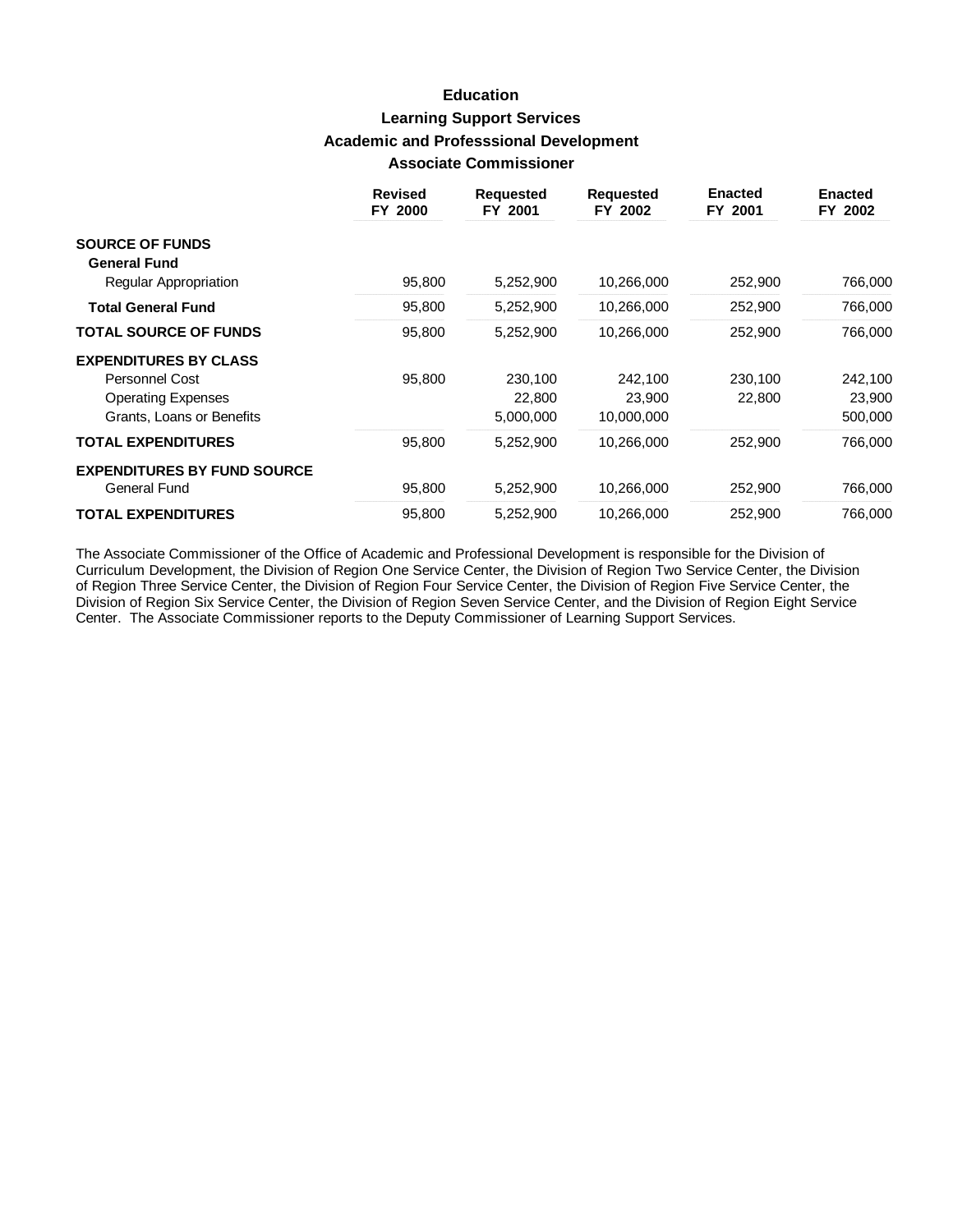# Education

## Learning Support Services

## Academic and Professsional Development

## Associate Commissioner

| | Revised FY 2000 | Requested FY 2001 | Requested FY 2002 | Enacted FY 2001 | Enacted FY 2002 |
|---|---|---|---|---|---|
| **SOURCE OF FUNDS** | | | | | |
| **General Fund** | | | | | |
| Regular Appropriation | 95,800 | 5,252,900 | 10,266,000 | 252,900 | 766,000 |
| **Total General Fund** | 95,800 | 5,252,900 | 10,266,000 | 252,900 | 766,000 |
| **TOTAL SOURCE OF FUNDS** | 95,800 | 5,252,900 | 10,266,000 | 252,900 | 766,000 |
| **EXPENDITURES BY CLASS** | | | | | |
| Personnel Cost | 95,800 | 230,100 | 242,100 | 230,100 | 242,100 |
| Operating Expenses | | 22,800 | 23,900 | 22,800 | 23,900 |
| Grants, Loans or Benefits | | 5,000,000 | 10,000,000 | | 500,000 |
| **TOTAL EXPENDITURES** | 95,800 | 5,252,900 | 10,266,000 | 252,900 | 766,000 |
| **EXPENDITURES BY FUND SOURCE** | | | | | |
| General Fund | 95,800 | 5,252,900 | 10,266,000 | 252,900 | 766,000 |
| **TOTAL EXPENDITURES** | 95,800 | 5,252,900 | 10,266,000 | 252,900 | 766,000 |

The Associate Commissioner of the Office of Academic and Professional Development is responsible for the Division of Curriculum Development, the Division of Region One Service Center, the Division of Region Two Service Center, the Division of Region Three Service Center, the Division of Region Four Service Center, the Division of Region Five Service Center, the Division of Region Six Service Center, the Division of Region Seven Service Center, and the Division of Region Eight Service Center. The Associate Commissioner reports to the Deputy Commissioner of Learning Support Services.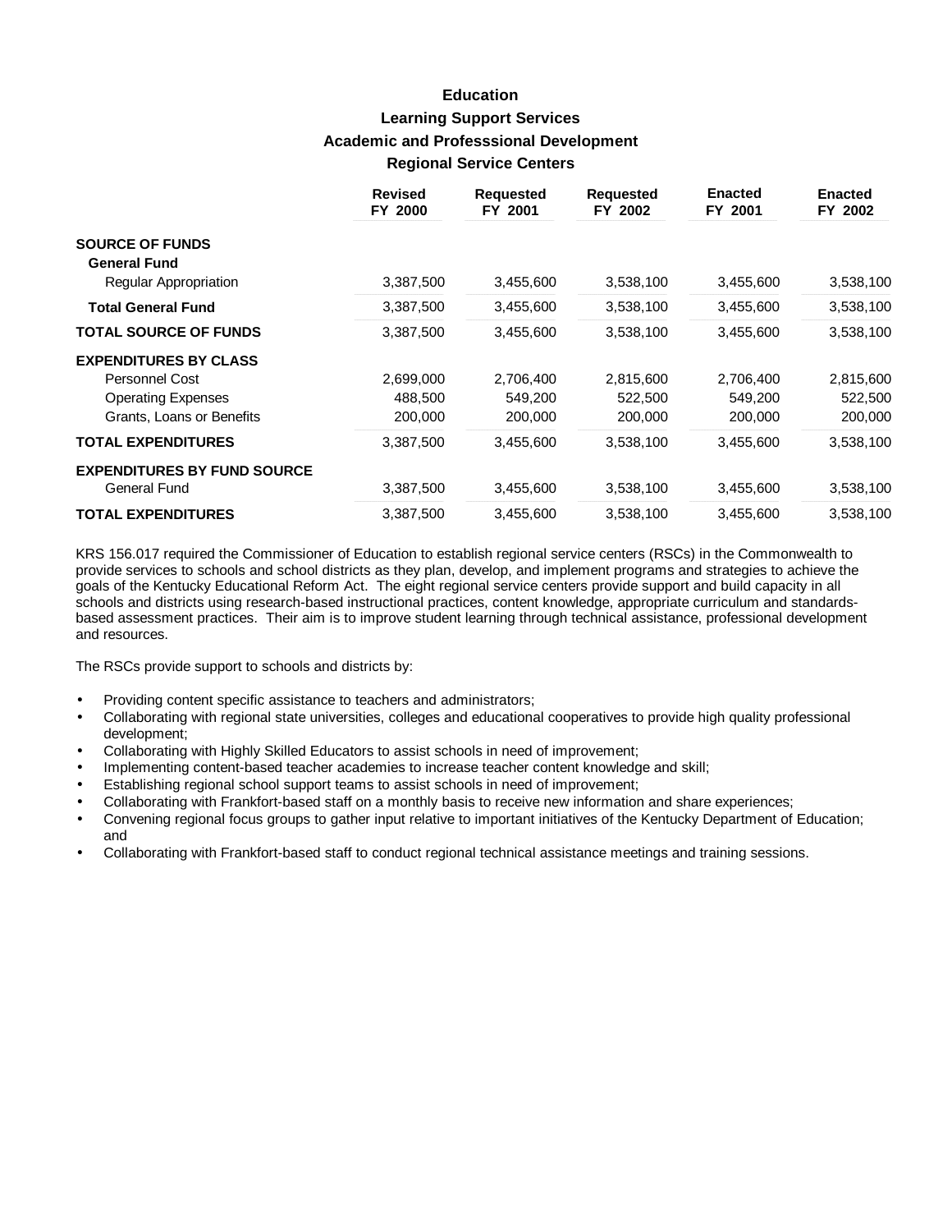# Education

## Learning Support Services

## Academic and Professsional Development

## Regional Service Centers

| | Revised FY 2000 | Requested FY 2001 | Requested FY 2002 | Enacted FY 2001 | Enacted FY 2002 |
|---|---|---|---|---|---|
| **SOURCE OF FUNDS** | | | | | |
| **General Fund** | | | | | |
| Regular Appropriation | 3,387,500 | 3,455,600 | 3,538,100 | 3,455,600 | 3,538,100 |
| **Total General Fund** | 3,387,500 | 3,455,600 | 3,538,100 | 3,455,600 | 3,538,100 |
| **TOTAL SOURCE OF FUNDS** | 3,387,500 | 3,455,600 | 3,538,100 | 3,455,600 | 3,538,100 |
| **EXPENDITURES BY CLASS** | | | | | |
| Personnel Cost | 2,699,000 | 2,706,400 | 2,815,600 | 2,706,400 | 2,815,600 |
| Operating Expenses | 488,500 | 549,200 | 522,500 | 549,200 | 522,500 |
| Grants, Loans or Benefits | 200,000 | 200,000 | 200,000 | 200,000 | 200,000 |
| **TOTAL EXPENDITURES** | 3,387,500 | 3,455,600 | 3,538,100 | 3,455,600 | 3,538,100 |
| **EXPENDITURES BY FUND SOURCE** | | | | | |
| General Fund | 3,387,500 | 3,455,600 | 3,538,100 | 3,455,600 | 3,538,100 |
| **TOTAL EXPENDITURES** | 3,387,500 | 3,455,600 | 3,538,100 | 3,455,600 | 3,538,100 |

KRS 156.017 required the Commissioner of Education to establish regional service centers (RSCs) in the Commonwealth to provide services to schools and school districts as they plan, develop, and implement programs and strategies to achieve the goals of the Kentucky Educational Reform Act. The eight regional service centers provide support and build capacity in all schools and districts using research-based instructional practices, content knowledge, appropriate curriculum and standards-based assessment practices. Their aim is to improve student learning through technical assistance, professional development and resources.

The RSCs provide support to schools and districts by:

- Providing content specific assistance to teachers and administrators;
- Collaborating with regional state universities, colleges and educational cooperatives to provide high quality professional development;
- Collaborating with Highly Skilled Educators to assist schools in need of improvement;
- Implementing content-based teacher academies to increase teacher content knowledge and skill;
- Establishing regional school support teams to assist schools in need of improvement;
- Collaborating with Frankfort-based staff on a monthly basis to receive new information and share experiences;
- Convening regional focus groups to gather input relative to important initiatives of the Kentucky Department of Education; and
- Collaborating with Frankfort-based staff to conduct regional technical assistance meetings and training sessions.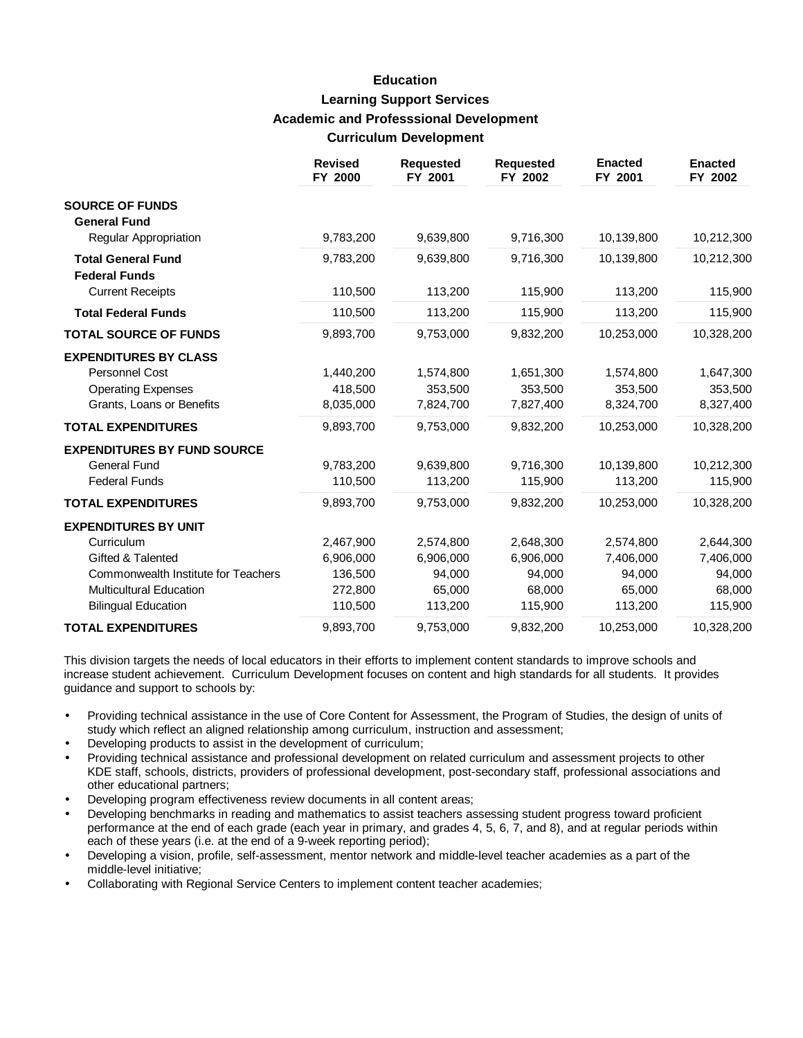# Education

## Learning Support Services

### Academic and Professsional Development

### Curriculum Development

| | Revised FY 2000 | Requested FY 2001 | Requested FY 2002 | Enacted FY 2001 | Enacted FY 2002 |
|---|---|---|---|---|---|
| **SOURCE OF FUNDS** | | | | | |
| **General Fund** | | | | | |
| Regular Appropriation | 9,783,200 | 9,639,800 | 9,716,300 | 10,139,800 | 10,212,300 |
| **Total General Fund** | 9,783,200 | 9,639,800 | 9,716,300 | 10,139,800 | 10,212,300 |
| **Federal Funds** | | | | | |
| Current Receipts | 110,500 | 113,200 | 115,900 | 113,200 | 115,900 |
| **Total Federal Funds** | 110,500 | 113,200 | 115,900 | 113,200 | 115,900 |
| **TOTAL SOURCE OF FUNDS** | 9,893,700 | 9,753,000 | 9,832,200 | 10,253,000 | 10,328,200 |
| **EXPENDITURES BY CLASS** | | | | | |
| Personnel Cost | 1,440,200 | 1,574,800 | 1,651,300 | 1,574,800 | 1,647,300 |
| Operating Expenses | 418,500 | 353,500 | 353,500 | 353,500 | 353,500 |
| Grants, Loans or Benefits | 8,035,000 | 7,824,700 | 7,827,400 | 8,324,700 | 8,327,400 |
| **TOTAL EXPENDITURES** | 9,893,700 | 9,753,000 | 9,832,200 | 10,253,000 | 10,328,200 |
| **EXPENDITURES BY FUND SOURCE** | | | | | |
| General Fund | 9,783,200 | 9,639,800 | 9,716,300 | 10,139,800 | 10,212,300 |
| Federal Funds | 110,500 | 113,200 | 115,900 | 113,200 | 115,900 |
| **TOTAL EXPENDITURES** | 9,893,700 | 9,753,000 | 9,832,200 | 10,253,000 | 10,328,200 |
| **EXPENDITURES BY UNIT** | | | | | |
| Curriculum | 2,467,900 | 2,574,800 | 2,648,300 | 2,574,800 | 2,644,300 |
| Gifted & Talented | 6,906,000 | 6,906,000 | 6,906,000 | 7,406,000 | 7,406,000 |
| Commonwealth Institute for Teachers | 136,500 | 94,000 | 94,000 | 94,000 | 94,000 |
| Multicultural Education | 272,800 | 65,000 | 68,000 | 65,000 | 68,000 |
| Bilingual Education | 110,500 | 113,200 | 115,900 | 113,200 | 115,900 |
| **TOTAL EXPENDITURES** | 9,893,700 | 9,753,000 | 9,832,200 | 10,253,000 | 10,328,200 |

This division targets the needs of local educators in their efforts to implement content standards to improve schools and increase student achievement. Curriculum Development focuses on content and high standards for all students. It provides guidance and support to schools by:

- Providing technical assistance in the use of Core Content for Assessment, the Program of Studies, the design of units of study which reflect an aligned relationship among curriculum, instruction and assessment;
- Developing products to assist in the development of curriculum;
- Providing technical assistance and professional development on related curriculum and assessment projects to other KDE staff, schools, districts, providers of professional development, post-secondary staff, professional associations and other educational partners;
- Developing program effectiveness review documents in all content areas;
- Developing benchmarks in reading and mathematics to assist teachers assessing student progress toward proficient performance at the end of each grade (each year in primary, and grades 4, 5, 6, 7, and 8), and at regular periods within each of these years (i.e. at the end of a 9-week reporting period);
- Developing a vision, profile, self-assessment, mentor network and middle-level teacher academies as a part of the middle-level initiative;
- Collaborating with Regional Service Centers to implement content teacher academies;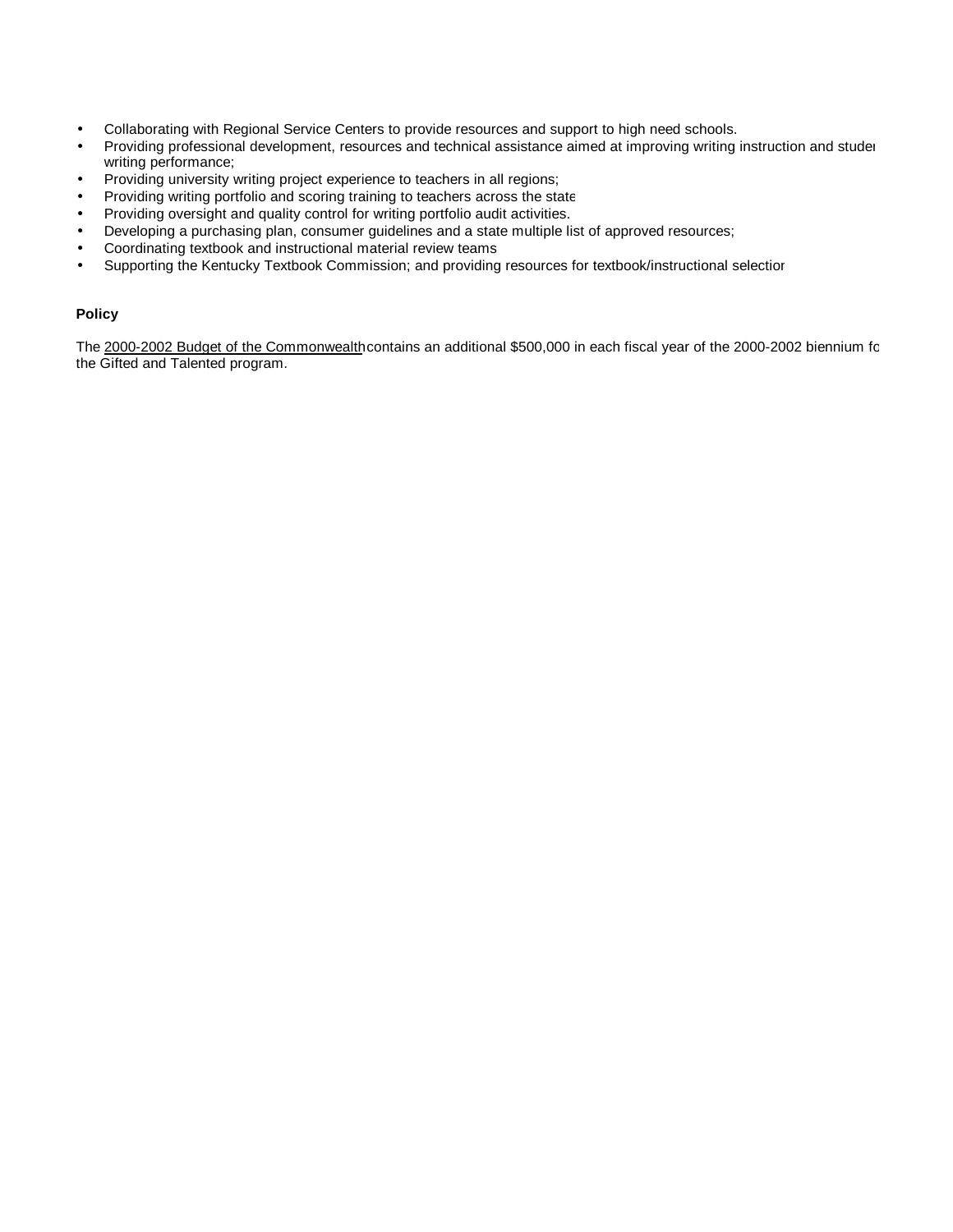- Collaborating with Regional Service Centers to provide resources and support to high need schools.
- Providing professional development, resources and technical assistance aimed at improving writing instruction and studen writing performance;
- Providing university writing project experience to teachers in all regions;
- Providing writing portfolio and scoring training to teachers across the state
- Providing oversight and quality control for writing portfolio audit activities.
- Developing a purchasing plan, consumer guidelines and a state multiple list of approved resources;
- Coordinating textbook and instructional material review teams
- Supporting the Kentucky Textbook Commission; and providing resources for textbook/instructional selection

**Policy**

The 2000-2002 Budget of the Commonwealth contains an additional $500,000 in each fiscal year of the 2000-2002 biennium fo the Gifted and Talented program.